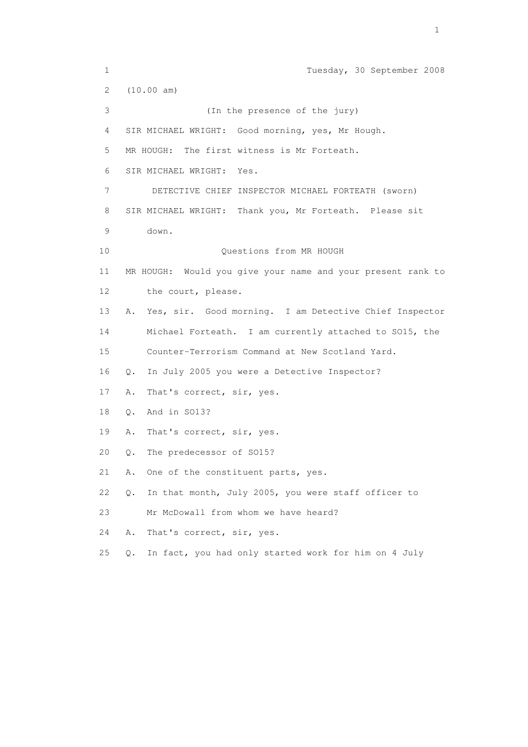1 Tuesday, 30 September 2008

2 (10.00 am)

3 (In the presence of the jury)

4 SIR MICHAEL WRIGHT: Good morning, yes, Mr Hough.

5 MR HOUGH: The first witness is Mr Forteath.

6 SIR MICHAEL WRIGHT: Yes.

7 DETECTIVE CHIEF INSPECTOR MICHAEL FORTEATH (sworn)

8 SIR MICHAEL WRIGHT: Thank you, Mr Forteath. Please sit

9 down.

10 Questions from MR HOUGH

11 MR HOUGH: Would you give your name and your present rank to

12 the court, please.

13 A. Yes, sir. Good morning. I am Detective Chief Inspector

14 Michael Forteath. I am currently attached to SO15, the

15 Counter-Terrorism Command at New Scotland Yard.

16 Q. In July 2005 you were a Detective Inspector?

17 A. That's correct, sir, yes.

18 Q. And in SO13?

19 A. That's correct, sir, yes.

20 Q. The predecessor of SO15?

21 A. One of the constituent parts, yes.

22 Q. In that month, July 2005, you were staff officer to

23 Mr McDowall from whom we have heard?

24 A. That's correct, sir, yes.

25 Q. In fact, you had only started work for him on 4 July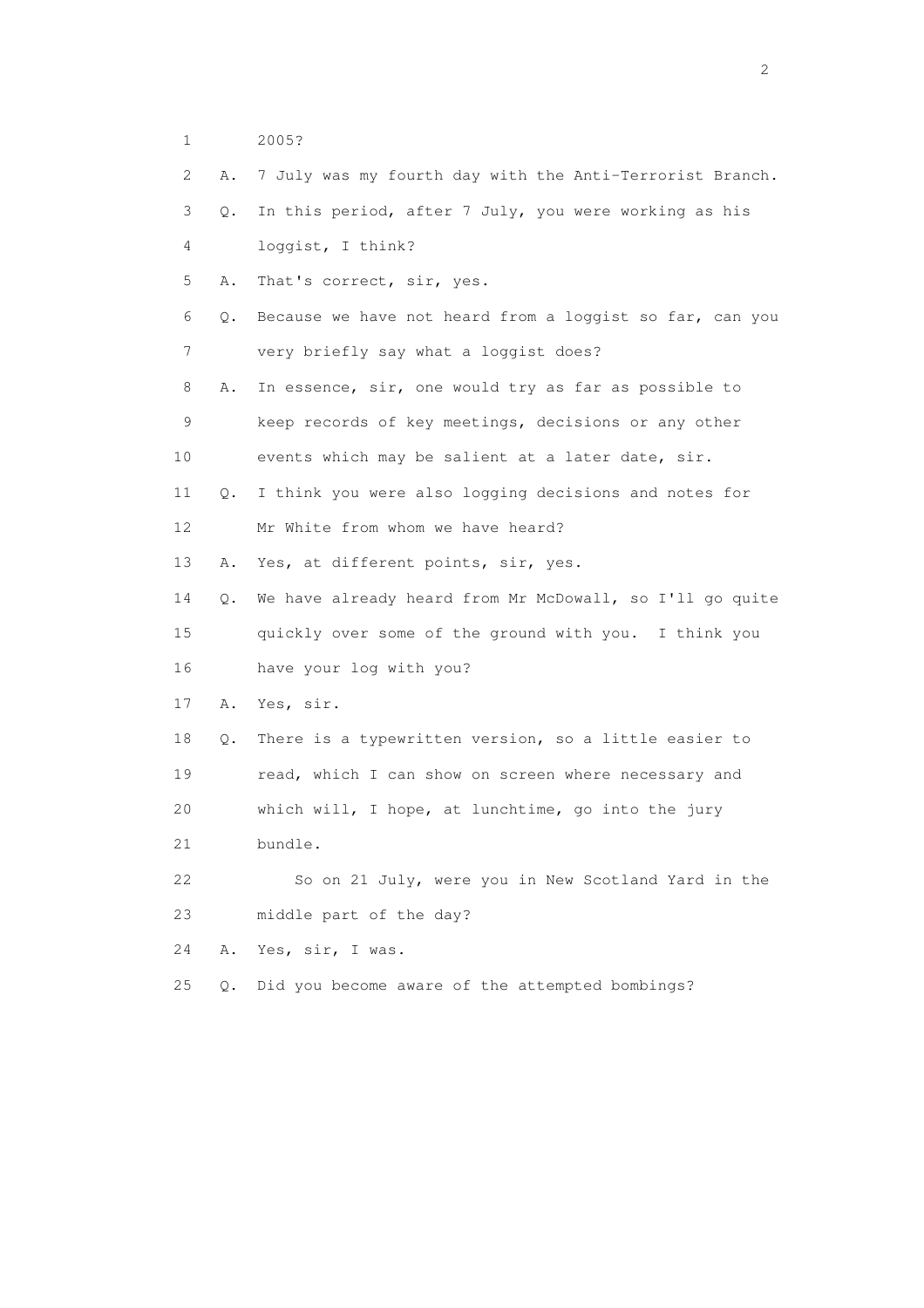1 2005?

2 A. 7 July was my fourth day with the Anti-Terrorist Branch.

3 Q. In this period, after 7 July, you were working as his

4 loggist, I think?

5 A. That's correct, sir, yes.

6 Q. Because we have not heard from a loggist so far, can you

7 very briefly say what a loggist does?

8 A. In essence, sir, one would try as far as possible to

9 keep records of key meetings, decisions or any other

10 events which may be salient at a later date, sir.

11 Q. I think you were also logging decisions and notes for

12 Mr White from whom we have heard?

13 A. Yes, at different points, sir, yes.

14 Q. We have already heard from Mr McDowall, so I'll go quite

15 quickly over some of the ground with you. I think you

16 have your log with you?

17 A. Yes, sir.

18 Q. There is a typewritten version, so a little easier to

19 read, which I can show on screen where necessary and

20 which will, I hope, at lunchtime, go into the jury

21 bundle.

22 So on 21 July, were you in New Scotland Yard in the

23 middle part of the day?

24 A. Yes, sir, I was.

25 Q. Did you become aware of the attempted bombings?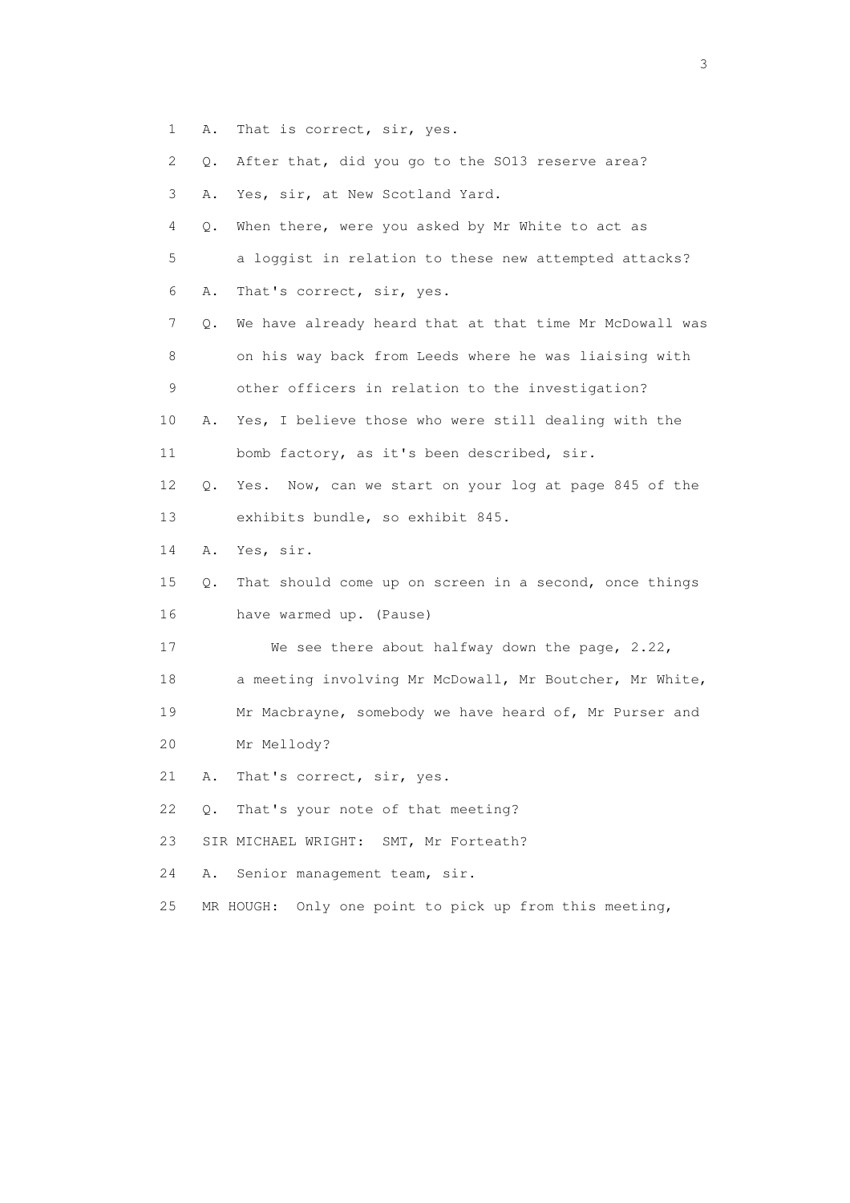1 A. That is correct, sir, yes.

2 Q. After that, did you go to the SO13 reserve area?

3 A. Yes, sir, at New Scotland Yard.

4 Q. When there, were you asked by Mr White to act as

5 a loggist in relation to these new attempted attacks?

6 A. That's correct, sir, yes.

7 Q. We have already heard that at that time Mr McDowall was

8 on his way back from Leeds where he was liaising with

9 other officers in relation to the investigation?

10 A. Yes, I believe those who were still dealing with the

11 bomb factory, as it's been described, sir.

12 Q. Yes. Now, can we start on your log at page 845 of the

13 exhibits bundle, so exhibit 845.

14 A. Yes, sir.

15 Q. That should come up on screen in a second, once things

16 have warmed up. (Pause)

17 We see there about halfway down the page, 2.22,

18 a meeting involving Mr McDowall, Mr Boutcher, Mr White,

19 Mr Macbrayne, somebody we have heard of, Mr Purser and

20 Mr Mellody?

21 A. That's correct, sir, yes.

22 Q. That's your note of that meeting?

23 SIR MICHAEL WRIGHT: SMT, Mr Forteath?

24 A. Senior management team, sir.

25 MR HOUGH: Only one point to pick up from this meeting,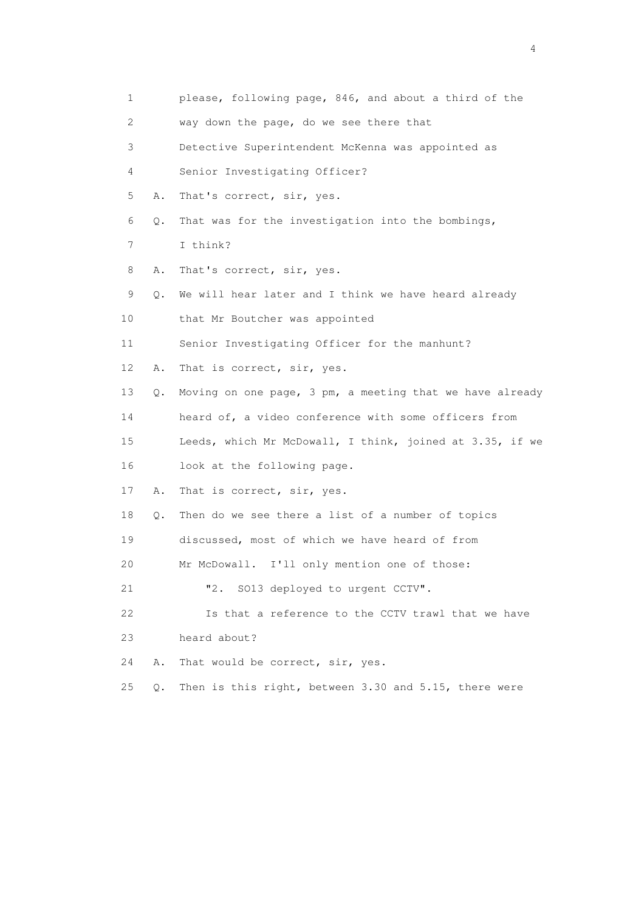1 please, following page, 846, and about a third of the
2 way down the page, do we see there that
3 Detective Superintendent McKenna was appointed as
4 Senior Investigating Officer?
5 A. That's correct, sir, yes.
6 Q. That was for the investigation into the bombings,
7 I think?
8 A. That's correct, sir, yes.
9 Q. We will hear later and I think we have heard already
10 that Mr Boutcher was appointed
11 Senior Investigating Officer for the manhunt?
12 A. That is correct, sir, yes.
13 Q. Moving on one page, 3 pm, a meeting that we have already
14 heard of, a video conference with some officers from
15 Leeds, which Mr McDowall, I think, joined at 3.35, if we
16 look at the following page.
17 A. That is correct, sir, yes.
18 Q. Then do we see there a list of a number of topics
19 discussed, most of which we have heard of from
20 Mr McDowall. I'll only mention one of those:
21 "2. SO13 deployed to urgent CCTV".
22 Is that a reference to the CCTV trawl that we have
23 heard about?
24 A. That would be correct, sir, yes.
25 Q. Then is this right, between 3.30 and 5.15, there were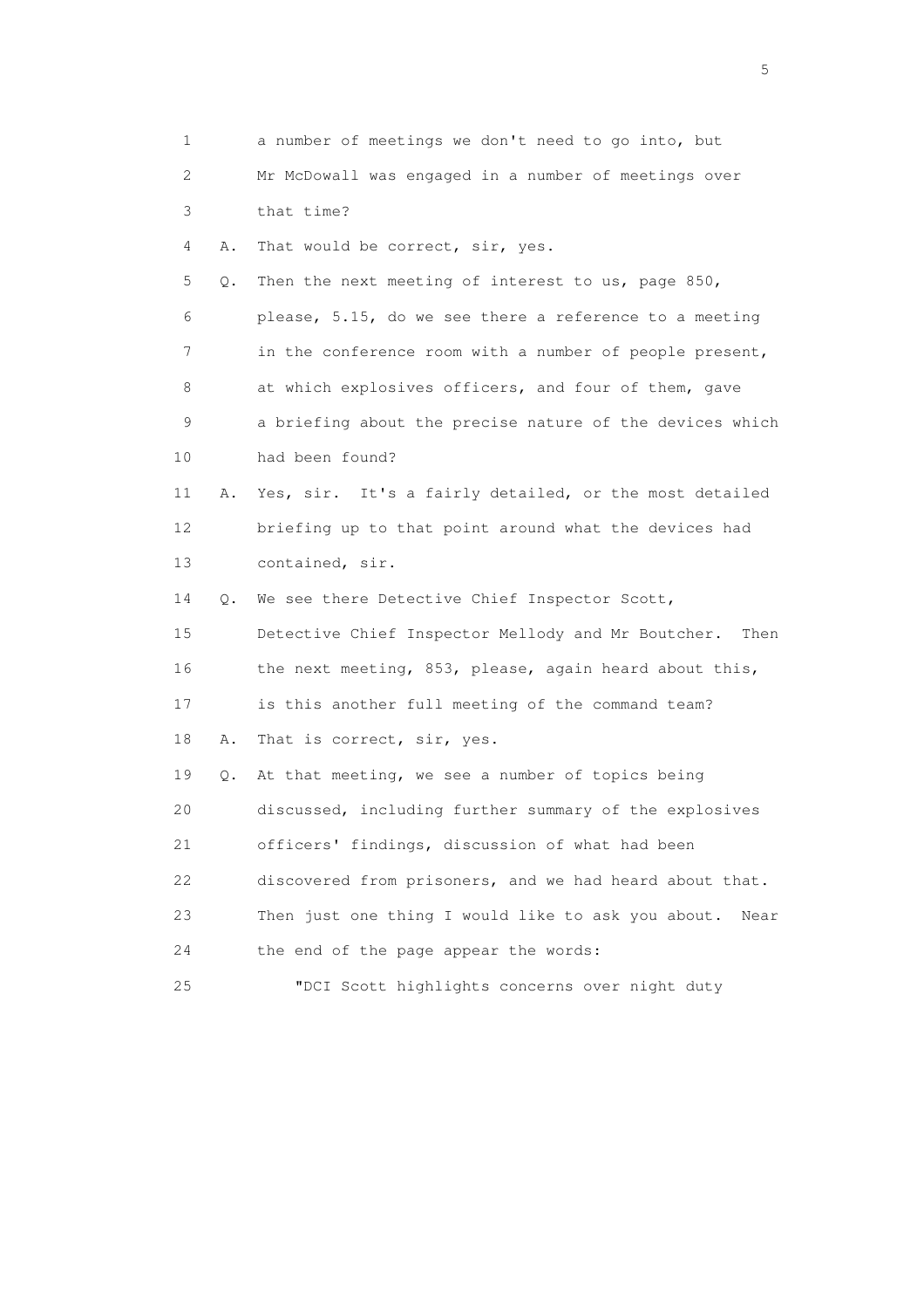1 a number of meetings we don't need to go into, but
2 Mr McDowall was engaged in a number of meetings over
3 that time?
4 A. That would be correct, sir, yes.
5 Q. Then the next meeting of interest to us, page 850,
6 please, 5.15, do we see there a reference to a meeting
7 in the conference room with a number of people present,
8 at which explosives officers, and four of them, gave
9 a briefing about the precise nature of the devices which
10 had been found?
11 A. Yes, sir. It's a fairly detailed, or the most detailed
12 briefing up to that point around what the devices had
13 contained, sir.
14 Q. We see there Detective Chief Inspector Scott,
15 Detective Chief Inspector Mellody and Mr Boutcher. Then
16 the next meeting, 853, please, again heard about this,
17 is this another full meeting of the command team?
18 A. That is correct, sir, yes.
19 Q. At that meeting, we see a number of topics being
20 discussed, including further summary of the explosives
21 officers' findings, discussion of what had been
22 discovered from prisoners, and we had heard about that.
23 Then just one thing I would like to ask you about. Near
24 the end of the page appear the words:
25 "DCI Scott highlights concerns over night duty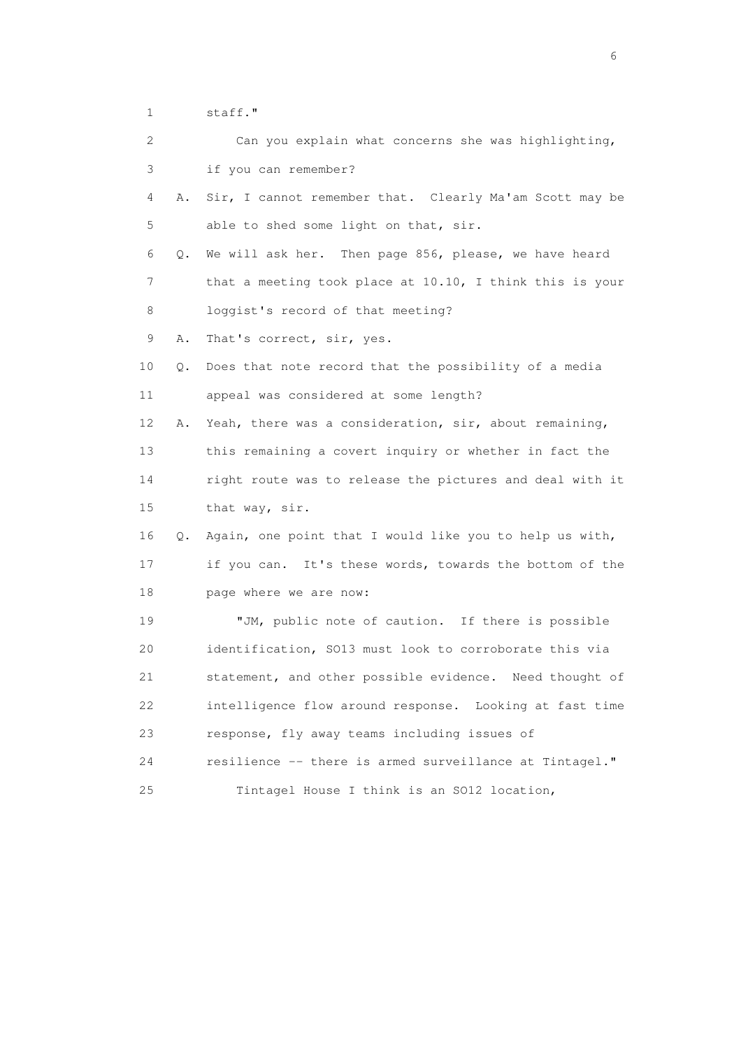1 staff."

2 Can you explain what concerns she was highlighting,

3 if you can remember?

4 A. Sir, I cannot remember that. Clearly Ma'am Scott may be

5 able to shed some light on that, sir.

6 Q. We will ask her. Then page 856, please, we have heard

7 that a meeting took place at 10.10, I think this is your

8 loggist's record of that meeting?

9 A. That's correct, sir, yes.

10 Q. Does that note record that the possibility of a media

11 appeal was considered at some length?

12 A. Yeah, there was a consideration, sir, about remaining,

13 this remaining a covert inquiry or whether in fact the

14 right route was to release the pictures and deal with it

15 that way, sir.

16 Q. Again, one point that I would like you to help us with,

17 if you can. It's these words, towards the bottom of the

18 page where we are now:

19 "JM, public note of caution. If there is possible

20 identification, SO13 must look to corroborate this via

21 statement, and other possible evidence. Need thought of

22 intelligence flow around response. Looking at fast time

23 response, fly away teams including issues of

24 resilience -- there is armed surveillance at Tintagel."

25 Tintagel House I think is an SO12 location,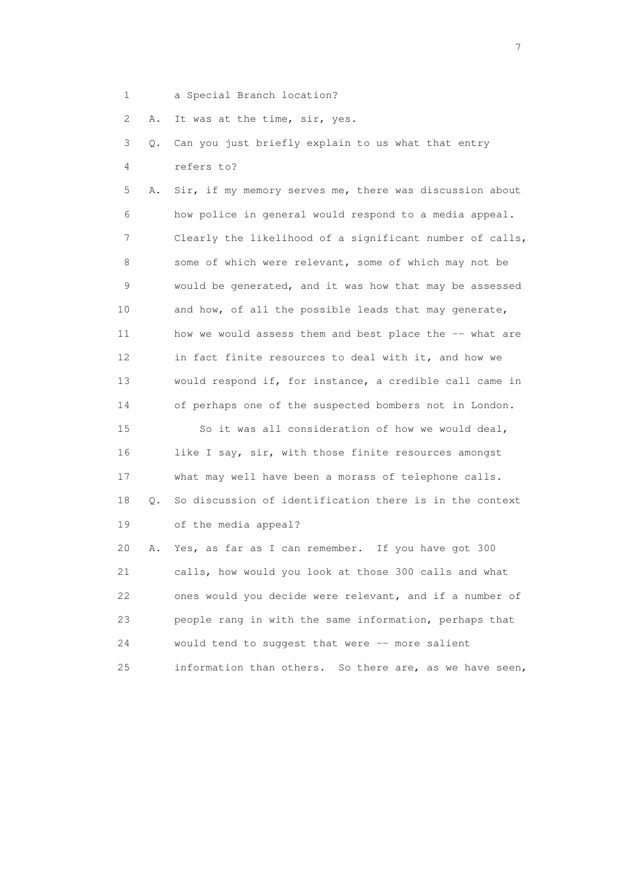1 a Special Branch location?

2 A. It was at the time, sir, yes.

3 Q. Can you just briefly explain to us what that entry

4 refers to?

5 A. Sir, if my memory serves me, there was discussion about

6 how police in general would respond to a media appeal.

7 Clearly the likelihood of a significant number of calls,

8 some of which were relevant, some of which may not be

9 would be generated, and it was how that may be assessed

10 and how, of all the possible leads that may generate,

11 how we would assess them and best place the -- what are

12 in fact finite resources to deal with it, and how we

13 would respond if, for instance, a credible call came in

14 of perhaps one of the suspected bombers not in London.

15 So it was all consideration of how we would deal,

16 like I say, sir, with those finite resources amongst

17 what may well have been a morass of telephone calls.

18 Q. So discussion of identification there is in the context

19 of the media appeal?

20 A. Yes, as far as I can remember. If you have got 300

21 calls, how would you look at those 300 calls and what

22 ones would you decide were relevant, and if a number of

23 people rang in with the same information, perhaps that

24 would tend to suggest that were -- more salient

25 information than others. So there are, as we have seen,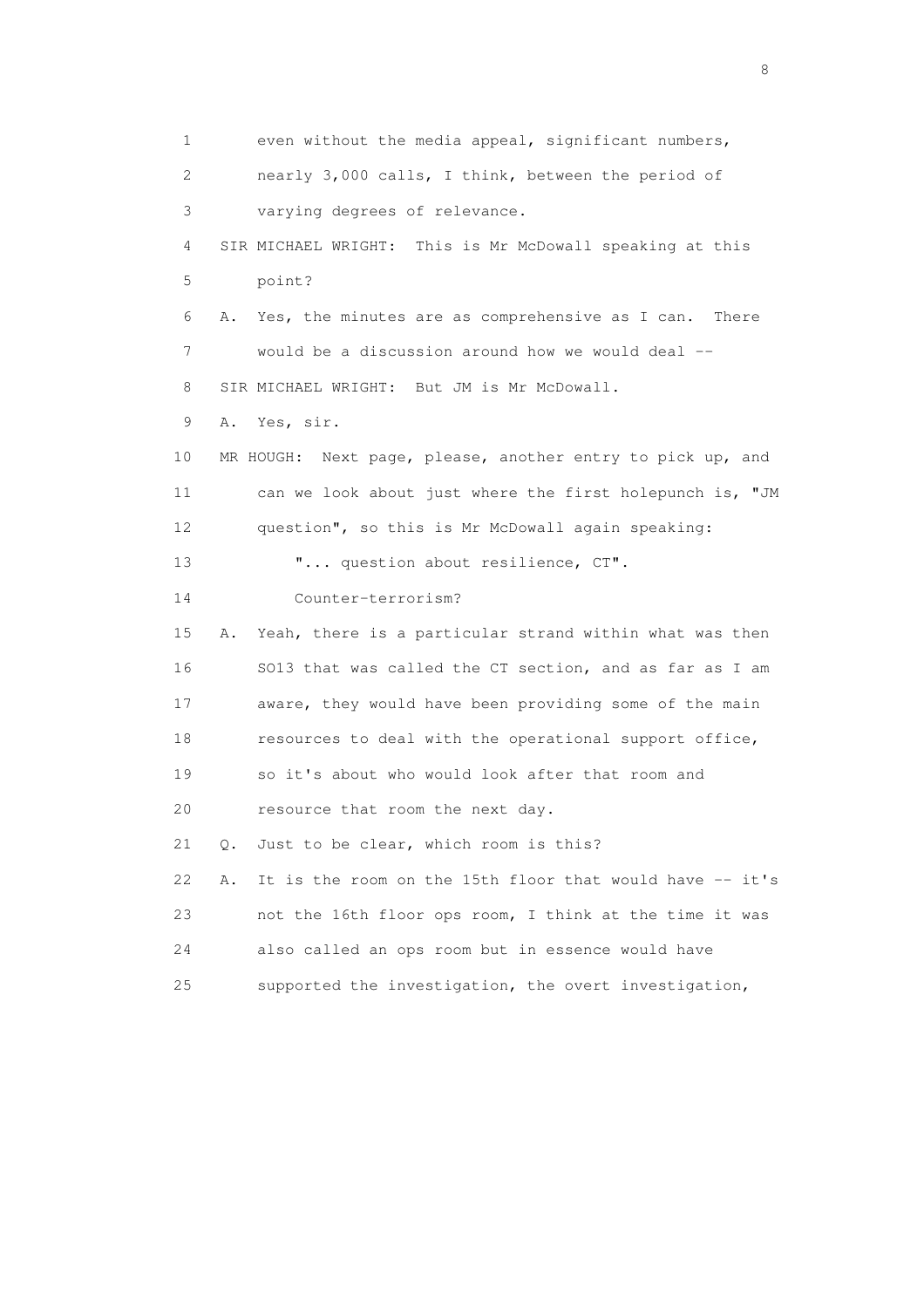1 even without the media appeal, significant numbers,
2 nearly 3,000 calls, I think, between the period of
3 varying degrees of relevance.
4 SIR MICHAEL WRIGHT: This is Mr McDowall speaking at this
5 point?
6 A. Yes, the minutes are as comprehensive as I can. There
7 would be a discussion around how we would deal --
8 SIR MICHAEL WRIGHT: But JM is Mr McDowall.
9 A. Yes, sir.
10 MR HOUGH: Next page, please, another entry to pick up, and
11 can we look about just where the first holepunch is, "JM
12 question", so this is Mr McDowall again speaking:
13 "... question about resilience, CT".
14 Counter-terrorism?
15 A. Yeah, there is a particular strand within what was then
16 SO13 that was called the CT section, and as far as I am
17 aware, they would have been providing some of the main
18 resources to deal with the operational support office,
19 so it's about who would look after that room and
20 resource that room the next day.
21 Q. Just to be clear, which room is this?
22 A. It is the room on the 15th floor that would have -- it's
23 not the 16th floor ops room, I think at the time it was
24 also called an ops room but in essence would have
25 supported the investigation, the overt investigation,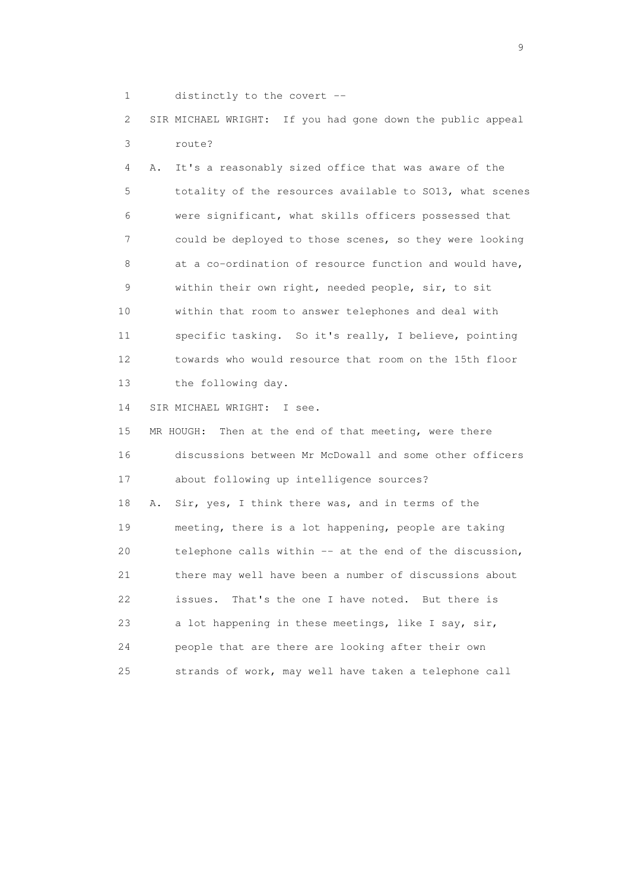1 distinctly to the covert --

2 SIR MICHAEL WRIGHT: If you had gone down the public appeal
3 route?

4 A. It's a reasonably sized office that was aware of the
5 totality of the resources available to SO13, what scenes
6 were significant, what skills officers possessed that
7 could be deployed to those scenes, so they were looking
8 at a co-ordination of resource function and would have,
9 within their own right, needed people, sir, to sit
10 within that room to answer telephones and deal with
11 specific tasking. So it's really, I believe, pointing
12 towards who would resource that room on the 15th floor
13 the following day.

14 SIR MICHAEL WRIGHT: I see.

15 MR HOUGH: Then at the end of that meeting, were there
16 discussions between Mr McDowall and some other officers
17 about following up intelligence sources?

18 A. Sir, yes, I think there was, and in terms of the
19 meeting, there is a lot happening, people are taking
20 telephone calls within -- at the end of the discussion,
21 there may well have been a number of discussions about
22 issues. That's the one I have noted. But there is
23 a lot happening in these meetings, like I say, sir,
24 people that are there are looking after their own
25 strands of work, may well have taken a telephone call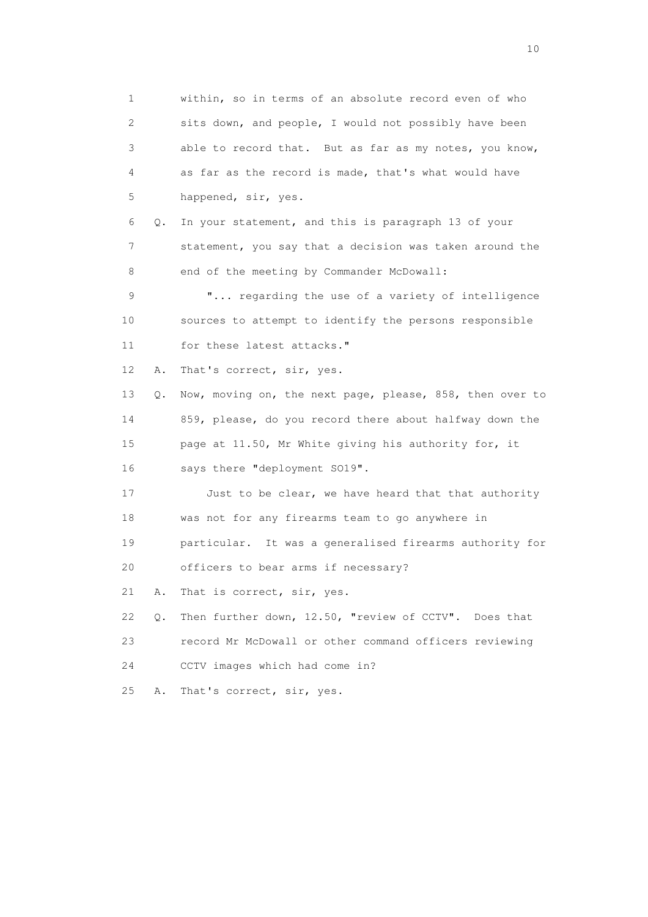1 within, so in terms of an absolute record even of who
2 sits down, and people, I would not possibly have been
3 able to record that. But as far as my notes, you know,
4 as far as the record is made, that's what would have
5 happened, sir, yes.

6 Q. In your statement, and this is paragraph 13 of your
7 statement, you say that a decision was taken around the
8 end of the meeting by Commander McDowall:

9 "... regarding the use of a variety of intelligence
10 sources to attempt to identify the persons responsible
11 for these latest attacks."

12 A. That's correct, sir, yes.

13 Q. Now, moving on, the next page, please, 858, then over to
14 859, please, do you record there about halfway down the
15 page at 11.50, Mr White giving his authority for, it
16 says there "deployment SO19".

17 Just to be clear, we have heard that that authority
18 was not for any firearms team to go anywhere in
19 particular. It was a generalised firearms authority for
20 officers to bear arms if necessary?

21 A. That is correct, sir, yes.

22 Q. Then further down, 12.50, "review of CCTV". Does that
23 record Mr McDowall or other command officers reviewing
24 CCTV images which had come in?

25 A. That's correct, sir, yes.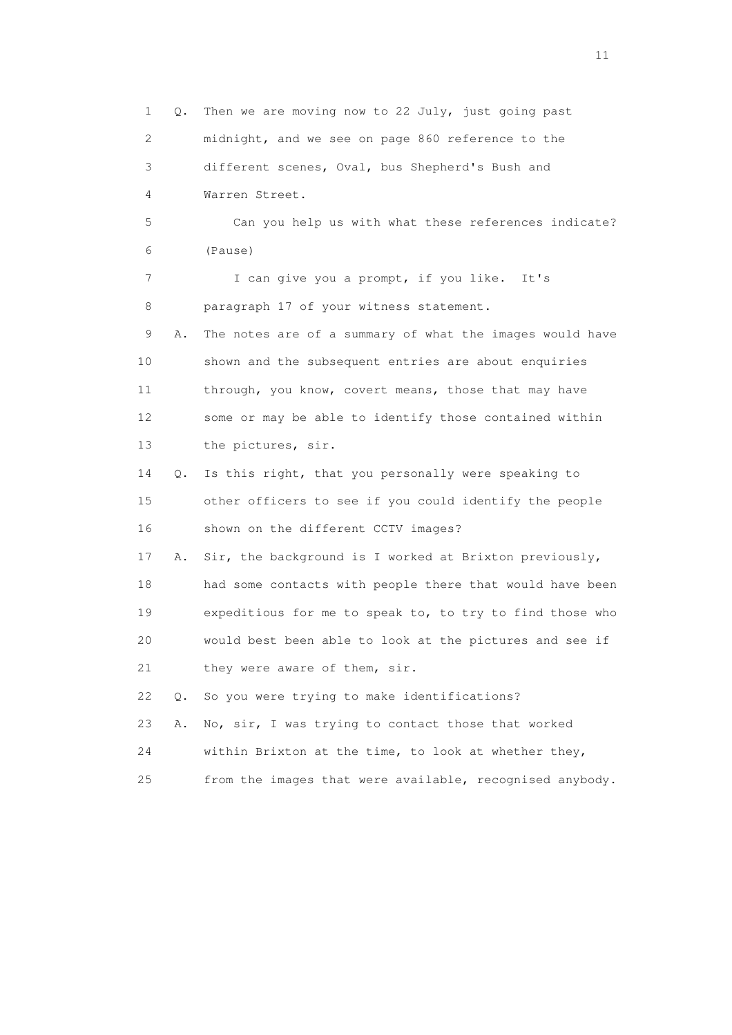1 Q. Then we are moving now to 22 July, just going past
2 midnight, and we see on page 860 reference to the
3 different scenes, Oval, bus Shepherd's Bush and
4 Warren Street.
5 Can you help us with what these references indicate?
6 (Pause)
7 I can give you a prompt, if you like. It's
8 paragraph 17 of your witness statement.
9 A. The notes are of a summary of what the images would have
10 shown and the subsequent entries are about enquiries
11 through, you know, covert means, those that may have
12 some or may be able to identify those contained within
13 the pictures, sir.
14 Q. Is this right, that you personally were speaking to
15 other officers to see if you could identify the people
16 shown on the different CCTV images?
17 A. Sir, the background is I worked at Brixton previously,
18 had some contacts with people there that would have been
19 expeditious for me to speak to, to try to find those who
20 would best been able to look at the pictures and see if
21 they were aware of them, sir.
22 Q. So you were trying to make identifications?
23 A. No, sir, I was trying to contact those that worked
24 within Brixton at the time, to look at whether they,
25 from the images that were available, recognised anybody.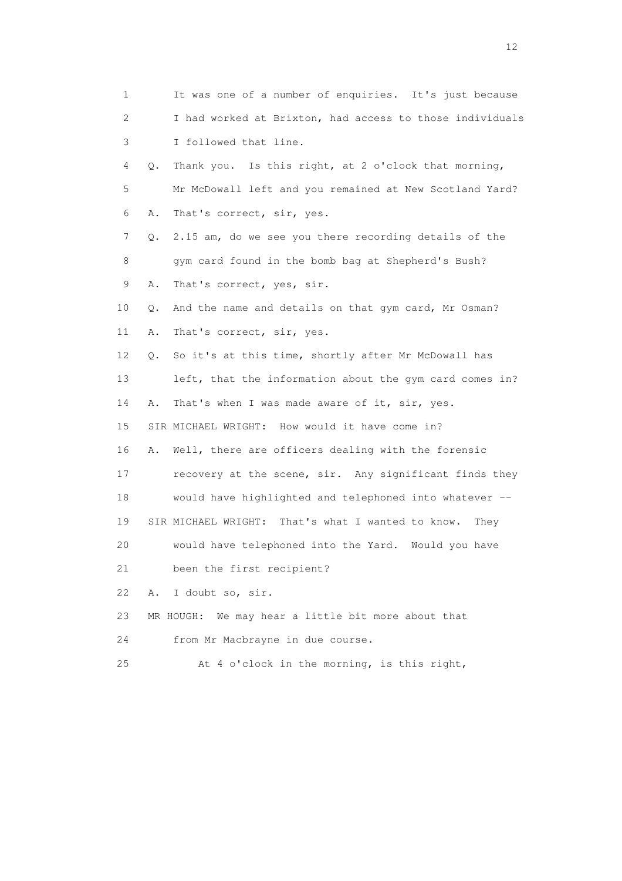1 It was one of a number of enquiries. It's just because
2 I had worked at Brixton, had access to those individuals
3 I followed that line.
4 Q. Thank you. Is this right, at 2 o'clock that morning,
5 Mr McDowall left and you remained at New Scotland Yard?
6 A. That's correct, sir, yes.
7 Q. 2.15 am, do we see you there recording details of the
8 gym card found in the bomb bag at Shepherd's Bush?
9 A. That's correct, yes, sir.
10 Q. And the name and details on that gym card, Mr Osman?
11 A. That's correct, sir, yes.
12 Q. So it's at this time, shortly after Mr McDowall has
13 left, that the information about the gym card comes in?
14 A. That's when I was made aware of it, sir, yes.
15 SIR MICHAEL WRIGHT: How would it have come in?
16 A. Well, there are officers dealing with the forensic
17 recovery at the scene, sir. Any significant finds they
18 would have highlighted and telephoned into whatever --
19 SIR MICHAEL WRIGHT: That's what I wanted to know. They
20 would have telephoned into the Yard. Would you have
21 been the first recipient?
22 A. I doubt so, sir.
23 MR HOUGH: We may hear a little bit more about that
24 from Mr Macbrayne in due course.
25 At 4 o'clock in the morning, is this right,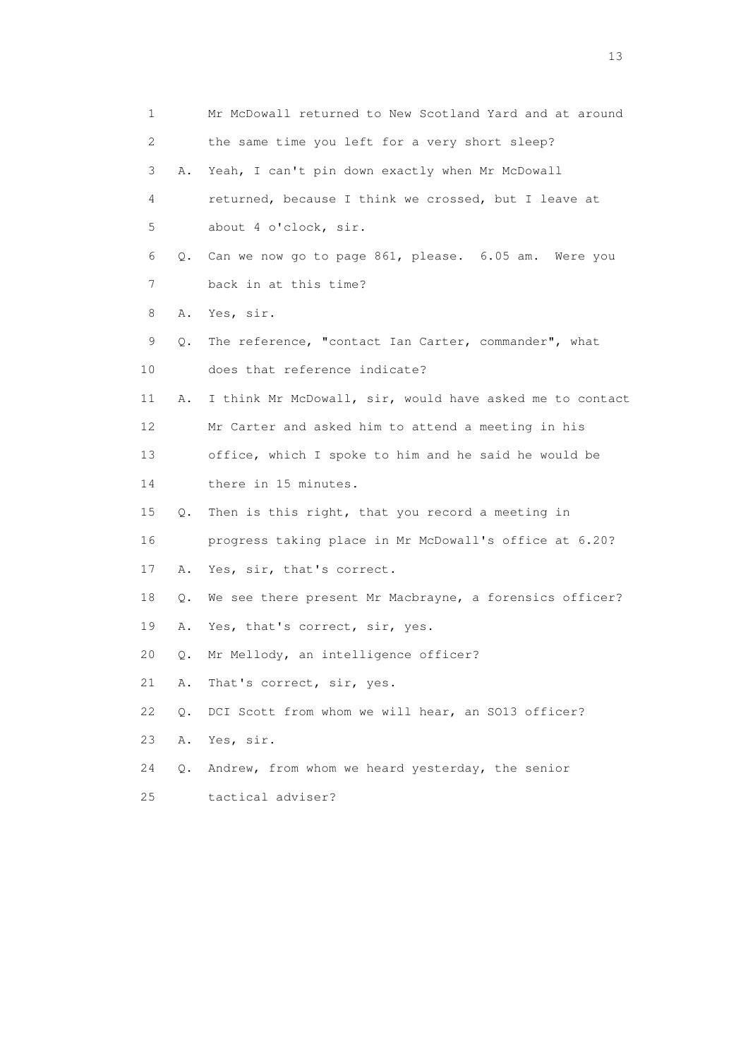1 Mr McDowall returned to New Scotland Yard and at around
2 the same time you left for a very short sleep?
3 A. Yeah, I can't pin down exactly when Mr McDowall
4 returned, because I think we crossed, but I leave at
5 about 4 o'clock, sir.
6 Q. Can we now go to page 861, please. 6.05 am. Were you
7 back in at this time?
8 A. Yes, sir.
9 Q. The reference, "contact Ian Carter, commander", what
10 does that reference indicate?
11 A. I think Mr McDowall, sir, would have asked me to contact
12 Mr Carter and asked him to attend a meeting in his
13 office, which I spoke to him and he said he would be
14 there in 15 minutes.
15 Q. Then is this right, that you record a meeting in
16 progress taking place in Mr McDowall's office at 6.20?
17 A. Yes, sir, that's correct.
18 Q. We see there present Mr Macbrayne, a forensics officer?
19 A. Yes, that's correct, sir, yes.
20 Q. Mr Mellody, an intelligence officer?
21 A. That's correct, sir, yes.
22 Q. DCI Scott from whom we will hear, an SO13 officer?
23 A. Yes, sir.
24 Q. Andrew, from whom we heard yesterday, the senior
25 tactical adviser?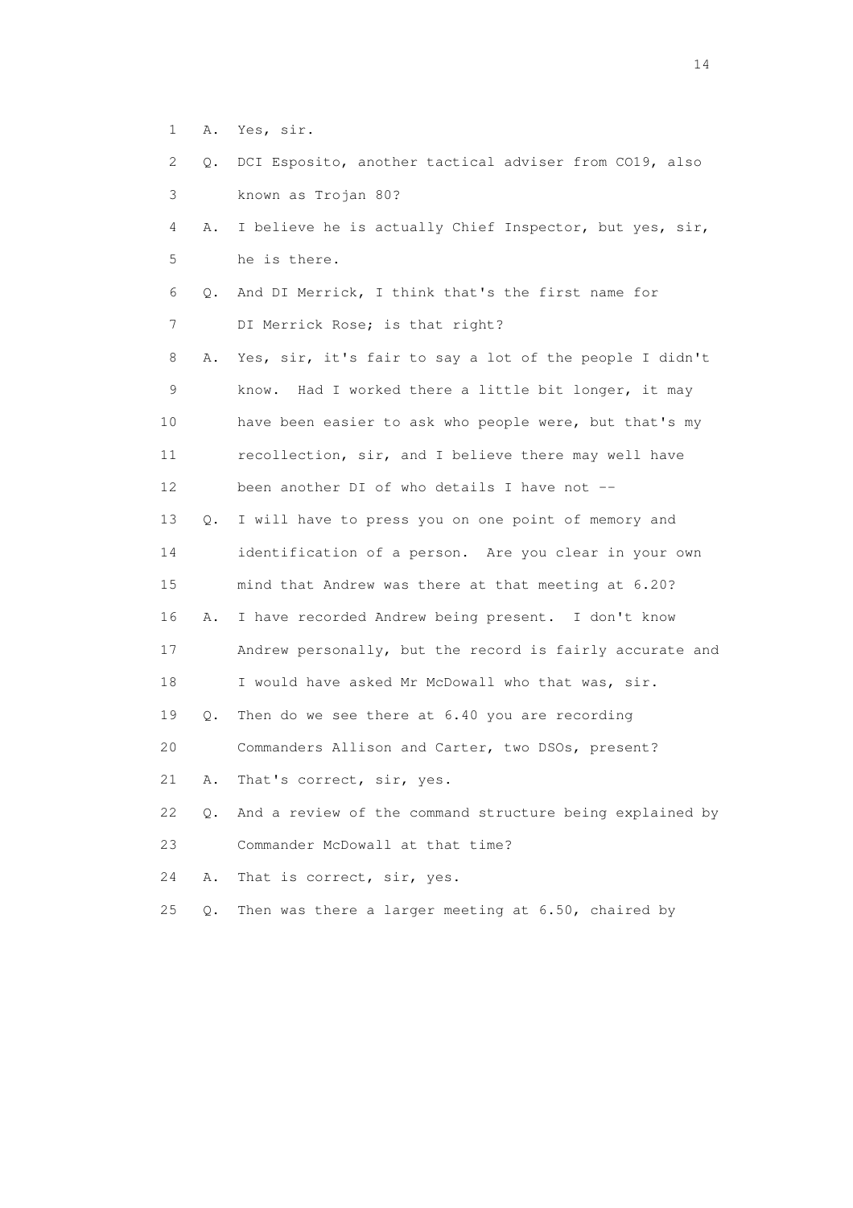1 A. Yes, sir.

2 Q. DCI Esposito, another tactical adviser from CO19, also

3 known as Trojan 80?

4 A. I believe he is actually Chief Inspector, but yes, sir,

5 he is there.

6 Q. And DI Merrick, I think that's the first name for

7 DI Merrick Rose; is that right?

8 A. Yes, sir, it's fair to say a lot of the people I didn't

9 know. Had I worked there a little bit longer, it may

10 have been easier to ask who people were, but that's my

11 recollection, sir, and I believe there may well have

12 been another DI of who details I have not --

13 Q. I will have to press you on one point of memory and

14 identification of a person. Are you clear in your own

15 mind that Andrew was there at that meeting at 6.20?

16 A. I have recorded Andrew being present. I don't know

17 Andrew personally, but the record is fairly accurate and

18 I would have asked Mr McDowall who that was, sir.

19 Q. Then do we see there at 6.40 you are recording

20 Commanders Allison and Carter, two DSOs, present?

21 A. That's correct, sir, yes.

22 Q. And a review of the command structure being explained by

23 Commander McDowall at that time?

24 A. That is correct, sir, yes.

25 Q. Then was there a larger meeting at 6.50, chaired by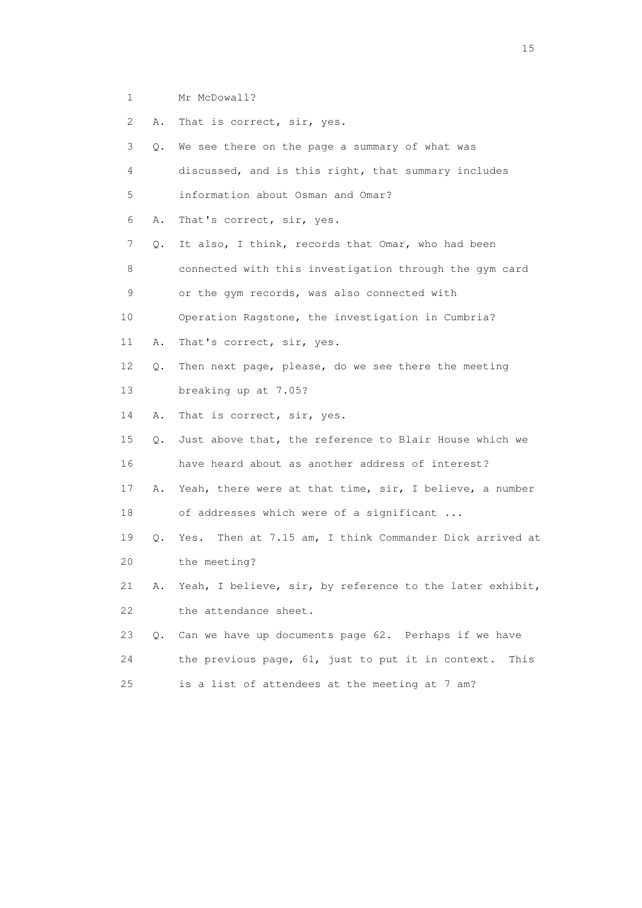1 Mr McDowall?

2 A. That is correct, sir, yes.

3 Q. We see there on the page a summary of what was

4 discussed, and is this right, that summary includes

5 information about Osman and Omar?

6 A. That's correct, sir, yes.

7 Q. It also, I think, records that Omar, who had been

8 connected with this investigation through the gym card

9 or the gym records, was also connected with

10 Operation Ragstone, the investigation in Cumbria?

11 A. That's correct, sir, yes.

12 Q. Then next page, please, do we see there the meeting

13 breaking up at 7.05?

14 A. That is correct, sir, yes.

15 Q. Just above that, the reference to Blair House which we

16 have heard about as another address of interest?

17 A. Yeah, there were at that time, sir, I believe, a number

18 of addresses which were of a significant ...

19 Q. Yes. Then at 7.15 am, I think Commander Dick arrived at

20 the meeting?

21 A. Yeah, I believe, sir, by reference to the later exhibit,

22 the attendance sheet.

23 Q. Can we have up documents page 62. Perhaps if we have

24 the previous page, 61, just to put it in context. This

25 is a list of attendees at the meeting at 7 am?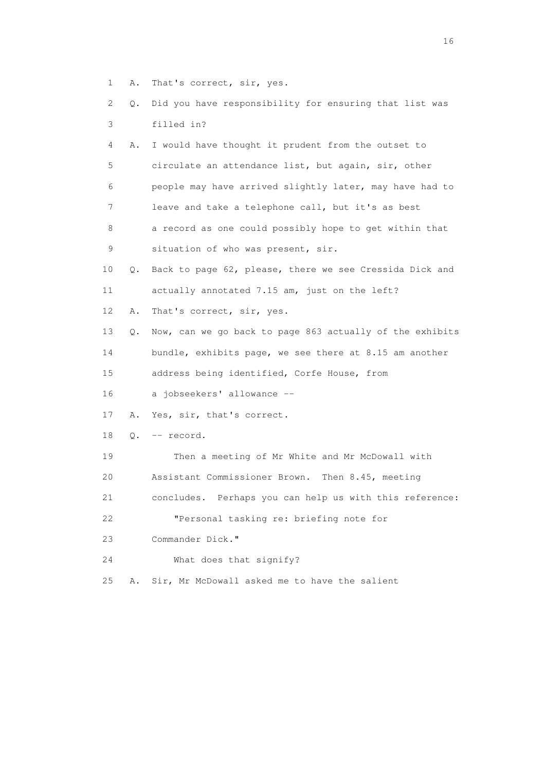1 A. That's correct, sir, yes.

2 Q. Did you have responsibility for ensuring that list was

3 filled in?

4 A. I would have thought it prudent from the outset to

5 circulate an attendance list, but again, sir, other

6 people may have arrived slightly later, may have had to

7 leave and take a telephone call, but it's as best

8 a record as one could possibly hope to get within that

9 situation of who was present, sir.

10 Q. Back to page 62, please, there we see Cressida Dick and

11 actually annotated 7.15 am, just on the left?

12 A. That's correct, sir, yes.

13 Q. Now, can we go back to page 863 actually of the exhibits

14 bundle, exhibits page, we see there at 8.15 am another

15 address being identified, Corfe House, from

16 a jobseekers' allowance --

17 A. Yes, sir, that's correct.

18 Q. -- record.

19 Then a meeting of Mr White and Mr McDowall with

20 Assistant Commissioner Brown. Then 8.45, meeting

21 concludes. Perhaps you can help us with this reference:

22 "Personal tasking re: briefing note for

23 Commander Dick."

24 What does that signify?

25 A. Sir, Mr McDowall asked me to have the salient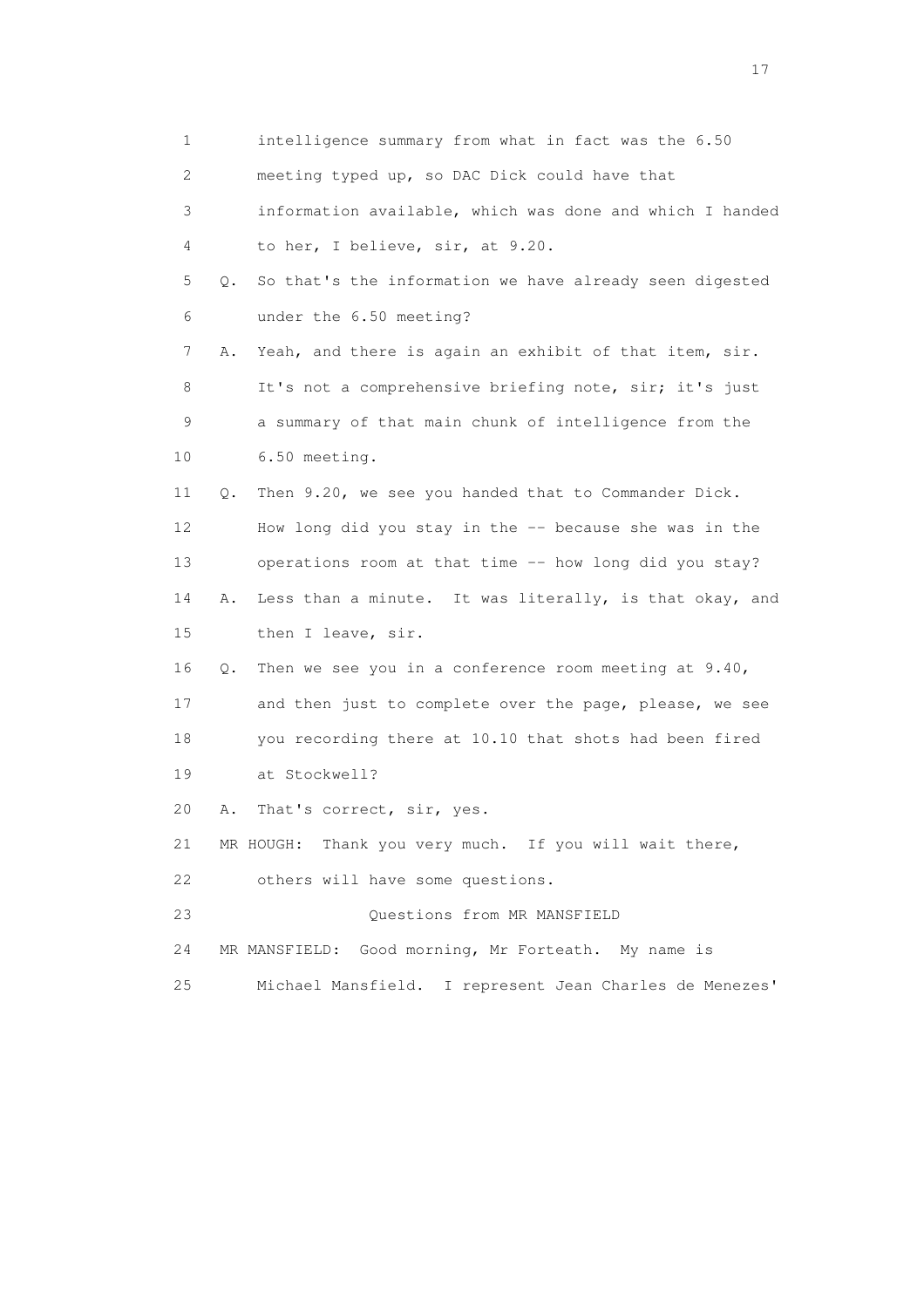1 intelligence summary from what in fact was the 6.50
2 meeting typed up, so DAC Dick could have that
3 information available, which was done and which I handed
4 to her, I believe, sir, at 9.20.

5 Q. So that's the information we have already seen digested
6 under the 6.50 meeting?

7 A. Yeah, and there is again an exhibit of that item, sir.
8 It's not a comprehensive briefing note, sir; it's just
9 a summary of that main chunk of intelligence from the
10 6.50 meeting.

11 Q. Then 9.20, we see you handed that to Commander Dick.
12 How long did you stay in the -- because she was in the
13 operations room at that time -- how long did you stay?

14 A. Less than a minute. It was literally, is that okay, and
15 then I leave, sir.

16 Q. Then we see you in a conference room meeting at 9.40,
17 and then just to complete over the page, please, we see
18 you recording there at 10.10 that shots had been fired
19 at Stockwell?

20 A. That's correct, sir, yes.

21 MR HOUGH: Thank you very much. If you will wait there,
22 others will have some questions.

23 Questions from MR MANSFIELD

24 MR MANSFIELD: Good morning, Mr Forteath. My name is
25 Michael Mansfield. I represent Jean Charles de Menezes'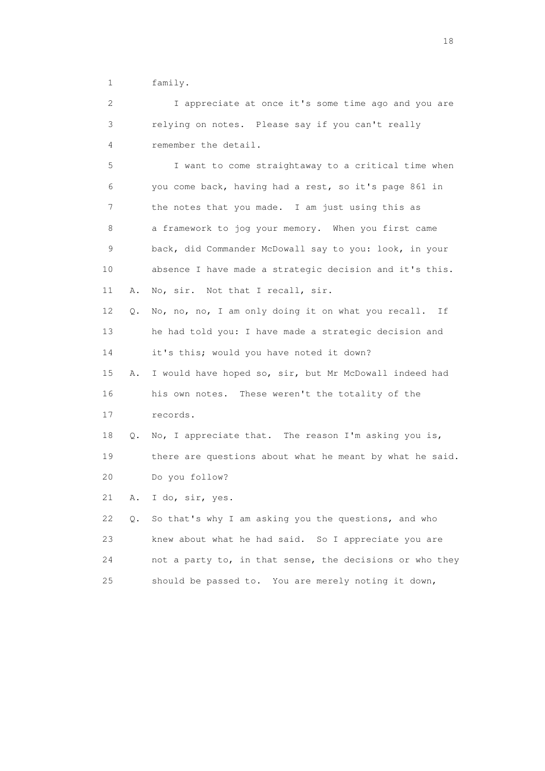1 family.

2 I appreciate at once it's some time ago and you are
3 relying on notes. Please say if you can't really
4 remember the detail.

5 I want to come straightaway to a critical time when
6 you come back, having had a rest, so it's page 861 in
7 the notes that you made. I am just using this as
8 a framework to jog your memory. When you first came
9 back, did Commander McDowall say to you: look, in your
10 absence I have made a strategic decision and it's this.

11 A. No, sir. Not that I recall, sir.

12 Q. No, no, no, I am only doing it on what you recall. If
13 he had told you: I have made a strategic decision and
14 it's this; would you have noted it down?

15 A. I would have hoped so, sir, but Mr McDowall indeed had
16 his own notes. These weren't the totality of the
17 records.

18 Q. No, I appreciate that. The reason I'm asking you is,
19 there are questions about what he meant by what he said.
20 Do you follow?

21 A. I do, sir, yes.

22 Q. So that's why I am asking you the questions, and who
23 knew about what he had said. So I appreciate you are
24 not a party to, in that sense, the decisions or who they
25 should be passed to. You are merely noting it down,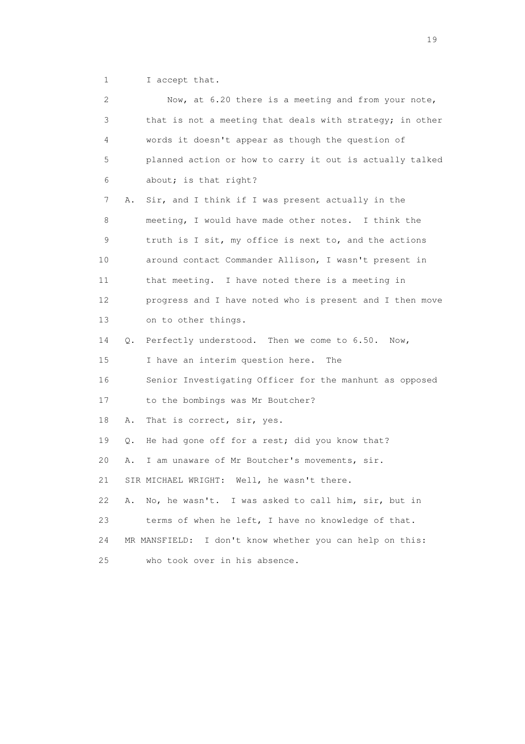1 I accept that.

2 Now, at 6.20 there is a meeting and from your note,

3 that is not a meeting that deals with strategy; in other

4 words it doesn't appear as though the question of

5 planned action or how to carry it out is actually talked

6 about; is that right?

7 A. Sir, and I think if I was present actually in the

8 meeting, I would have made other notes. I think the

9 truth is I sit, my office is next to, and the actions

10 around contact Commander Allison, I wasn't present in

11 that meeting. I have noted there is a meeting in

12 progress and I have noted who is present and I then move

13 on to other things.

14 Q. Perfectly understood. Then we come to 6.50. Now,

15 I have an interim question here. The

16 Senior Investigating Officer for the manhunt as opposed

17 to the bombings was Mr Boutcher?

18 A. That is correct, sir, yes.

19 Q. He had gone off for a rest; did you know that?

20 A. I am unaware of Mr Boutcher's movements, sir.

21 SIR MICHAEL WRIGHT: Well, he wasn't there.

22 A. No, he wasn't. I was asked to call him, sir, but in

23 terms of when he left, I have no knowledge of that.

24 MR MANSFIELD: I don't know whether you can help on this:

25 who took over in his absence.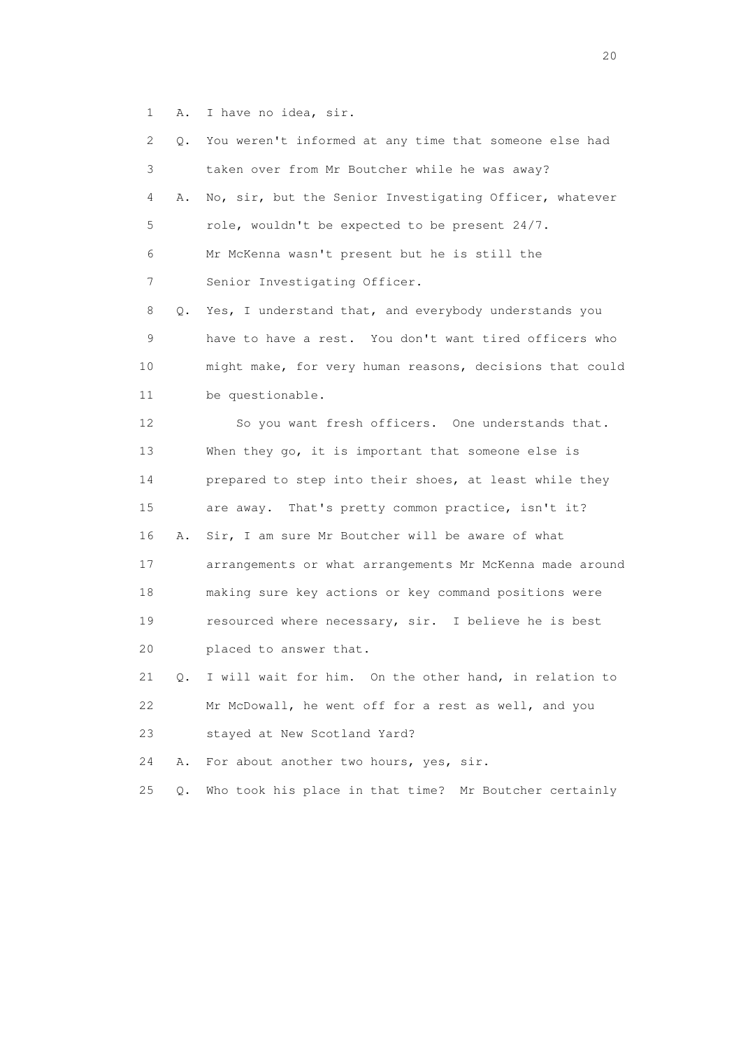1 A. I have no idea, sir.

2 Q. You weren't informed at any time that someone else had

3 taken over from Mr Boutcher while he was away?

4 A. No, sir, but the Senior Investigating Officer, whatever

5 role, wouldn't be expected to be present 24/7.

6 Mr McKenna wasn't present but he is still the

7 Senior Investigating Officer.

8 Q. Yes, I understand that, and everybody understands you

9 have to have a rest. You don't want tired officers who

10 might make, for very human reasons, decisions that could

11 be questionable.

12 So you want fresh officers. One understands that.

13 When they go, it is important that someone else is

14 prepared to step into their shoes, at least while they

15 are away. That's pretty common practice, isn't it?

16 A. Sir, I am sure Mr Boutcher will be aware of what

17 arrangements or what arrangements Mr McKenna made around

18 making sure key actions or key command positions were

19 resourced where necessary, sir. I believe he is best

20 placed to answer that.

21 Q. I will wait for him. On the other hand, in relation to

22 Mr McDowall, he went off for a rest as well, and you

23 stayed at New Scotland Yard?

24 A. For about another two hours, yes, sir.

25 Q. Who took his place in that time? Mr Boutcher certainly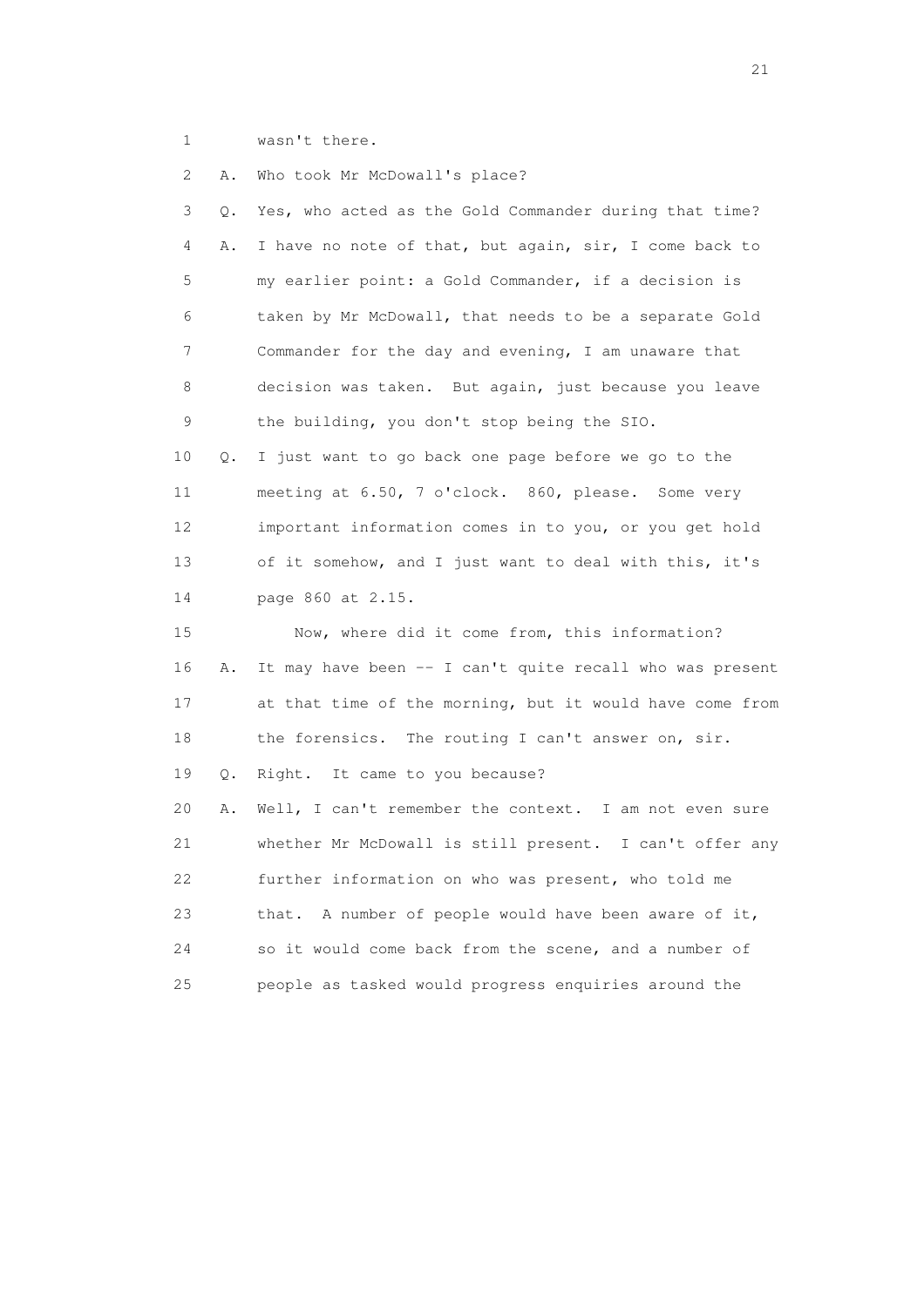1 wasn't there.

2 A. Who took Mr McDowall's place?

3 Q. Yes, who acted as the Gold Commander during that time?

4 A. I have no note of that, but again, sir, I come back to

5 my earlier point: a Gold Commander, if a decision is

6 taken by Mr McDowall, that needs to be a separate Gold

7 Commander for the day and evening, I am unaware that

8 decision was taken. But again, just because you leave

9 the building, you don't stop being the SIO.

10 Q. I just want to go back one page before we go to the

11 meeting at 6.50, 7 o'clock. 860, please. Some very

12 important information comes in to you, or you get hold

13 of it somehow, and I just want to deal with this, it's

14 page 860 at 2.15.

15 Now, where did it come from, this information?

16 A. It may have been -- I can't quite recall who was present

17 at that time of the morning, but it would have come from

18 the forensics. The routing I can't answer on, sir.

19 Q. Right. It came to you because?

20 A. Well, I can't remember the context. I am not even sure

21 whether Mr McDowall is still present. I can't offer any

22 further information on who was present, who told me

23 that. A number of people would have been aware of it,

24 so it would come back from the scene, and a number of

25 people as tasked would progress enquiries around the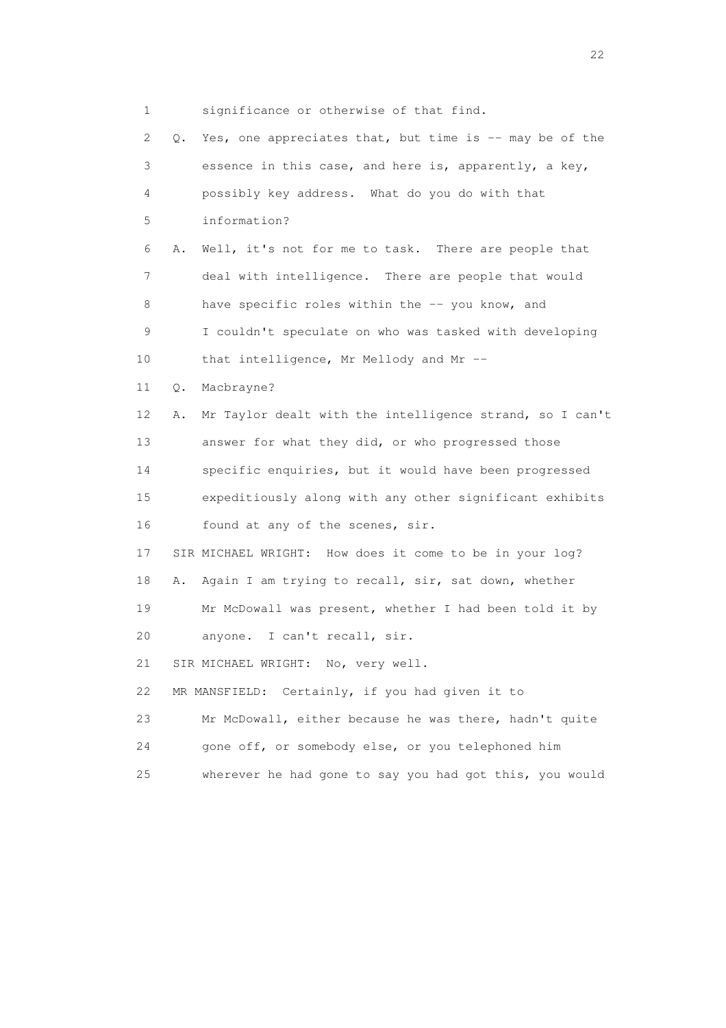1 significance or otherwise of that find.

2 Q. Yes, one appreciates that, but time is -- may be of the

3 essence in this case, and here is, apparently, a key,

4 possibly key address. What do you do with that

5 information?

6 A. Well, it's not for me to task. There are people that

7 deal with intelligence. There are people that would

8 have specific roles within the -- you know, and

9 I couldn't speculate on who was tasked with developing

10 that intelligence, Mr Mellody and Mr --

11 Q. Macbrayne?

12 A. Mr Taylor dealt with the intelligence strand, so I can't

13 answer for what they did, or who progressed those

14 specific enquiries, but it would have been progressed

15 expeditiously along with any other significant exhibits

16 found at any of the scenes, sir.

17 SIR MICHAEL WRIGHT: How does it come to be in your log?

18 A. Again I am trying to recall, sir, sat down, whether

19 Mr McDowall was present, whether I had been told it by

20 anyone. I can't recall, sir.

21 SIR MICHAEL WRIGHT: No, very well.

22 MR MANSFIELD: Certainly, if you had given it to

23 Mr McDowall, either because he was there, hadn't quite

24 gone off, or somebody else, or you telephoned him

25 wherever he had gone to say you had got this, you would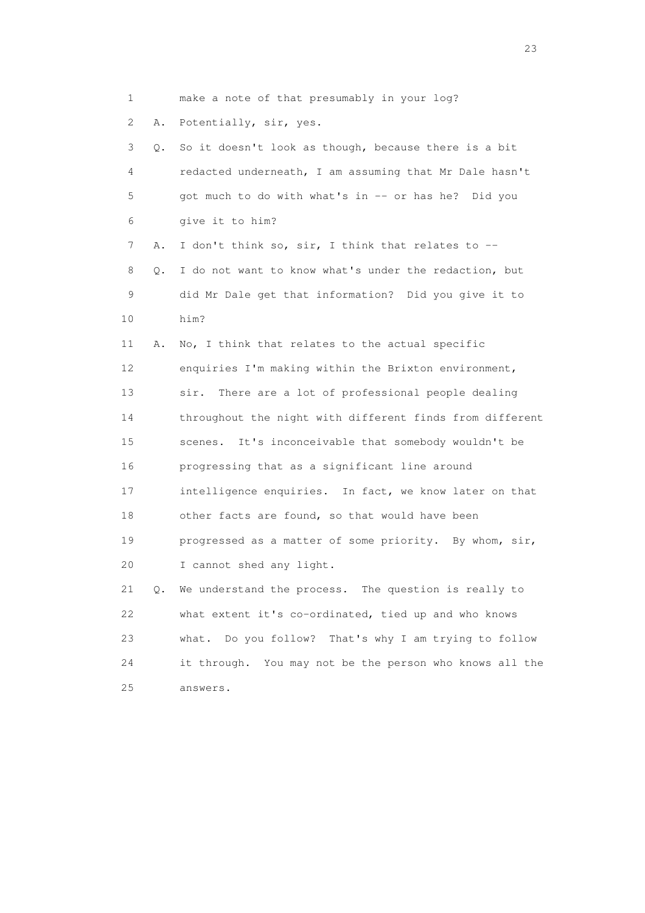1 make a note of that presumably in your log?

2 A. Potentially, sir, yes.

3 Q. So it doesn't look as though, because there is a bit

4 redacted underneath, I am assuming that Mr Dale hasn't

5 got much to do with what's in -- or has he? Did you

6 give it to him?

7 A. I don't think so, sir, I think that relates to --

8 Q. I do not want to know what's under the redaction, but

9 did Mr Dale get that information? Did you give it to

10 him?

11 A. No, I think that relates to the actual specific

12 enquiries I'm making within the Brixton environment,

13 sir. There are a lot of professional people dealing

14 throughout the night with different finds from different

15 scenes. It's inconceivable that somebody wouldn't be

16 progressing that as a significant line around

17 intelligence enquiries. In fact, we know later on that

18 other facts are found, so that would have been

19 progressed as a matter of some priority. By whom, sir,

20 I cannot shed any light.

21 Q. We understand the process. The question is really to

22 what extent it's co-ordinated, tied up and who knows

23 what. Do you follow? That's why I am trying to follow

24 it through. You may not be the person who knows all the

25 answers.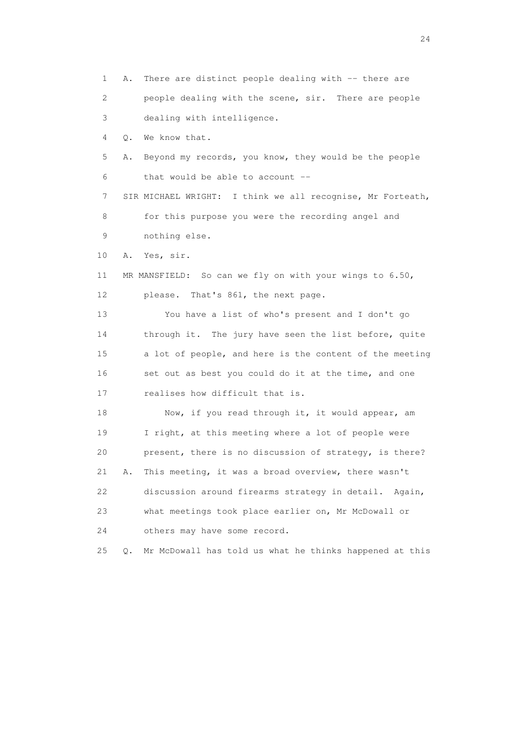1 A. There are distinct people dealing with -- there are
2 people dealing with the scene, sir. There are people
3 dealing with intelligence.
4 Q. We know that.
5 A. Beyond my records, you know, they would be the people
6 that would be able to account --
7 SIR MICHAEL WRIGHT: I think we all recognise, Mr Forteath,
8 for this purpose you were the recording angel and
9 nothing else.
10 A. Yes, sir.
11 MR MANSFIELD: So can we fly on with your wings to 6.50,
12 please. That's 861, the next page.
13 You have a list of who's present and I don't go
14 through it. The jury have seen the list before, quite
15 a lot of people, and here is the content of the meeting
16 set out as best you could do it at the time, and one
17 realises how difficult that is.
18 Now, if you read through it, it would appear, am
19 I right, at this meeting where a lot of people were
20 present, there is no discussion of strategy, is there?
21 A. This meeting, it was a broad overview, there wasn't
22 discussion around firearms strategy in detail. Again,
23 what meetings took place earlier on, Mr McDowall or
24 others may have some record.
25 Q. Mr McDowall has told us what he thinks happened at this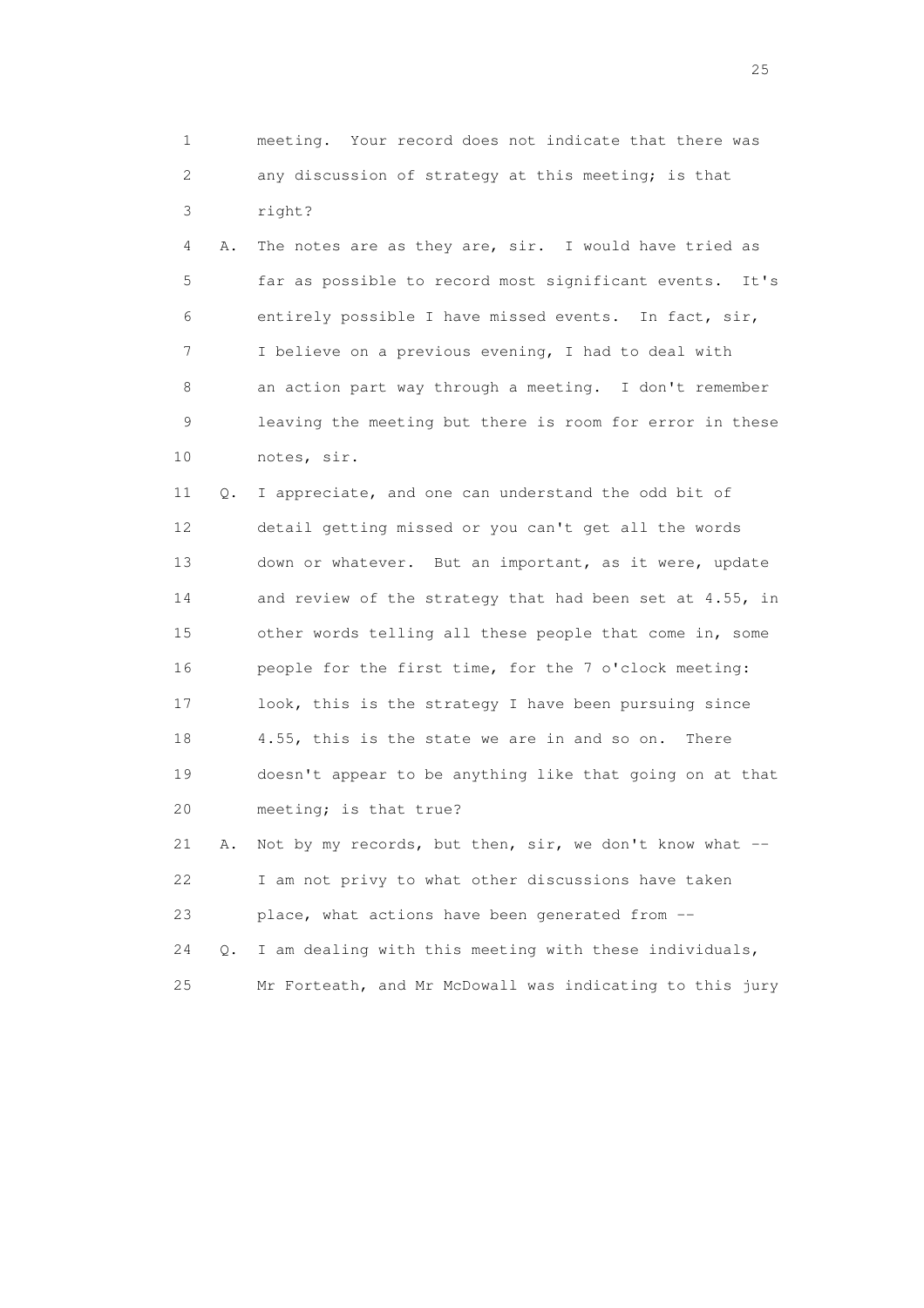1 meeting. Your record does not indicate that there was
2 any discussion of strategy at this meeting; is that
3 right?

4 A. The notes are as they are, sir. I would have tried as
5 far as possible to record most significant events. It's
6 entirely possible I have missed events. In fact, sir,
7 I believe on a previous evening, I had to deal with
8 an action part way through a meeting. I don't remember
9 leaving the meeting but there is room for error in these
10 notes, sir.

11 Q. I appreciate, and one can understand the odd bit of
12 detail getting missed or you can't get all the words
13 down or whatever. But an important, as it were, update
14 and review of the strategy that had been set at 4.55, in
15 other words telling all these people that come in, some
16 people for the first time, for the 7 o'clock meeting:
17 look, this is the strategy I have been pursuing since
18 4.55, this is the state we are in and so on. There
19 doesn't appear to be anything like that going on at that
20 meeting; is that true?

21 A. Not by my records, but then, sir, we don't know what --
22 I am not privy to what other discussions have taken
23 place, what actions have been generated from --

24 Q. I am dealing with this meeting with these individuals,
25 Mr Forteath, and Mr McDowall was indicating to this jury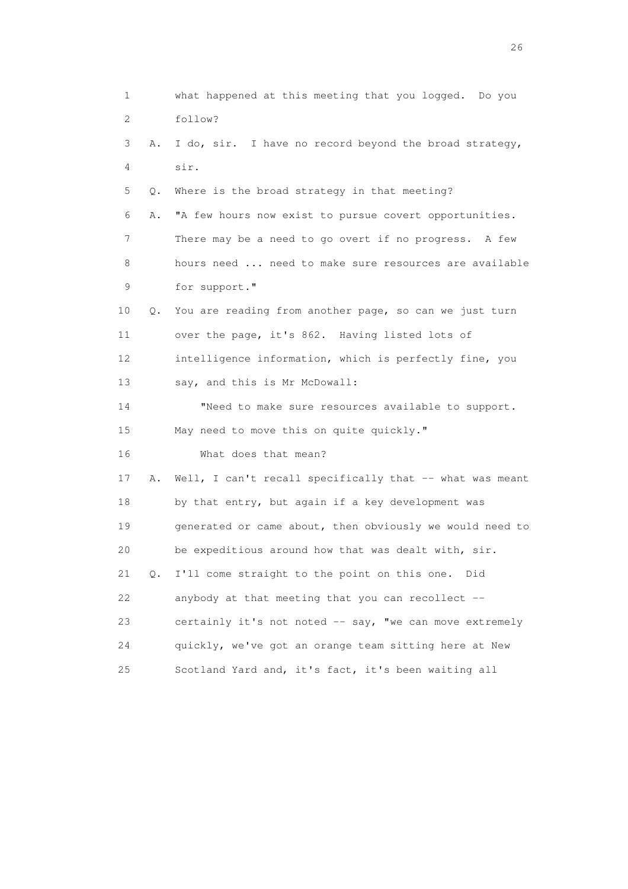1 what happened at this meeting that you logged. Do you
2 follow?

3 A. I do, sir. I have no record beyond the broad strategy,
4 sir.

5 Q. Where is the broad strategy in that meeting?

6 A. "A few hours now exist to pursue covert opportunities.
7 There may be a need to go overt if no progress. A few
8 hours need ... need to make sure resources are available
9 for support."

10 Q. You are reading from another page, so can we just turn
11 over the page, it's 862. Having listed lots of
12 intelligence information, which is perfectly fine, you
13 say, and this is Mr McDowall:

14 "Need to make sure resources available to support.
15 May need to move this on quite quickly."

16 What does that mean?

17 A. Well, I can't recall specifically that -- what was meant
18 by that entry, but again if a key development was
19 generated or came about, then obviously we would need to
20 be expeditious around how that was dealt with, sir.

21 Q. I'll come straight to the point on this one. Did
22 anybody at that meeting that you can recollect --
23 certainly it's not noted -- say, "we can move extremely
24 quickly, we've got an orange team sitting here at New
25 Scotland Yard and, it's fact, it's been waiting all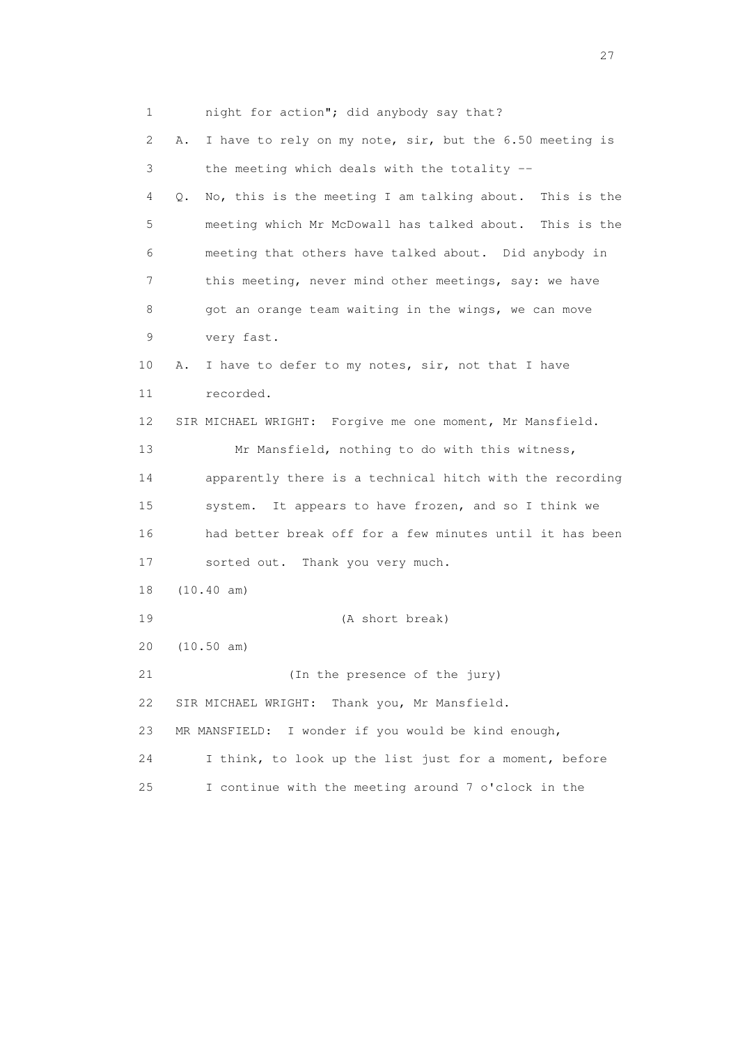1 night for action"; did anybody say that?

2 A. I have to rely on my note, sir, but the 6.50 meeting is

3 the meeting which deals with the totality --

4 Q. No, this is the meeting I am talking about. This is the

5 meeting which Mr McDowall has talked about. This is the

6 meeting that others have talked about. Did anybody in

7 this meeting, never mind other meetings, say: we have

8 got an orange team waiting in the wings, we can move

9 very fast.

10 A. I have to defer to my notes, sir, not that I have

11 recorded.

12 SIR MICHAEL WRIGHT: Forgive me one moment, Mr Mansfield.

13 Mr Mansfield, nothing to do with this witness,

14 apparently there is a technical hitch with the recording

15 system. It appears to have frozen, and so I think we

16 had better break off for a few minutes until it has been

17 sorted out. Thank you very much.

18 (10.40 am)

19 (A short break)

20 (10.50 am)

21 (In the presence of the jury)

22 SIR MICHAEL WRIGHT: Thank you, Mr Mansfield.

23 MR MANSFIELD: I wonder if you would be kind enough,

24 I think, to look up the list just for a moment, before

25 I continue with the meeting around 7 o'clock in the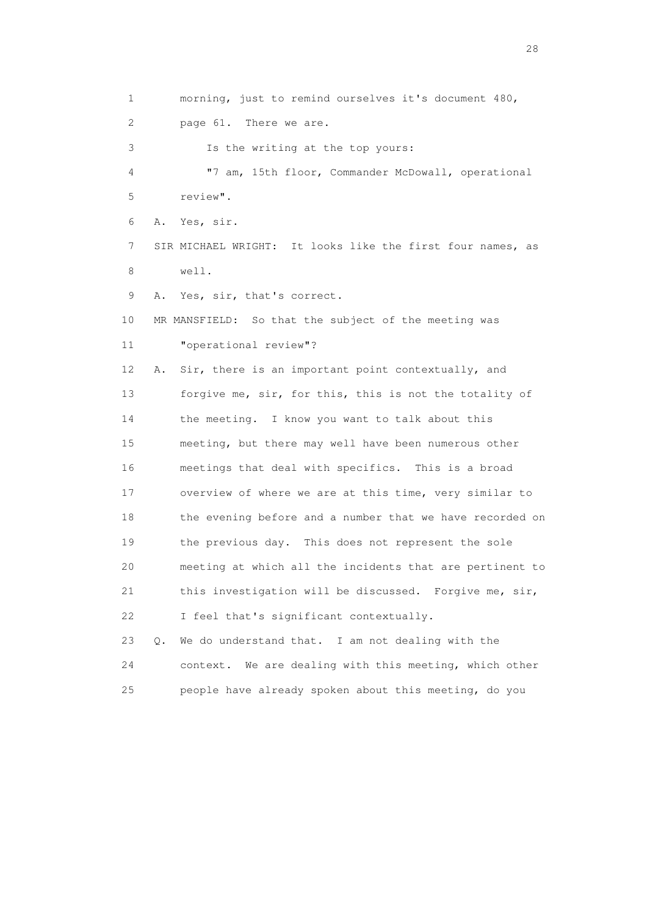1 morning, just to remind ourselves it's document 480,

2 page 61. There we are.

3 Is the writing at the top yours:

4 "7 am, 15th floor, Commander McDowall, operational

5 review".

6 A. Yes, sir.

7 SIR MICHAEL WRIGHT: It looks like the first four names, as

8 well.

9 A. Yes, sir, that's correct.

10 MR MANSFIELD: So that the subject of the meeting was

11 "operational review"?

12 A. Sir, there is an important point contextually, and

13 forgive me, sir, for this, this is not the totality of

14 the meeting. I know you want to talk about this

15 meeting, but there may well have been numerous other

16 meetings that deal with specifics. This is a broad

17 overview of where we are at this time, very similar to

18 the evening before and a number that we have recorded on

19 the previous day. This does not represent the sole

20 meeting at which all the incidents that are pertinent to

21 this investigation will be discussed. Forgive me, sir,

22 I feel that's significant contextually.

23 Q. We do understand that. I am not dealing with the

24 context. We are dealing with this meeting, which other

25 people have already spoken about this meeting, do you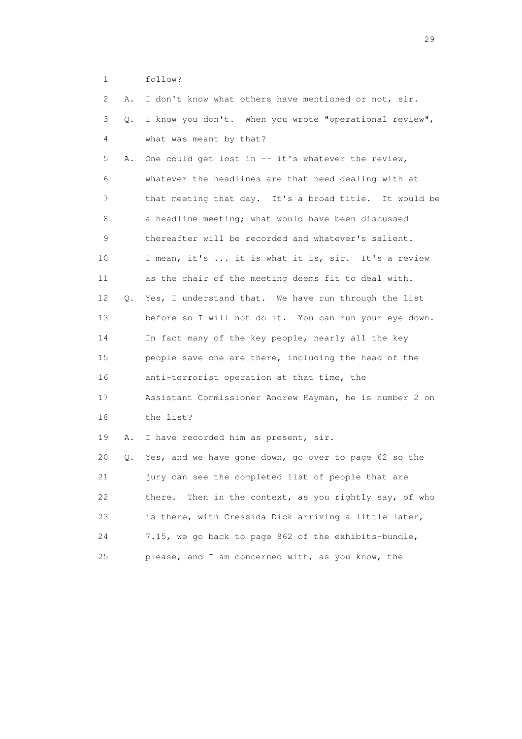1 follow?

2 A. I don't know what others have mentioned or not, sir.

3 Q. I know you don't. When you wrote "operational review",

4 what was meant by that?

5 A. One could get lost in -- it's whatever the review,

6 whatever the headlines are that need dealing with at

7 that meeting that day. It's a broad title. It would be

8 a headline meeting; what would have been discussed

9 thereafter will be recorded and whatever's salient.

10 I mean, it's ... it is what it is, sir. It's a review

11 as the chair of the meeting deems fit to deal with.

12 Q. Yes, I understand that. We have run through the list

13 before so I will not do it. You can run your eye down.

14 In fact many of the key people, nearly all the key

15 people save one are there, including the head of the

16 anti-terrorist operation at that time, the

17 Assistant Commissioner Andrew Hayman, he is number 2 on

18 the list?

19 A. I have recorded him as present, sir.

20 Q. Yes, and we have gone down, go over to page 62 so the

21 jury can see the completed list of people that are

22 there. Then in the context, as you rightly say, of who

23 is there, with Cressida Dick arriving a little later,

24 7.15, we go back to page 862 of the exhibits-bundle,

25 please, and I am concerned with, as you know, the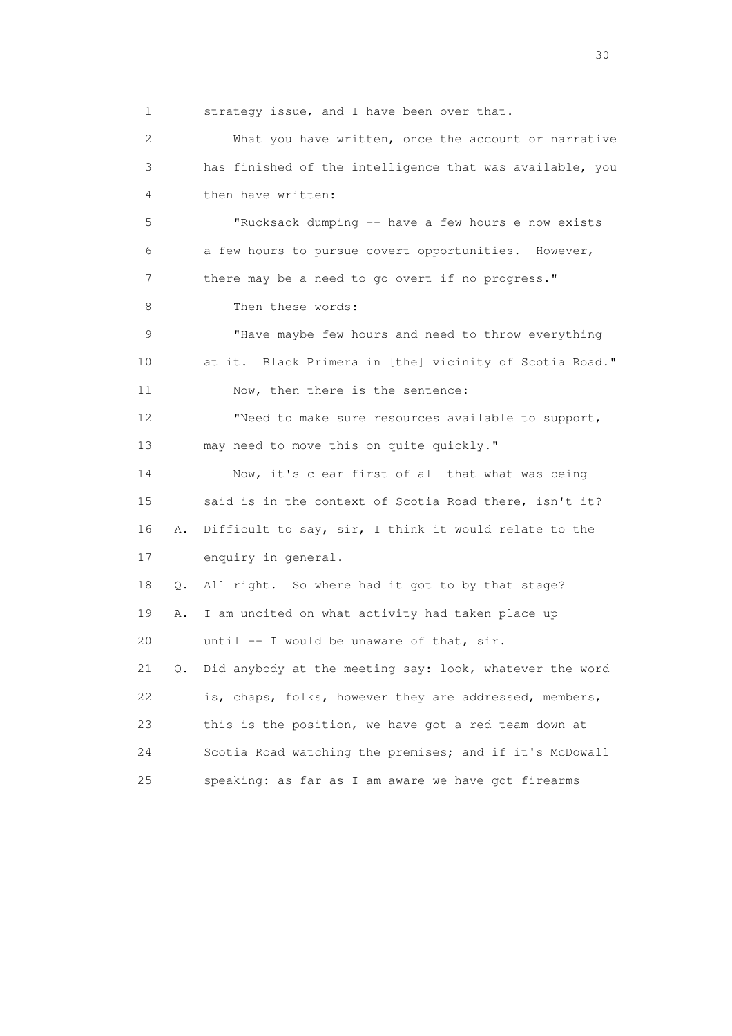1 strategy issue, and I have been over that.

2 What you have written, once the account or narrative

3 has finished of the intelligence that was available, you

4 then have written:

5 "Rucksack dumping -- have a few hours e now exists

6 a few hours to pursue covert opportunities. However,

7 there may be a need to go overt if no progress."

8 Then these words:

9 "Have maybe few hours and need to throw everything

10 at it. Black Primera in [the] vicinity of Scotia Road."

11 Now, then there is the sentence:

12 "Need to make sure resources available to support,

13 may need to move this on quite quickly."

14 Now, it's clear first of all that what was being

15 said is in the context of Scotia Road there, isn't it?

16 A. Difficult to say, sir, I think it would relate to the

17 enquiry in general.

18 Q. All right. So where had it got to by that stage?

19 A. I am uncited on what activity had taken place up

20 until -- I would be unaware of that, sir.

21 Q. Did anybody at the meeting say: look, whatever the word

22 is, chaps, folks, however they are addressed, members,

23 this is the position, we have got a red team down at

24 Scotia Road watching the premises; and if it's McDowall

25 speaking: as far as I am aware we have got firearms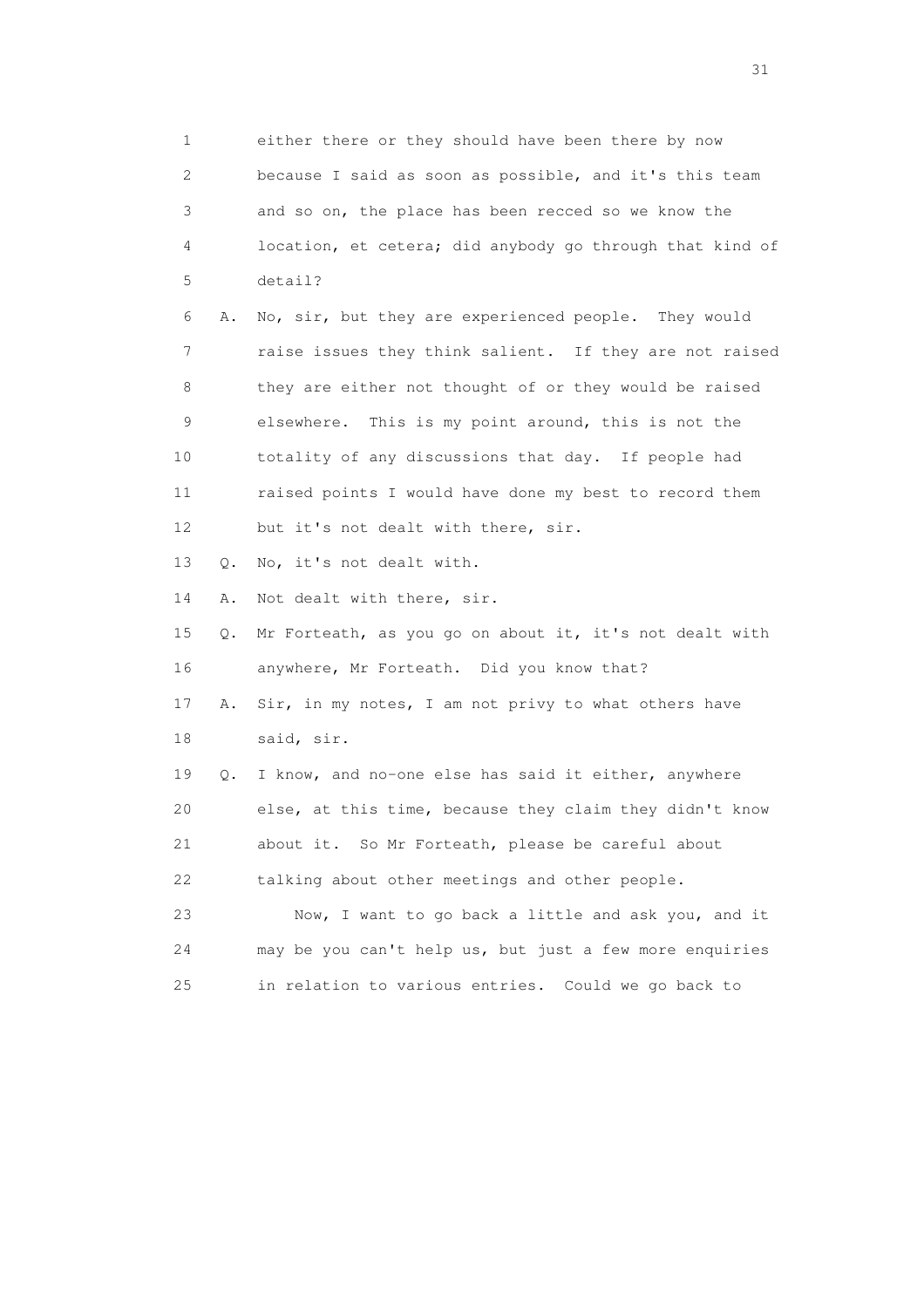1 either there or they should have been there by now
2 because I said as soon as possible, and it's this team
3 and so on, the place has been recced so we know the
4 location, et cetera; did anybody go through that kind of
5 detail?

6 A. No, sir, but they are experienced people. They would
7 raise issues they think salient. If they are not raised
8 they are either not thought of or they would be raised
9 elsewhere. This is my point around, this is not the
10 totality of any discussions that day. If people had
11 raised points I would have done my best to record them
12 but it's not dealt with there, sir.

13 Q. No, it's not dealt with.

14 A. Not dealt with there, sir.

15 Q. Mr Forteath, as you go on about it, it's not dealt with
16 anywhere, Mr Forteath. Did you know that?

17 A. Sir, in my notes, I am not privy to what others have
18 said, sir.

19 Q. I know, and no-one else has said it either, anywhere
20 else, at this time, because they claim they didn't know
21 about it. So Mr Forteath, please be careful about
22 talking about other meetings and other people.

23 Now, I want to go back a little and ask you, and it
24 may be you can't help us, but just a few more enquiries
25 in relation to various entries. Could we go back to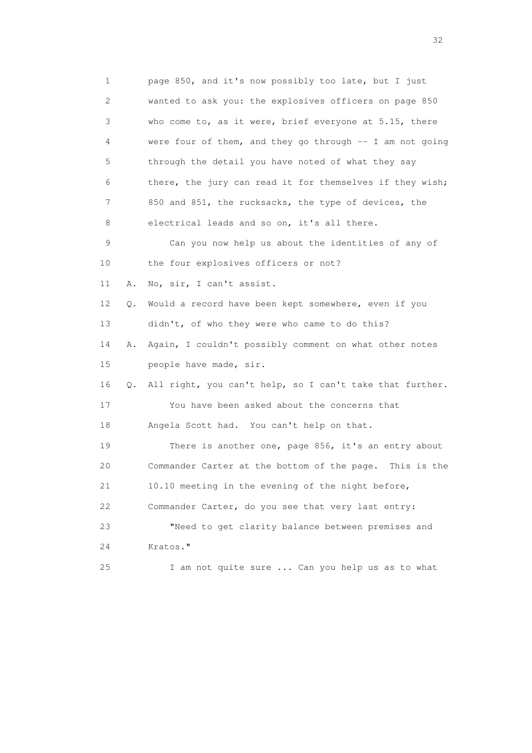1 page 850, and it's now possibly too late, but I just
2 wanted to ask you: the explosives officers on page 850
3 who come to, as it were, brief everyone at 5.15, there
4 were four of them, and they go through -- I am not going
5 through the detail you have noted of what they say
6 there, the jury can read it for themselves if they wish;
7 850 and 851, the rucksacks, the type of devices, the
8 electrical leads and so on, it's all there.
9 Can you now help us about the identities of any of
10 the four explosives officers or not?
11 A. No, sir, I can't assist.
12 Q. Would a record have been kept somewhere, even if you
13 didn't, of who they were who came to do this?
14 A. Again, I couldn't possibly comment on what other notes
15 people have made, sir.
16 Q. All right, you can't help, so I can't take that further.
17 You have been asked about the concerns that
18 Angela Scott had. You can't help on that.
19 There is another one, page 856, it's an entry about
20 Commander Carter at the bottom of the page. This is the
21 10.10 meeting in the evening of the night before,
22 Commander Carter, do you see that very last entry:
23 "Need to get clarity balance between premises and
24 Kratos."
25 I am not quite sure ... Can you help us as to what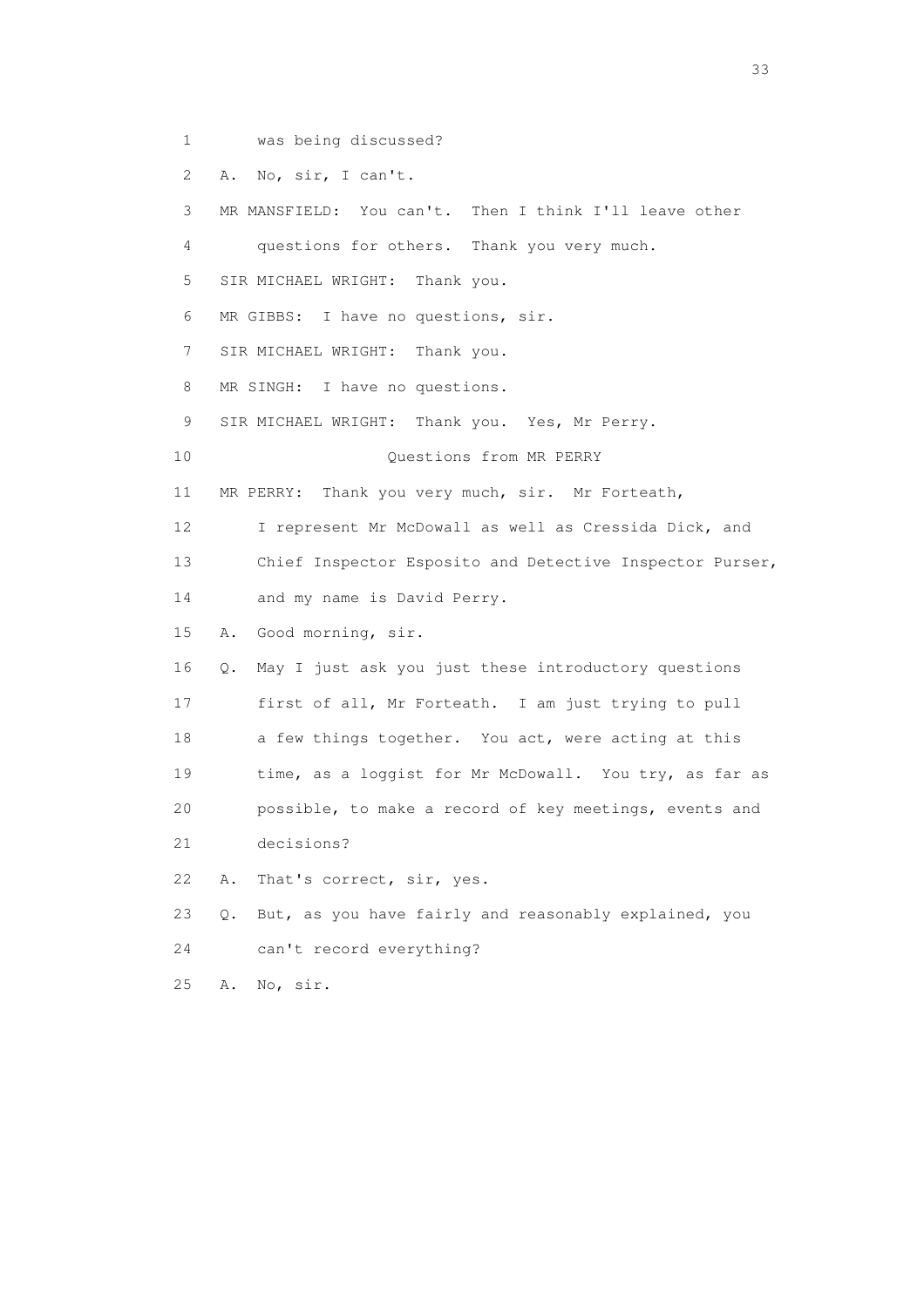1 was being discussed?

2 A. No, sir, I can't.

3 MR MANSFIELD: You can't. Then I think I'll leave other

4 questions for others. Thank you very much.

5 SIR MICHAEL WRIGHT: Thank you.

6 MR GIBBS: I have no questions, sir.

7 SIR MICHAEL WRIGHT: Thank you.

8 MR SINGH: I have no questions.

9 SIR MICHAEL WRIGHT: Thank you. Yes, Mr Perry.

10 Questions from MR PERRY

11 MR PERRY: Thank you very much, sir. Mr Forteath,

12 I represent Mr McDowall as well as Cressida Dick, and

13 Chief Inspector Esposito and Detective Inspector Purser,

14 and my name is David Perry.

15 A. Good morning, sir.

16 Q. May I just ask you just these introductory questions

17 first of all, Mr Forteath. I am just trying to pull

18 a few things together. You act, were acting at this

19 time, as a loggist for Mr McDowall. You try, as far as

20 possible, to make a record of key meetings, events and

21 decisions?

22 A. That's correct, sir, yes.

23 Q. But, as you have fairly and reasonably explained, you

24 can't record everything?

25 A. No, sir.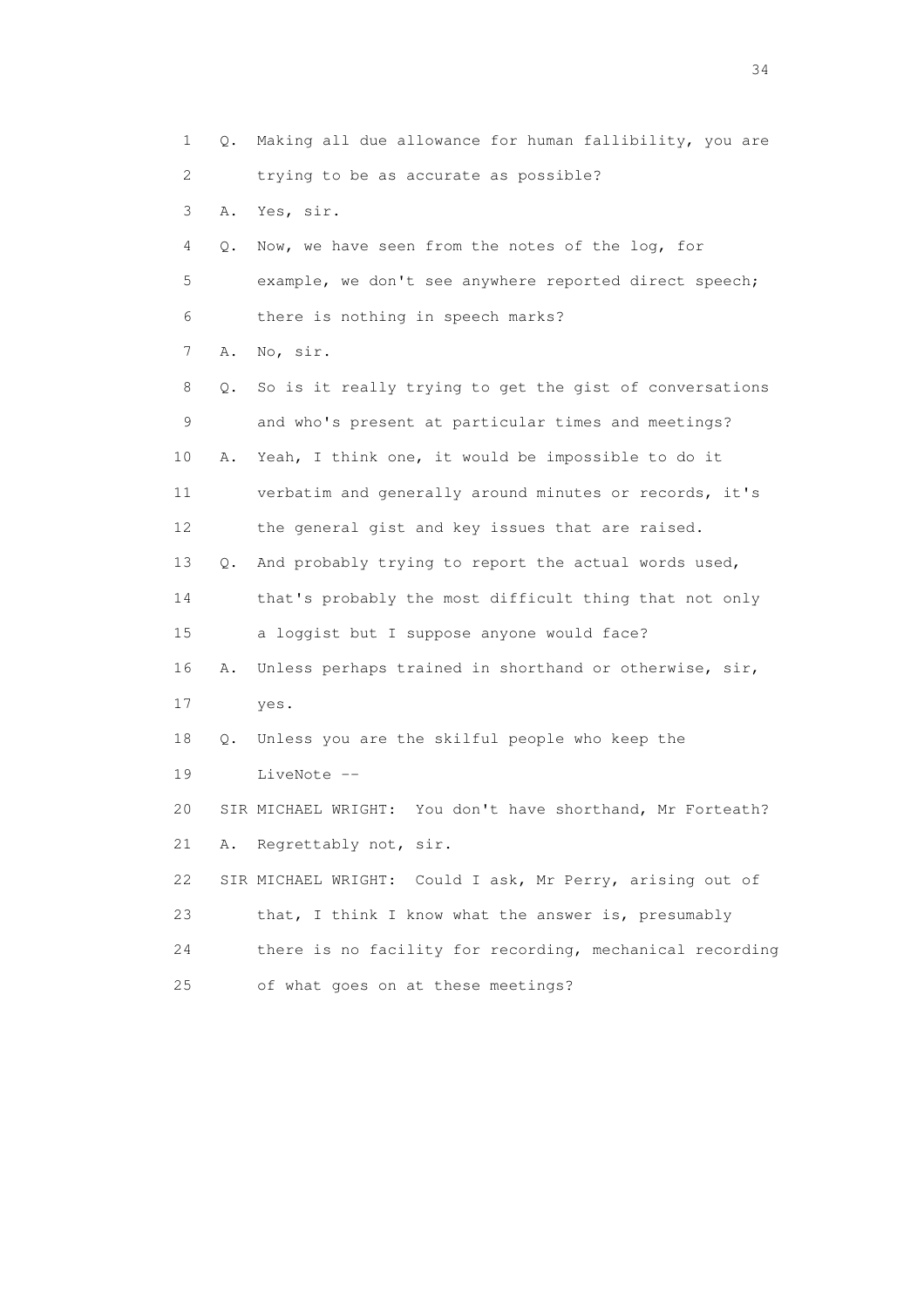1 Q. Making all due allowance for human fallibility, you are
2 trying to be as accurate as possible?
3 A. Yes, sir.
4 Q. Now, we have seen from the notes of the log, for
5 example, we don't see anywhere reported direct speech;
6 there is nothing in speech marks?
7 A. No, sir.
8 Q. So is it really trying to get the gist of conversations
9 and who's present at particular times and meetings?
10 A. Yeah, I think one, it would be impossible to do it
11 verbatim and generally around minutes or records, it's
12 the general gist and key issues that are raised.
13 Q. And probably trying to report the actual words used,
14 that's probably the most difficult thing that not only
15 a loggist but I suppose anyone would face?
16 A. Unless perhaps trained in shorthand or otherwise, sir,
17 yes.
18 Q. Unless you are the skilful people who keep the
19 LiveNote --
20 SIR MICHAEL WRIGHT: You don't have shorthand, Mr Forteath?
21 A. Regrettably not, sir.
22 SIR MICHAEL WRIGHT: Could I ask, Mr Perry, arising out of
23 that, I think I know what the answer is, presumably
24 there is no facility for recording, mechanical recording
25 of what goes on at these meetings?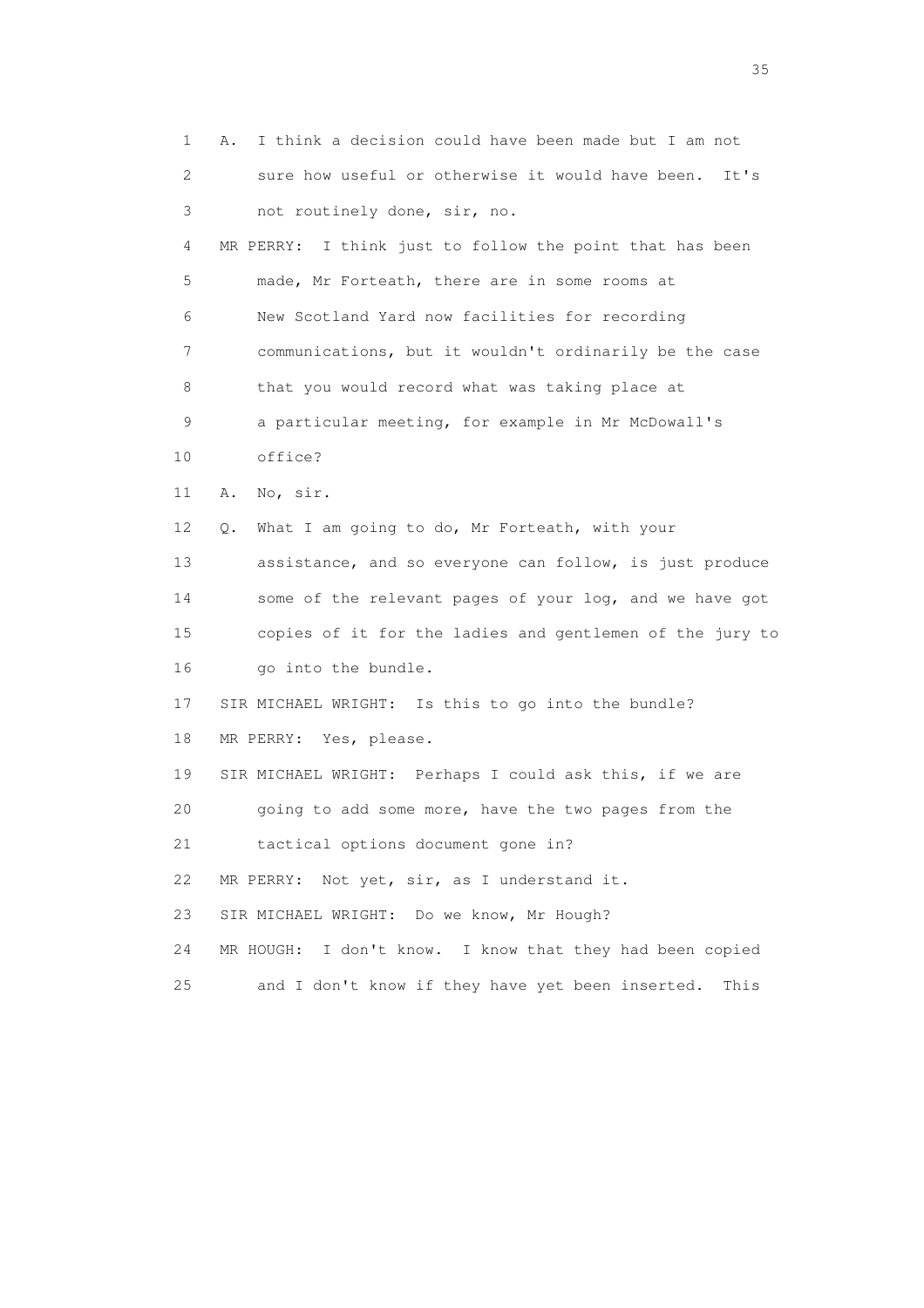1 A. I think a decision could have been made but I am not
2 sure how useful or otherwise it would have been. It's
3 not routinely done, sir, no.
4 MR PERRY: I think just to follow the point that has been
5 made, Mr Forteath, there are in some rooms at
6 New Scotland Yard now facilities for recording
7 communications, but it wouldn't ordinarily be the case
8 that you would record what was taking place at
9 a particular meeting, for example in Mr McDowall's
10 office?
11 A. No, sir.
12 Q. What I am going to do, Mr Forteath, with your
13 assistance, and so everyone can follow, is just produce
14 some of the relevant pages of your log, and we have got
15 copies of it for the ladies and gentlemen of the jury to
16 go into the bundle.
17 SIR MICHAEL WRIGHT: Is this to go into the bundle?
18 MR PERRY: Yes, please.
19 SIR MICHAEL WRIGHT: Perhaps I could ask this, if we are
20 going to add some more, have the two pages from the
21 tactical options document gone in?
22 MR PERRY: Not yet, sir, as I understand it.
23 SIR MICHAEL WRIGHT: Do we know, Mr Hough?
24 MR HOUGH: I don't know. I know that they had been copied
25 and I don't know if they have yet been inserted. This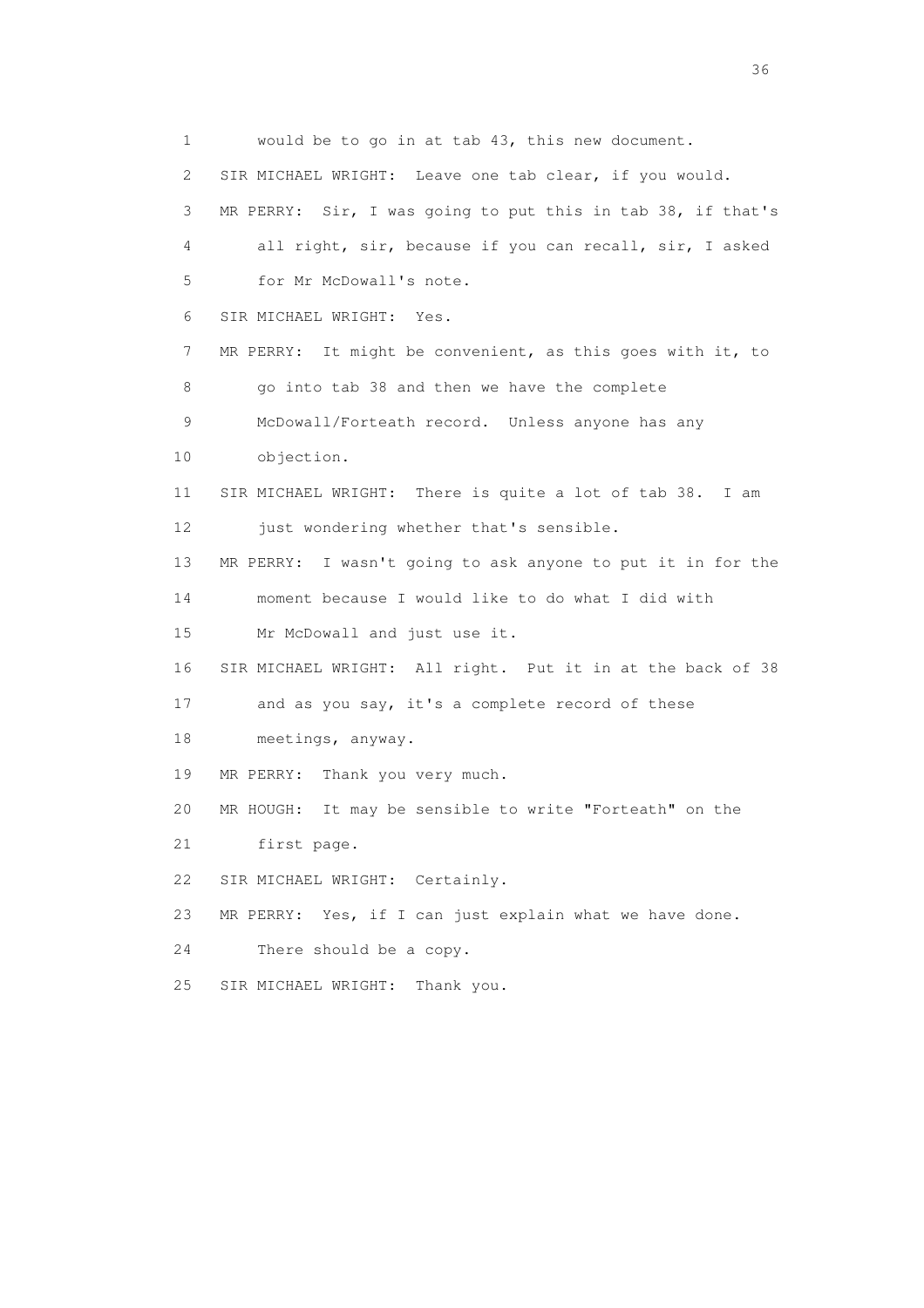1 would be to go in at tab 43, this new document.

2 SIR MICHAEL WRIGHT: Leave one tab clear, if you would.

3 MR PERRY: Sir, I was going to put this in tab 38, if that's

4 all right, sir, because if you can recall, sir, I asked

5 for Mr McDowall's note.

6 SIR MICHAEL WRIGHT: Yes.

7 MR PERRY: It might be convenient, as this goes with it, to

8 go into tab 38 and then we have the complete

9 McDowall/Forteath record. Unless anyone has any

10 objection.

11 SIR MICHAEL WRIGHT: There is quite a lot of tab 38. I am

12 just wondering whether that's sensible.

13 MR PERRY: I wasn't going to ask anyone to put it in for the

14 moment because I would like to do what I did with

15 Mr McDowall and just use it.

16 SIR MICHAEL WRIGHT: All right. Put it in at the back of 38

17 and as you say, it's a complete record of these

18 meetings, anyway.

19 MR PERRY: Thank you very much.

20 MR HOUGH: It may be sensible to write "Forteath" on the

21 first page.

22 SIR MICHAEL WRIGHT: Certainly.

23 MR PERRY: Yes, if I can just explain what we have done.

24 There should be a copy.

25 SIR MICHAEL WRIGHT: Thank you.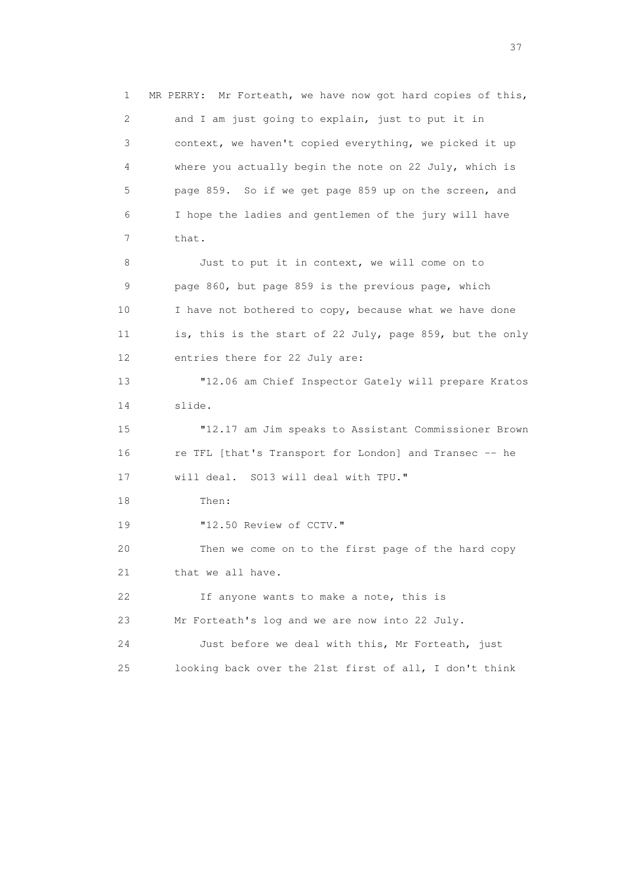1 MR PERRY: Mr Forteath, we have now got hard copies of this,
2 and I am just going to explain, just to put it in
3 context, we haven't copied everything, we picked it up
4 where you actually begin the note on 22 July, which is
5 page 859. So if we get page 859 up on the screen, and
6 I hope the ladies and gentlemen of the jury will have
7 that.
8 Just to put it in context, we will come on to
9 page 860, but page 859 is the previous page, which
10 I have not bothered to copy, because what we have done
11 is, this is the start of 22 July, page 859, but the only
12 entries there for 22 July are:
13 "12.06 am Chief Inspector Gately will prepare Kratos
14 slide.
15 "12.17 am Jim speaks to Assistant Commissioner Brown
16 re TFL [that's Transport for London] and Transec -- he
17 will deal. SO13 will deal with TPU."
18 Then:
19 "12.50 Review of CCTV."
20 Then we come on to the first page of the hard copy
21 that we all have.
22 If anyone wants to make a note, this is
23 Mr Forteath's log and we are now into 22 July.
24 Just before we deal with this, Mr Forteath, just
25 looking back over the 21st first of all, I don't think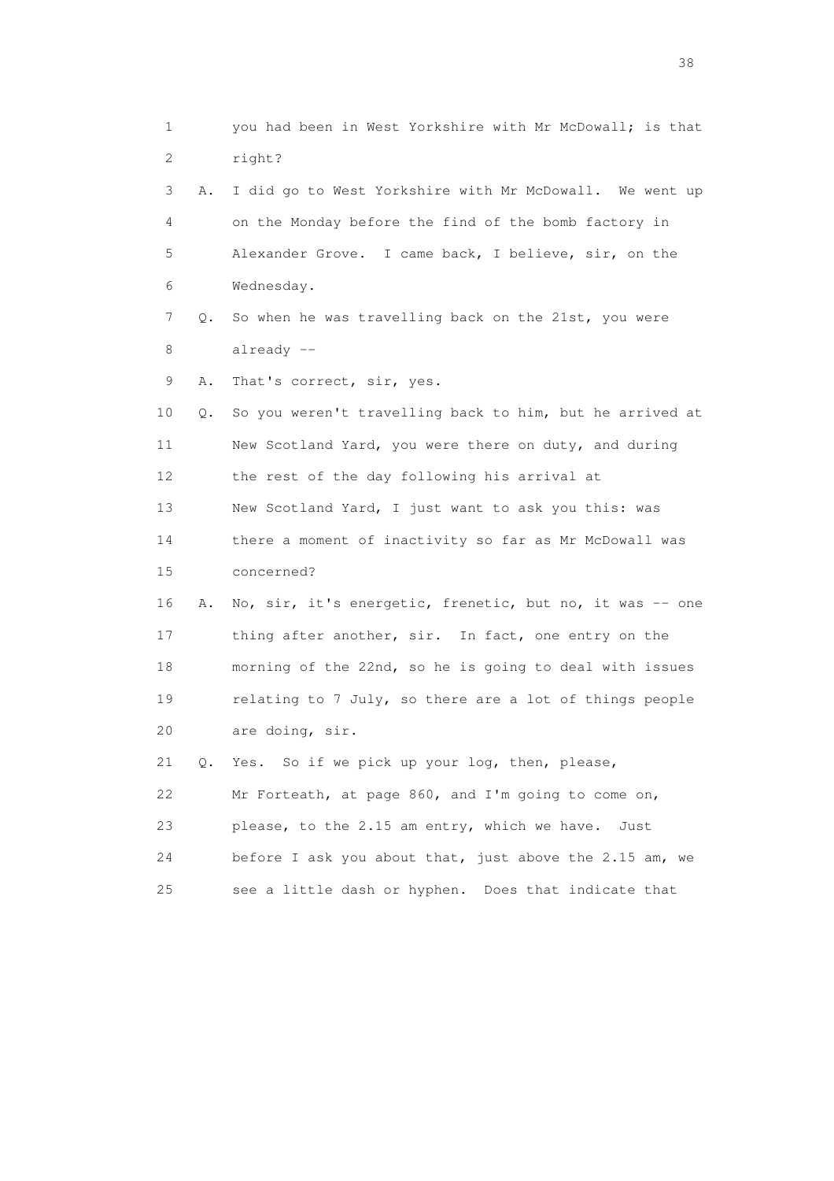1 you had been in West Yorkshire with Mr McDowall; is that
2 right?

3 A. I did go to West Yorkshire with Mr McDowall. We went up
4 on the Monday before the find of the bomb factory in
5 Alexander Grove. I came back, I believe, sir, on the
6 Wednesday.

7 Q. So when he was travelling back on the 21st, you were
8 already --

9 A. That's correct, sir, yes.

10 Q. So you weren't travelling back to him, but he arrived at
11 New Scotland Yard, you were there on duty, and during
12 the rest of the day following his arrival at
13 New Scotland Yard, I just want to ask you this: was
14 there a moment of inactivity so far as Mr McDowall was
15 concerned?

16 A. No, sir, it's energetic, frenetic, but no, it was -- one
17 thing after another, sir. In fact, one entry on the
18 morning of the 22nd, so he is going to deal with issues
19 relating to 7 July, so there are a lot of things people
20 are doing, sir.

21 Q. Yes. So if we pick up your log, then, please,
22 Mr Forteath, at page 860, and I'm going to come on,
23 please, to the 2.15 am entry, which we have. Just
24 before I ask you about that, just above the 2.15 am, we
25 see a little dash or hyphen. Does that indicate that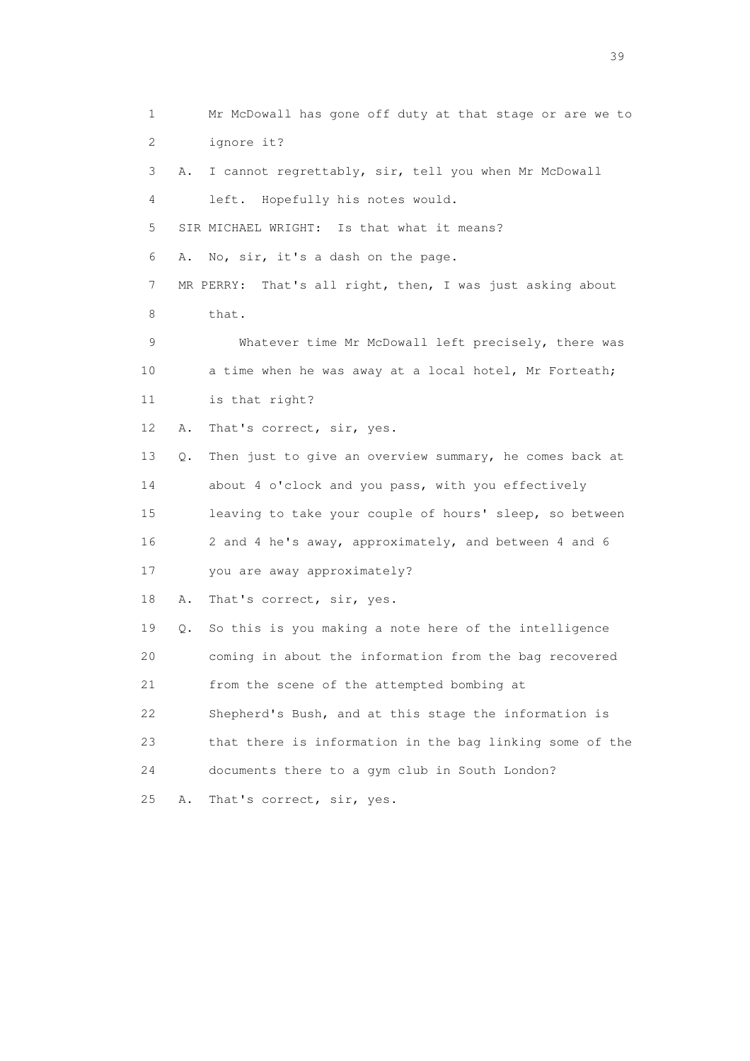1 Mr McDowall has gone off duty at that stage or are we to
2 ignore it?
3 A. I cannot regrettably, sir, tell you when Mr McDowall
4 left. Hopefully his notes would.
5 SIR MICHAEL WRIGHT: Is that what it means?
6 A. No, sir, it's a dash on the page.
7 MR PERRY: That's all right, then, I was just asking about
8 that.
9 Whatever time Mr McDowall left precisely, there was
10 a time when he was away at a local hotel, Mr Forteath;
11 is that right?
12 A. That's correct, sir, yes.
13 Q. Then just to give an overview summary, he comes back at
14 about 4 o'clock and you pass, with you effectively
15 leaving to take your couple of hours' sleep, so between
16 2 and 4 he's away, approximately, and between 4 and 6
17 you are away approximately?
18 A. That's correct, sir, yes.
19 Q. So this is you making a note here of the intelligence
20 coming in about the information from the bag recovered
21 from the scene of the attempted bombing at
22 Shepherd's Bush, and at this stage the information is
23 that there is information in the bag linking some of the
24 documents there to a gym club in South London?
25 A. That's correct, sir, yes.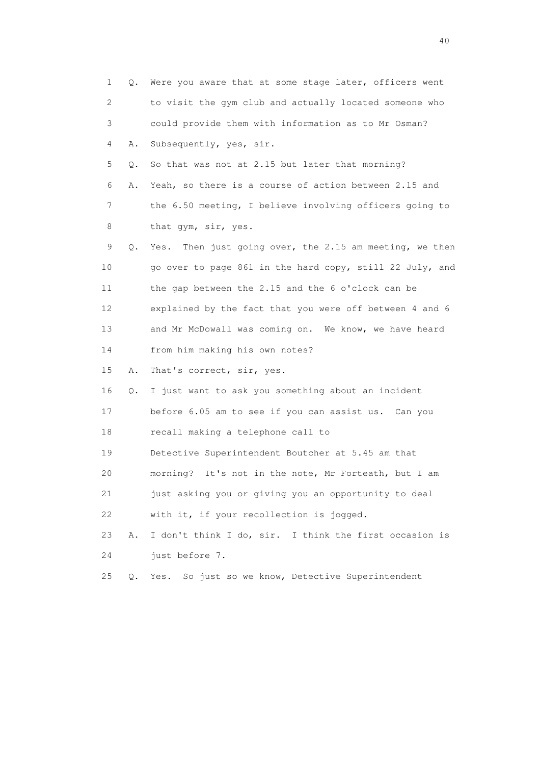1 Q. Were you aware that at some stage later, officers went
2 to visit the gym club and actually located someone who
3 could provide them with information as to Mr Osman?
4 A. Subsequently, yes, sir.
5 Q. So that was not at 2.15 but later that morning?
6 A. Yeah, so there is a course of action between 2.15 and
7 the 6.50 meeting, I believe involving officers going to
8 that gym, sir, yes.
9 Q. Yes. Then just going over, the 2.15 am meeting, we then
10 go over to page 861 in the hard copy, still 22 July, and
11 the gap between the 2.15 and the 6 o'clock can be
12 explained by the fact that you were off between 4 and 6
13 and Mr McDowall was coming on. We know, we have heard
14 from him making his own notes?
15 A. That's correct, sir, yes.
16 Q. I just want to ask you something about an incident
17 before 6.05 am to see if you can assist us. Can you
18 recall making a telephone call to
19 Detective Superintendent Boutcher at 5.45 am that
20 morning? It's not in the note, Mr Forteath, but I am
21 just asking you or giving you an opportunity to deal
22 with it, if your recollection is jogged.
23 A. I don't think I do, sir. I think the first occasion is
24 just before 7.
25 Q. Yes. So just so we know, Detective Superintendent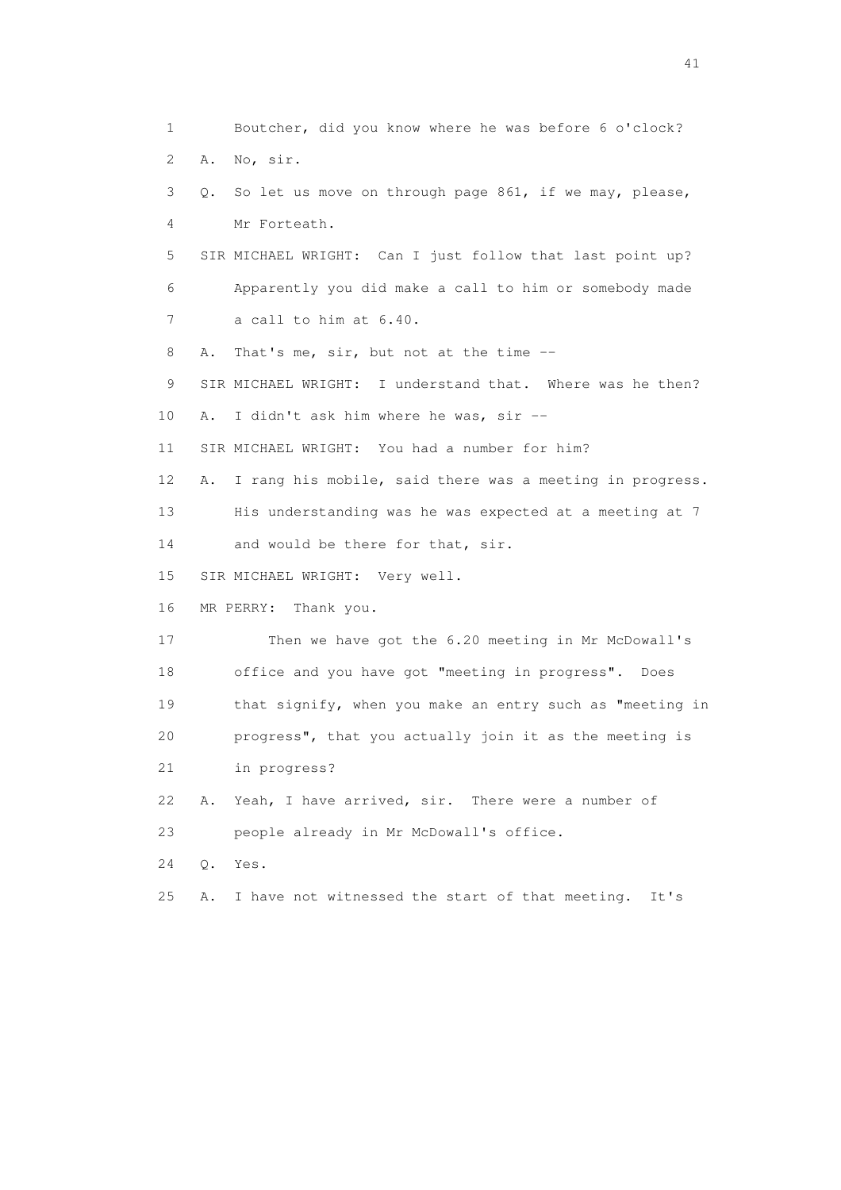1 Boutcher, did you know where he was before 6 o'clock?

2 A. No, sir.

3 Q. So let us move on through page 861, if we may, please,

4 Mr Forteath.

5 SIR MICHAEL WRIGHT: Can I just follow that last point up?

6 Apparently you did make a call to him or somebody made

7 a call to him at 6.40.

8 A. That's me, sir, but not at the time --

9 SIR MICHAEL WRIGHT: I understand that. Where was he then?

10 A. I didn't ask him where he was, sir --

11 SIR MICHAEL WRIGHT: You had a number for him?

12 A. I rang his mobile, said there was a meeting in progress.

13 His understanding was he was expected at a meeting at 7

14 and would be there for that, sir.

15 SIR MICHAEL WRIGHT: Very well.

16 MR PERRY: Thank you.

17 Then we have got the 6.20 meeting in Mr McDowall's

18 office and you have got "meeting in progress". Does

19 that signify, when you make an entry such as "meeting in

20 progress", that you actually join it as the meeting is

21 in progress?

22 A. Yeah, I have arrived, sir. There were a number of

23 people already in Mr McDowall's office.

24 Q. Yes.

25 A. I have not witnessed the start of that meeting. It's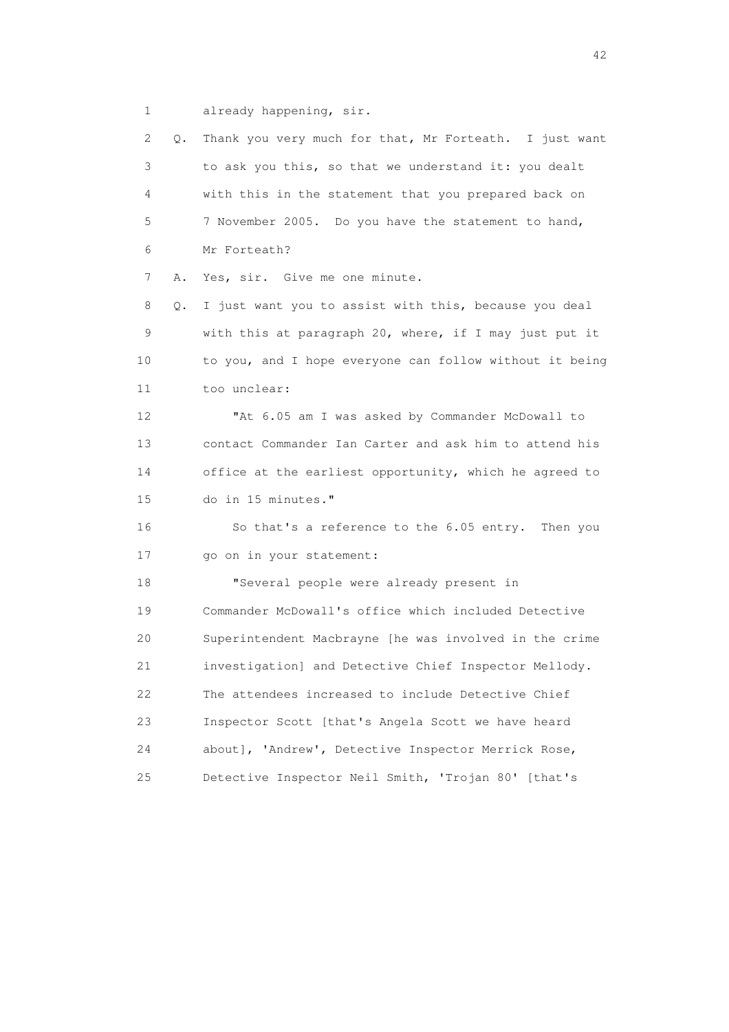1 already happening, sir.

2 Q. Thank you very much for that, Mr Forteath. I just want

3 to ask you this, so that we understand it: you dealt

4 with this in the statement that you prepared back on

5 7 November 2005. Do you have the statement to hand,

6 Mr Forteath?

7 A. Yes, sir. Give me one minute.

8 Q. I just want you to assist with this, because you deal

9 with this at paragraph 20, where, if I may just put it

10 to you, and I hope everyone can follow without it being

11 too unclear:

12 "At 6.05 am I was asked by Commander McDowall to

13 contact Commander Ian Carter and ask him to attend his

14 office at the earliest opportunity, which he agreed to

15 do in 15 minutes."

16 So that's a reference to the 6.05 entry. Then you

17 go on in your statement:

18 "Several people were already present in

19 Commander McDowall's office which included Detective

20 Superintendent Macbrayne [he was involved in the crime

21 investigation] and Detective Chief Inspector Mellody.

22 The attendees increased to include Detective Chief

23 Inspector Scott [that's Angela Scott we have heard

24 about], 'Andrew', Detective Inspector Merrick Rose,

25 Detective Inspector Neil Smith, 'Trojan 80' [that's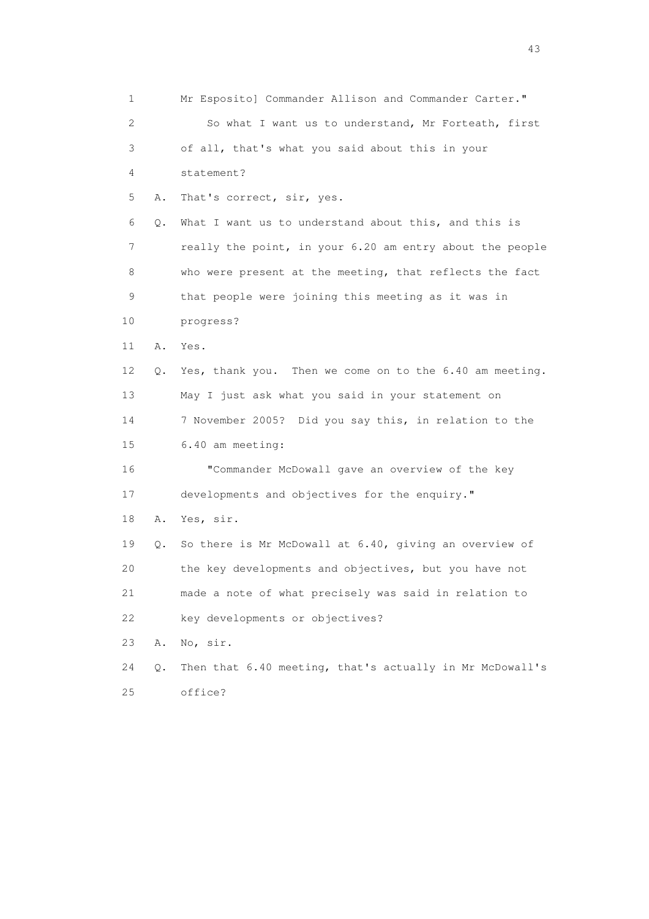1 Mr Esposito] Commander Allison and Commander Carter."

2 So what I want us to understand, Mr Forteath, first

3 of all, that's what you said about this in your

4 statement?

5 A. That's correct, sir, yes.

6 Q. What I want us to understand about this, and this is

7 really the point, in your 6.20 am entry about the people

8 who were present at the meeting, that reflects the fact

9 that people were joining this meeting as it was in

10 progress?

11 A. Yes.

12 Q. Yes, thank you. Then we come on to the 6.40 am meeting.

13 May I just ask what you said in your statement on

14 7 November 2005? Did you say this, in relation to the

15 6.40 am meeting:

16 "Commander McDowall gave an overview of the key

17 developments and objectives for the enquiry."

18 A. Yes, sir.

19 Q. So there is Mr McDowall at 6.40, giving an overview of

20 the key developments and objectives, but you have not

21 made a note of what precisely was said in relation to

22 key developments or objectives?

23 A. No, sir.

24 Q. Then that 6.40 meeting, that's actually in Mr McDowall's

25 office?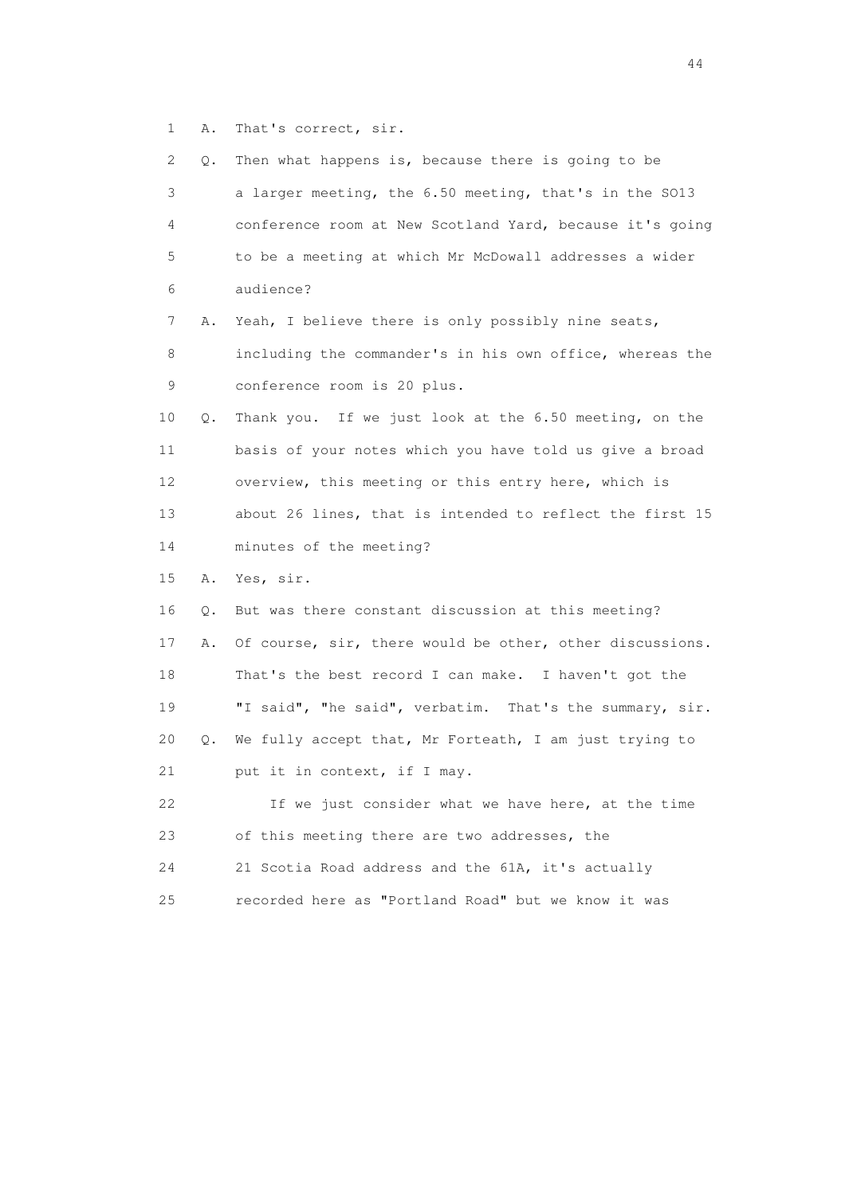1 A. That's correct, sir.

2 Q. Then what happens is, because there is going to be

3 a larger meeting, the 6.50 meeting, that's in the SO13

4 conference room at New Scotland Yard, because it's going

5 to be a meeting at which Mr McDowall addresses a wider

6 audience?

7 A. Yeah, I believe there is only possibly nine seats,

8 including the commander's in his own office, whereas the

9 conference room is 20 plus.

10 Q. Thank you. If we just look at the 6.50 meeting, on the

11 basis of your notes which you have told us give a broad

12 overview, this meeting or this entry here, which is

13 about 26 lines, that is intended to reflect the first 15

14 minutes of the meeting?

15 A. Yes, sir.

16 Q. But was there constant discussion at this meeting?

17 A. Of course, sir, there would be other, other discussions.

18 That's the best record I can make. I haven't got the

19 "I said", "he said", verbatim. That's the summary, sir.

20 Q. We fully accept that, Mr Forteath, I am just trying to

21 put it in context, if I may.

22 If we just consider what we have here, at the time

23 of this meeting there are two addresses, the

24 21 Scotia Road address and the 61A, it's actually

25 recorded here as "Portland Road" but we know it was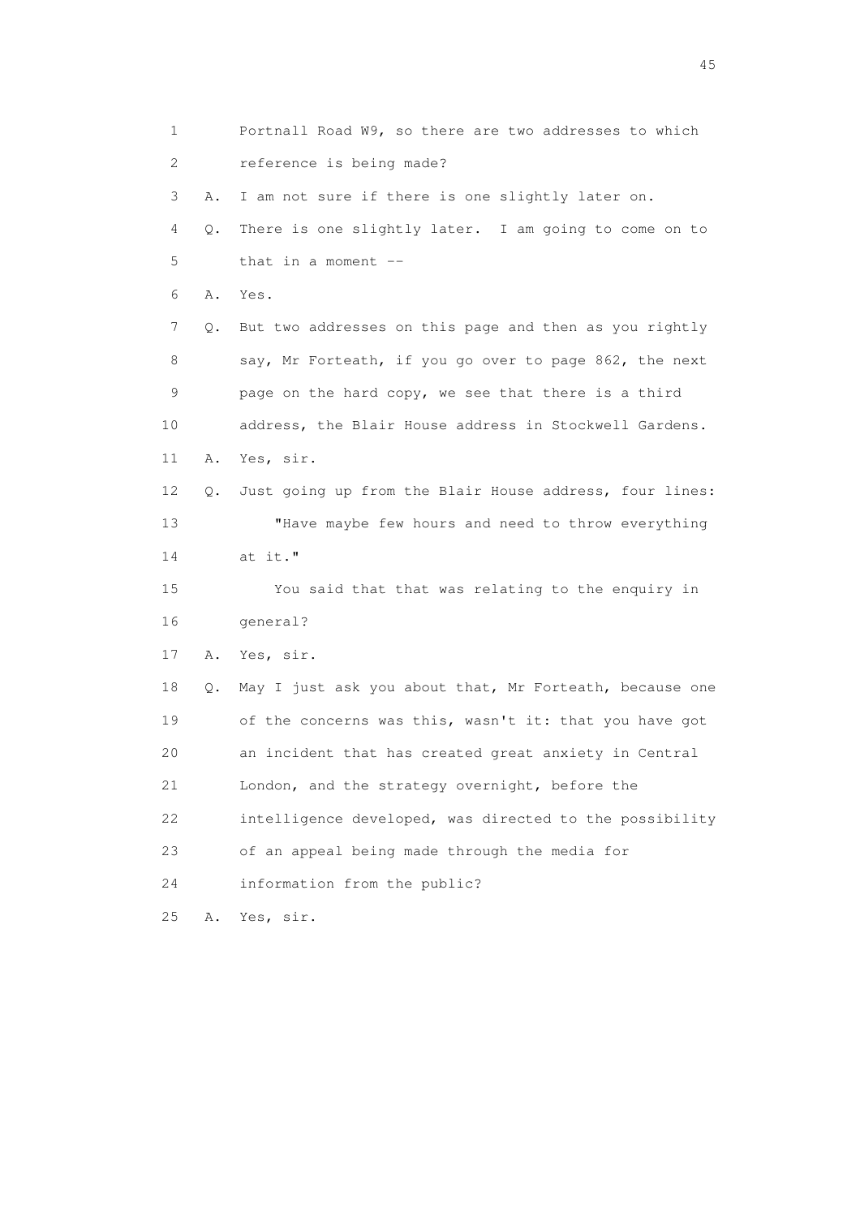1 Portnall Road W9, so there are two addresses to which
2 reference is being made?
3 A. I am not sure if there is one slightly later on.
4 Q. There is one slightly later. I am going to come on to
5 that in a moment --
6 A. Yes.
7 Q. But two addresses on this page and then as you rightly
8 say, Mr Forteath, if you go over to page 862, the next
9 page on the hard copy, we see that there is a third
10 address, the Blair House address in Stockwell Gardens.
11 A. Yes, sir.
12 Q. Just going up from the Blair House address, four lines:
13 "Have maybe few hours and need to throw everything
14 at it."
15 You said that that was relating to the enquiry in
16 general?
17 A. Yes, sir.
18 Q. May I just ask you about that, Mr Forteath, because one
19 of the concerns was this, wasn't it: that you have got
20 an incident that has created great anxiety in Central
21 London, and the strategy overnight, before the
22 intelligence developed, was directed to the possibility
23 of an appeal being made through the media for
24 information from the public?
25 A. Yes, sir.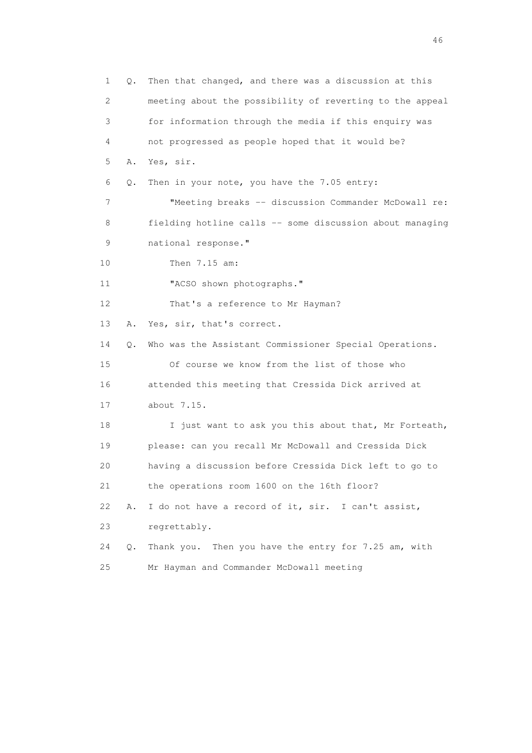1 Q. Then that changed, and there was a discussion at this
2 meeting about the possibility of reverting to the appeal
3 for information through the media if this enquiry was
4 not progressed as people hoped that it would be?
5 A. Yes, sir.
6 Q. Then in your note, you have the 7.05 entry:
7 "Meeting breaks -- discussion Commander McDowall re:
8 fielding hotline calls -- some discussion about managing
9 national response."
10 Then 7.15 am:
11 "ACSO shown photographs."
12 That's a reference to Mr Hayman?
13 A. Yes, sir, that's correct.
14 Q. Who was the Assistant Commissioner Special Operations.
15 Of course we know from the list of those who
16 attended this meeting that Cressida Dick arrived at
17 about 7.15.
18 I just want to ask you this about that, Mr Forteath,
19 please: can you recall Mr McDowall and Cressida Dick
20 having a discussion before Cressida Dick left to go to
21 the operations room 1600 on the 16th floor?
22 A. I do not have a record of it, sir. I can't assist,
23 regrettably.
24 Q. Thank you. Then you have the entry for 7.25 am, with
25 Mr Hayman and Commander McDowall meeting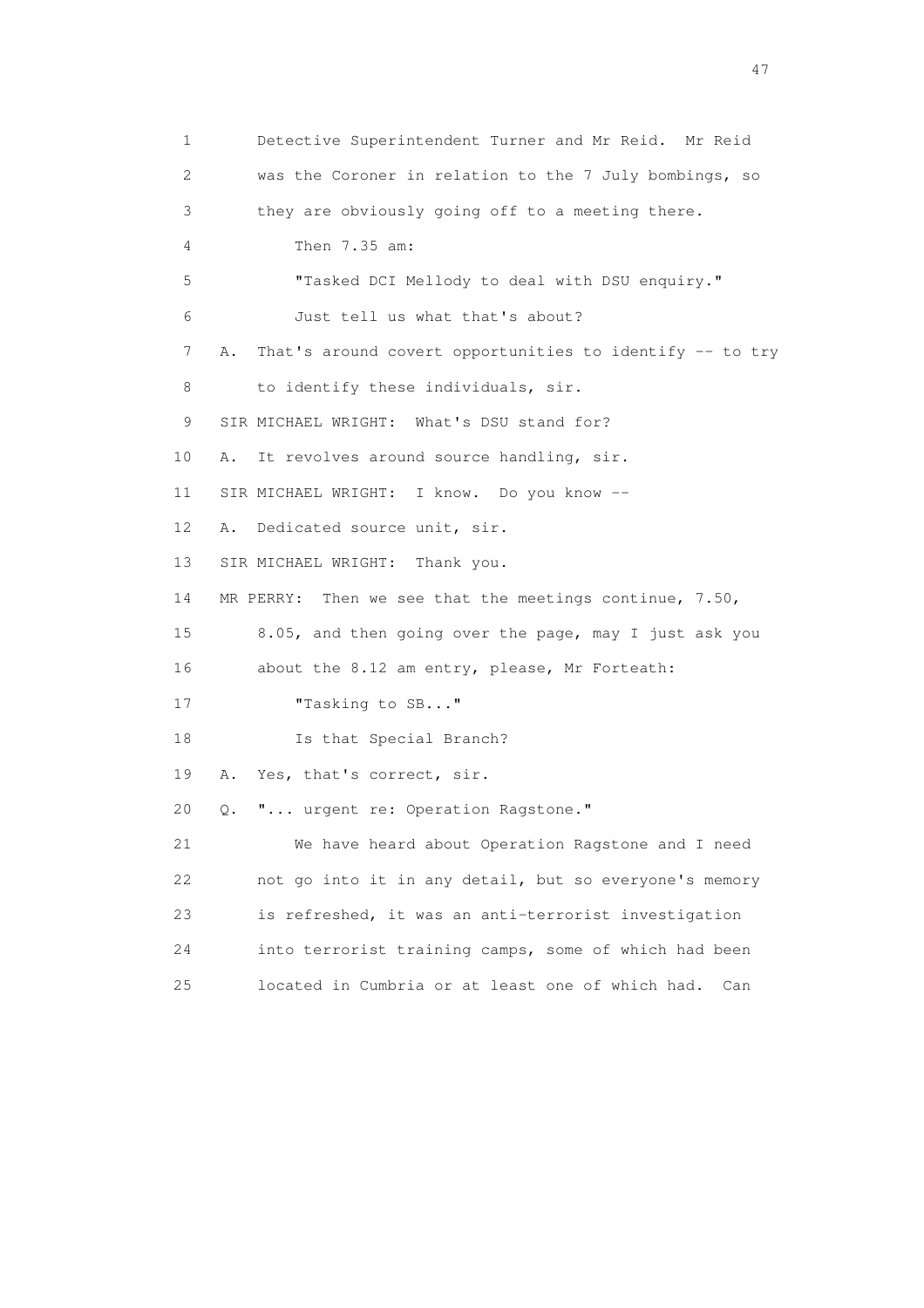1 Detective Superintendent Turner and Mr Reid. Mr Reid
2 was the Coroner in relation to the 7 July bombings, so
3 they are obviously going off to a meeting there.
4 Then 7.35 am:
5 "Tasked DCI Mellody to deal with DSU enquiry."
6 Just tell us what that's about?
7 A. That's around covert opportunities to identify -- to try
8 to identify these individuals, sir.
9 SIR MICHAEL WRIGHT: What's DSU stand for?
10 A. It revolves around source handling, sir.
11 SIR MICHAEL WRIGHT: I know. Do you know --
12 A. Dedicated source unit, sir.
13 SIR MICHAEL WRIGHT: Thank you.
14 MR PERRY: Then we see that the meetings continue, 7.50,
15 8.05, and then going over the page, may I just ask you
16 about the 8.12 am entry, please, Mr Forteath:
17 "Tasking to SB..."
18 Is that Special Branch?
19 A. Yes, that's correct, sir.
20 Q. "... urgent re: Operation Ragstone."
21 We have heard about Operation Ragstone and I need
22 not go into it in any detail, but so everyone's memory
23 is refreshed, it was an anti-terrorist investigation
24 into terrorist training camps, some of which had been
25 located in Cumbria or at least one of which had. Can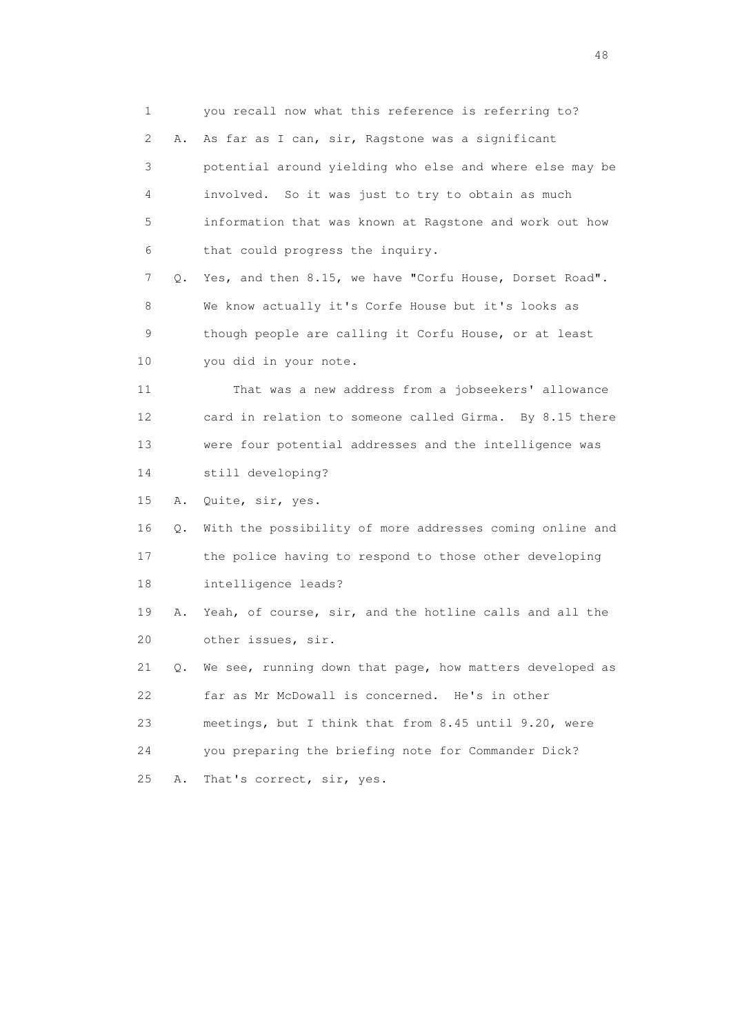1 you recall now what this reference is referring to?

2 A. As far as I can, sir, Ragstone was a significant

3 potential around yielding who else and where else may be

4 involved. So it was just to try to obtain as much

5 information that was known at Ragstone and work out how

6 that could progress the inquiry.

7 Q. Yes, and then 8.15, we have "Corfu House, Dorset Road".

8 We know actually it's Corfe House but it's looks as

9 though people are calling it Corfu House, or at least

10 you did in your note.

11 That was a new address from a jobseekers' allowance

12 card in relation to someone called Girma. By 8.15 there

13 were four potential addresses and the intelligence was

14 still developing?

15 A. Quite, sir, yes.

16 Q. With the possibility of more addresses coming online and

17 the police having to respond to those other developing

18 intelligence leads?

19 A. Yeah, of course, sir, and the hotline calls and all the

20 other issues, sir.

21 Q. We see, running down that page, how matters developed as

22 far as Mr McDowall is concerned. He's in other

23 meetings, but I think that from 8.45 until 9.20, were

24 you preparing the briefing note for Commander Dick?

25 A. That's correct, sir, yes.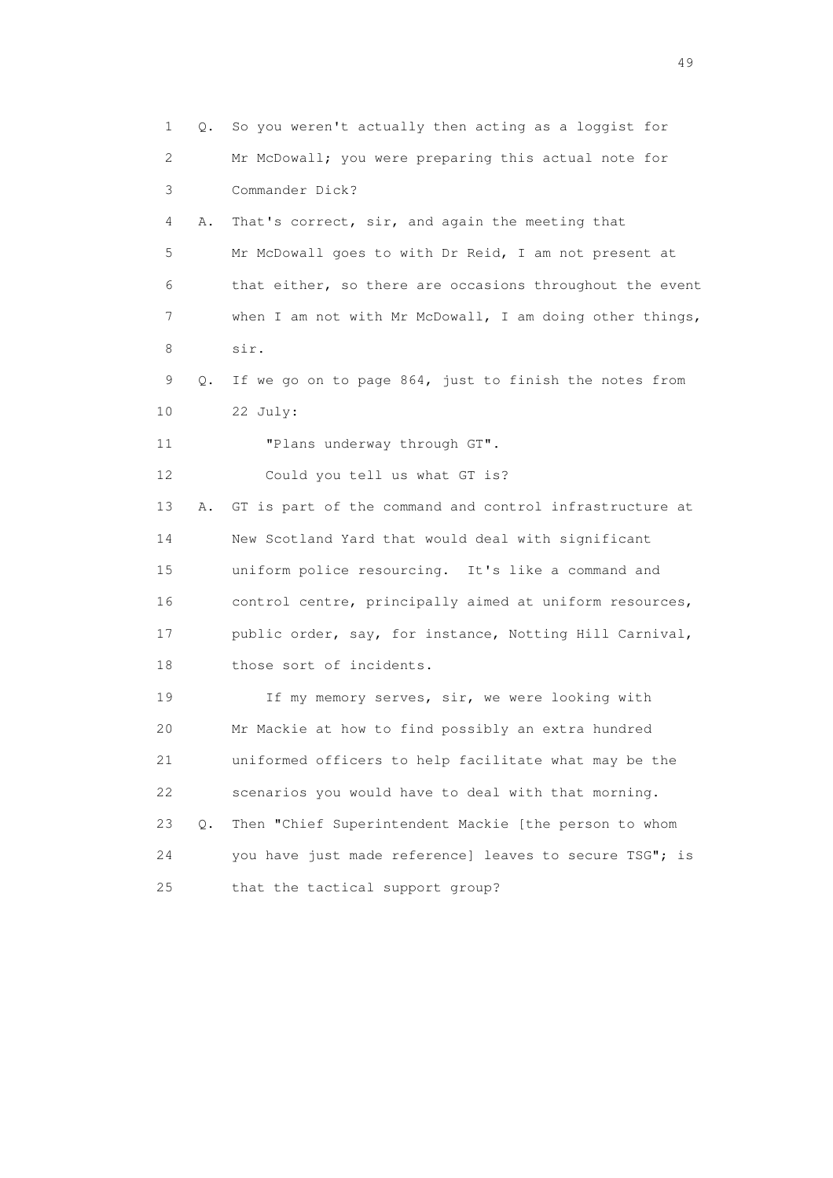1 Q. So you weren't actually then acting as a loggist for
2 Mr McDowall; you were preparing this actual note for
3 Commander Dick?
4 A. That's correct, sir, and again the meeting that
5 Mr McDowall goes to with Dr Reid, I am not present at
6 that either, so there are occasions throughout the event
7 when I am not with Mr McDowall, I am doing other things,
8 sir.
9 Q. If we go on to page 864, just to finish the notes from
10 22 July:
11 "Plans underway through GT".
12 Could you tell us what GT is?
13 A. GT is part of the command and control infrastructure at
14 New Scotland Yard that would deal with significant
15 uniform police resourcing. It's like a command and
16 control centre, principally aimed at uniform resources,
17 public order, say, for instance, Notting Hill Carnival,
18 those sort of incidents.
19 If my memory serves, sir, we were looking with
20 Mr Mackie at how to find possibly an extra hundred
21 uniformed officers to help facilitate what may be the
22 scenarios you would have to deal with that morning.
23 Q. Then "Chief Superintendent Mackie [the person to whom
24 you have just made reference] leaves to secure TSG"; is
25 that the tactical support group?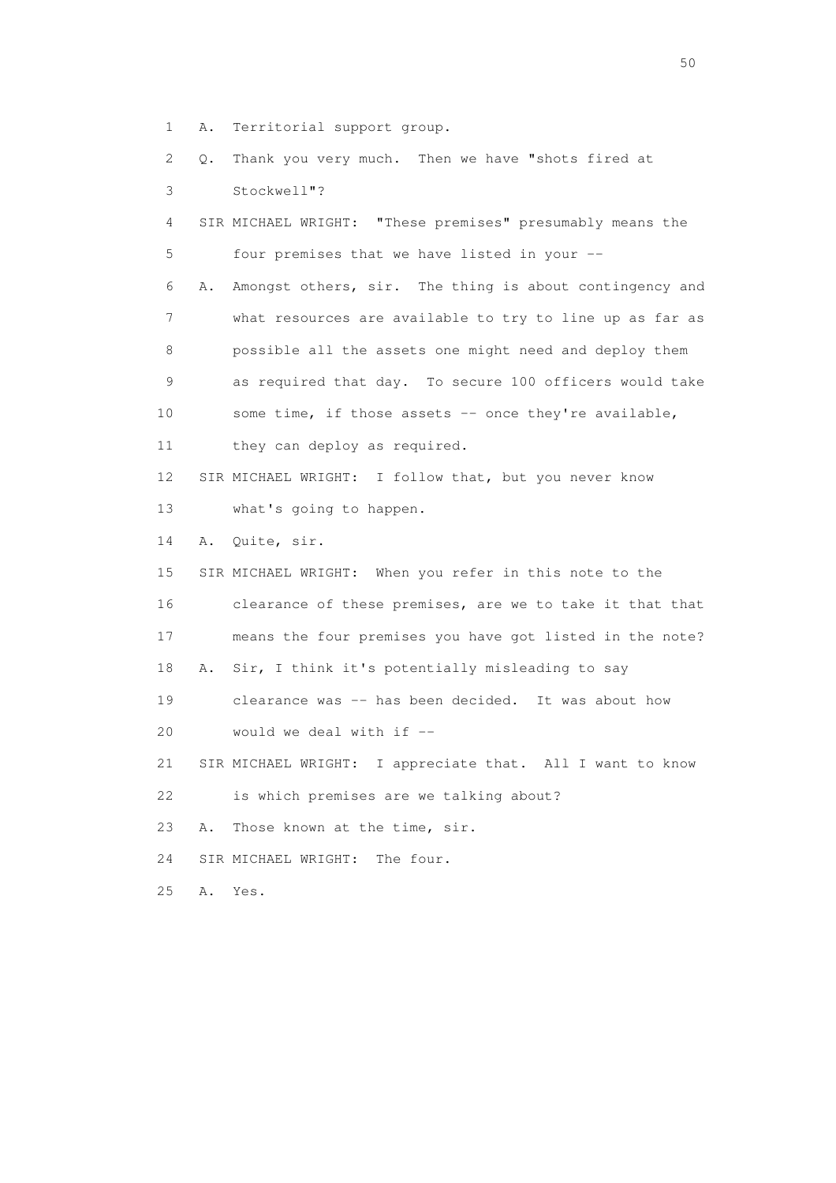1 A. Territorial support group.

2 Q. Thank you very much. Then we have "shots fired at

3 Stockwell"?

4 SIR MICHAEL WRIGHT: "These premises" presumably means the

5 four premises that we have listed in your --

6 A. Amongst others, sir. The thing is about contingency and

7 what resources are available to try to line up as far as

8 possible all the assets one might need and deploy them

9 as required that day. To secure 100 officers would take

10 some time, if those assets -- once they're available,

11 they can deploy as required.

12 SIR MICHAEL WRIGHT: I follow that, but you never know

13 what's going to happen.

14 A. Quite, sir.

15 SIR MICHAEL WRIGHT: When you refer in this note to the

16 clearance of these premises, are we to take it that that

17 means the four premises you have got listed in the note?

18 A. Sir, I think it's potentially misleading to say

19 clearance was -- has been decided. It was about how

20 would we deal with if --

21 SIR MICHAEL WRIGHT: I appreciate that. All I want to know

22 is which premises are we talking about?

23 A. Those known at the time, sir.

24 SIR MICHAEL WRIGHT: The four.

25 A. Yes.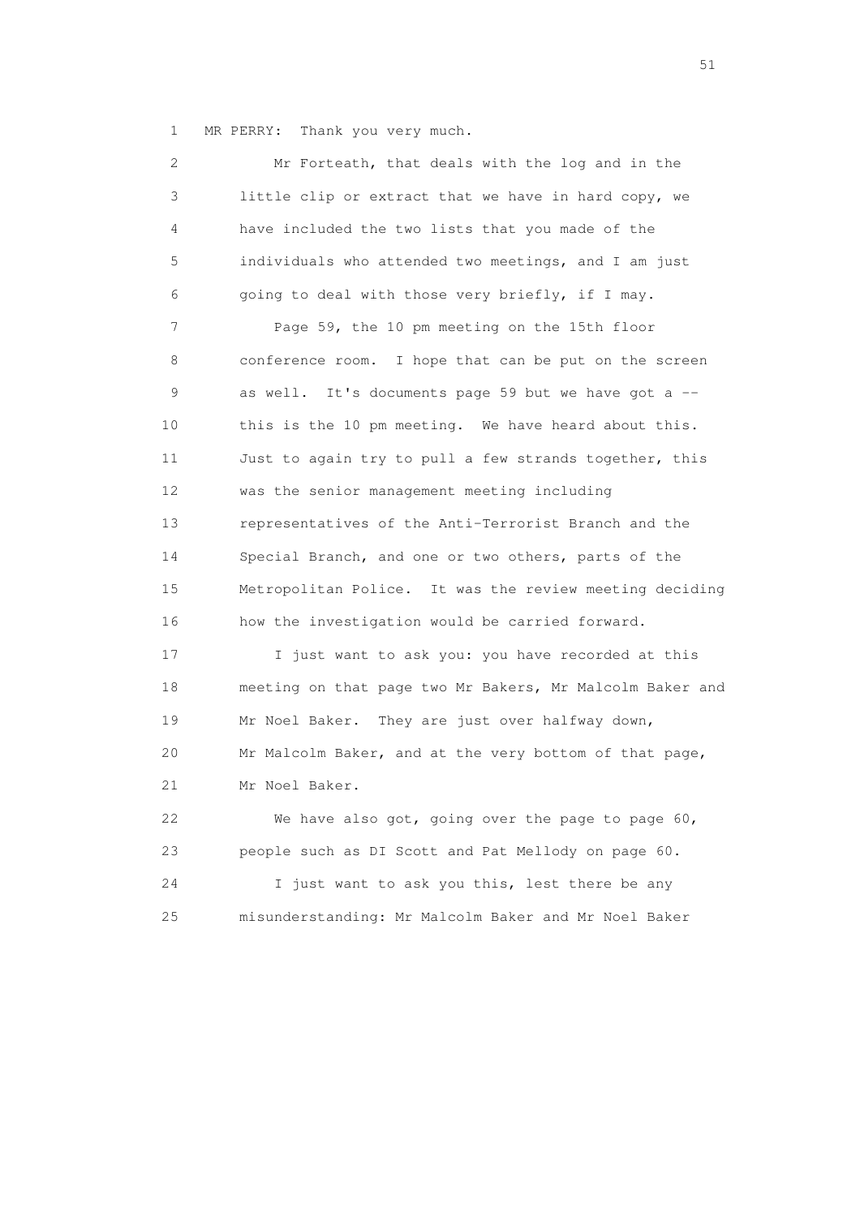1 MR PERRY: Thank you very much.

2 Mr Forteath, that deals with the log and in the

3 little clip or extract that we have in hard copy, we

4 have included the two lists that you made of the

5 individuals who attended two meetings, and I am just

6 going to deal with those very briefly, if I may.

7 Page 59, the 10 pm meeting on the 15th floor

8 conference room. I hope that can be put on the screen

9 as well. It's documents page 59 but we have got a --

10 this is the 10 pm meeting. We have heard about this.

11 Just to again try to pull a few strands together, this

12 was the senior management meeting including

13 representatives of the Anti-Terrorist Branch and the

14 Special Branch, and one or two others, parts of the

15 Metropolitan Police. It was the review meeting deciding

16 how the investigation would be carried forward.

17 I just want to ask you: you have recorded at this

18 meeting on that page two Mr Bakers, Mr Malcolm Baker and

19 Mr Noel Baker. They are just over halfway down,

20 Mr Malcolm Baker, and at the very bottom of that page,

21 Mr Noel Baker.

22 We have also got, going over the page to page 60,

23 people such as DI Scott and Pat Mellody on page 60.

24 I just want to ask you this, lest there be any

25 misunderstanding: Mr Malcolm Baker and Mr Noel Baker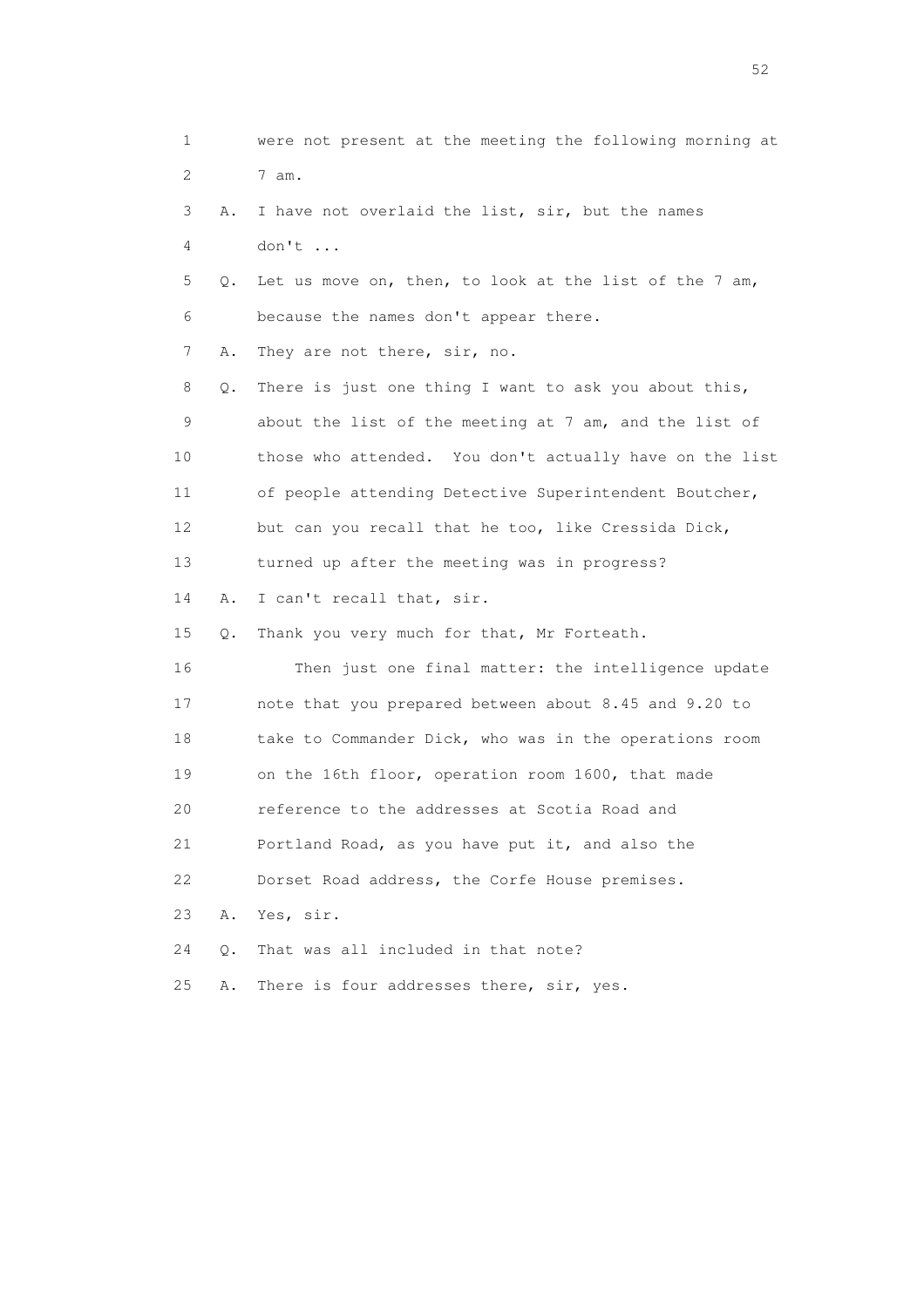1 were not present at the meeting the following morning at
2 7 am.

3 A. I have not overlaid the list, sir, but the names
4 don't ...

5 Q. Let us move on, then, to look at the list of the 7 am,
6 because the names don't appear there.

7 A. They are not there, sir, no.

8 Q. There is just one thing I want to ask you about this,
9 about the list of the meeting at 7 am, and the list of
10 those who attended. You don't actually have on the list
11 of people attending Detective Superintendent Boutcher,
12 but can you recall that he too, like Cressida Dick,
13 turned up after the meeting was in progress?

14 A. I can't recall that, sir.

15 Q. Thank you very much for that, Mr Forteath.

16 Then just one final matter: the intelligence update
17 note that you prepared between about 8.45 and 9.20 to
18 take to Commander Dick, who was in the operations room
19 on the 16th floor, operation room 1600, that made
20 reference to the addresses at Scotia Road and
21 Portland Road, as you have put it, and also the
22 Dorset Road address, the Corfe House premises.

23 A. Yes, sir.

24 Q. That was all included in that note?

25 A. There is four addresses there, sir, yes.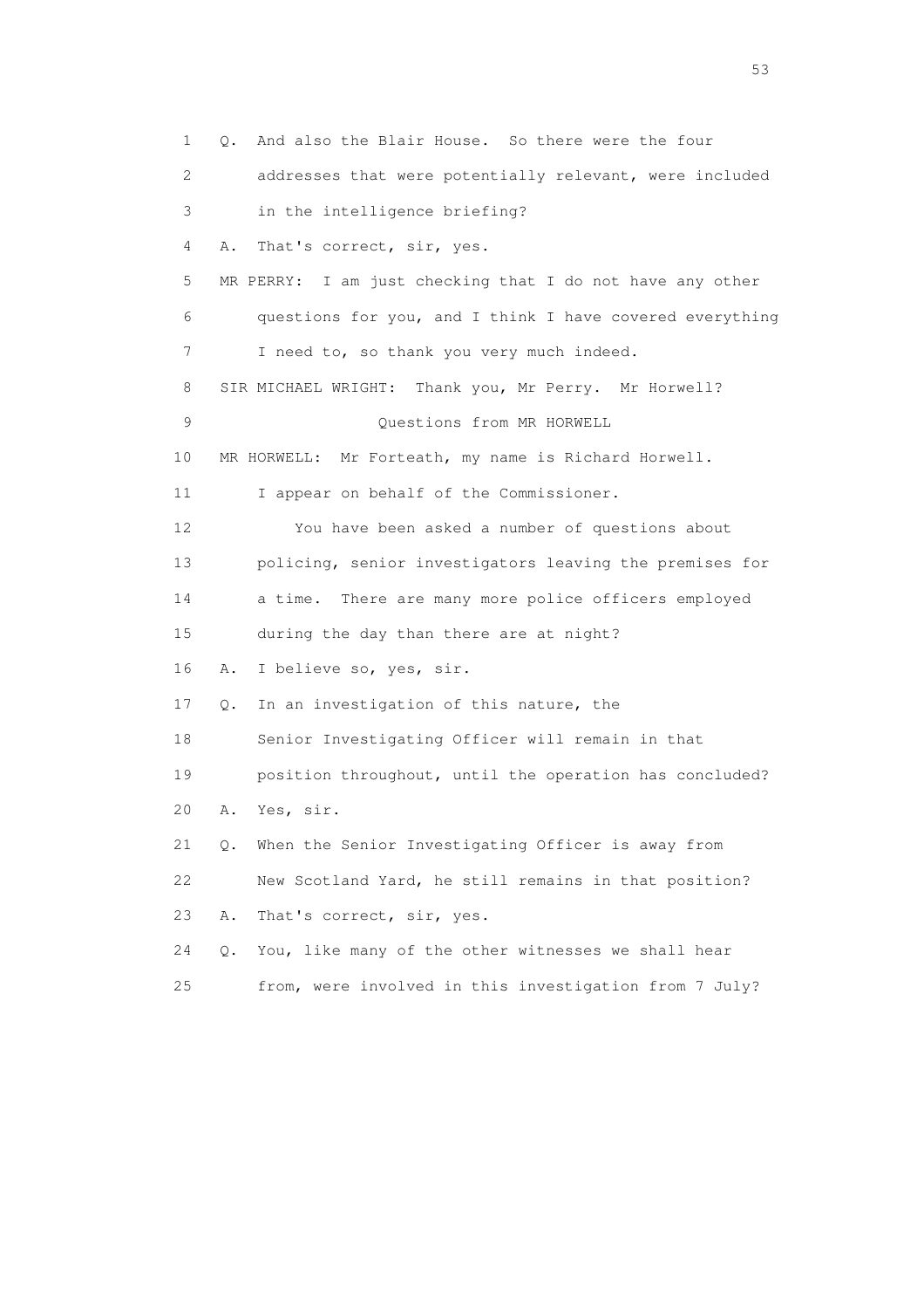1 Q. And also the Blair House. So there were the four
2 addresses that were potentially relevant, were included
3 in the intelligence briefing?
4 A. That's correct, sir, yes.
5 MR PERRY: I am just checking that I do not have any other
6 questions for you, and I think I have covered everything
7 I need to, so thank you very much indeed.
8 SIR MICHAEL WRIGHT: Thank you, Mr Perry. Mr Horwell?
9 Questions from MR HORWELL
10 MR HORWELL: Mr Forteath, my name is Richard Horwell.
11 I appear on behalf of the Commissioner.
12 You have been asked a number of questions about
13 policing, senior investigators leaving the premises for
14 a time. There are many more police officers employed
15 during the day than there are at night?
16 A. I believe so, yes, sir.
17 Q. In an investigation of this nature, the
18 Senior Investigating Officer will remain in that
19 position throughout, until the operation has concluded?
20 A. Yes, sir.
21 Q. When the Senior Investigating Officer is away from
22 New Scotland Yard, he still remains in that position?
23 A. That's correct, sir, yes.
24 Q. You, like many of the other witnesses we shall hear
25 from, were involved in this investigation from 7 July?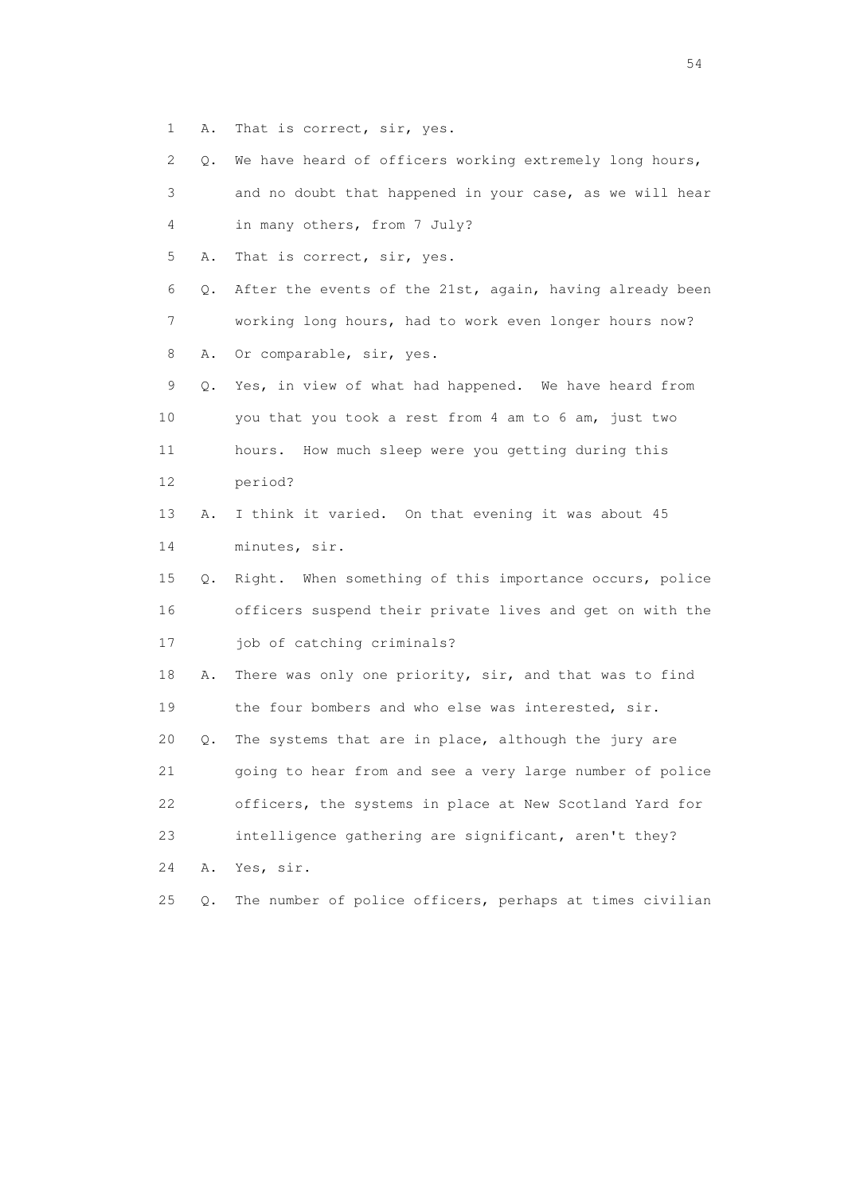1 A. That is correct, sir, yes.

2 Q. We have heard of officers working extremely long hours,

3 and no doubt that happened in your case, as we will hear

4 in many others, from 7 July?

5 A. That is correct, sir, yes.

6 Q. After the events of the 21st, again, having already been

7 working long hours, had to work even longer hours now?

8 A. Or comparable, sir, yes.

9 Q. Yes, in view of what had happened. We have heard from

10 you that you took a rest from 4 am to 6 am, just two

11 hours. How much sleep were you getting during this

12 period?

13 A. I think it varied. On that evening it was about 45

14 minutes, sir.

15 Q. Right. When something of this importance occurs, police

16 officers suspend their private lives and get on with the

17 job of catching criminals?

18 A. There was only one priority, sir, and that was to find

19 the four bombers and who else was interested, sir.

20 Q. The systems that are in place, although the jury are

21 going to hear from and see a very large number of police

22 officers, the systems in place at New Scotland Yard for

23 intelligence gathering are significant, aren't they?

24 A. Yes, sir.

25 Q. The number of police officers, perhaps at times civilian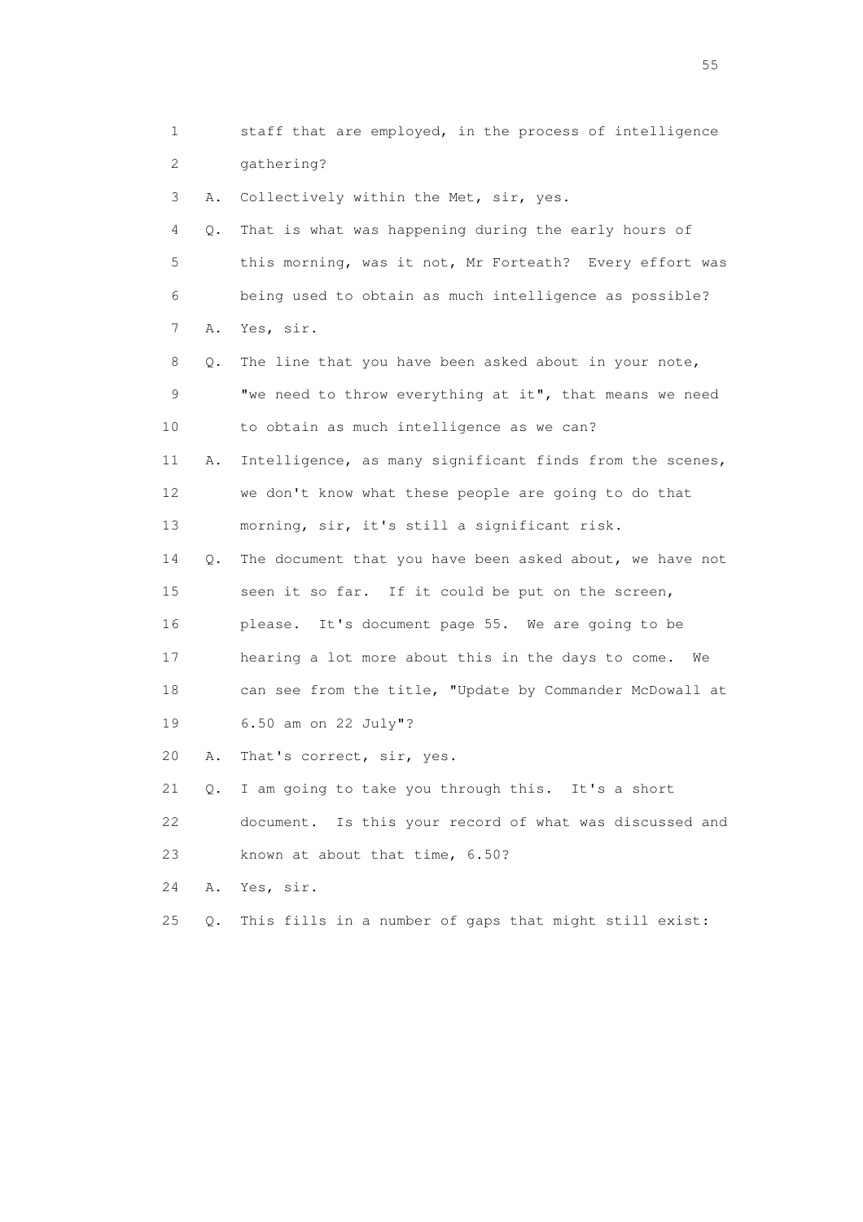1 staff that are employed, in the process of intelligence
2 gathering?

3 A. Collectively within the Met, sir, yes.

4 Q. That is what was happening during the early hours of
5 this morning, was it not, Mr Forteath? Every effort was
6 being used to obtain as much intelligence as possible?

7 A. Yes, sir.

8 Q. The line that you have been asked about in your note,
9 "we need to throw everything at it", that means we need
10 to obtain as much intelligence as we can?

11 A. Intelligence, as many significant finds from the scenes,
12 we don't know what these people are going to do that
13 morning, sir, it's still a significant risk.

14 Q. The document that you have been asked about, we have not
15 seen it so far. If it could be put on the screen,
16 please. It's document page 55. We are going to be
17 hearing a lot more about this in the days to come. We
18 can see from the title, "Update by Commander McDowall at
19 6.50 am on 22 July"?

20 A. That's correct, sir, yes.

21 Q. I am going to take you through this. It's a short
22 document. Is this your record of what was discussed and
23 known at about that time, 6.50?

24 A. Yes, sir.

25 Q. This fills in a number of gaps that might still exist: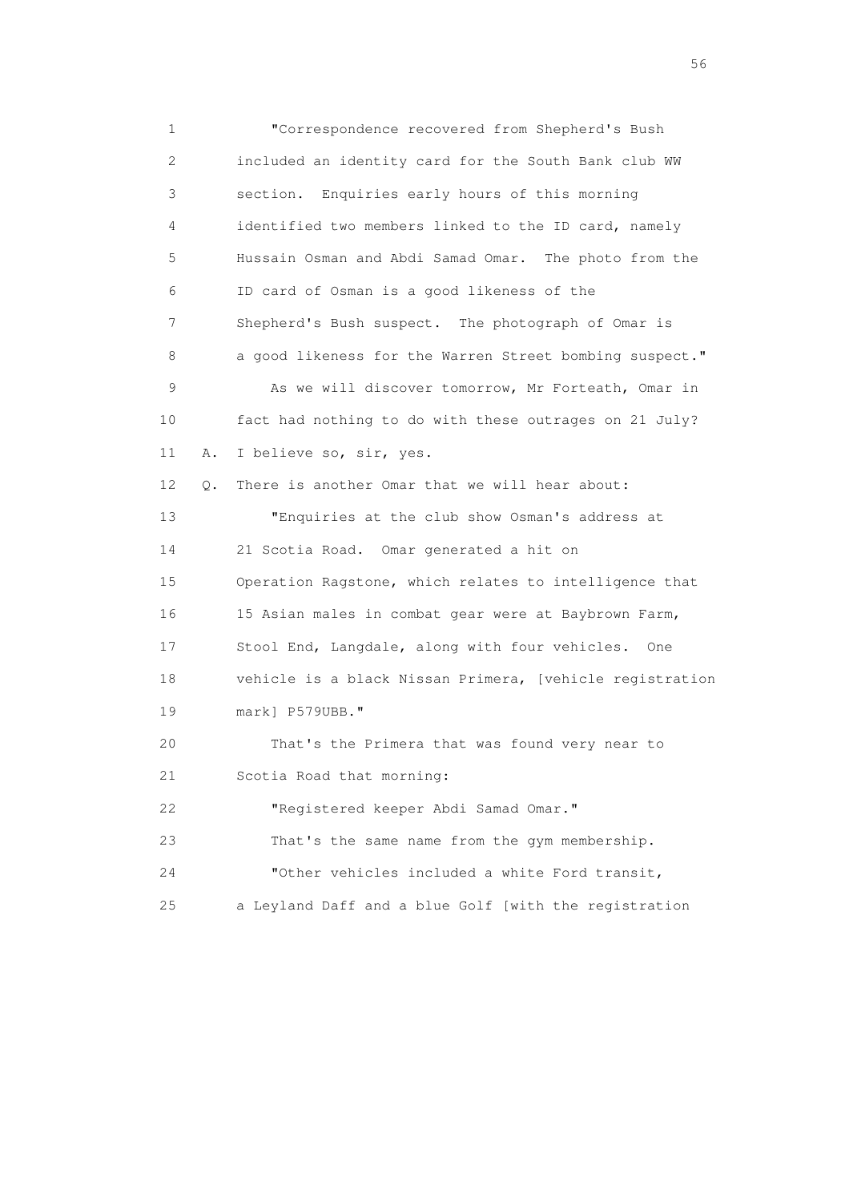1 "Correspondence recovered from Shepherd's Bush
2 included an identity card for the South Bank club WW
3 section. Enquiries early hours of this morning
4 identified two members linked to the ID card, namely
5 Hussain Osman and Abdi Samad Omar. The photo from the
6 ID card of Osman is a good likeness of the
7 Shepherd's Bush suspect. The photograph of Omar is
8 a good likeness for the Warren Street bombing suspect."
9 As we will discover tomorrow, Mr Forteath, Omar in
10 fact had nothing to do with these outrages on 21 July?
11 A. I believe so, sir, yes.
12 Q. There is another Omar that we will hear about:
13 "Enquiries at the club show Osman's address at
14 21 Scotia Road. Omar generated a hit on
15 Operation Ragstone, which relates to intelligence that
16 15 Asian males in combat gear were at Baybrown Farm,
17 Stool End, Langdale, along with four vehicles. One
18 vehicle is a black Nissan Primera, [vehicle registration
19 mark] P579UBB."
20 That's the Primera that was found very near to
21 Scotia Road that morning:
22 "Registered keeper Abdi Samad Omar."
23 That's the same name from the gym membership.
24 "Other vehicles included a white Ford transit,
25 a Leyland Daff and a blue Golf [with the registration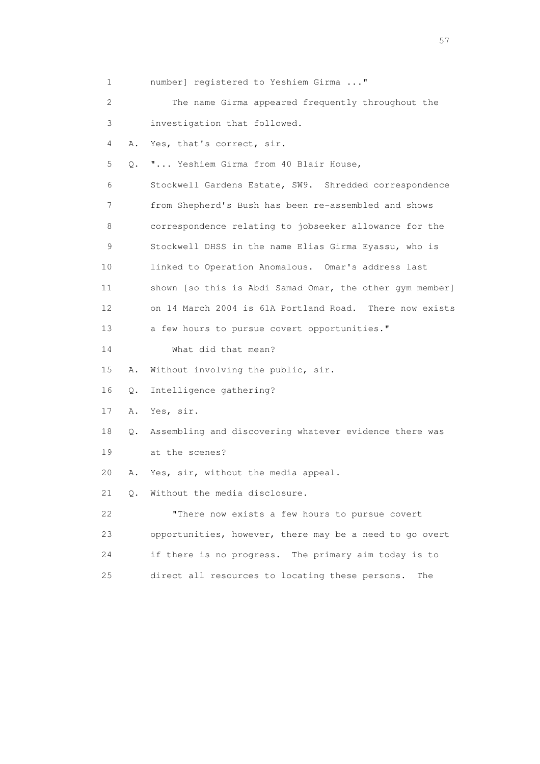1 number] registered to Yeshiem Girma ..."

2 The name Girma appeared frequently throughout the

3 investigation that followed.

4 A. Yes, that's correct, sir.

5 Q. "... Yeshiem Girma from 40 Blair House,

6 Stockwell Gardens Estate, SW9. Shredded correspondence

7 from Shepherd's Bush has been re-assembled and shows

8 correspondence relating to jobseeker allowance for the

9 Stockwell DHSS in the name Elias Girma Eyassu, who is

10 linked to Operation Anomalous. Omar's address last

11 shown [so this is Abdi Samad Omar, the other gym member]

12 on 14 March 2004 is 61A Portland Road. There now exists

13 a few hours to pursue covert opportunities."

14 What did that mean?

15 A. Without involving the public, sir.

16 Q. Intelligence gathering?

17 A. Yes, sir.

18 Q. Assembling and discovering whatever evidence there was

19 at the scenes?

20 A. Yes, sir, without the media appeal.

21 Q. Without the media disclosure.

22 "There now exists a few hours to pursue covert

23 opportunities, however, there may be a need to go overt

24 if there is no progress. The primary aim today is to

25 direct all resources to locating these persons. The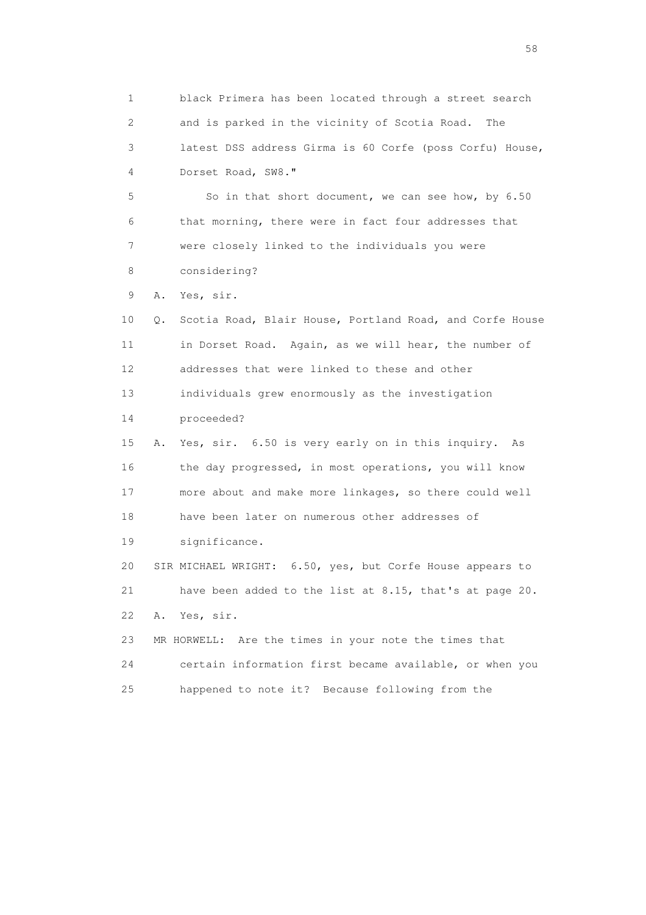1 black Primera has been located through a street search
2 and is parked in the vicinity of Scotia Road. The
3 latest DSS address Girma is 60 Corfe (poss Corfu) House,
4 Dorset Road, SW8."

5 So in that short document, we can see how, by 6.50
6 that morning, there were in fact four addresses that
7 were closely linked to the individuals you were
8 considering?

9 A. Yes, sir.

10 Q. Scotia Road, Blair House, Portland Road, and Corfe House
11 in Dorset Road. Again, as we will hear, the number of
12 addresses that were linked to these and other
13 individuals grew enormously as the investigation
14 proceeded?

15 A. Yes, sir. 6.50 is very early on in this inquiry. As
16 the day progressed, in most operations, you will know
17 more about and make more linkages, so there could well
18 have been later on numerous other addresses of
19 significance.

20 SIR MICHAEL WRIGHT: 6.50, yes, but Corfe House appears to
21 have been added to the list at 8.15, that's at page 20.

22 A. Yes, sir.

23 MR HORWELL: Are the times in your note the times that
24 certain information first became available, or when you
25 happened to note it? Because following from the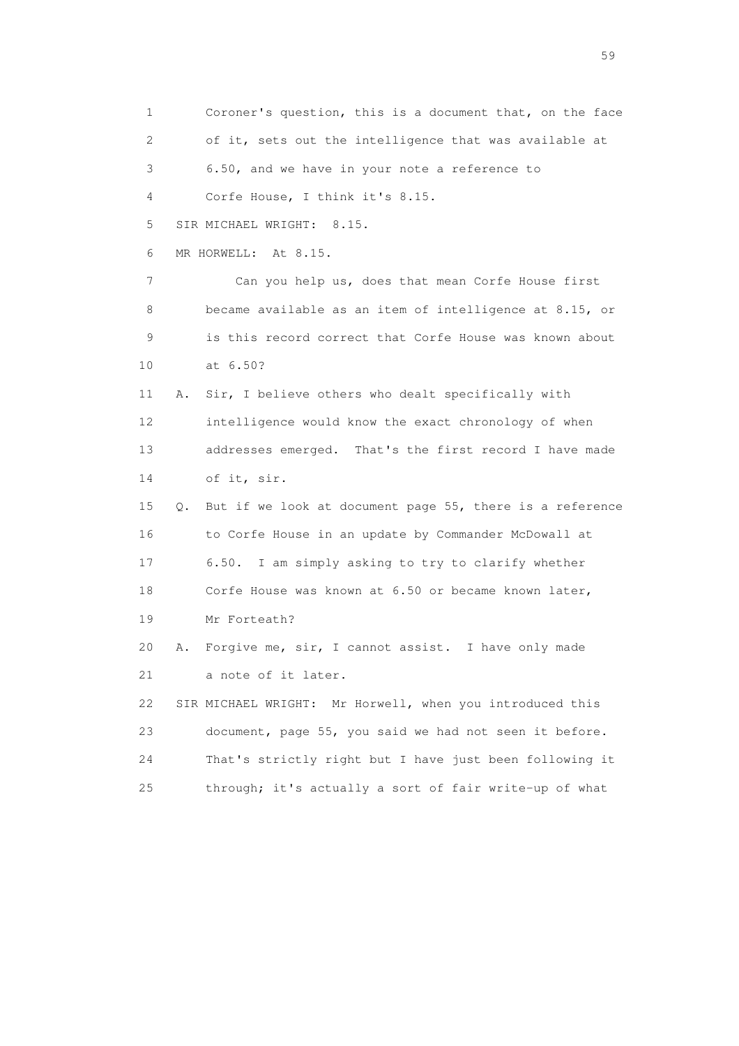1 Coroner's question, this is a document that, on the face
2 of it, sets out the intelligence that was available at
3 6.50, and we have in your note a reference to
4 Corfe House, I think it's 8.15.
5 SIR MICHAEL WRIGHT: 8.15.
6 MR HORWELL: At 8.15.
7 Can you help us, does that mean Corfe House first
8 became available as an item of intelligence at 8.15, or
9 is this record correct that Corfe House was known about
10 at 6.50?
11 A. Sir, I believe others who dealt specifically with
12 intelligence would know the exact chronology of when
13 addresses emerged. That's the first record I have made
14 of it, sir.
15 Q. But if we look at document page 55, there is a reference
16 to Corfe House in an update by Commander McDowall at
17 6.50. I am simply asking to try to clarify whether
18 Corfe House was known at 6.50 or became known later,
19 Mr Forteath?
20 A. Forgive me, sir, I cannot assist. I have only made
21 a note of it later.
22 SIR MICHAEL WRIGHT: Mr Horwell, when you introduced this
23 document, page 55, you said we had not seen it before.
24 That's strictly right but I have just been following it
25 through; it's actually a sort of fair write-up of what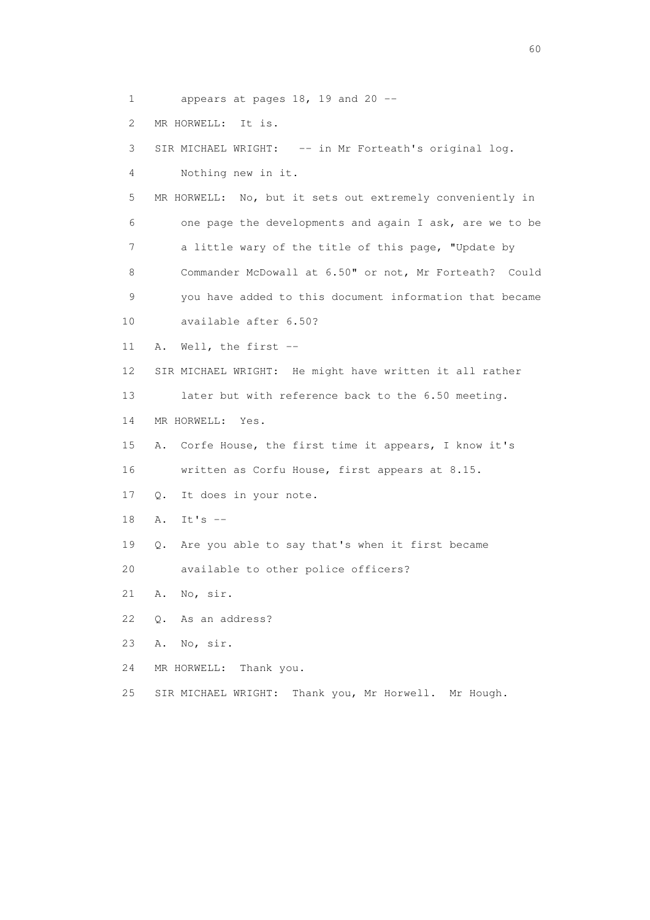1 appears at pages 18, 19 and 20 --

2 MR HORWELL: It is.

3 SIR MICHAEL WRIGHT: -- in Mr Forteath's original log.

4 Nothing new in it.

5 MR HORWELL: No, but it sets out extremely conveniently in

6 one page the developments and again I ask, are we to be

7 a little wary of the title of this page, "Update by

8 Commander McDowall at 6.50" or not, Mr Forteath? Could

9 you have added to this document information that became

10 available after 6.50?

11 A. Well, the first --

12 SIR MICHAEL WRIGHT: He might have written it all rather

13 later but with reference back to the 6.50 meeting.

14 MR HORWELL: Yes.

15 A. Corfe House, the first time it appears, I know it's

16 written as Corfu House, first appears at 8.15.

17 Q. It does in your note.

18 A. It's --

19 Q. Are you able to say that's when it first became

20 available to other police officers?

21 A. No, sir.

22 Q. As an address?

23 A. No, sir.

24 MR HORWELL: Thank you.

25 SIR MICHAEL WRIGHT: Thank you, Mr Horwell. Mr Hough.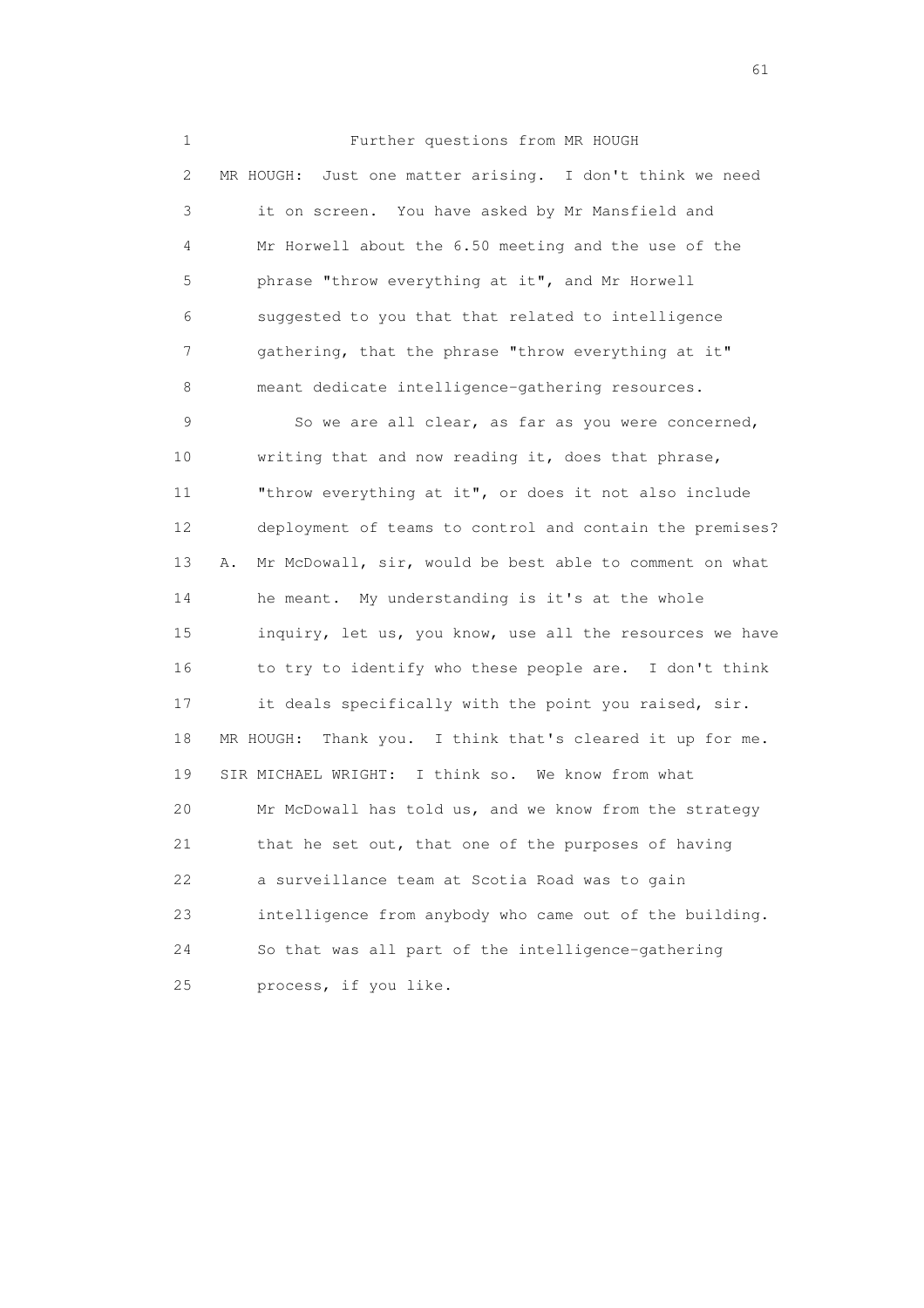Further questions from MR HOUGH

MR HOUGH: Just one matter arising. I don't think we need it on screen. You have asked by Mr Mansfield and Mr Horwell about the 6.50 meeting and the use of the phrase "throw everything at it", and Mr Horwell suggested to you that that related to intelligence gathering, that the phrase "throw everything at it" meant dedicate intelligence-gathering resources.

So we are all clear, as far as you were concerned, writing that and now reading it, does that phrase, "throw everything at it", or does it not also include deployment of teams to control and contain the premises?

A. Mr McDowall, sir, would be best able to comment on what he meant. My understanding is it's at the whole inquiry, let us, you know, use all the resources we have to try to identify who these people are. I don't think it deals specifically with the point you raised, sir.

MR HOUGH: Thank you. I think that's cleared it up for me.

SIR MICHAEL WRIGHT: I think so. We know from what Mr McDowall has told us, and we know from the strategy that he set out, that one of the purposes of having a surveillance team at Scotia Road was to gain intelligence from anybody who came out of the building. So that was all part of the intelligence-gathering process, if you like.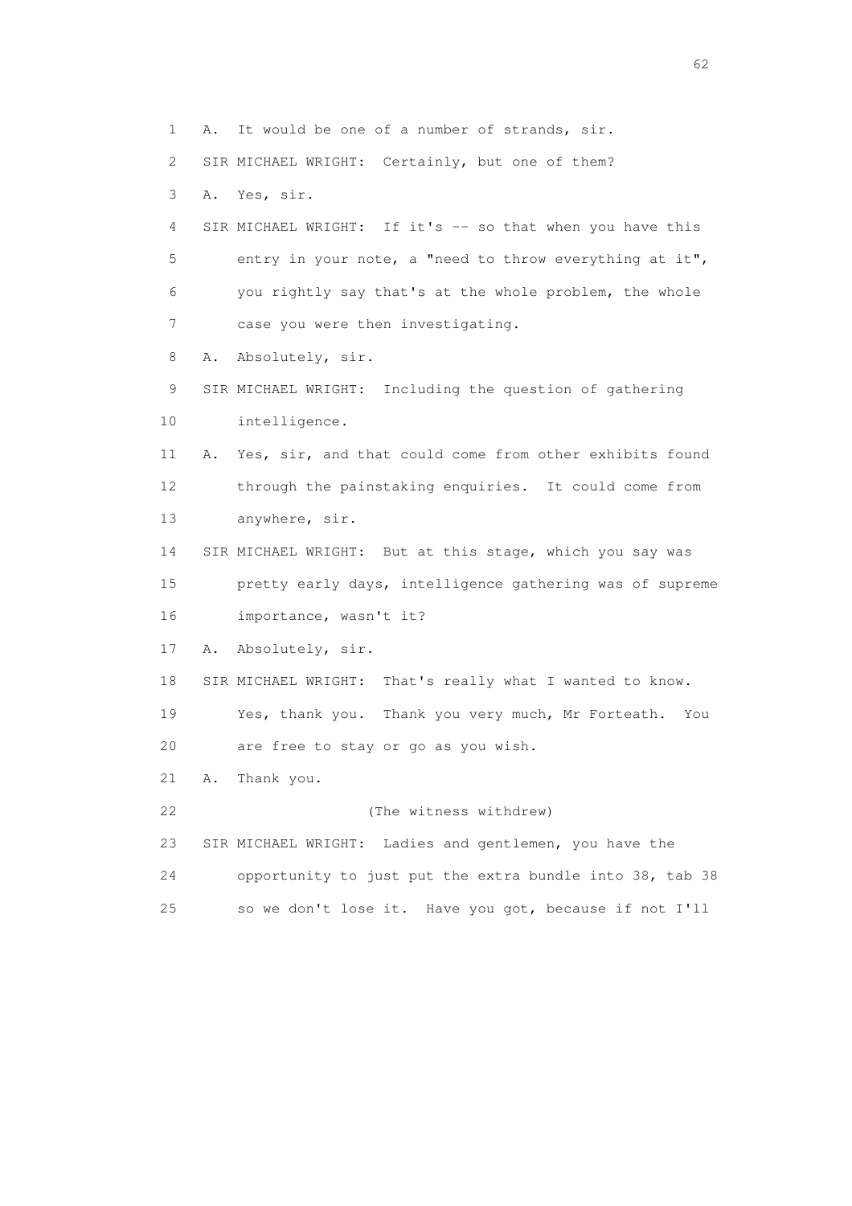1 A. It would be one of a number of strands, sir.

2 SIR MICHAEL WRIGHT: Certainly, but one of them?

3 A. Yes, sir.

4 SIR MICHAEL WRIGHT: If it's -- so that when you have this

5 entry in your note, a "need to throw everything at it",

6 you rightly say that's at the whole problem, the whole

7 case you were then investigating.

8 A. Absolutely, sir.

9 SIR MICHAEL WRIGHT: Including the question of gathering

10 intelligence.

11 A. Yes, sir, and that could come from other exhibits found

12 through the painstaking enquiries. It could come from

13 anywhere, sir.

14 SIR MICHAEL WRIGHT: But at this stage, which you say was

15 pretty early days, intelligence gathering was of supreme

16 importance, wasn't it?

17 A. Absolutely, sir.

18 SIR MICHAEL WRIGHT: That's really what I wanted to know.

19 Yes, thank you. Thank you very much, Mr Forteath. You

20 are free to stay or go as you wish.

21 A. Thank you.

22 (The witness withdrew)

23 SIR MICHAEL WRIGHT: Ladies and gentlemen, you have the

24 opportunity to just put the extra bundle into 38, tab 38

25 so we don't lose it. Have you got, because if not I'll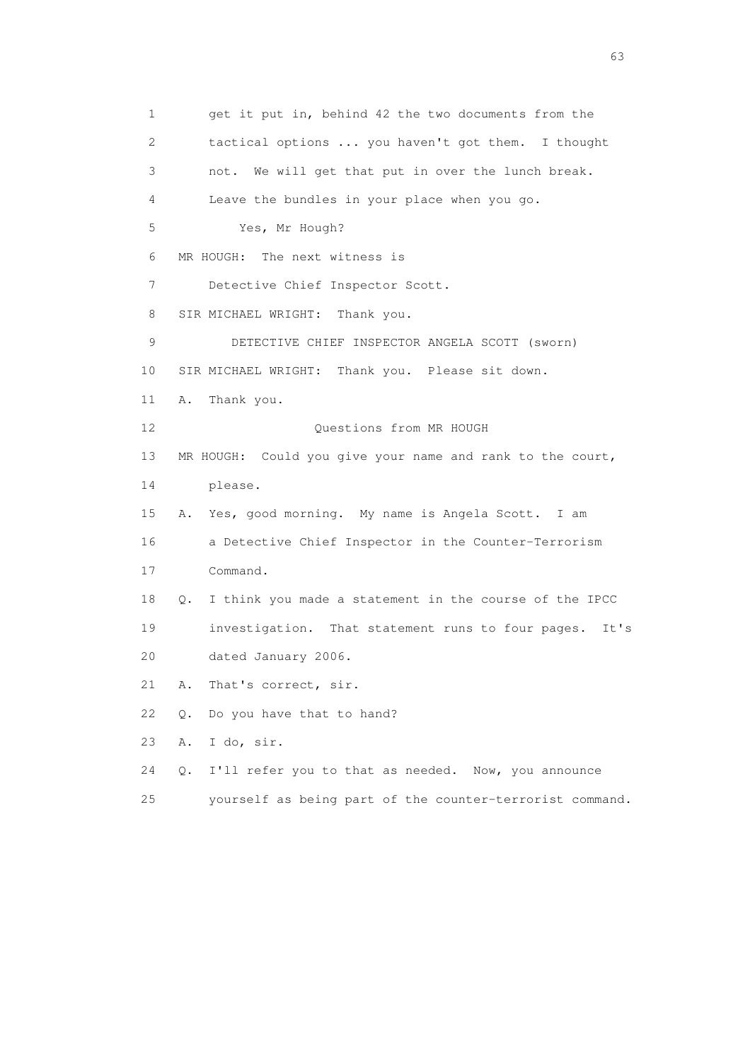1 get it put in, behind 42 the two documents from the
2 tactical options ... you haven't got them. I thought
3 not. We will get that put in over the lunch break.
4 Leave the bundles in your place when you go.
5 Yes, Mr Hough?
6 MR HOUGH: The next witness is
7 Detective Chief Inspector Scott.
8 SIR MICHAEL WRIGHT: Thank you.
9 DETECTIVE CHIEF INSPECTOR ANGELA SCOTT (sworn)
10 SIR MICHAEL WRIGHT: Thank you. Please sit down.
11 A. Thank you.
12 Questions from MR HOUGH
13 MR HOUGH: Could you give your name and rank to the court,
14 please.
15 A. Yes, good morning. My name is Angela Scott. I am
16 a Detective Chief Inspector in the Counter-Terrorism
17 Command.
18 Q. I think you made a statement in the course of the IPCC
19 investigation. That statement runs to four pages. It's
20 dated January 2006.
21 A. That's correct, sir.
22 Q. Do you have that to hand?
23 A. I do, sir.
24 Q. I'll refer you to that as needed. Now, you announce
25 yourself as being part of the counter-terrorist command.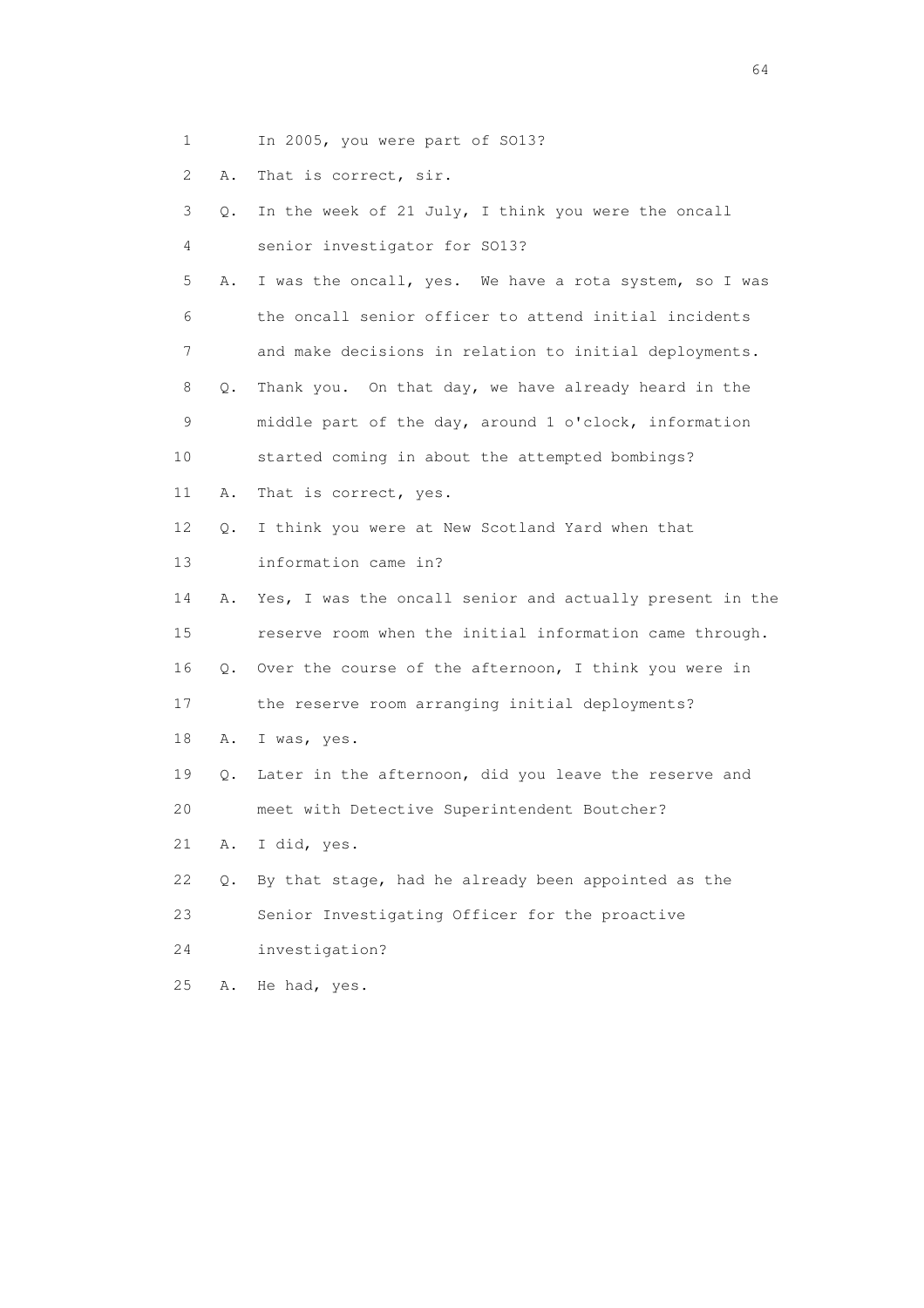1 In 2005, you were part of SO13?

2 A. That is correct, sir.

3 Q. In the week of 21 July, I think you were the oncall

4 senior investigator for SO13?

5 A. I was the oncall, yes. We have a rota system, so I was

6 the oncall senior officer to attend initial incidents

7 and make decisions in relation to initial deployments.

8 Q. Thank you. On that day, we have already heard in the

9 middle part of the day, around 1 o'clock, information

10 started coming in about the attempted bombings?

11 A. That is correct, yes.

12 Q. I think you were at New Scotland Yard when that

13 information came in?

14 A. Yes, I was the oncall senior and actually present in the

15 reserve room when the initial information came through.

16 Q. Over the course of the afternoon, I think you were in

17 the reserve room arranging initial deployments?

18 A. I was, yes.

19 Q. Later in the afternoon, did you leave the reserve and

20 meet with Detective Superintendent Boutcher?

21 A. I did, yes.

22 Q. By that stage, had he already been appointed as the

23 Senior Investigating Officer for the proactive

24 investigation?

25 A. He had, yes.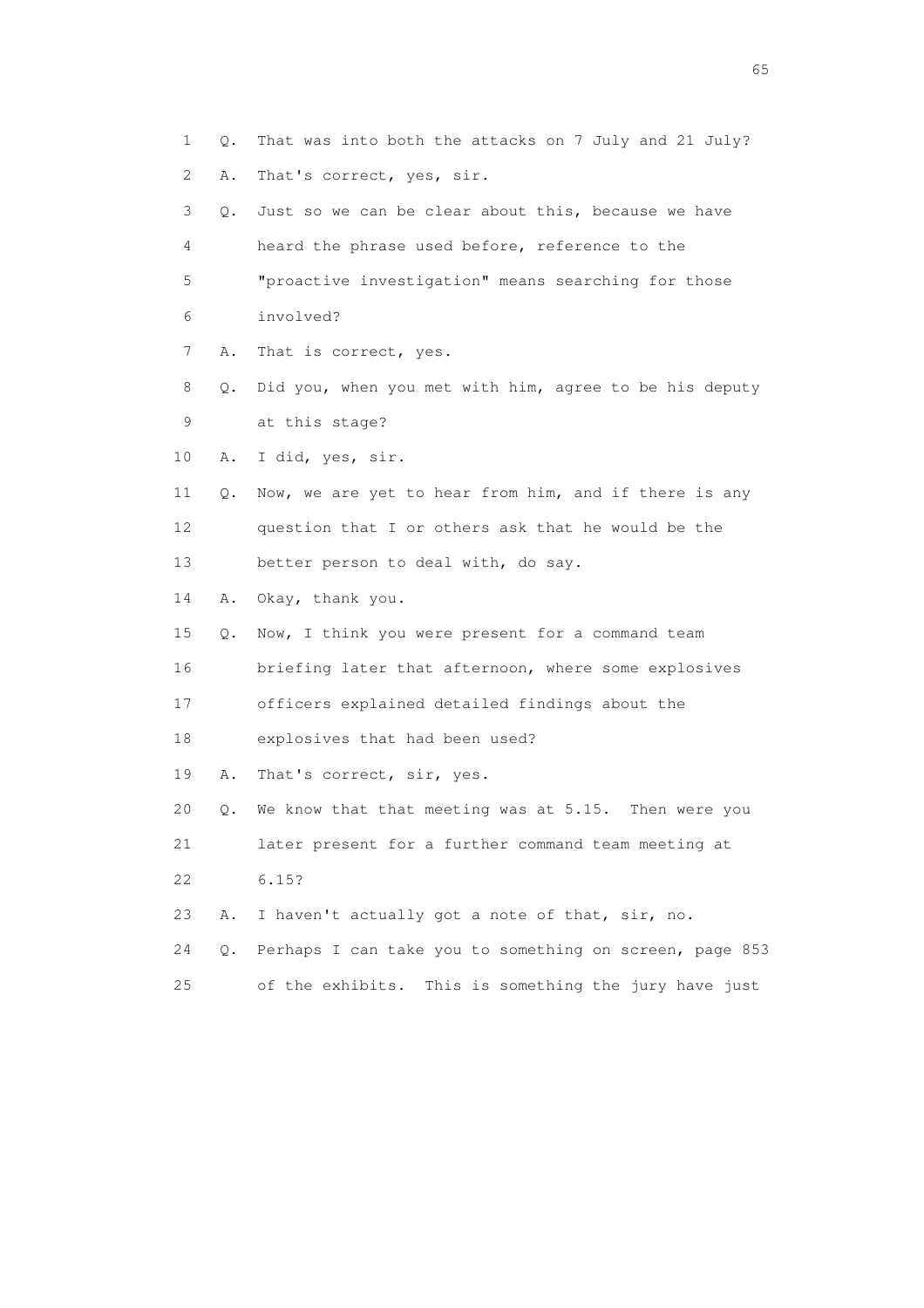1 Q. That was into both the attacks on 7 July and 21 July?

2 A. That's correct, yes, sir.

3 Q. Just so we can be clear about this, because we have

4 heard the phrase used before, reference to the

5 "proactive investigation" means searching for those

6 involved?

7 A. That is correct, yes.

8 Q. Did you, when you met with him, agree to be his deputy

9 at this stage?

10 A. I did, yes, sir.

11 Q. Now, we are yet to hear from him, and if there is any

12 question that I or others ask that he would be the

13 better person to deal with, do say.

14 A. Okay, thank you.

15 Q. Now, I think you were present for a command team

16 briefing later that afternoon, where some explosives

17 officers explained detailed findings about the

18 explosives that had been used?

19 A. That's correct, sir, yes.

20 Q. We know that that meeting was at 5.15. Then were you

21 later present for a further command team meeting at

22 6.15?

23 A. I haven't actually got a note of that, sir, no.

24 Q. Perhaps I can take you to something on screen, page 853

25 of the exhibits. This is something the jury have just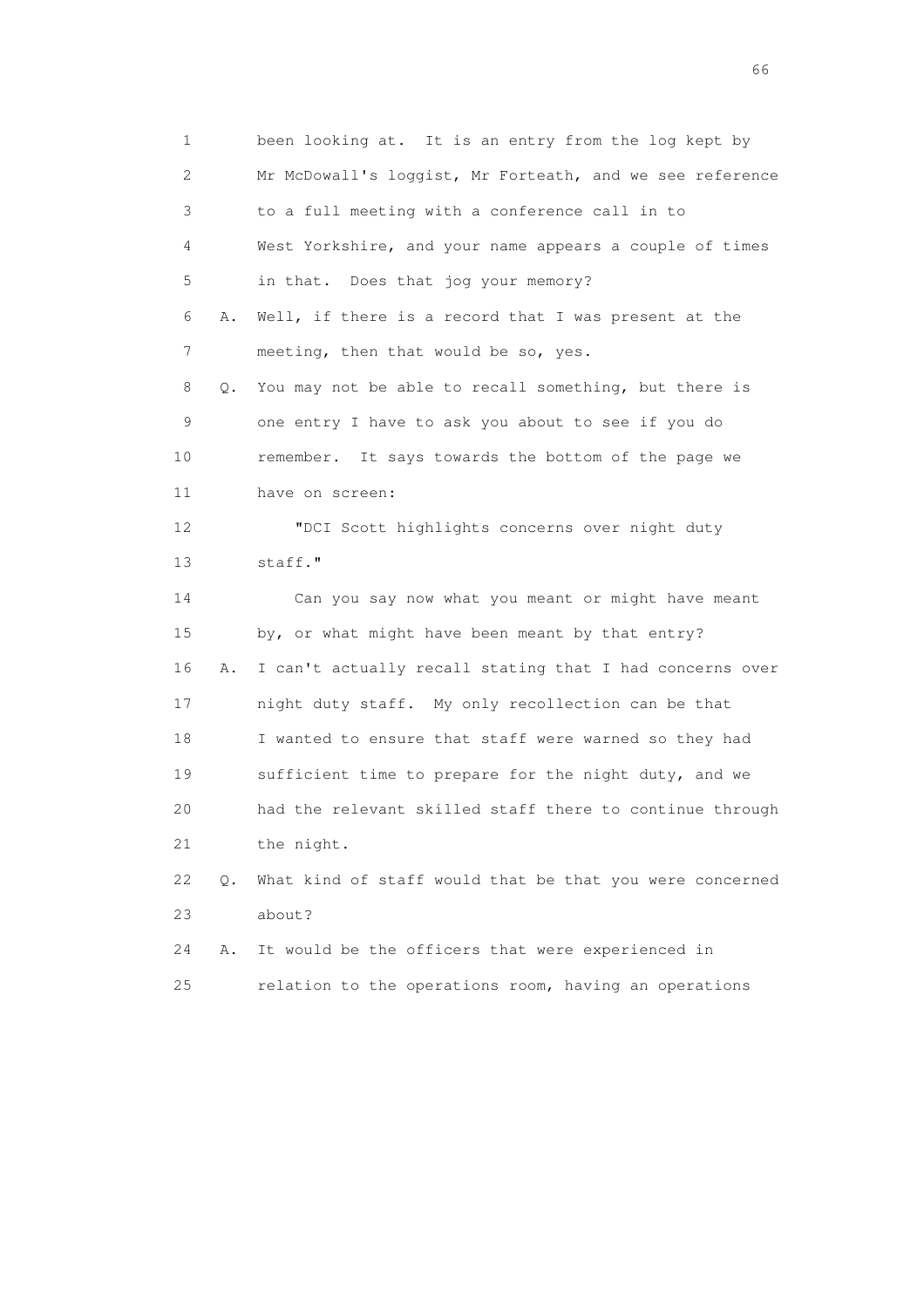1 been looking at. It is an entry from the log kept by
2 Mr McDowall's loggist, Mr Forteath, and we see reference
3 to a full meeting with a conference call in to
4 West Yorkshire, and your name appears a couple of times
5 in that. Does that jog your memory?
6 A. Well, if there is a record that I was present at the
7 meeting, then that would be so, yes.
8 Q. You may not be able to recall something, but there is
9 one entry I have to ask you about to see if you do
10 remember. It says towards the bottom of the page we
11 have on screen:
12 "DCI Scott highlights concerns over night duty
13 staff."
14 Can you say now what you meant or might have meant
15 by, or what might have been meant by that entry?
16 A. I can't actually recall stating that I had concerns over
17 night duty staff. My only recollection can be that
18 I wanted to ensure that staff were warned so they had
19 sufficient time to prepare for the night duty, and we
20 had the relevant skilled staff there to continue through
21 the night.
22 Q. What kind of staff would that be that you were concerned
23 about?
24 A. It would be the officers that were experienced in
25 relation to the operations room, having an operations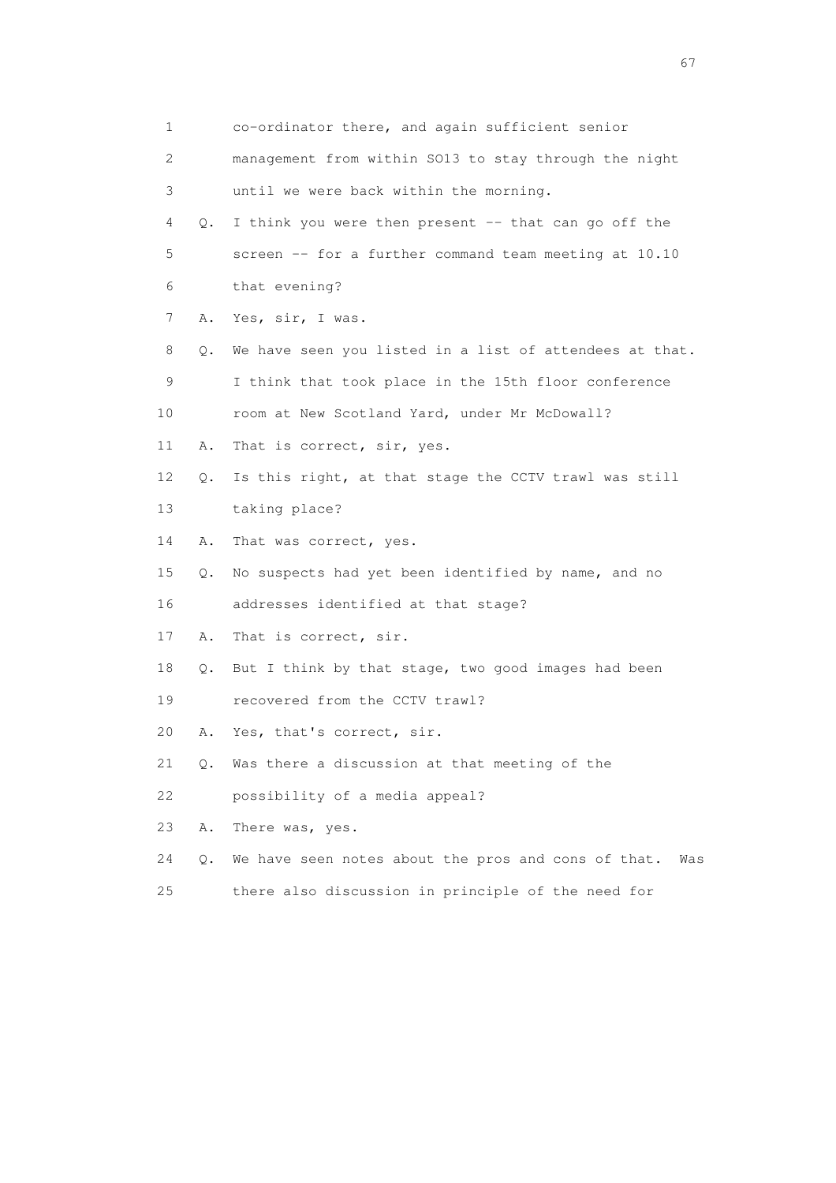1 co-ordinator there, and again sufficient senior
2 management from within SO13 to stay through the night
3 until we were back within the morning.
4 Q. I think you were then present -- that can go off the
5 screen -- for a further command team meeting at 10.10
6 that evening?
7 A. Yes, sir, I was.
8 Q. We have seen you listed in a list of attendees at that.
9 I think that took place in the 15th floor conference
10 room at New Scotland Yard, under Mr McDowall?
11 A. That is correct, sir, yes.
12 Q. Is this right, at that stage the CCTV trawl was still
13 taking place?
14 A. That was correct, yes.
15 Q. No suspects had yet been identified by name, and no
16 addresses identified at that stage?
17 A. That is correct, sir.
18 Q. But I think by that stage, two good images had been
19 recovered from the CCTV trawl?
20 A. Yes, that's correct, sir.
21 Q. Was there a discussion at that meeting of the
22 possibility of a media appeal?
23 A. There was, yes.
24 Q. We have seen notes about the pros and cons of that. Was
25 there also discussion in principle of the need for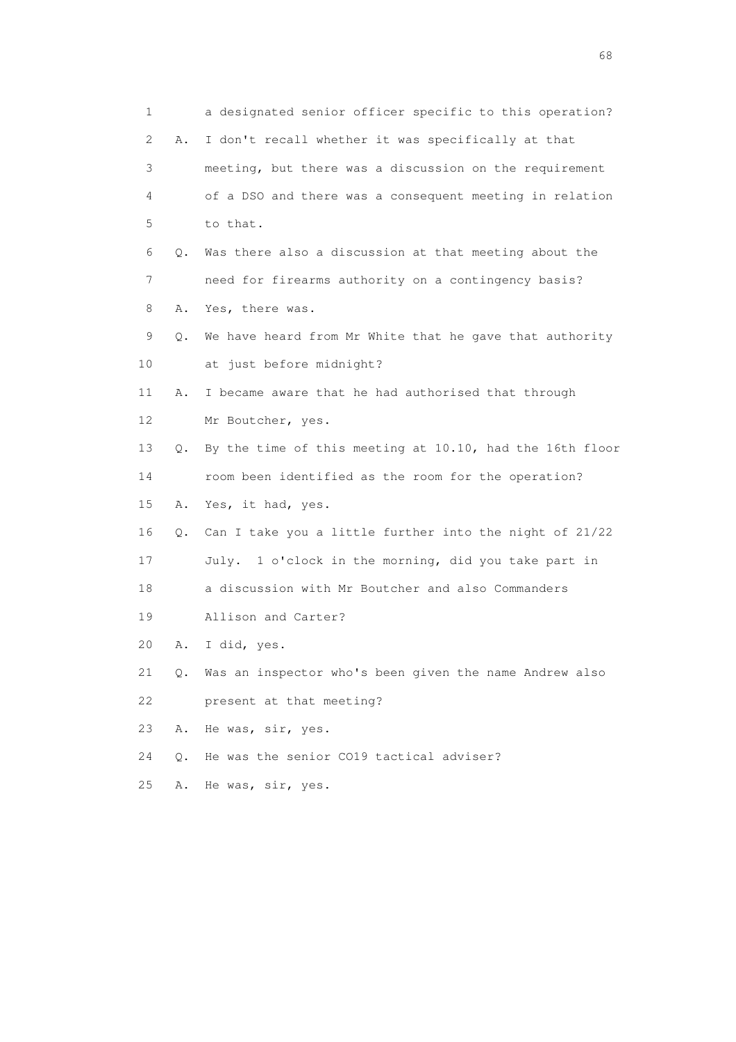1 a designated senior officer specific to this operation?
2 A. I don't recall whether it was specifically at that
3 meeting, but there was a discussion on the requirement
4 of a DSO and there was a consequent meeting in relation
5 to that.
6 Q. Was there also a discussion at that meeting about the
7 need for firearms authority on a contingency basis?
8 A. Yes, there was.
9 Q. We have heard from Mr White that he gave that authority
10 at just before midnight?
11 A. I became aware that he had authorised that through
12 Mr Boutcher, yes.
13 Q. By the time of this meeting at 10.10, had the 16th floor
14 room been identified as the room for the operation?
15 A. Yes, it had, yes.
16 Q. Can I take you a little further into the night of 21/22
17 July. 1 o'clock in the morning, did you take part in
18 a discussion with Mr Boutcher and also Commanders
19 Allison and Carter?
20 A. I did, yes.
21 Q. Was an inspector who's been given the name Andrew also
22 present at that meeting?
23 A. He was, sir, yes.
24 Q. He was the senior CO19 tactical adviser?
25 A. He was, sir, yes.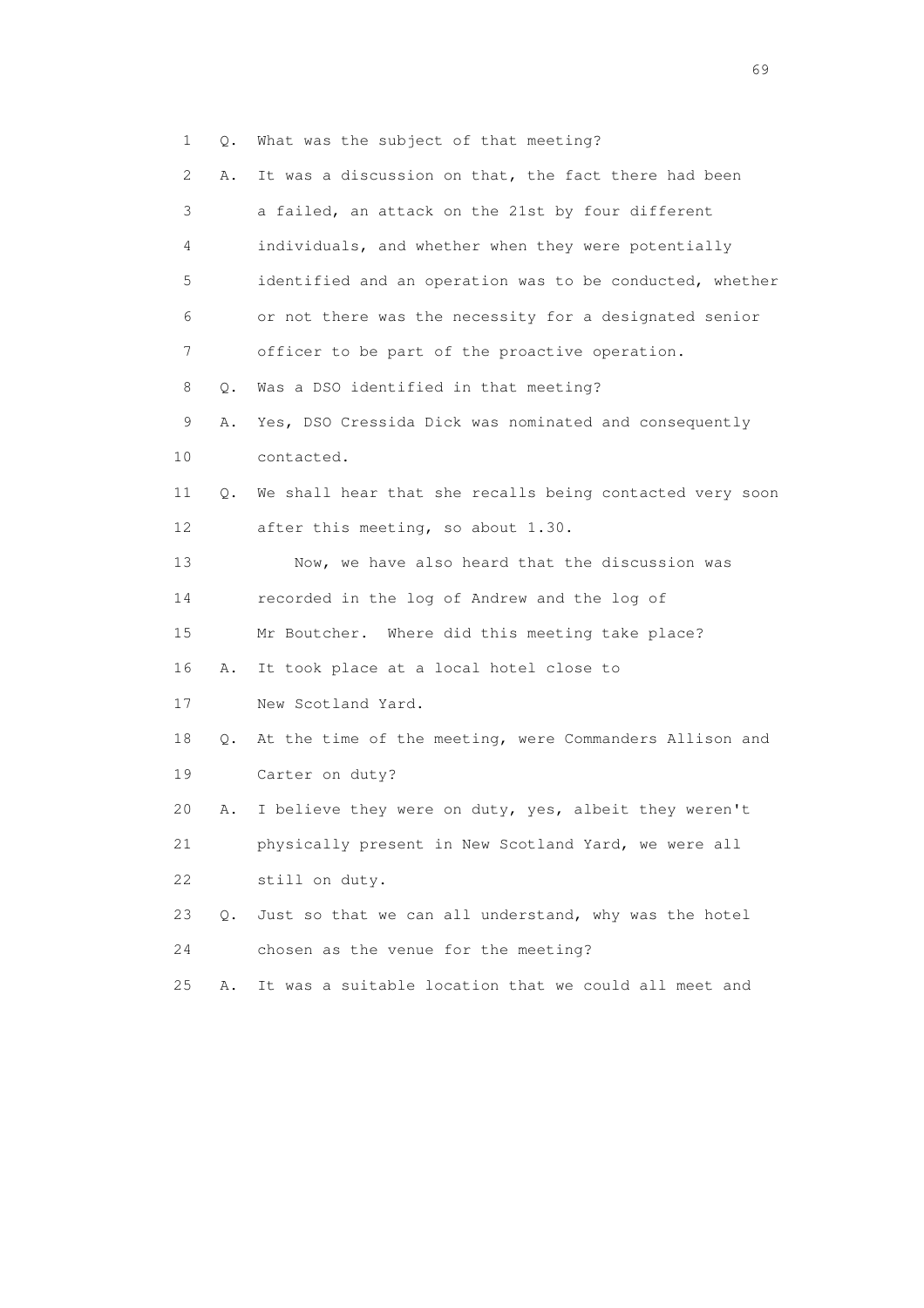1 Q. What was the subject of that meeting?

2 A. It was a discussion on that, the fact there had been

3 a failed, an attack on the 21st by four different

4 individuals, and whether when they were potentially

5 identified and an operation was to be conducted, whether

6 or not there was the necessity for a designated senior

7 officer to be part of the proactive operation.

8 Q. Was a DSO identified in that meeting?

9 A. Yes, DSO Cressida Dick was nominated and consequently

10 contacted.

11 Q. We shall hear that she recalls being contacted very soon

12 after this meeting, so about 1.30.

13 Now, we have also heard that the discussion was

14 recorded in the log of Andrew and the log of

15 Mr Boutcher. Where did this meeting take place?

16 A. It took place at a local hotel close to

17 New Scotland Yard.

18 Q. At the time of the meeting, were Commanders Allison and

19 Carter on duty?

20 A. I believe they were on duty, yes, albeit they weren't

21 physically present in New Scotland Yard, we were all

22 still on duty.

23 Q. Just so that we can all understand, why was the hotel

24 chosen as the venue for the meeting?

25 A. It was a suitable location that we could all meet and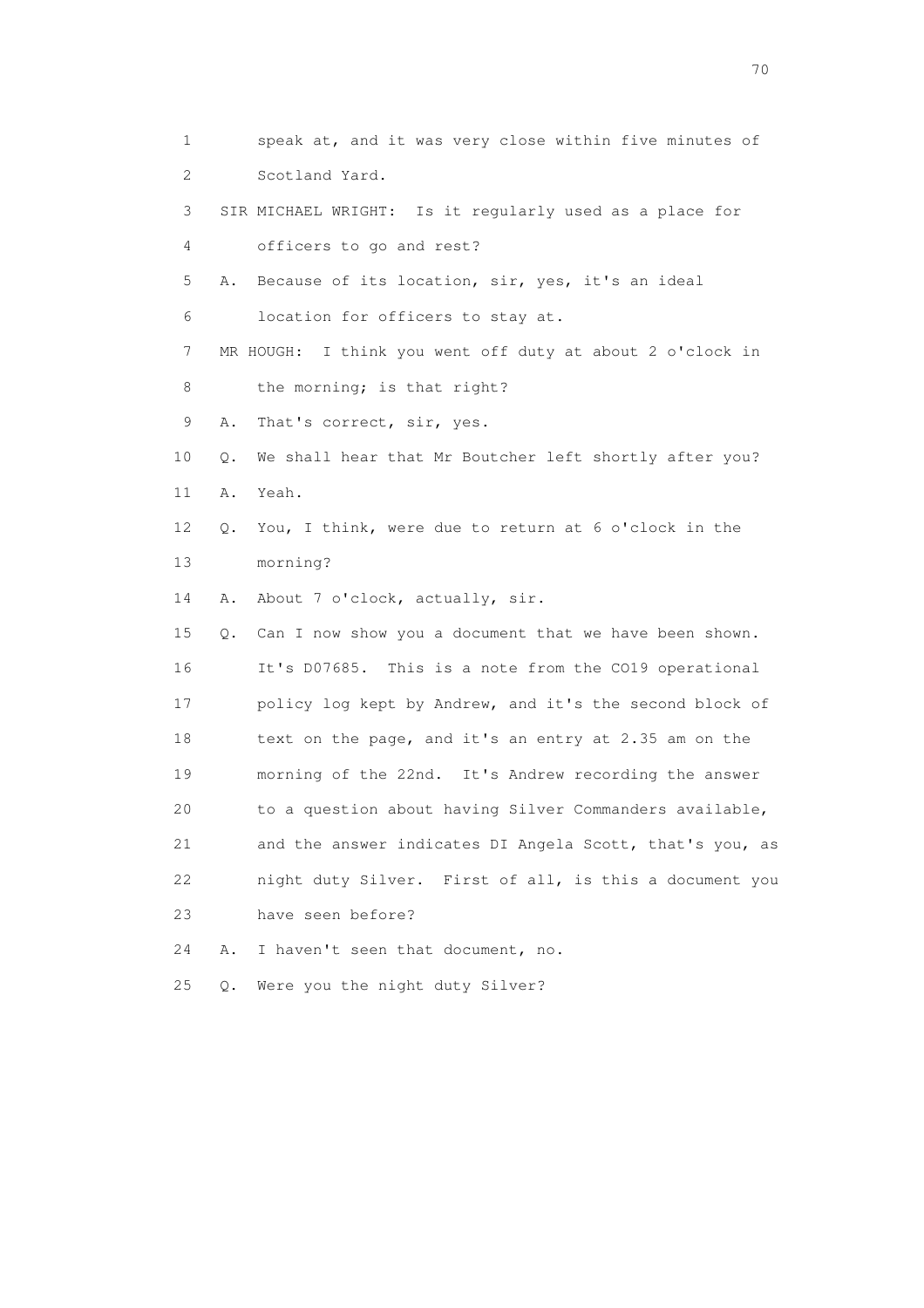1 speak at, and it was very close within five minutes of
2 Scotland Yard.
3 SIR MICHAEL WRIGHT: Is it regularly used as a place for
4 officers to go and rest?
5 A. Because of its location, sir, yes, it's an ideal
6 location for officers to stay at.
7 MR HOUGH: I think you went off duty at about 2 o'clock in
8 the morning; is that right?
9 A. That's correct, sir, yes.
10 Q. We shall hear that Mr Boutcher left shortly after you?
11 A. Yeah.
12 Q. You, I think, were due to return at 6 o'clock in the
13 morning?
14 A. About 7 o'clock, actually, sir.
15 Q. Can I now show you a document that we have been shown.
16 It's D07685. This is a note from the CO19 operational
17 policy log kept by Andrew, and it's the second block of
18 text on the page, and it's an entry at 2.35 am on the
19 morning of the 22nd. It's Andrew recording the answer
20 to a question about having Silver Commanders available,
21 and the answer indicates DI Angela Scott, that's you, as
22 night duty Silver. First of all, is this a document you
23 have seen before?
24 A. I haven't seen that document, no.
25 Q. Were you the night duty Silver?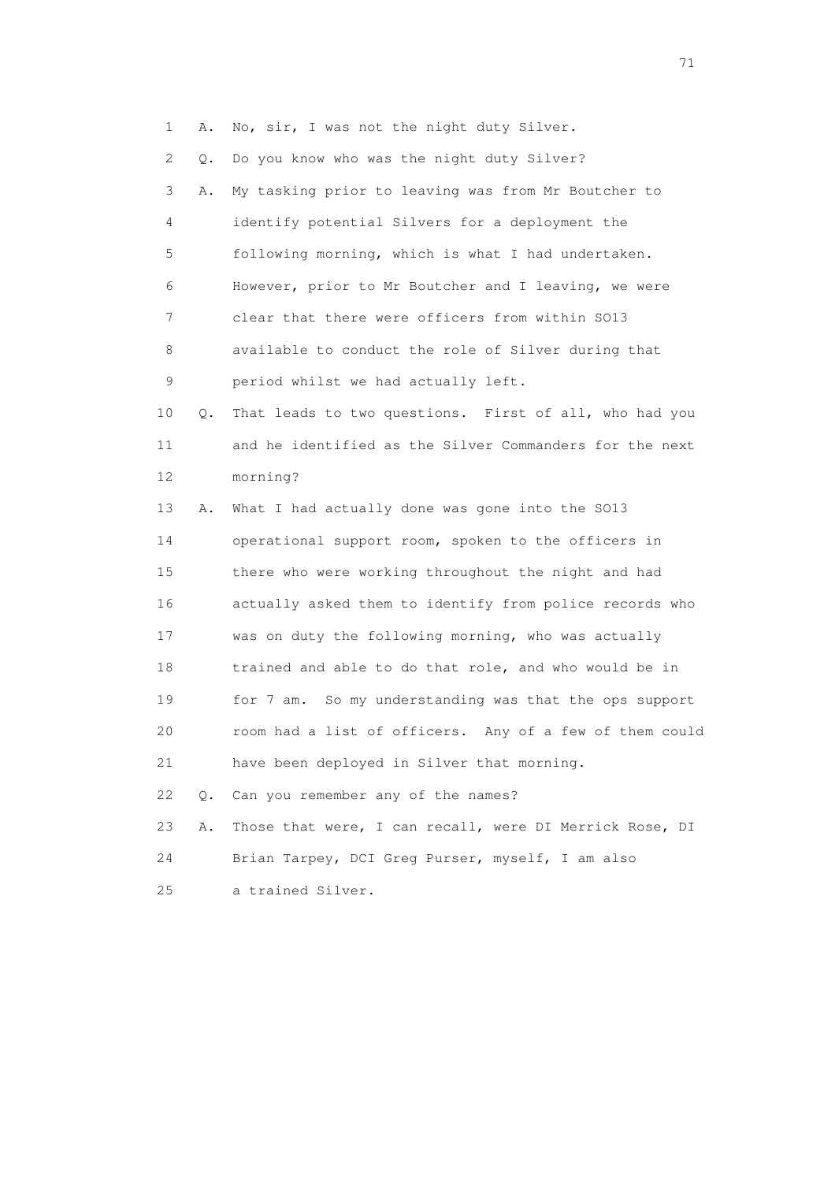1 A. No, sir, I was not the night duty Silver.

2 Q. Do you know who was the night duty Silver?

3 A. My tasking prior to leaving was from Mr Boutcher to

4 identify potential Silvers for a deployment the

5 following morning, which is what I had undertaken.

6 However, prior to Mr Boutcher and I leaving, we were

7 clear that there were officers from within SO13

8 available to conduct the role of Silver during that

9 period whilst we had actually left.

10 Q. That leads to two questions. First of all, who had you

11 and he identified as the Silver Commanders for the next

12 morning?

13 A. What I had actually done was gone into the SO13

14 operational support room, spoken to the officers in

15 there who were working throughout the night and had

16 actually asked them to identify from police records who

17 was on duty the following morning, who was actually

18 trained and able to do that role, and who would be in

19 for 7 am. So my understanding was that the ops support

20 room had a list of officers. Any of a few of them could

21 have been deployed in Silver that morning.

22 Q. Can you remember any of the names?

23 A. Those that were, I can recall, were DI Merrick Rose, DI

24 Brian Tarpey, DCI Greg Purser, myself, I am also

25 a trained Silver.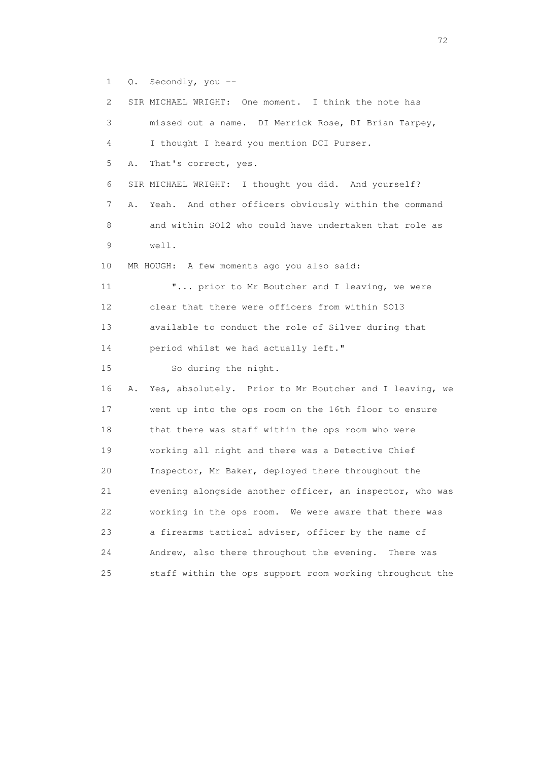1 Q. Secondly, you --

2 SIR MICHAEL WRIGHT: One moment. I think the note has

3 missed out a name. DI Merrick Rose, DI Brian Tarpey,

4 I thought I heard you mention DCI Purser.

5 A. That's correct, yes.

6 SIR MICHAEL WRIGHT: I thought you did. And yourself?

7 A. Yeah. And other officers obviously within the command

8 and within SO12 who could have undertaken that role as

9 well.

10 MR HOUGH: A few moments ago you also said:

11 "... prior to Mr Boutcher and I leaving, we were

12 clear that there were officers from within SO13

13 available to conduct the role of Silver during that

14 period whilst we had actually left."

15 So during the night.

16 A. Yes, absolutely. Prior to Mr Boutcher and I leaving, we

17 went up into the ops room on the 16th floor to ensure

18 that there was staff within the ops room who were

19 working all night and there was a Detective Chief

20 Inspector, Mr Baker, deployed there throughout the

21 evening alongside another officer, an inspector, who was

22 working in the ops room. We were aware that there was

23 a firearms tactical adviser, officer by the name of

24 Andrew, also there throughout the evening. There was

25 staff within the ops support room working throughout the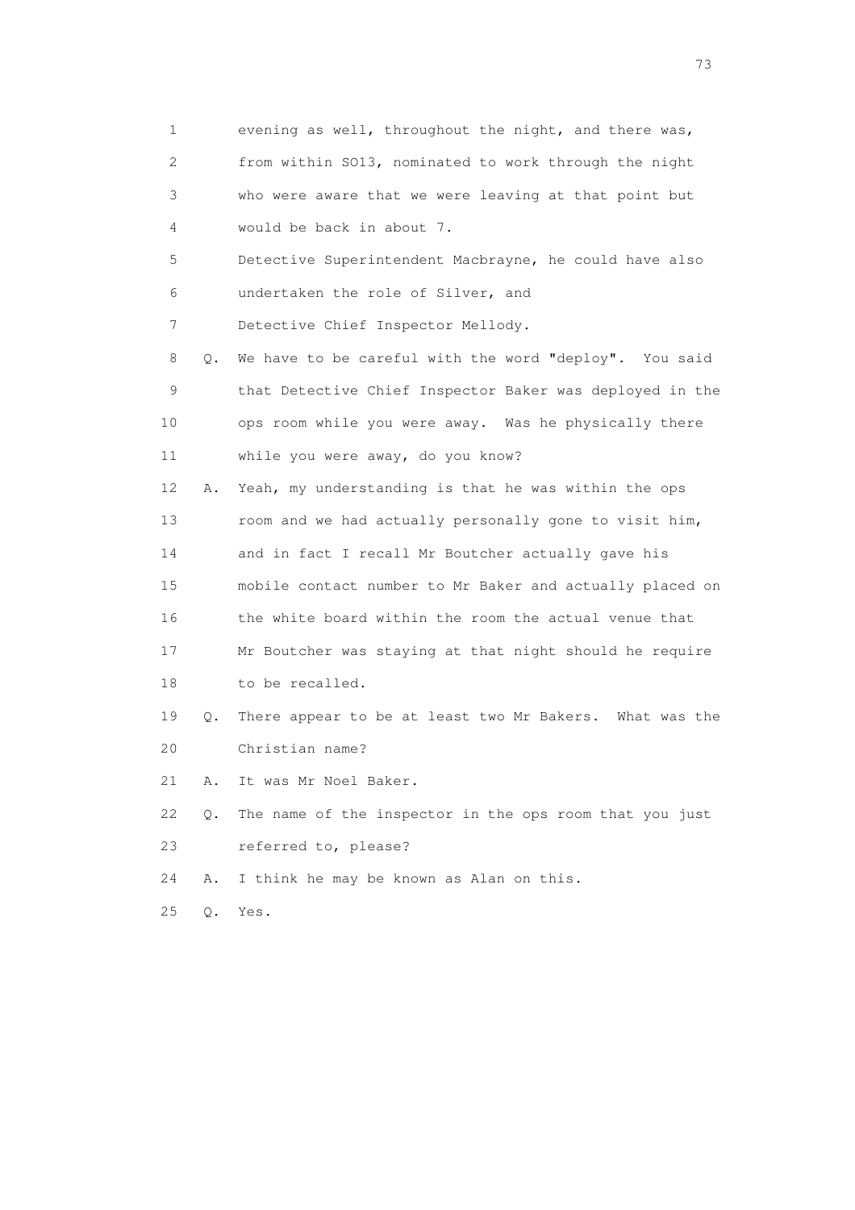1 evening as well, throughout the night, and there was,
2 from within SO13, nominated to work through the night
3 who were aware that we were leaving at that point but
4 would be back in about 7.
5 Detective Superintendent Macbrayne, he could have also
6 undertaken the role of Silver, and
7 Detective Chief Inspector Mellody.
8 Q. We have to be careful with the word "deploy". You said
9 that Detective Chief Inspector Baker was deployed in the
10 ops room while you were away. Was he physically there
11 while you were away, do you know?
12 A. Yeah, my understanding is that he was within the ops
13 room and we had actually personally gone to visit him,
14 and in fact I recall Mr Boutcher actually gave his
15 mobile contact number to Mr Baker and actually placed on
16 the white board within the room the actual venue that
17 Mr Boutcher was staying at that night should he require
18 to be recalled.
19 Q. There appear to be at least two Mr Bakers. What was the
20 Christian name?
21 A. It was Mr Noel Baker.
22 Q. The name of the inspector in the ops room that you just
23 referred to, please?
24 A. I think he may be known as Alan on this.
25 Q. Yes.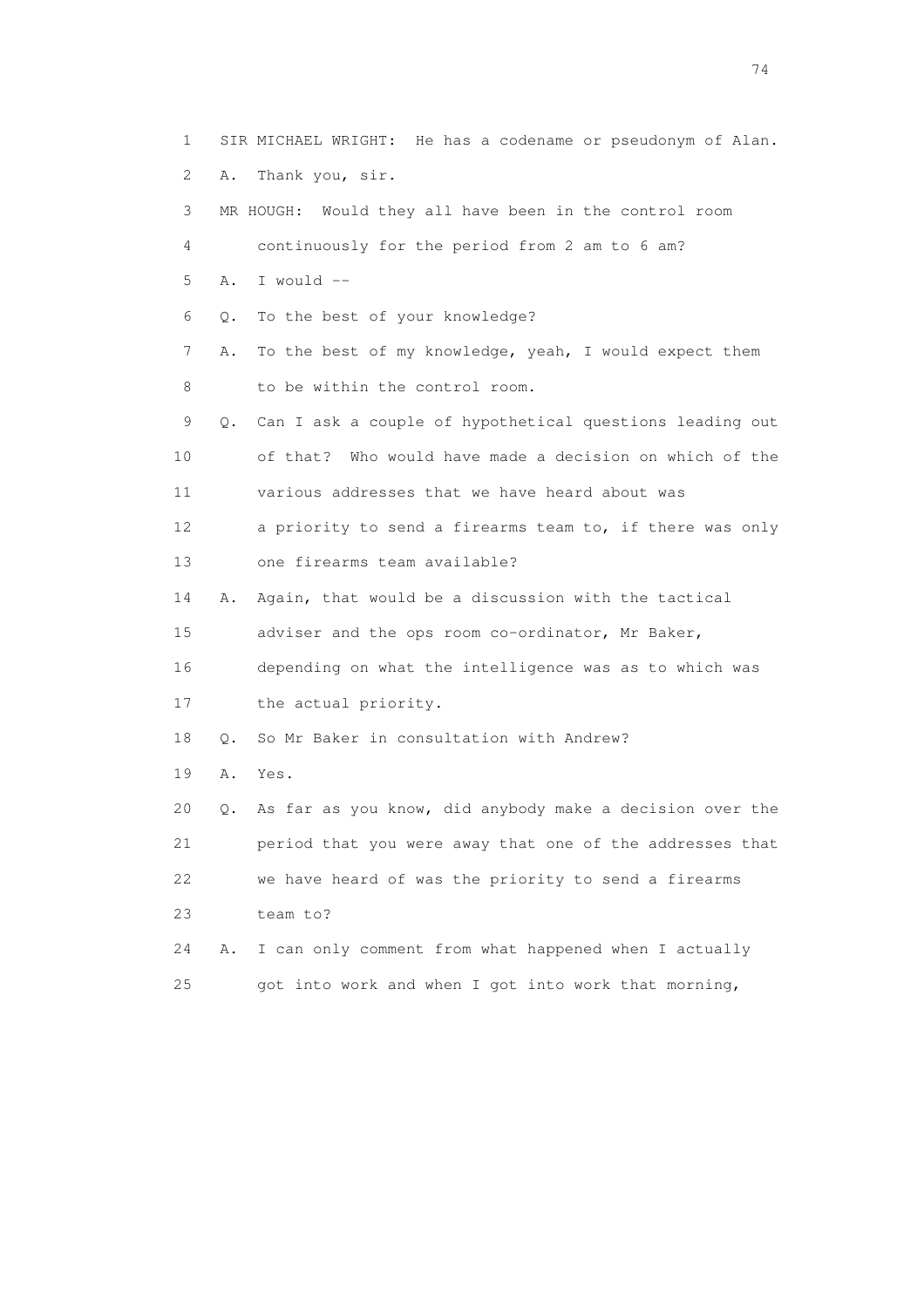1 SIR MICHAEL WRIGHT: He has a codename or pseudonym of Alan.

2 A. Thank you, sir.

3 MR HOUGH: Would they all have been in the control room

4 continuously for the period from 2 am to 6 am?

5 A. I would --

6 Q. To the best of your knowledge?

7 A. To the best of my knowledge, yeah, I would expect them

8 to be within the control room.

9 Q. Can I ask a couple of hypothetical questions leading out

10 of that? Who would have made a decision on which of the

11 various addresses that we have heard about was

12 a priority to send a firearms team to, if there was only

13 one firearms team available?

14 A. Again, that would be a discussion with the tactical

15 adviser and the ops room co-ordinator, Mr Baker,

16 depending on what the intelligence was as to which was

17 the actual priority.

18 Q. So Mr Baker in consultation with Andrew?

19 A. Yes.

20 Q. As far as you know, did anybody make a decision over the

21 period that you were away that one of the addresses that

22 we have heard of was the priority to send a firearms

23 team to?

24 A. I can only comment from what happened when I actually

25 got into work and when I got into work that morning,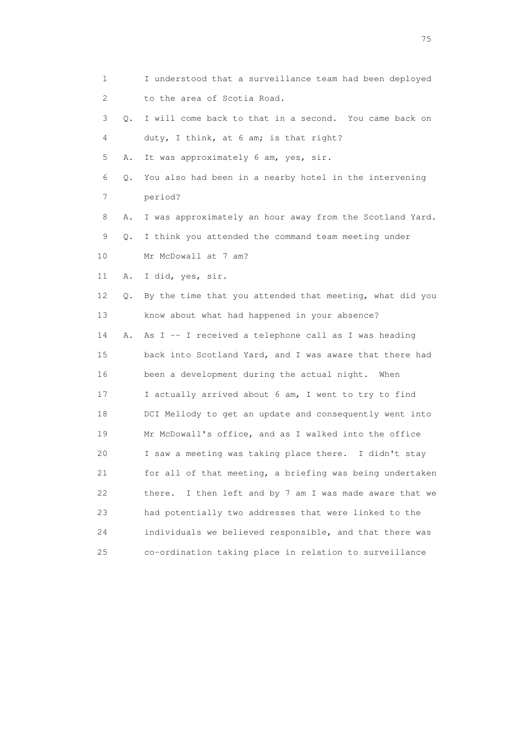1 I understood that a surveillance team had been deployed
2 to the area of Scotia Road.

3 Q. I will come back to that in a second. You came back on
4 duty, I think, at 6 am; is that right?

5 A. It was approximately 6 am, yes, sir.

6 Q. You also had been in a nearby hotel in the intervening
7 period?

8 A. I was approximately an hour away from the Scotland Yard.

9 Q. I think you attended the command team meeting under
10 Mr McDowall at 7 am?

11 A. I did, yes, sir.

12 Q. By the time that you attended that meeting, what did you
13 know about what had happened in your absence?

14 A. As I -- I received a telephone call as I was heading
15 back into Scotland Yard, and I was aware that there had
16 been a development during the actual night. When
17 I actually arrived about 6 am, I went to try to find
18 DCI Mellody to get an update and consequently went into
19 Mr McDowall's office, and as I walked into the office
20 I saw a meeting was taking place there. I didn't stay
21 for all of that meeting, a briefing was being undertaken
22 there. I then left and by 7 am I was made aware that we
23 had potentially two addresses that were linked to the
24 individuals we believed responsible, and that there was
25 co-ordination taking place in relation to surveillance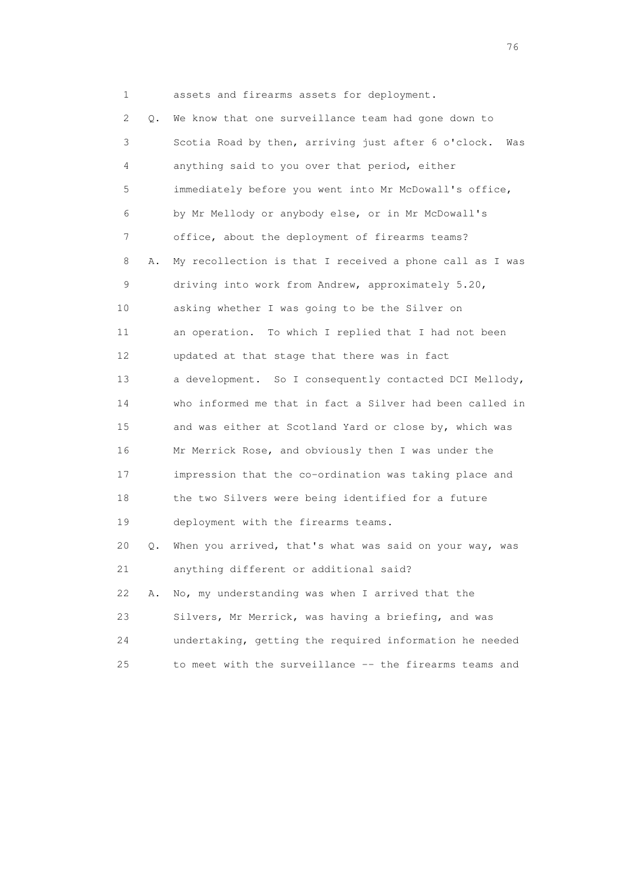1 assets and firearms assets for deployment.

2 Q. We know that one surveillance team had gone down to

3 Scotia Road by then, arriving just after 6 o'clock. Was

4 anything said to you over that period, either

5 immediately before you went into Mr McDowall's office,

6 by Mr Mellody or anybody else, or in Mr McDowall's

7 office, about the deployment of firearms teams?

8 A. My recollection is that I received a phone call as I was

9 driving into work from Andrew, approximately 5.20,

10 asking whether I was going to be the Silver on

11 an operation. To which I replied that I had not been

12 updated at that stage that there was in fact

13 a development. So I consequently contacted DCI Mellody,

14 who informed me that in fact a Silver had been called in

15 and was either at Scotland Yard or close by, which was

16 Mr Merrick Rose, and obviously then I was under the

17 impression that the co-ordination was taking place and

18 the two Silvers were being identified for a future

19 deployment with the firearms teams.

20 Q. When you arrived, that's what was said on your way, was

21 anything different or additional said?

22 A. No, my understanding was when I arrived that the

23 Silvers, Mr Merrick, was having a briefing, and was

24 undertaking, getting the required information he needed

25 to meet with the surveillance -- the firearms teams and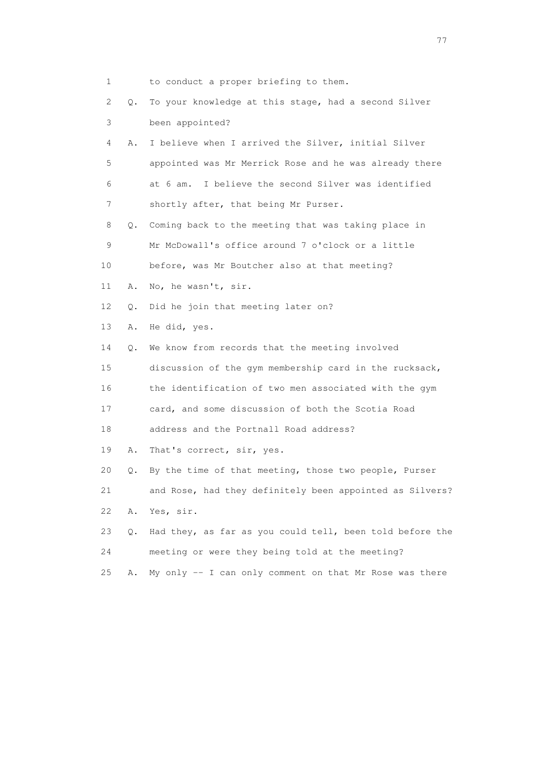1 to conduct a proper briefing to them.

2 Q. To your knowledge at this stage, had a second Silver

3 been appointed?

4 A. I believe when I arrived the Silver, initial Silver

5 appointed was Mr Merrick Rose and he was already there

6 at 6 am. I believe the second Silver was identified

7 shortly after, that being Mr Purser.

8 Q. Coming back to the meeting that was taking place in

9 Mr McDowall's office around 7 o'clock or a little

10 before, was Mr Boutcher also at that meeting?

11 A. No, he wasn't, sir.

12 Q. Did he join that meeting later on?

13 A. He did, yes.

14 Q. We know from records that the meeting involved

15 discussion of the gym membership card in the rucksack,

16 the identification of two men associated with the gym

17 card, and some discussion of both the Scotia Road

18 address and the Portnall Road address?

19 A. That's correct, sir, yes.

20 Q. By the time of that meeting, those two people, Purser

21 and Rose, had they definitely been appointed as Silvers?

22 A. Yes, sir.

23 Q. Had they, as far as you could tell, been told before the

24 meeting or were they being told at the meeting?

25 A. My only -- I can only comment on that Mr Rose was there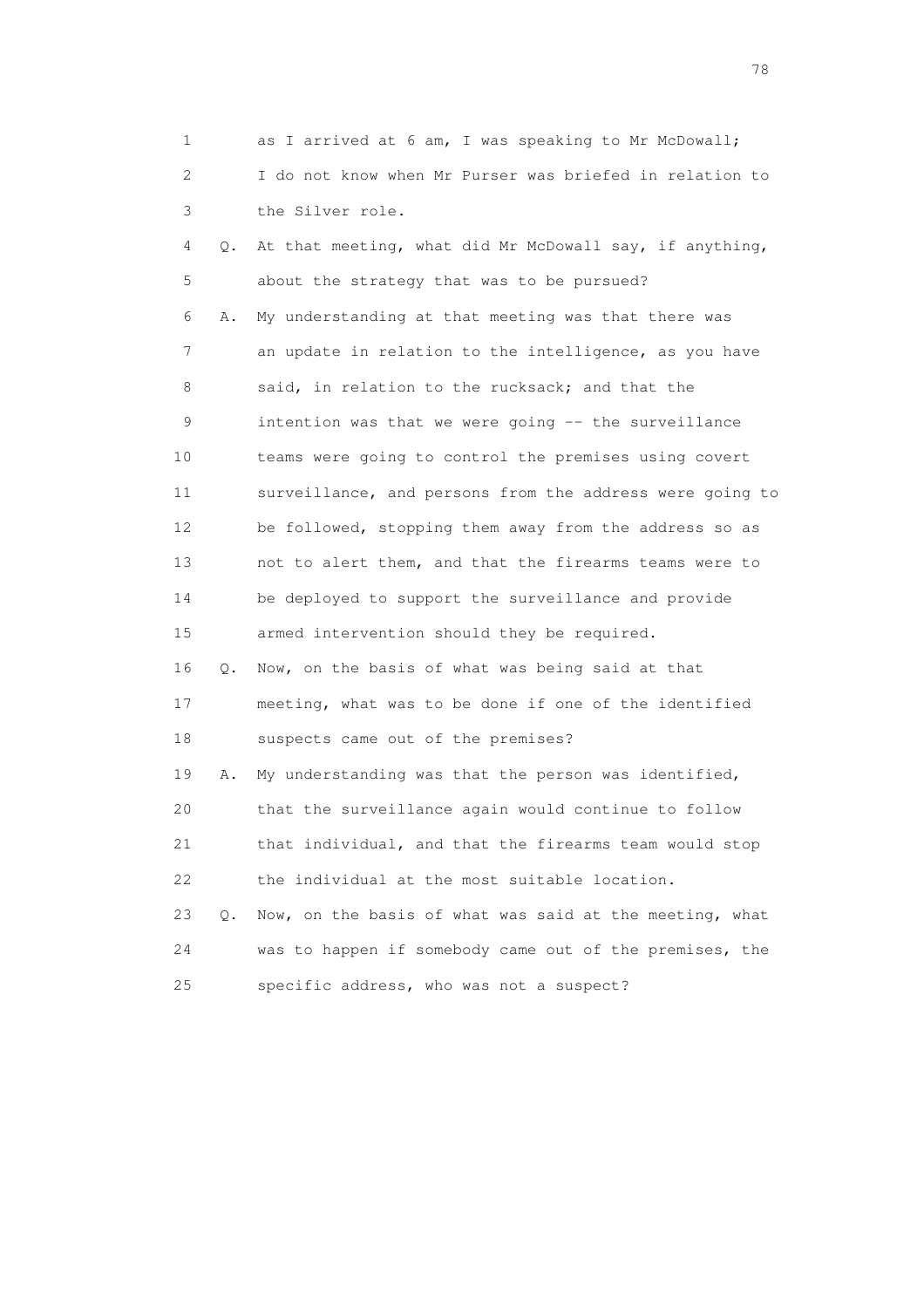1 as I arrived at 6 am, I was speaking to Mr McDowall;
2 I do not know when Mr Purser was briefed in relation to
3 the Silver role.

4 Q. At that meeting, what did Mr McDowall say, if anything,
5 about the strategy that was to be pursued?

6 A. My understanding at that meeting was that there was
7 an update in relation to the intelligence, as you have
8 said, in relation to the rucksack; and that the
9 intention was that we were going -- the surveillance
10 teams were going to control the premises using covert
11 surveillance, and persons from the address were going to
12 be followed, stopping them away from the address so as
13 not to alert them, and that the firearms teams were to
14 be deployed to support the surveillance and provide
15 armed intervention should they be required.

16 Q. Now, on the basis of what was being said at that
17 meeting, what was to be done if one of the identified
18 suspects came out of the premises?

19 A. My understanding was that the person was identified,
20 that the surveillance again would continue to follow
21 that individual, and that the firearms team would stop
22 the individual at the most suitable location.

23 Q. Now, on the basis of what was said at the meeting, what
24 was to happen if somebody came out of the premises, the
25 specific address, who was not a suspect?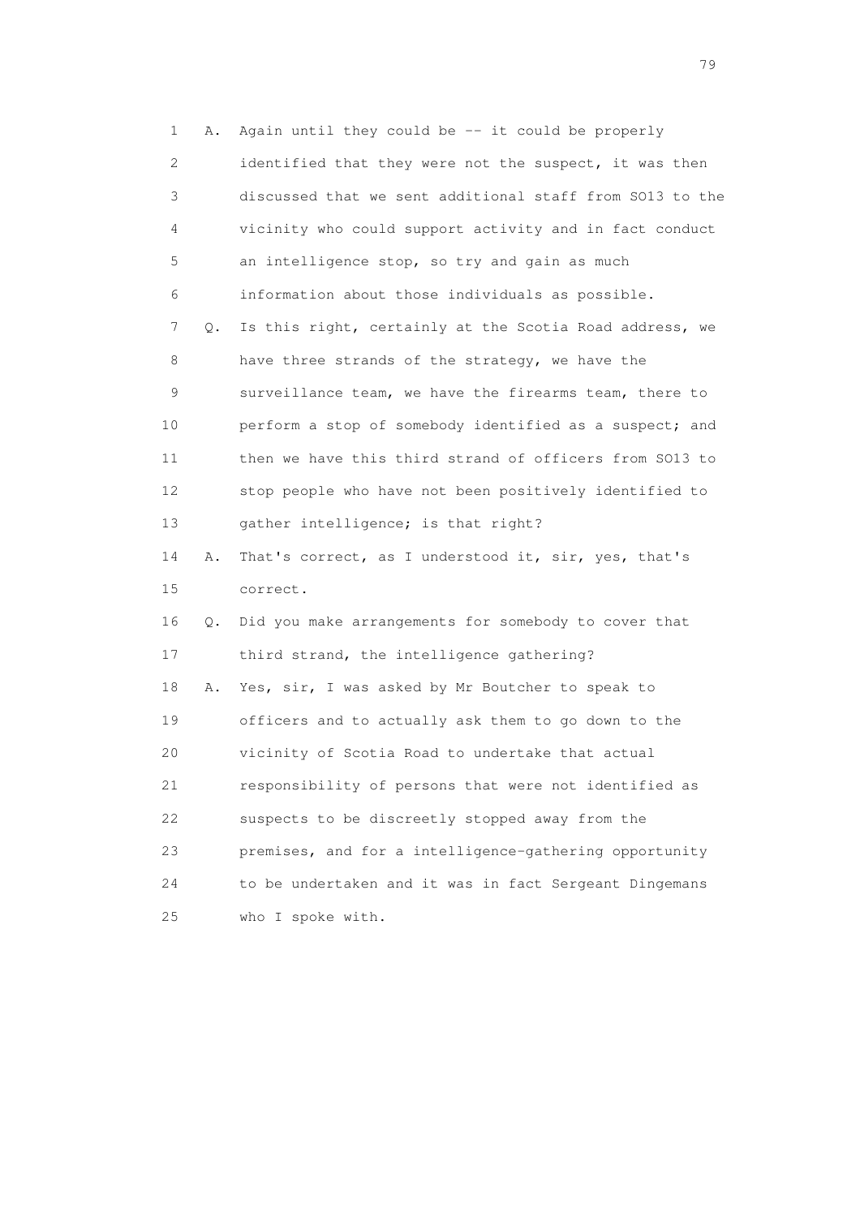1 A. Again until they could be -- it could be properly
2 identified that they were not the suspect, it was then
3 discussed that we sent additional staff from SO13 to the
4 vicinity who could support activity and in fact conduct
5 an intelligence stop, so try and gain as much
6 information about those individuals as possible.
7 Q. Is this right, certainly at the Scotia Road address, we
8 have three strands of the strategy, we have the
9 surveillance team, we have the firearms team, there to
10 perform a stop of somebody identified as a suspect; and
11 then we have this third strand of officers from SO13 to
12 stop people who have not been positively identified to
13 gather intelligence; is that right?
14 A. That's correct, as I understood it, sir, yes, that's
15 correct.
16 Q. Did you make arrangements for somebody to cover that
17 third strand, the intelligence gathering?
18 A. Yes, sir, I was asked by Mr Boutcher to speak to
19 officers and to actually ask them to go down to the
20 vicinity of Scotia Road to undertake that actual
21 responsibility of persons that were not identified as
22 suspects to be discreetly stopped away from the
23 premises, and for a intelligence-gathering opportunity
24 to be undertaken and it was in fact Sergeant Dingemans
25 who I spoke with.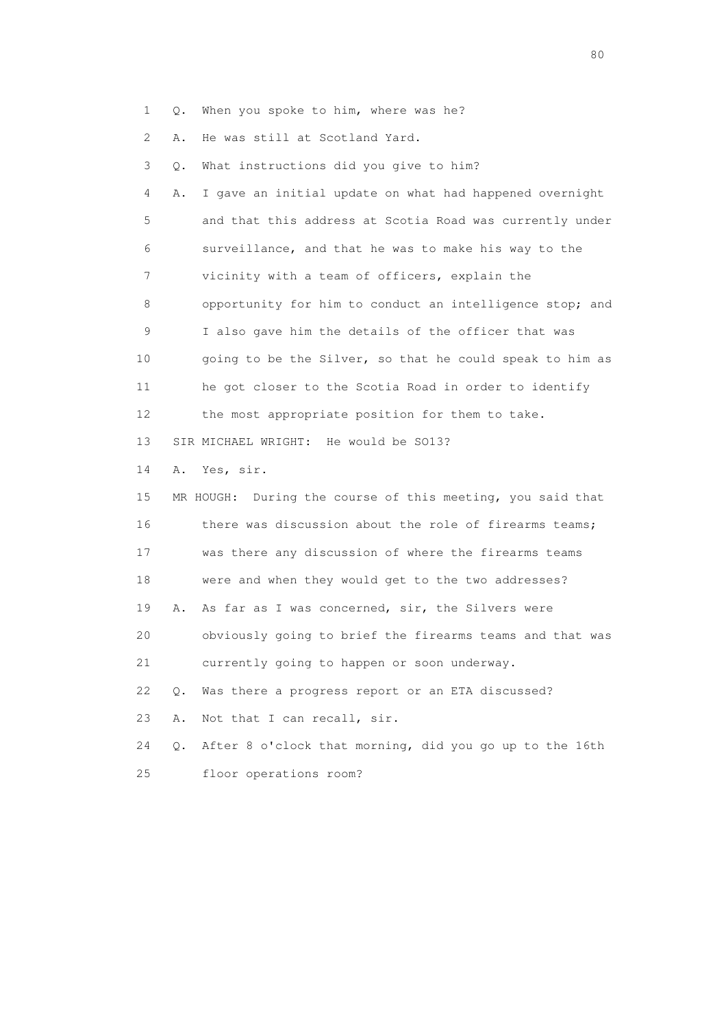1 Q. When you spoke to him, where was he?

2 A. He was still at Scotland Yard.

3 Q. What instructions did you give to him?

4 A. I gave an initial update on what had happened overnight

5 and that this address at Scotia Road was currently under

6 surveillance, and that he was to make his way to the

7 vicinity with a team of officers, explain the

8 opportunity for him to conduct an intelligence stop; and

9 I also gave him the details of the officer that was

10 going to be the Silver, so that he could speak to him as

11 he got closer to the Scotia Road in order to identify

12 the most appropriate position for them to take.

13 SIR MICHAEL WRIGHT: He would be SO13?

14 A. Yes, sir.

15 MR HOUGH: During the course of this meeting, you said that

16 there was discussion about the role of firearms teams;

17 was there any discussion of where the firearms teams

18 were and when they would get to the two addresses?

19 A. As far as I was concerned, sir, the Silvers were

20 obviously going to brief the firearms teams and that was

21 currently going to happen or soon underway.

22 Q. Was there a progress report or an ETA discussed?

23 A. Not that I can recall, sir.

24 Q. After 8 o'clock that morning, did you go up to the 16th

25 floor operations room?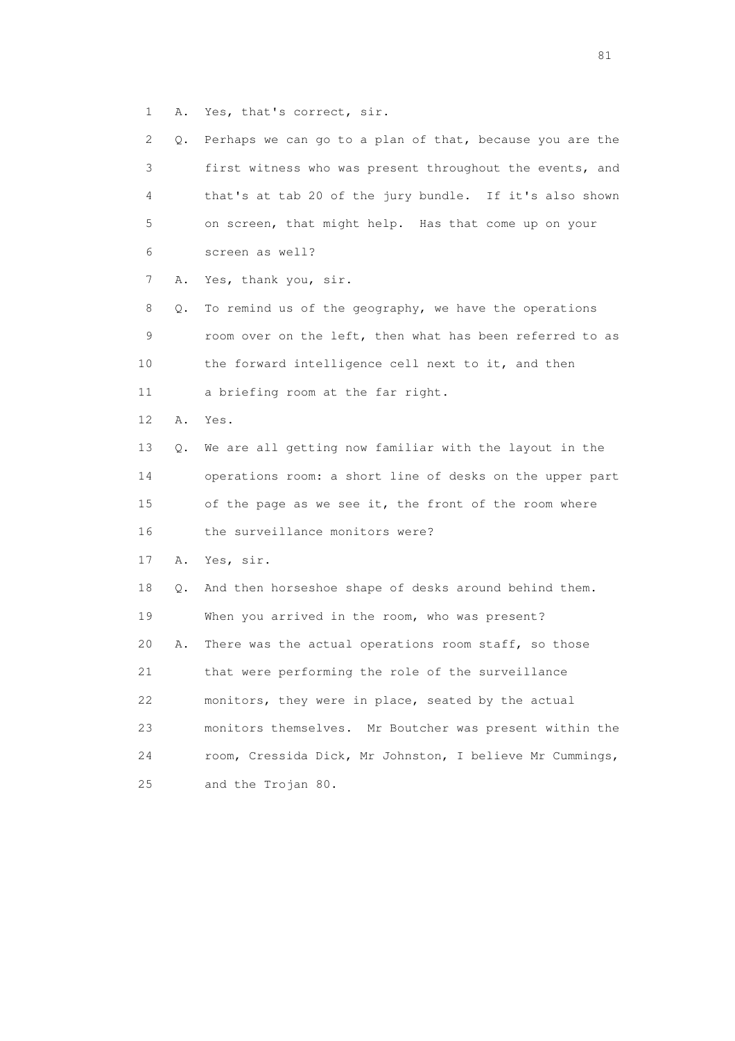1 A. Yes, that's correct, sir.

2 Q. Perhaps we can go to a plan of that, because you are the

3 first witness who was present throughout the events, and

4 that's at tab 20 of the jury bundle. If it's also shown

5 on screen, that might help. Has that come up on your

6 screen as well?

7 A. Yes, thank you, sir.

8 Q. To remind us of the geography, we have the operations

9 room over on the left, then what has been referred to as

10 the forward intelligence cell next to it, and then

11 a briefing room at the far right.

12 A. Yes.

13 Q. We are all getting now familiar with the layout in the

14 operations room: a short line of desks on the upper part

15 of the page as we see it, the front of the room where

16 the surveillance monitors were?

17 A. Yes, sir.

18 Q. And then horseshoe shape of desks around behind them.

19 When you arrived in the room, who was present?

20 A. There was the actual operations room staff, so those

21 that were performing the role of the surveillance

22 monitors, they were in place, seated by the actual

23 monitors themselves. Mr Boutcher was present within the

24 room, Cressida Dick, Mr Johnston, I believe Mr Cummings,

25 and the Trojan 80.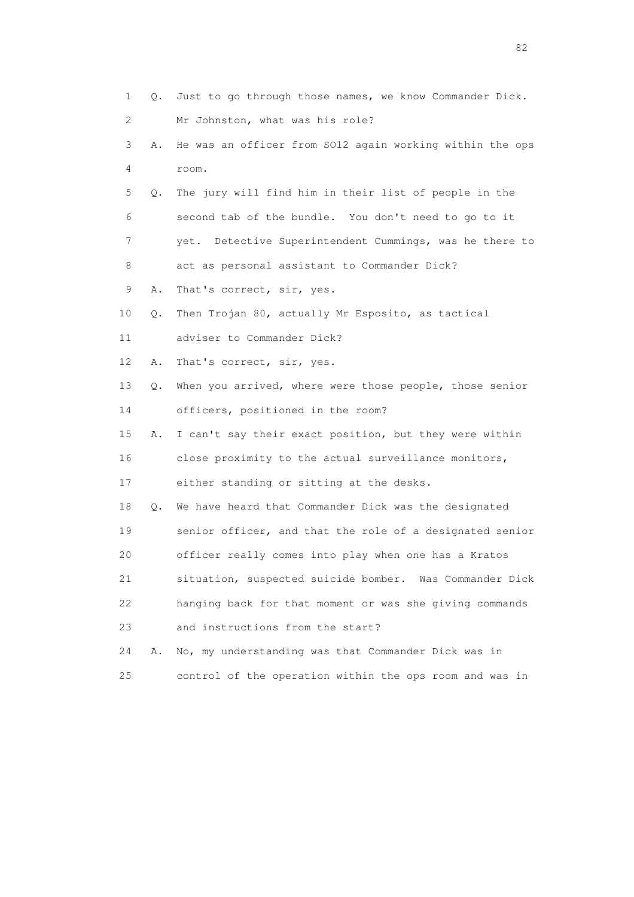1 Q. Just to go through those names, we know Commander Dick.
2 Mr Johnston, what was his role?
3 A. He was an officer from SO12 again working within the ops
4 room.
5 Q. The jury will find him in their list of people in the
6 second tab of the bundle. You don't need to go to it
7 yet. Detective Superintendent Cummings, was he there to
8 act as personal assistant to Commander Dick?
9 A. That's correct, sir, yes.
10 Q. Then Trojan 80, actually Mr Esposito, as tactical
11 adviser to Commander Dick?
12 A. That's correct, sir, yes.
13 Q. When you arrived, where were those people, those senior
14 officers, positioned in the room?
15 A. I can't say their exact position, but they were within
16 close proximity to the actual surveillance monitors,
17 either standing or sitting at the desks.
18 Q. We have heard that Commander Dick was the designated
19 senior officer, and that the role of a designated senior
20 officer really comes into play when one has a Kratos
21 situation, suspected suicide bomber. Was Commander Dick
22 hanging back for that moment or was she giving commands
23 and instructions from the start?
24 A. No, my understanding was that Commander Dick was in
25 control of the operation within the ops room and was in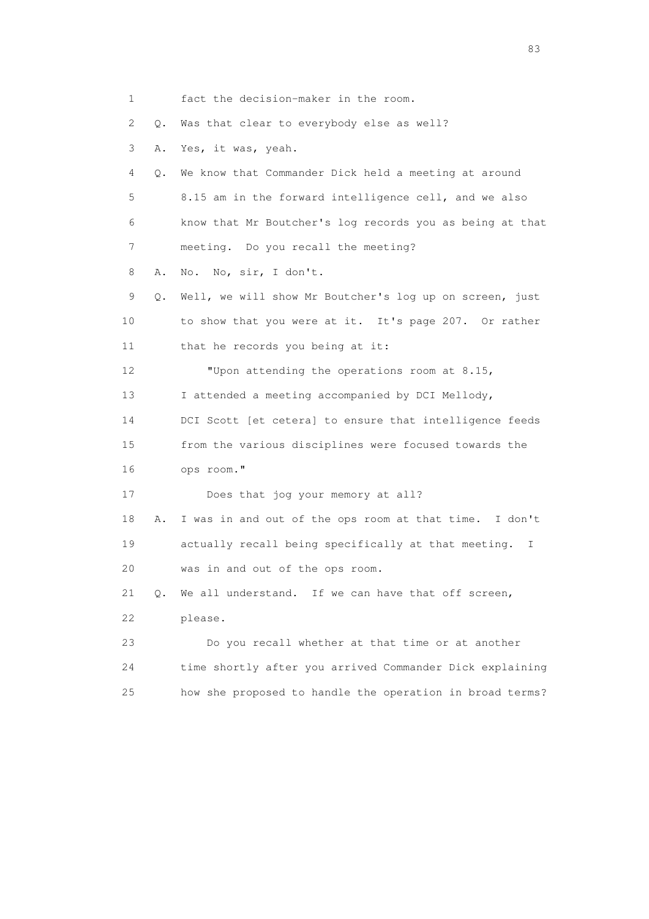1 fact the decision-maker in the room.

2 Q. Was that clear to everybody else as well?

3 A. Yes, it was, yeah.

4 Q. We know that Commander Dick held a meeting at around

5 8.15 am in the forward intelligence cell, and we also

6 know that Mr Boutcher's log records you as being at that

7 meeting. Do you recall the meeting?

8 A. No. No, sir, I don't.

9 Q. Well, we will show Mr Boutcher's log up on screen, just

10 to show that you were at it. It's page 207. Or rather

11 that he records you being at it:

12 "Upon attending the operations room at 8.15,

13 I attended a meeting accompanied by DCI Mellody,

14 DCI Scott [et cetera] to ensure that intelligence feeds

15 from the various disciplines were focused towards the

16 ops room."

17 Does that jog your memory at all?

18 A. I was in and out of the ops room at that time. I don't

19 actually recall being specifically at that meeting. I

20 was in and out of the ops room.

21 Q. We all understand. If we can have that off screen,

22 please.

23 Do you recall whether at that time or at another

24 time shortly after you arrived Commander Dick explaining

25 how she proposed to handle the operation in broad terms?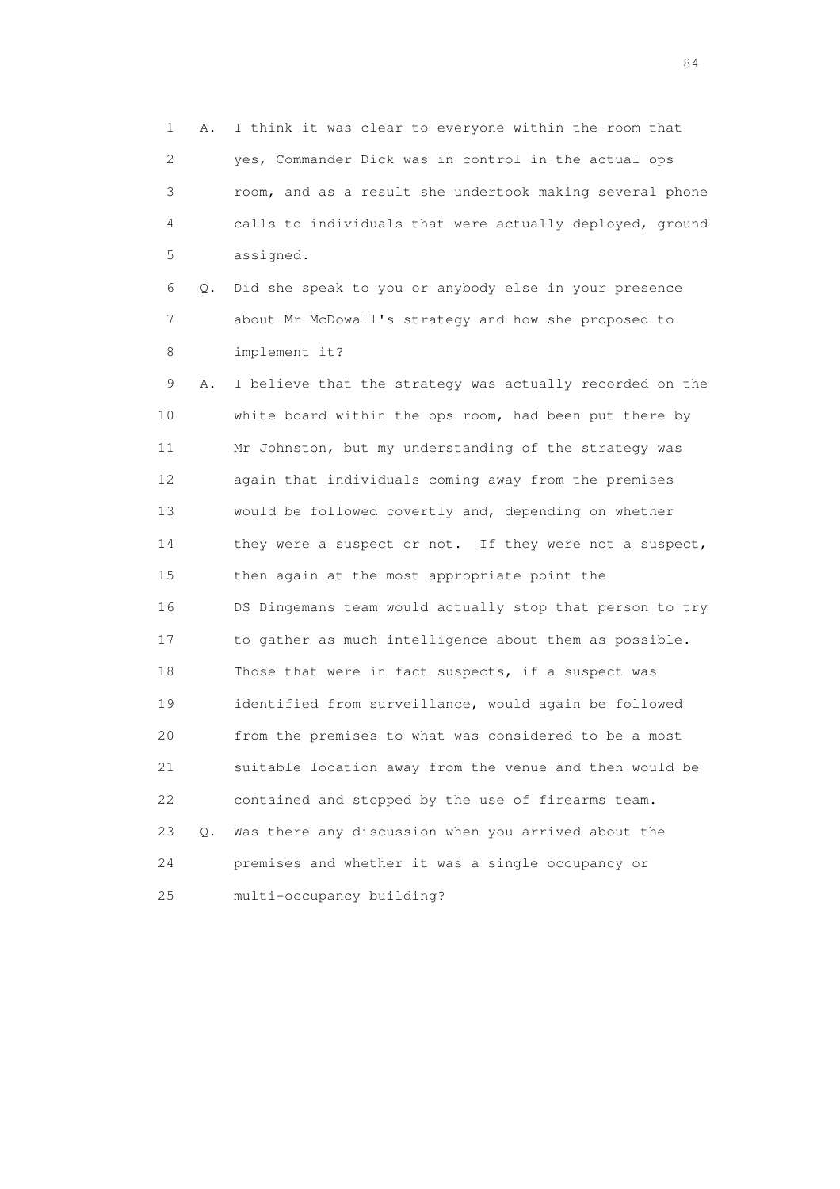1 A. I think it was clear to everyone within the room that
2 yes, Commander Dick was in control in the actual ops
3 room, and as a result she undertook making several phone
4 calls to individuals that were actually deployed, ground
5 assigned.

6 Q. Did she speak to you or anybody else in your presence
7 about Mr McDowall's strategy and how she proposed to
8 implement it?

9 A. I believe that the strategy was actually recorded on the
10 white board within the ops room, had been put there by
11 Mr Johnston, but my understanding of the strategy was
12 again that individuals coming away from the premises
13 would be followed covertly and, depending on whether
14 they were a suspect or not. If they were not a suspect,
15 then again at the most appropriate point the
16 DS Dingemans team would actually stop that person to try
17 to gather as much intelligence about them as possible.
18 Those that were in fact suspects, if a suspect was
19 identified from surveillance, would again be followed
20 from the premises to what was considered to be a most
21 suitable location away from the venue and then would be
22 contained and stopped by the use of firearms team.

23 Q. Was there any discussion when you arrived about the
24 premises and whether it was a single occupancy or
25 multi-occupancy building?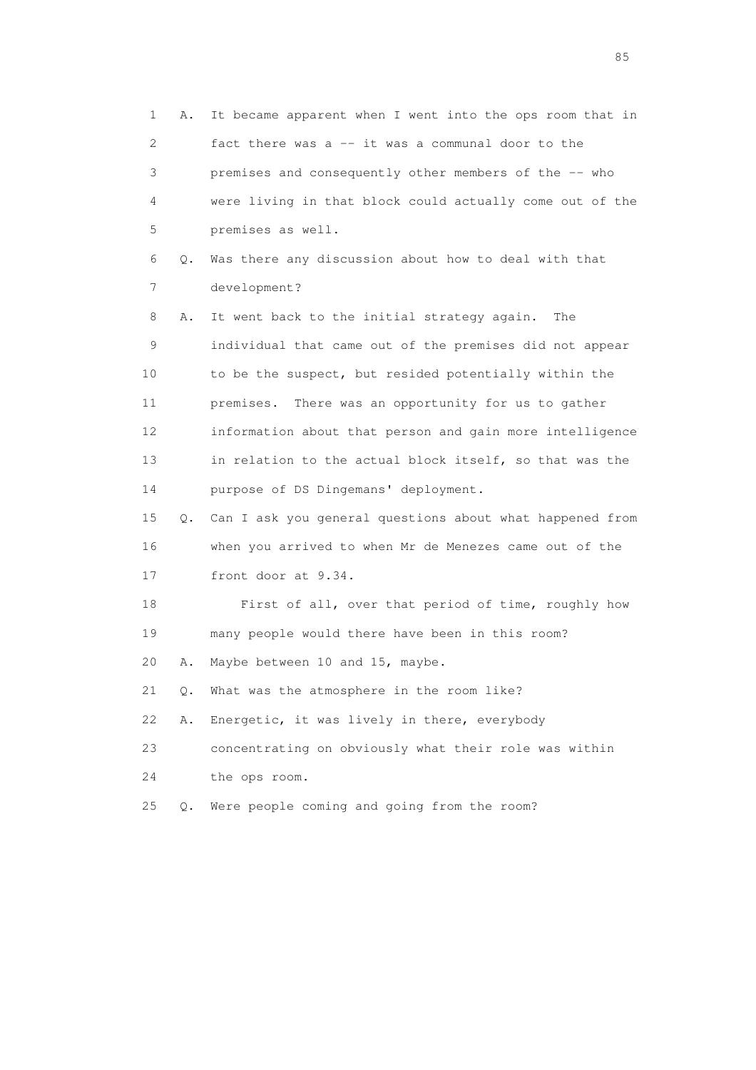1 A. It became apparent when I went into the ops room that in
2 fact there was a -- it was a communal door to the
3 premises and consequently other members of the -- who
4 were living in that block could actually come out of the
5 premises as well.

6 Q. Was there any discussion about how to deal with that
7 development?

8 A. It went back to the initial strategy again. The
9 individual that came out of the premises did not appear
10 to be the suspect, but resided potentially within the
11 premises. There was an opportunity for us to gather
12 information about that person and gain more intelligence
13 in relation to the actual block itself, so that was the
14 purpose of DS Dingemans' deployment.

15 Q. Can I ask you general questions about what happened from
16 when you arrived to when Mr de Menezes came out of the
17 front door at 9.34.

18 First of all, over that period of time, roughly how
19 many people would there have been in this room?

20 A. Maybe between 10 and 15, maybe.

21 Q. What was the atmosphere in the room like?

22 A. Energetic, it was lively in there, everybody
23 concentrating on obviously what their role was within
24 the ops room.

25 Q. Were people coming and going from the room?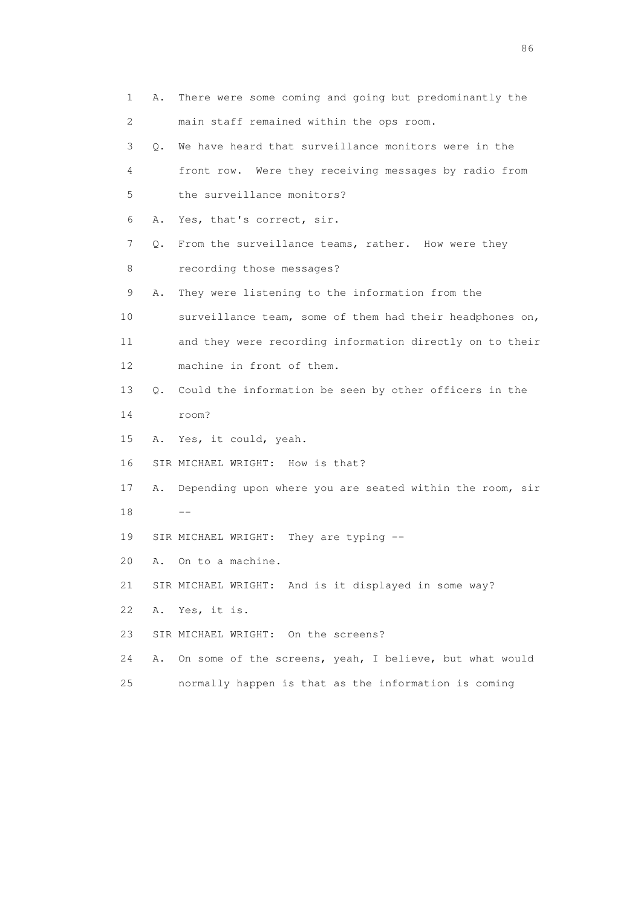1 A. There were some coming and going but predominantly the
2 main staff remained within the ops room.
3 Q. We have heard that surveillance monitors were in the
4 front row. Were they receiving messages by radio from
5 the surveillance monitors?
6 A. Yes, that's correct, sir.
7 Q. From the surveillance teams, rather. How were they
8 recording those messages?
9 A. They were listening to the information from the
10 surveillance team, some of them had their headphones on,
11 and they were recording information directly on to their
12 machine in front of them.
13 Q. Could the information be seen by other officers in the
14 room?
15 A. Yes, it could, yeah.
16 SIR MICHAEL WRIGHT: How is that?
17 A. Depending upon where you are seated within the room, sir
18 --
19 SIR MICHAEL WRIGHT: They are typing --
20 A. On to a machine.
21 SIR MICHAEL WRIGHT: And is it displayed in some way?
22 A. Yes, it is.
23 SIR MICHAEL WRIGHT: On the screens?
24 A. On some of the screens, yeah, I believe, but what would
25 normally happen is that as the information is coming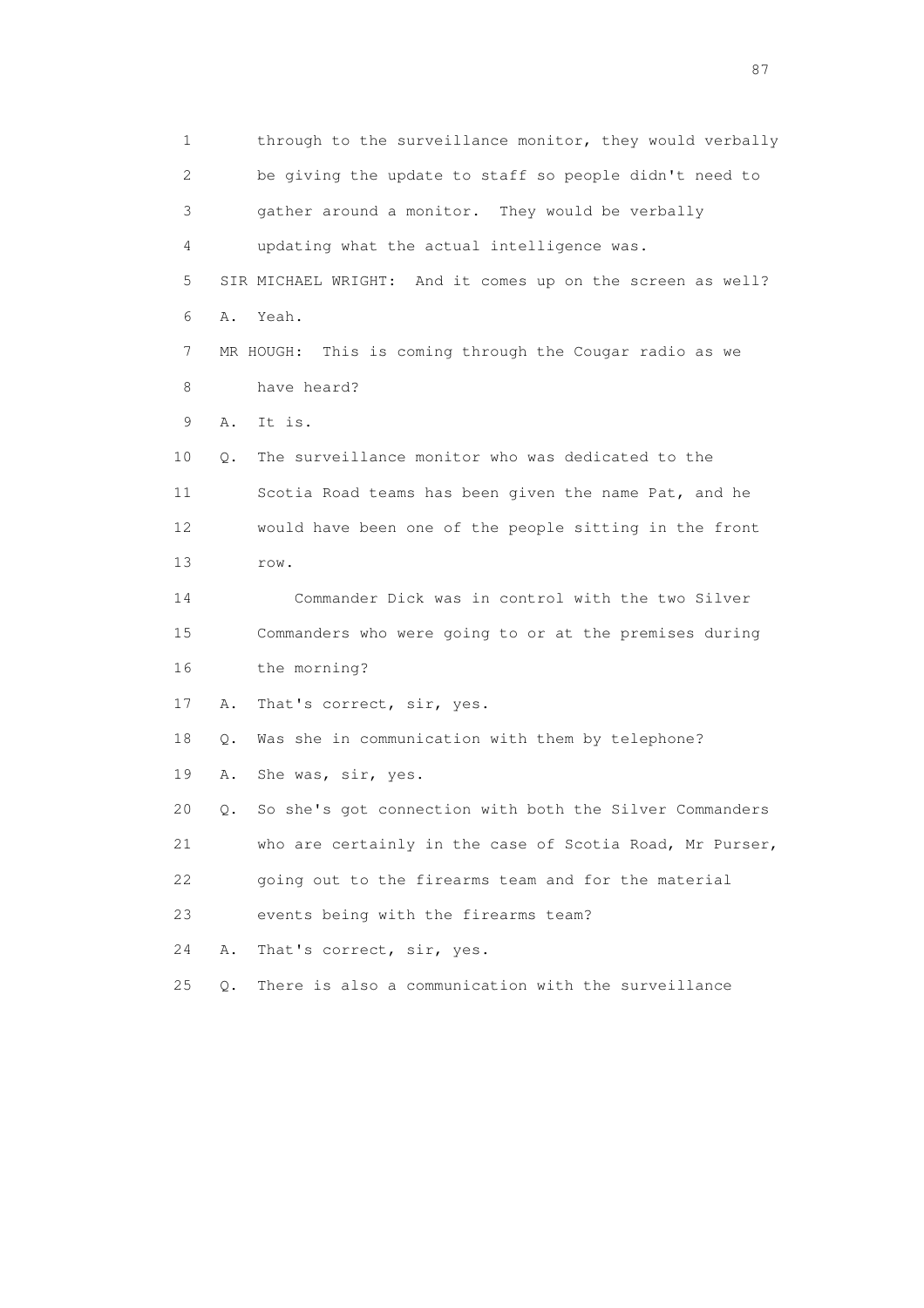1 through to the surveillance monitor, they would verbally
2 be giving the update to staff so people didn't need to
3 gather around a monitor. They would be verbally
4 updating what the actual intelligence was.

5 SIR MICHAEL WRIGHT: And it comes up on the screen as well?

6 A. Yeah.

7 MR HOUGH: This is coming through the Cougar radio as we
8 have heard?

9 A. It is.

10 Q. The surveillance monitor who was dedicated to the
11 Scotia Road teams has been given the name Pat, and he
12 would have been one of the people sitting in the front
13 row.

14 Commander Dick was in control with the two Silver
15 Commanders who were going to or at the premises during
16 the morning?

17 A. That's correct, sir, yes.

18 Q. Was she in communication with them by telephone?

19 A. She was, sir, yes.

20 Q. So she's got connection with both the Silver Commanders
21 who are certainly in the case of Scotia Road, Mr Purser,
22 going out to the firearms team and for the material
23 events being with the firearms team?

24 A. That's correct, sir, yes.

25 Q. There is also a communication with the surveillance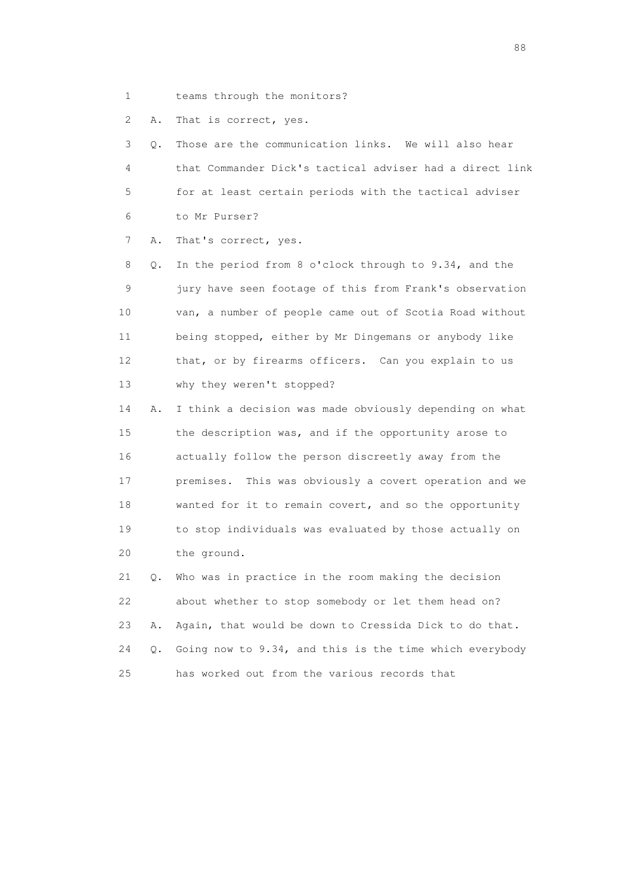1 teams through the monitors?

2 A. That is correct, yes.

3 Q. Those are the communication links. We will also hear

4 that Commander Dick's tactical adviser had a direct link

5 for at least certain periods with the tactical adviser

6 to Mr Purser?

7 A. That's correct, yes.

8 Q. In the period from 8 o'clock through to 9.34, and the

9 jury have seen footage of this from Frank's observation

10 van, a number of people came out of Scotia Road without

11 being stopped, either by Mr Dingemans or anybody like

12 that, or by firearms officers. Can you explain to us

13 why they weren't stopped?

14 A. I think a decision was made obviously depending on what

15 the description was, and if the opportunity arose to

16 actually follow the person discreetly away from the

17 premises. This was obviously a covert operation and we

18 wanted for it to remain covert, and so the opportunity

19 to stop individuals was evaluated by those actually on

20 the ground.

21 Q. Who was in practice in the room making the decision

22 about whether to stop somebody or let them head on?

23 A. Again, that would be down to Cressida Dick to do that.

24 Q. Going now to 9.34, and this is the time which everybody

25 has worked out from the various records that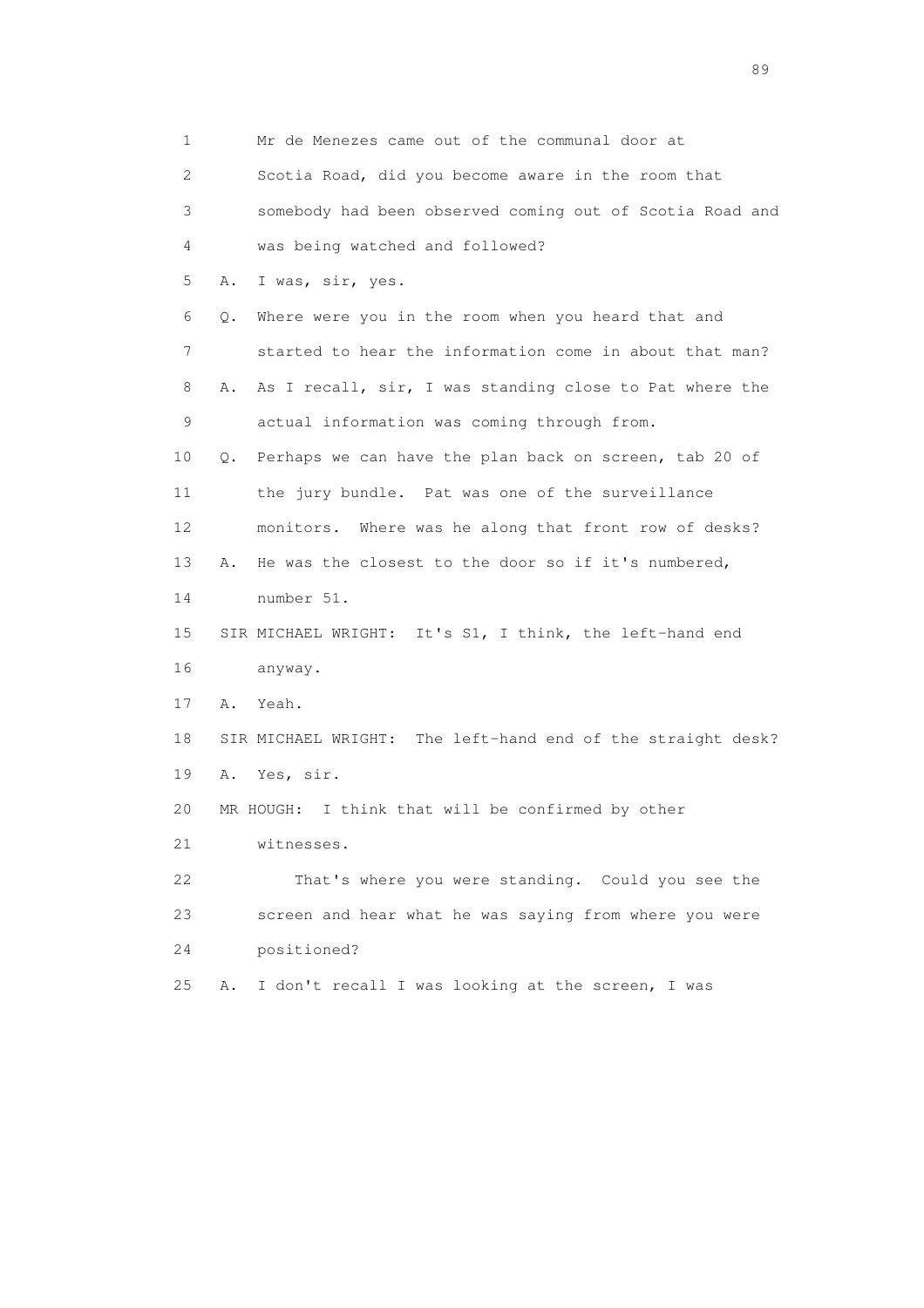1 Mr de Menezes came out of the communal door at
2 Scotia Road, did you become aware in the room that
3 somebody had been observed coming out of Scotia Road and
4 was being watched and followed?
5 A. I was, sir, yes.
6 Q. Where were you in the room when you heard that and
7 started to hear the information come in about that man?
8 A. As I recall, sir, I was standing close to Pat where the
9 actual information was coming through from.
10 Q. Perhaps we can have the plan back on screen, tab 20 of
11 the jury bundle. Pat was one of the surveillance
12 monitors. Where was he along that front row of desks?
13 A. He was the closest to the door so if it's numbered,
14 number 51.
15 SIR MICHAEL WRIGHT: It's S1, I think, the left-hand end
16 anyway.
17 A. Yeah.
18 SIR MICHAEL WRIGHT: The left-hand end of the straight desk?
19 A. Yes, sir.
20 MR HOUGH: I think that will be confirmed by other
21 witnesses.
22 That's where you were standing. Could you see the
23 screen and hear what he was saying from where you were
24 positioned?
25 A. I don't recall I was looking at the screen, I was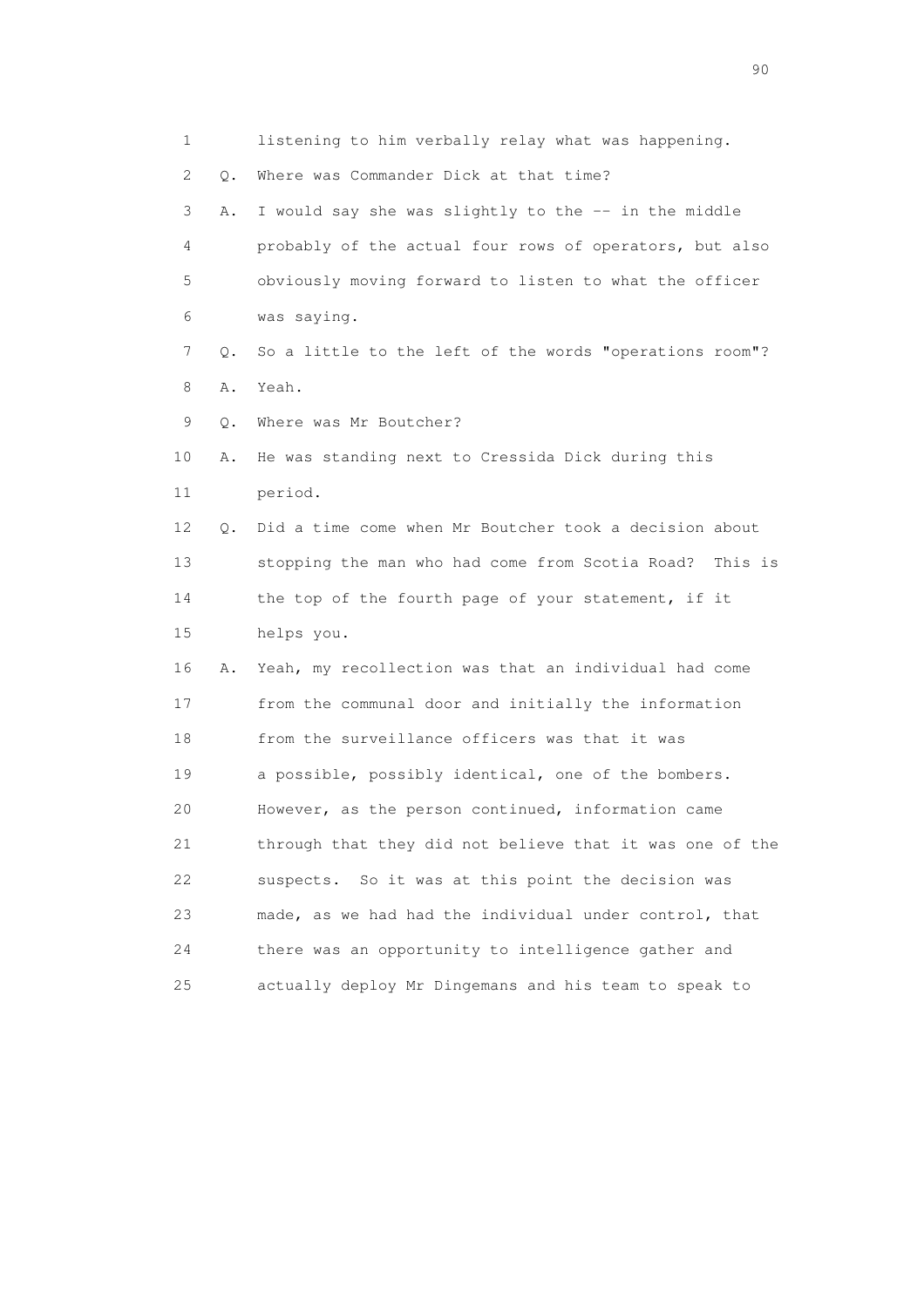1 listening to him verbally relay what was happening.

2 Q. Where was Commander Dick at that time?

3 A. I would say she was slightly to the -- in the middle

4 probably of the actual four rows of operators, but also

5 obviously moving forward to listen to what the officer

6 was saying.

7 Q. So a little to the left of the words "operations room"?

8 A. Yeah.

9 Q. Where was Mr Boutcher?

10 A. He was standing next to Cressida Dick during this

11 period.

12 Q. Did a time come when Mr Boutcher took a decision about

13 stopping the man who had come from Scotia Road? This is

14 the top of the fourth page of your statement, if it

15 helps you.

16 A. Yeah, my recollection was that an individual had come

17 from the communal door and initially the information

18 from the surveillance officers was that it was

19 a possible, possibly identical, one of the bombers.

20 However, as the person continued, information came

21 through that they did not believe that it was one of the

22 suspects. So it was at this point the decision was

23 made, as we had had the individual under control, that

24 there was an opportunity to intelligence gather and

25 actually deploy Mr Dingemans and his team to speak to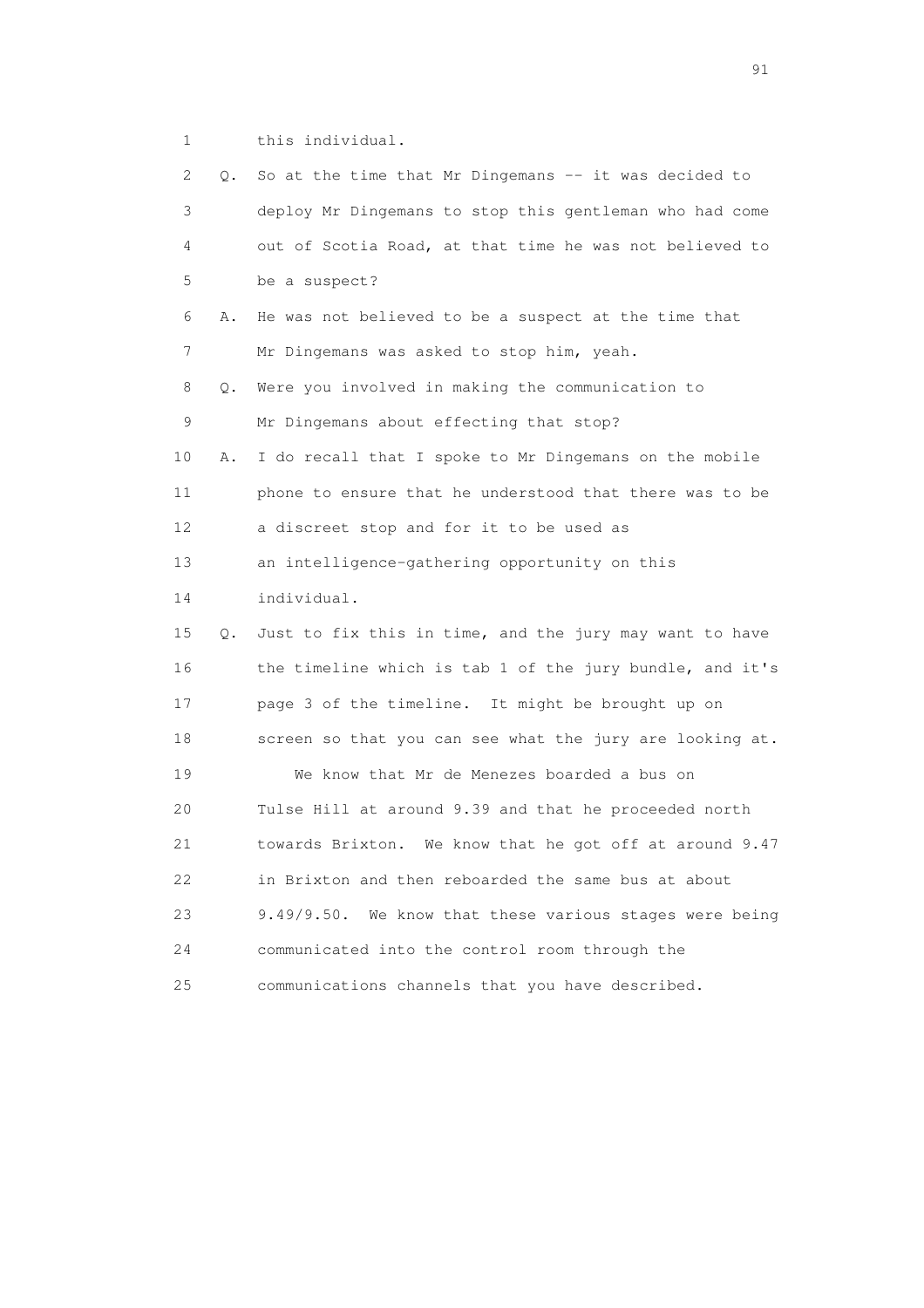1 this individual.

2 Q. So at the time that Mr Dingemans -- it was decided to
3 deploy Mr Dingemans to stop this gentleman who had come
4 out of Scotia Road, at that time he was not believed to
5 be a suspect?

6 A. He was not believed to be a suspect at the time that
7 Mr Dingemans was asked to stop him, yeah.

8 Q. Were you involved in making the communication to
9 Mr Dingemans about effecting that stop?

10 A. I do recall that I spoke to Mr Dingemans on the mobile
11 phone to ensure that he understood that there was to be
12 a discreet stop and for it to be used as
13 an intelligence-gathering opportunity on this
14 individual.

15 Q. Just to fix this in time, and the jury may want to have
16 the timeline which is tab 1 of the jury bundle, and it's
17 page 3 of the timeline. It might be brought up on
18 screen so that you can see what the jury are looking at.
19 We know that Mr de Menezes boarded a bus on
20 Tulse Hill at around 9.39 and that he proceeded north
21 towards Brixton. We know that he got off at around 9.47
22 in Brixton and then reboarded the same bus at about
23 9.49/9.50. We know that these various stages were being
24 communicated into the control room through the
25 communications channels that you have described.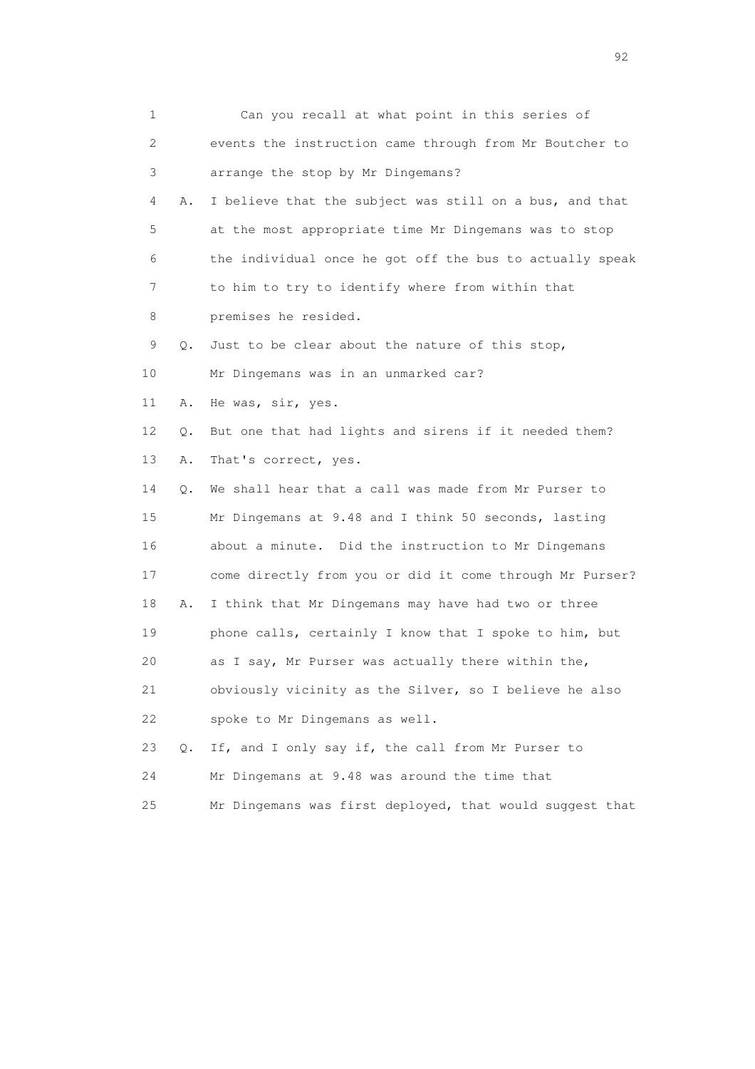1 Can you recall at what point in this series of
2 events the instruction came through from Mr Boutcher to
3 arrange the stop by Mr Dingemans?
4 A. I believe that the subject was still on a bus, and that
5 at the most appropriate time Mr Dingemans was to stop
6 the individual once he got off the bus to actually speak
7 to him to try to identify where from within that
8 premises he resided.
9 Q. Just to be clear about the nature of this stop,
10 Mr Dingemans was in an unmarked car?
11 A. He was, sir, yes.
12 Q. But one that had lights and sirens if it needed them?
13 A. That's correct, yes.
14 Q. We shall hear that a call was made from Mr Purser to
15 Mr Dingemans at 9.48 and I think 50 seconds, lasting
16 about a minute. Did the instruction to Mr Dingemans
17 come directly from you or did it come through Mr Purser?
18 A. I think that Mr Dingemans may have had two or three
19 phone calls, certainly I know that I spoke to him, but
20 as I say, Mr Purser was actually there within the,
21 obviously vicinity as the Silver, so I believe he also
22 spoke to Mr Dingemans as well.
23 Q. If, and I only say if, the call from Mr Purser to
24 Mr Dingemans at 9.48 was around the time that
25 Mr Dingemans was first deployed, that would suggest that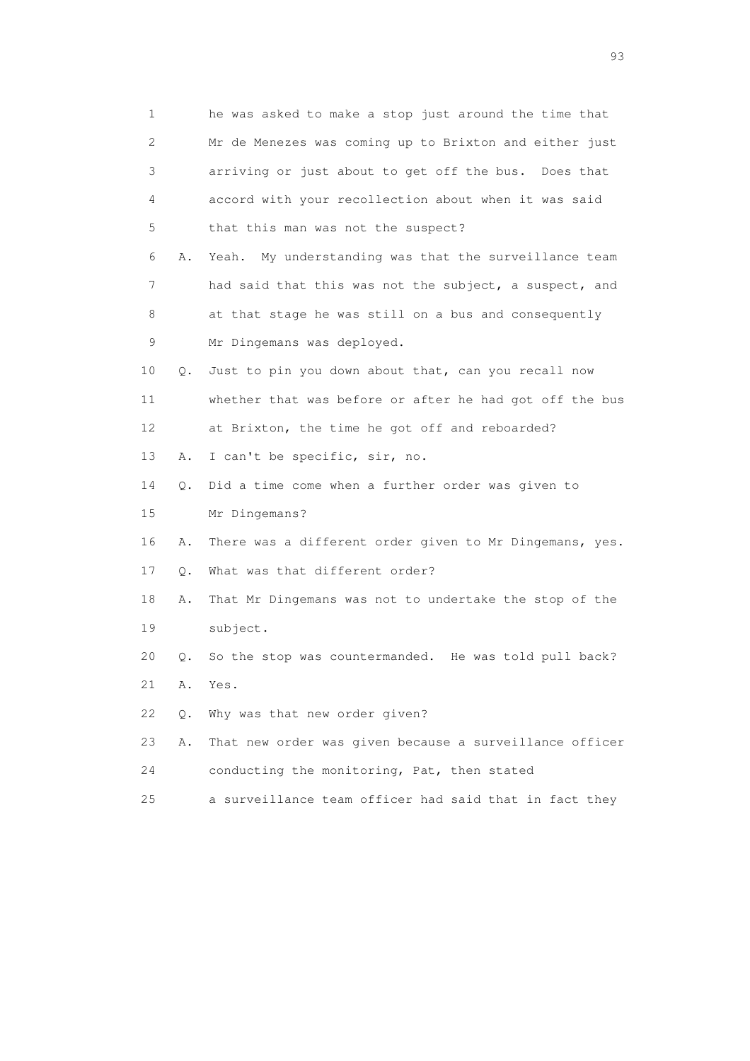1 he was asked to make a stop just around the time that
2 Mr de Menezes was coming up to Brixton and either just
3 arriving or just about to get off the bus. Does that
4 accord with your recollection about when it was said
5 that this man was not the suspect?

6 A. Yeah. My understanding was that the surveillance team
7 had said that this was not the subject, a suspect, and
8 at that stage he was still on a bus and consequently
9 Mr Dingemans was deployed.

10 Q. Just to pin you down about that, can you recall now
11 whether that was before or after he had got off the bus
12 at Brixton, the time he got off and reboarded?

13 A. I can't be specific, sir, no.

14 Q. Did a time come when a further order was given to
15 Mr Dingemans?

16 A. There was a different order given to Mr Dingemans, yes.

17 Q. What was that different order?

18 A. That Mr Dingemans was not to undertake the stop of the
19 subject.

20 Q. So the stop was countermanded. He was told pull back?

21 A. Yes.

22 Q. Why was that new order given?

23 A. That new order was given because a surveillance officer
24 conducting the monitoring, Pat, then stated
25 a surveillance team officer had said that in fact they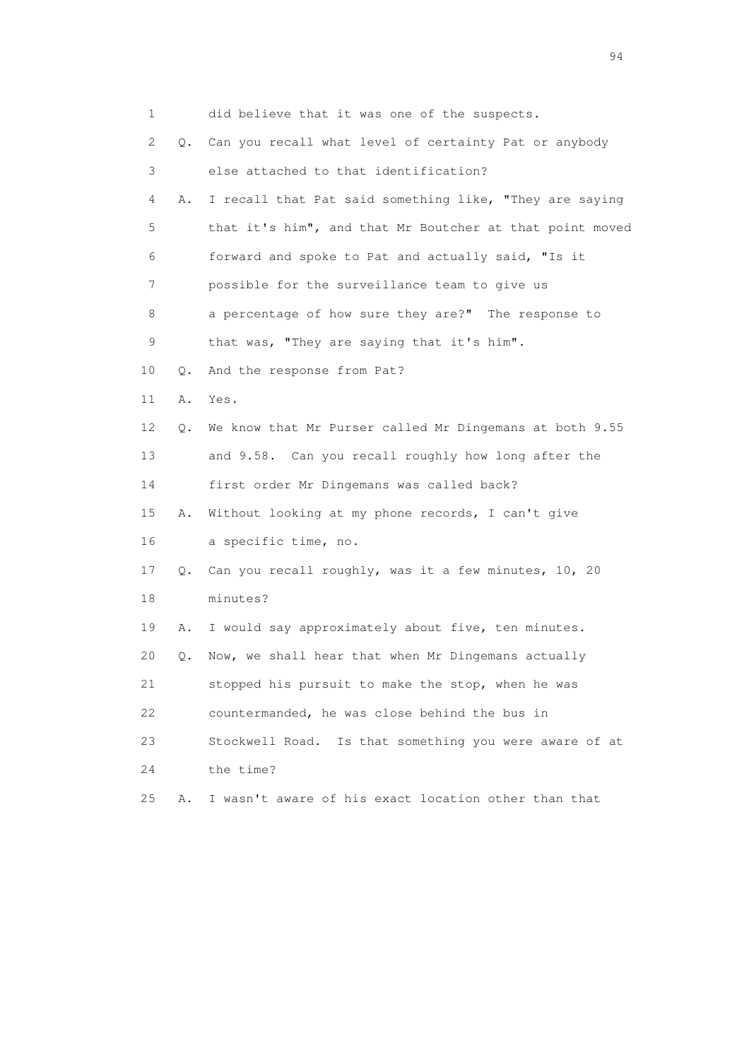1 did believe that it was one of the suspects.

2 Q. Can you recall what level of certainty Pat or anybody

3 else attached to that identification?

4 A. I recall that Pat said something like, "They are saying

5 that it's him", and that Mr Boutcher at that point moved

6 forward and spoke to Pat and actually said, "Is it

7 possible for the surveillance team to give us

8 a percentage of how sure they are?" The response to

9 that was, "They are saying that it's him".

10 Q. And the response from Pat?

11 A. Yes.

12 Q. We know that Mr Purser called Mr Dingemans at both 9.55

13 and 9.58. Can you recall roughly how long after the

14 first order Mr Dingemans was called back?

15 A. Without looking at my phone records, I can't give

16 a specific time, no.

17 Q. Can you recall roughly, was it a few minutes, 10, 20

18 minutes?

19 A. I would say approximately about five, ten minutes.

20 Q. Now, we shall hear that when Mr Dingemans actually

21 stopped his pursuit to make the stop, when he was

22 countermanded, he was close behind the bus in

23 Stockwell Road. Is that something you were aware of at

24 the time?

25 A. I wasn't aware of his exact location other than that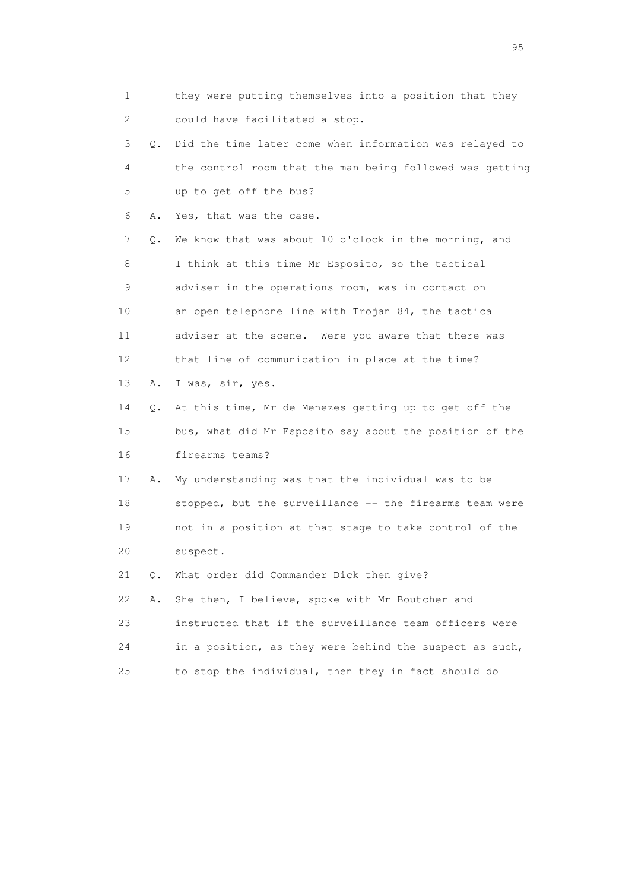1 they were putting themselves into a position that they
2 could have facilitated a stop.
3 Q. Did the time later come when information was relayed to
4 the control room that the man being followed was getting
5 up to get off the bus?
6 A. Yes, that was the case.
7 Q. We know that was about 10 o'clock in the morning, and
8 I think at this time Mr Esposito, so the tactical
9 adviser in the operations room, was in contact on
10 an open telephone line with Trojan 84, the tactical
11 adviser at the scene. Were you aware that there was
12 that line of communication in place at the time?
13 A. I was, sir, yes.
14 Q. At this time, Mr de Menezes getting up to get off the
15 bus, what did Mr Esposito say about the position of the
16 firearms teams?
17 A. My understanding was that the individual was to be
18 stopped, but the surveillance -- the firearms team were
19 not in a position at that stage to take control of the
20 suspect.
21 Q. What order did Commander Dick then give?
22 A. She then, I believe, spoke with Mr Boutcher and
23 instructed that if the surveillance team officers were
24 in a position, as they were behind the suspect as such,
25 to stop the individual, then they in fact should do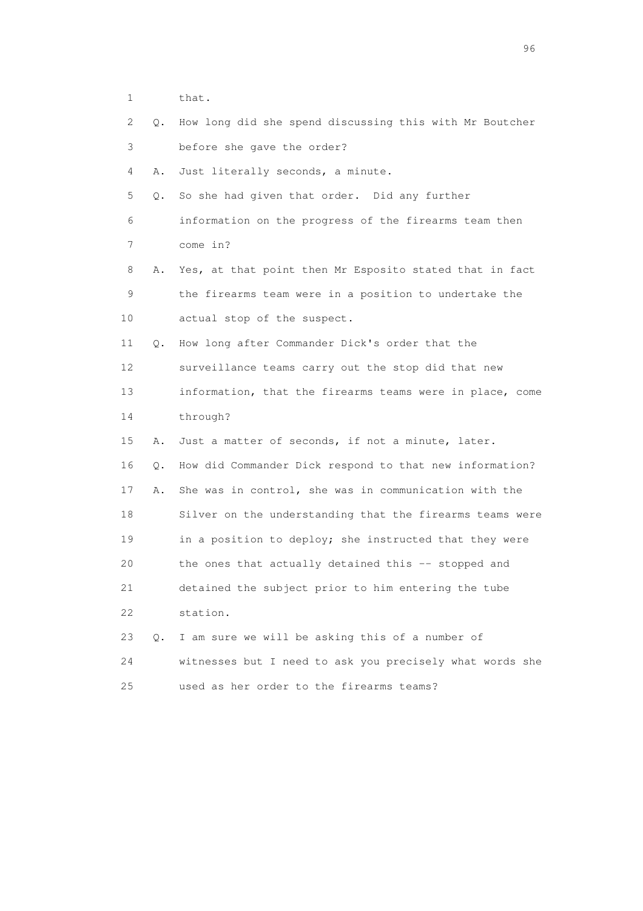1 that.

2 Q. How long did she spend discussing this with Mr Boutcher

3 before she gave the order?

4 A. Just literally seconds, a minute.

5 Q. So she had given that order. Did any further

6 information on the progress of the firearms team then

7 come in?

8 A. Yes, at that point then Mr Esposito stated that in fact

9 the firearms team were in a position to undertake the

10 actual stop of the suspect.

11 Q. How long after Commander Dick's order that the

12 surveillance teams carry out the stop did that new

13 information, that the firearms teams were in place, come

14 through?

15 A. Just a matter of seconds, if not a minute, later.

16 Q. How did Commander Dick respond to that new information?

17 A. She was in control, she was in communication with the

18 Silver on the understanding that the firearms teams were

19 in a position to deploy; she instructed that they were

20 the ones that actually detained this -- stopped and

21 detained the subject prior to him entering the tube

22 station.

23 Q. I am sure we will be asking this of a number of

24 witnesses but I need to ask you precisely what words she

25 used as her order to the firearms teams?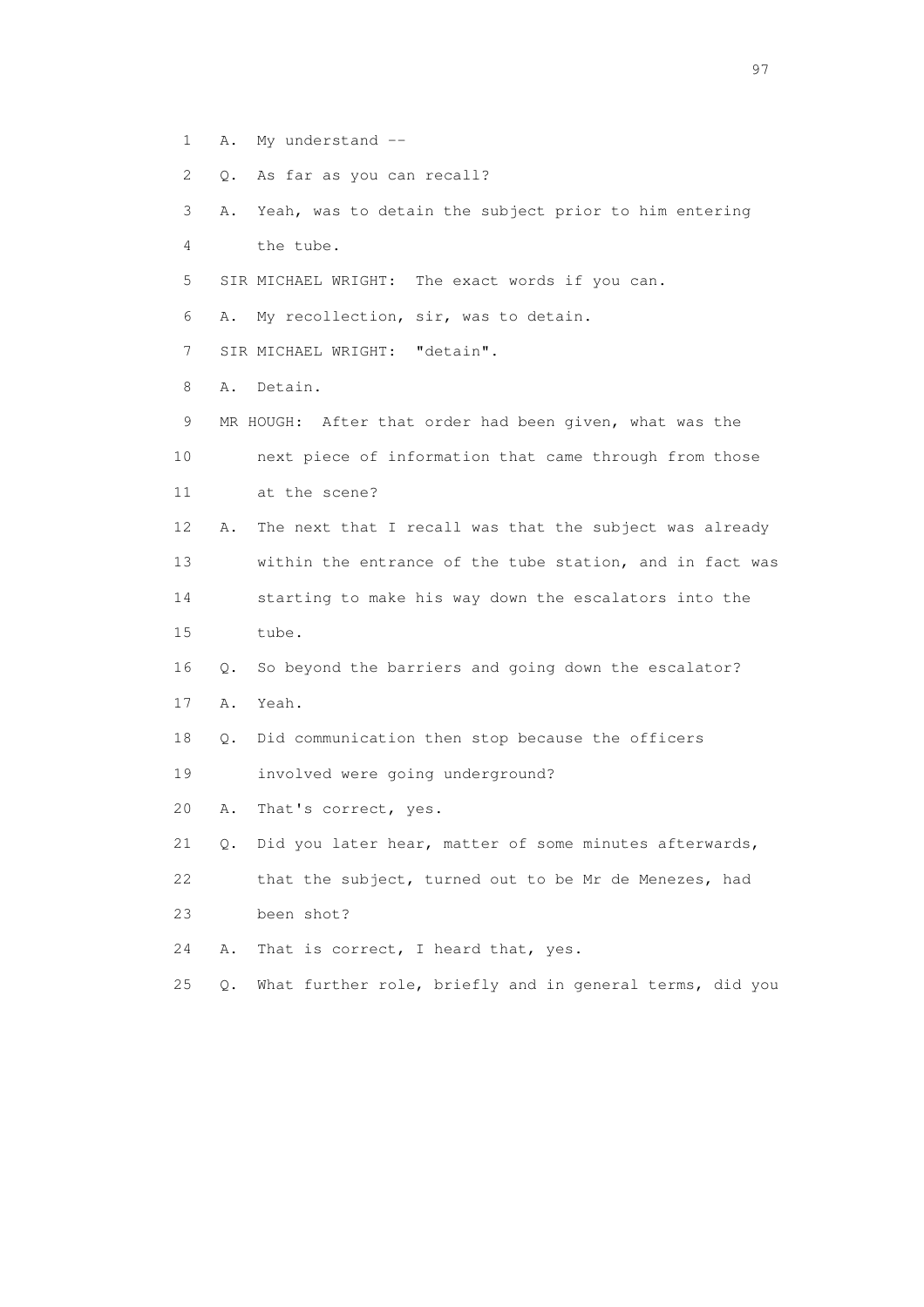1 A. My understand --

2 Q. As far as you can recall?

3 A. Yeah, was to detain the subject prior to him entering
4 the tube.

5 SIR MICHAEL WRIGHT: The exact words if you can.

6 A. My recollection, sir, was to detain.

7 SIR MICHAEL WRIGHT: "detain".

8 A. Detain.

9 MR HOUGH: After that order had been given, what was the
10 next piece of information that came through from those
11 at the scene?

12 A. The next that I recall was that the subject was already
13 within the entrance of the tube station, and in fact was
14 starting to make his way down the escalators into the
15 tube.

16 Q. So beyond the barriers and going down the escalator?

17 A. Yeah.

18 Q. Did communication then stop because the officers
19 involved were going underground?

20 A. That's correct, yes.

21 Q. Did you later hear, matter of some minutes afterwards,
22 that the subject, turned out to be Mr de Menezes, had
23 been shot?

24 A. That is correct, I heard that, yes.

25 Q. What further role, briefly and in general terms, did you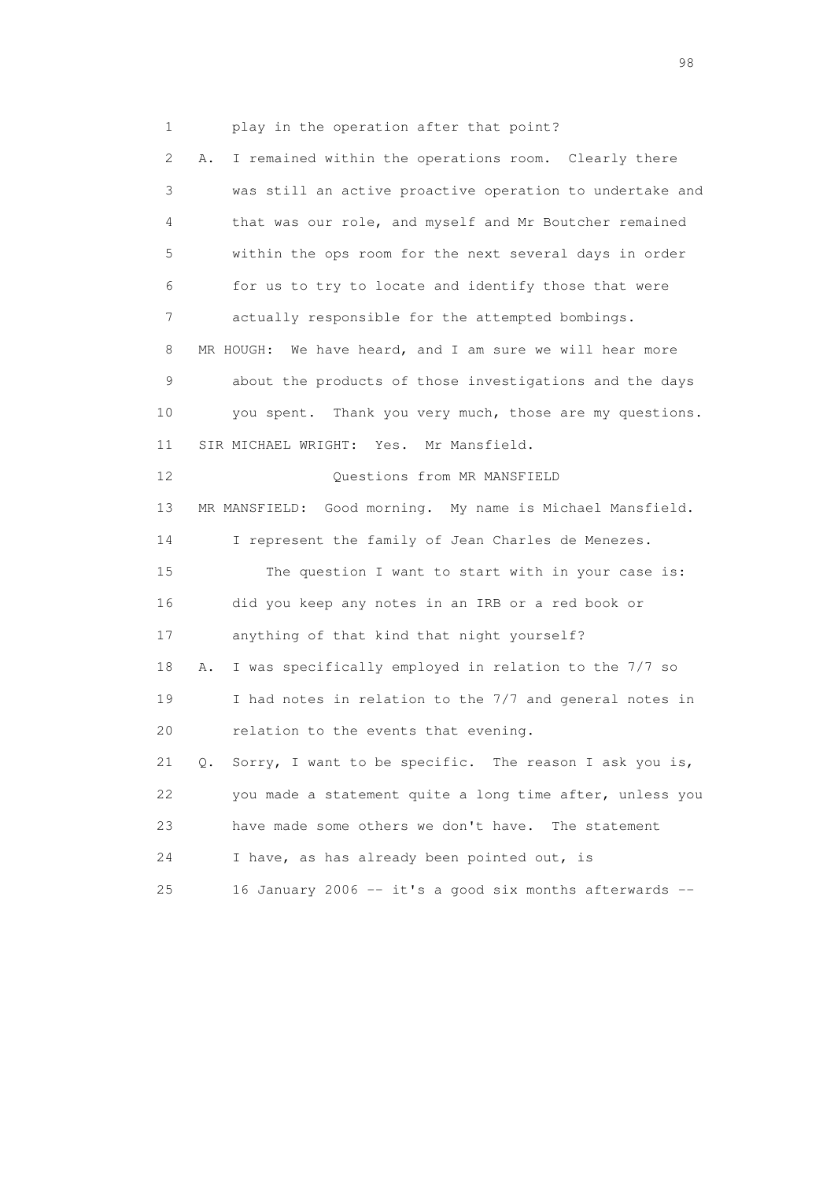1 play in the operation after that point?

2 A. I remained within the operations room. Clearly there

3 was still an active proactive operation to undertake and

4 that was our role, and myself and Mr Boutcher remained

5 within the ops room for the next several days in order

6 for us to try to locate and identify those that were

7 actually responsible for the attempted bombings.

8 MR HOUGH: We have heard, and I am sure we will hear more

9 about the products of those investigations and the days

10 you spent. Thank you very much, those are my questions.

11 SIR MICHAEL WRIGHT: Yes. Mr Mansfield.

12 Questions from MR MANSFIELD

13 MR MANSFIELD: Good morning. My name is Michael Mansfield.

14 I represent the family of Jean Charles de Menezes.

15 The question I want to start with in your case is:

16 did you keep any notes in an IRB or a red book or

17 anything of that kind that night yourself?

18 A. I was specifically employed in relation to the 7/7 so

19 I had notes in relation to the 7/7 and general notes in

20 relation to the events that evening.

21 Q. Sorry, I want to be specific. The reason I ask you is,

22 you made a statement quite a long time after, unless you

23 have made some others we don't have. The statement

24 I have, as has already been pointed out, is

25 16 January 2006 -- it's a good six months afterwards --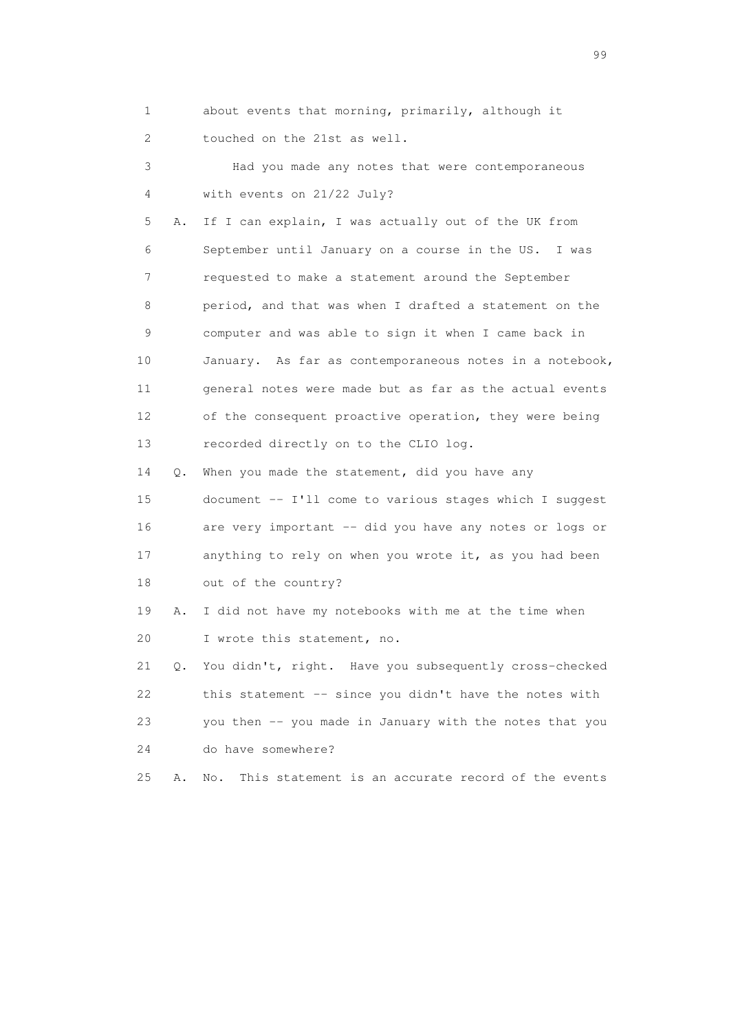1 about events that morning, primarily, although it
2 touched on the 21st as well.

3 Had you made any notes that were contemporaneous
4 with events on 21/22 July?

5 A. If I can explain, I was actually out of the UK from
6 September until January on a course in the US. I was
7 requested to make a statement around the September
8 period, and that was when I drafted a statement on the
9 computer and was able to sign it when I came back in
10 January. As far as contemporaneous notes in a notebook,
11 general notes were made but as far as the actual events
12 of the consequent proactive operation, they were being
13 recorded directly on to the CLIO log.

14 Q. When you made the statement, did you have any
15 document -- I'll come to various stages which I suggest
16 are very important -- did you have any notes or logs or
17 anything to rely on when you wrote it, as you had been
18 out of the country?

19 A. I did not have my notebooks with me at the time when
20 I wrote this statement, no.

21 Q. You didn't, right. Have you subsequently cross-checked
22 this statement -- since you didn't have the notes with
23 you then -- you made in January with the notes that you
24 do have somewhere?

25 A. No. This statement is an accurate record of the events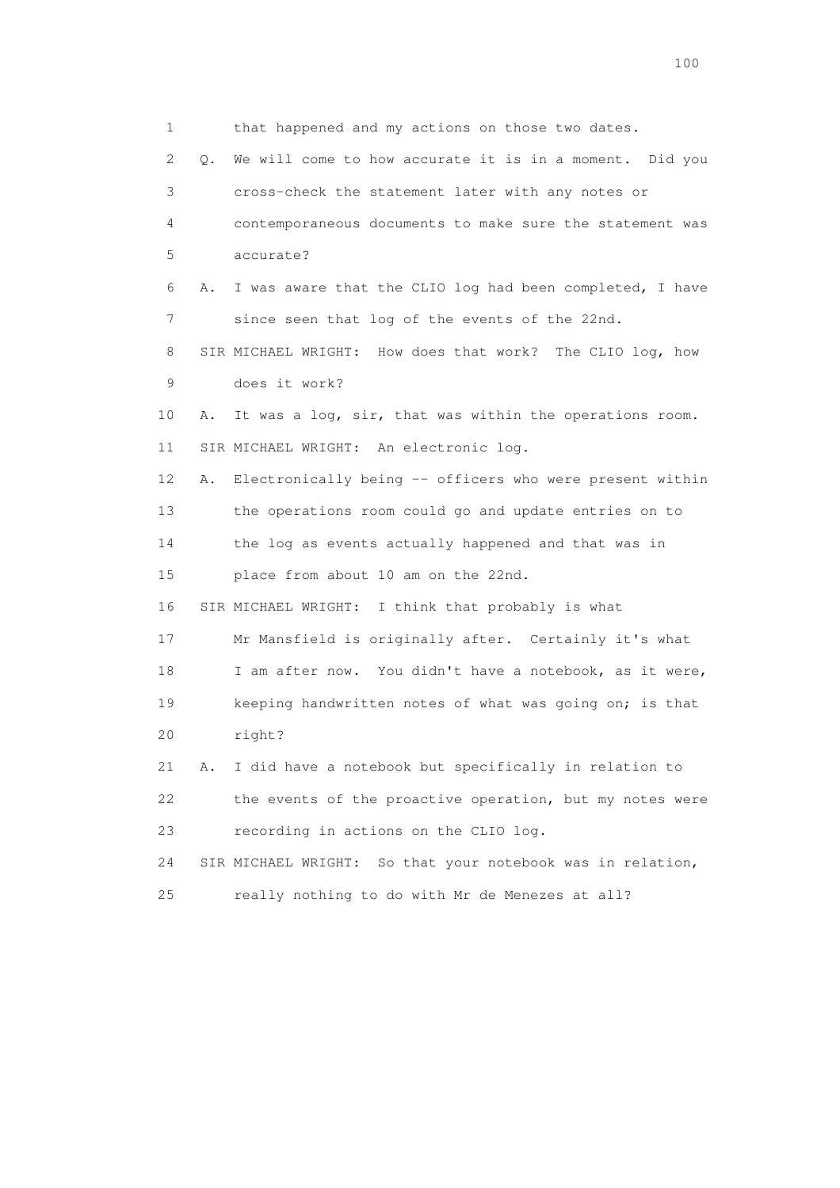1 that happened and my actions on those two dates.

2 Q. We will come to how accurate it is in a moment. Did you

3 cross-check the statement later with any notes or

4 contemporaneous documents to make sure the statement was

5 accurate?

6 A. I was aware that the CLIO log had been completed, I have

7 since seen that log of the events of the 22nd.

8 SIR MICHAEL WRIGHT: How does that work? The CLIO log, how

9 does it work?

10 A. It was a log, sir, that was within the operations room.

11 SIR MICHAEL WRIGHT: An electronic log.

12 A. Electronically being -- officers who were present within

13 the operations room could go and update entries on to

14 the log as events actually happened and that was in

15 place from about 10 am on the 22nd.

16 SIR MICHAEL WRIGHT: I think that probably is what

17 Mr Mansfield is originally after. Certainly it's what

18 I am after now. You didn't have a notebook, as it were,

19 keeping handwritten notes of what was going on; is that

20 right?

21 A. I did have a notebook but specifically in relation to

22 the events of the proactive operation, but my notes were

23 recording in actions on the CLIO log.

24 SIR MICHAEL WRIGHT: So that your notebook was in relation,

25 really nothing to do with Mr de Menezes at all?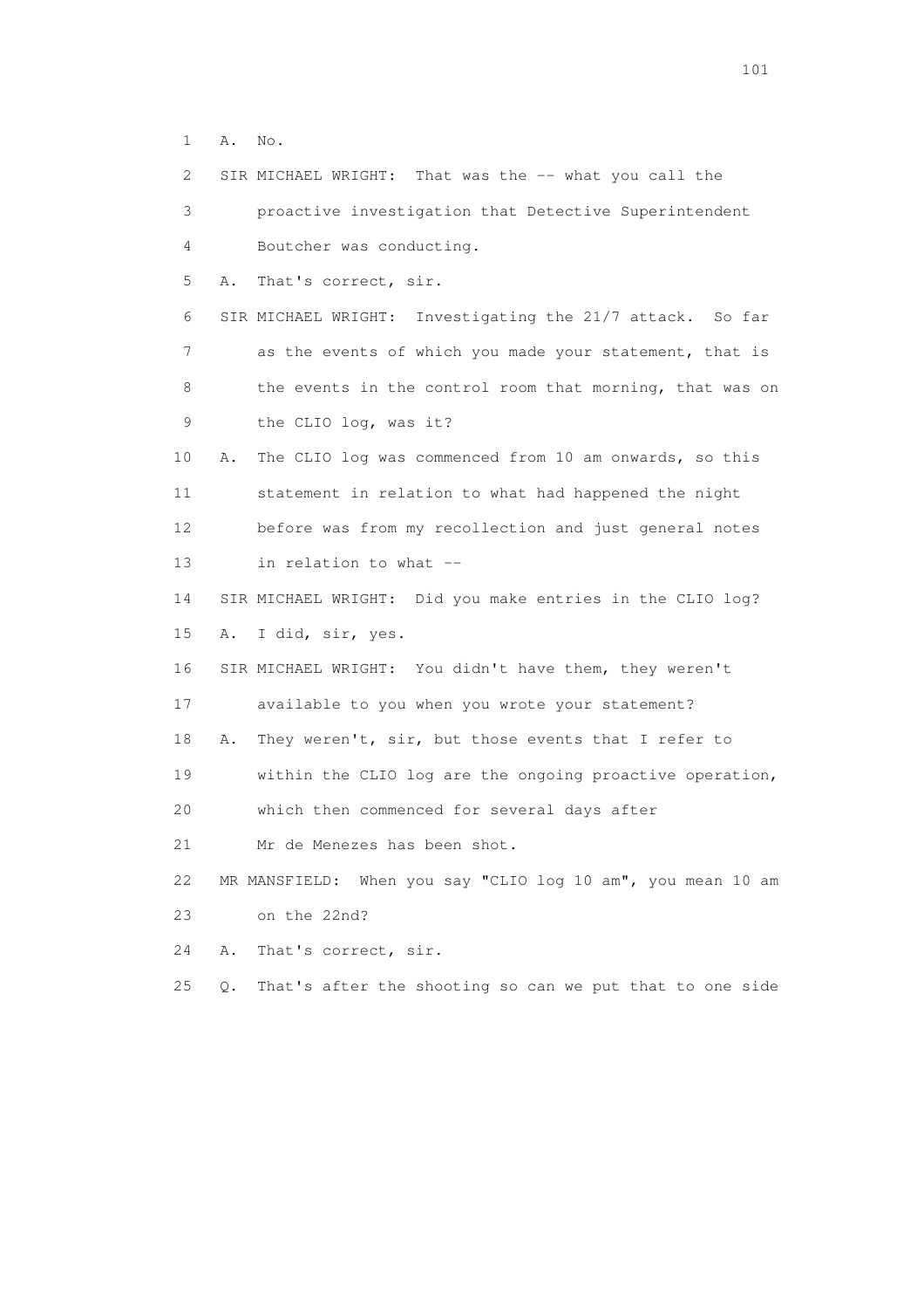1 A. No.

2 SIR MICHAEL WRIGHT: That was the -- what you call the

3 proactive investigation that Detective Superintendent

4 Boutcher was conducting.

5 A. That's correct, sir.

6 SIR MICHAEL WRIGHT: Investigating the 21/7 attack. So far

7 as the events of which you made your statement, that is

8 the events in the control room that morning, that was on

9 the CLIO log, was it?

10 A. The CLIO log was commenced from 10 am onwards, so this

11 statement in relation to what had happened the night

12 before was from my recollection and just general notes

13 in relation to what --

14 SIR MICHAEL WRIGHT: Did you make entries in the CLIO log?

15 A. I did, sir, yes.

16 SIR MICHAEL WRIGHT: You didn't have them, they weren't

17 available to you when you wrote your statement?

18 A. They weren't, sir, but those events that I refer to

19 within the CLIO log are the ongoing proactive operation,

20 which then commenced for several days after

21 Mr de Menezes has been shot.

22 MR MANSFIELD: When you say "CLIO log 10 am", you mean 10 am

23 on the 22nd?

24 A. That's correct, sir.

25 Q. That's after the shooting so can we put that to one side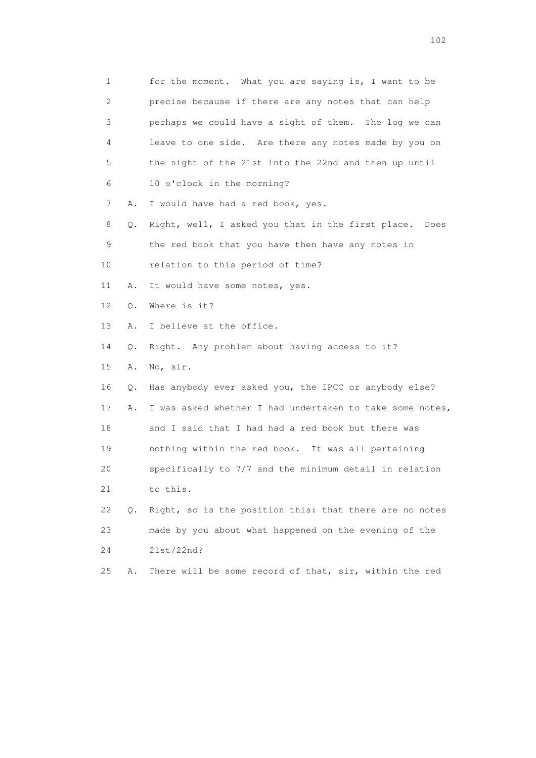1 for the moment. What you are saying is, I want to be
2 precise because if there are any notes that can help
3 perhaps we could have a sight of them. The log we can
4 leave to one side. Are there any notes made by you on
5 the night of the 21st into the 22nd and then up until
6 10 o'clock in the morning?

7 A. I would have had a red book, yes.

8 Q. Right, well, I asked you that in the first place. Does
9 the red book that you have then have any notes in
10 relation to this period of time?

11 A. It would have some notes, yes.

12 Q. Where is it?

13 A. I believe at the office.

14 Q. Right. Any problem about having access to it?

15 A. No, sir.

16 Q. Has anybody ever asked you, the IPCC or anybody else?

17 A. I was asked whether I had undertaken to take some notes,
18 and I said that I had had a red book but there was
19 nothing within the red book. It was all pertaining
20 specifically to 7/7 and the minimum detail in relation
21 to this.

22 Q. Right, so is the position this: that there are no notes
23 made by you about what happened on the evening of the
24 21st/22nd?

25 A. There will be some record of that, sir, within the red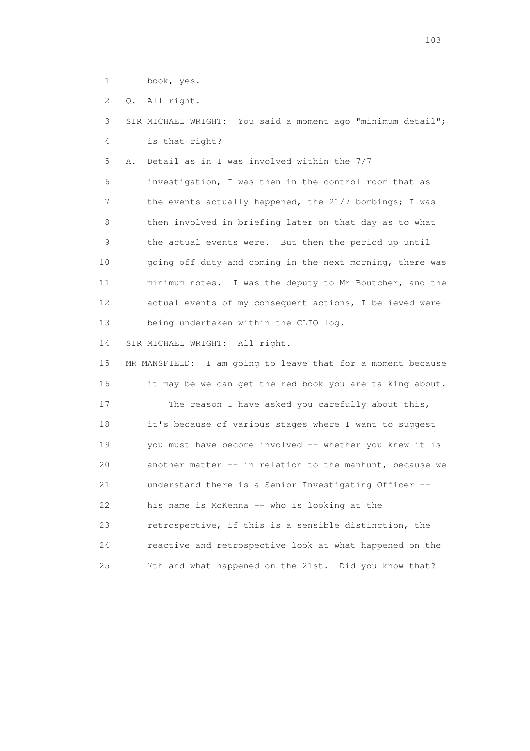1 book, yes.

2 Q. All right.

3 SIR MICHAEL WRIGHT: You said a moment ago "minimum detail";

4 is that right?

5 A. Detail as in I was involved within the 7/7

6 investigation, I was then in the control room that as

7 the events actually happened, the 21/7 bombings; I was

8 then involved in briefing later on that day as to what

9 the actual events were. But then the period up until

10 going off duty and coming in the next morning, there was

11 minimum notes. I was the deputy to Mr Boutcher, and the

12 actual events of my consequent actions, I believed were

13 being undertaken within the CLIO log.

14 SIR MICHAEL WRIGHT: All right.

15 MR MANSFIELD: I am going to leave that for a moment because

16 it may be we can get the red book you are talking about.

17 The reason I have asked you carefully about this,

18 it's because of various stages where I want to suggest

19 you must have become involved -- whether you knew it is

20 another matter -- in relation to the manhunt, because we

21 understand there is a Senior Investigating Officer --

22 his name is McKenna -- who is looking at the

23 retrospective, if this is a sensible distinction, the

24 reactive and retrospective look at what happened on the

25 7th and what happened on the 21st. Did you know that?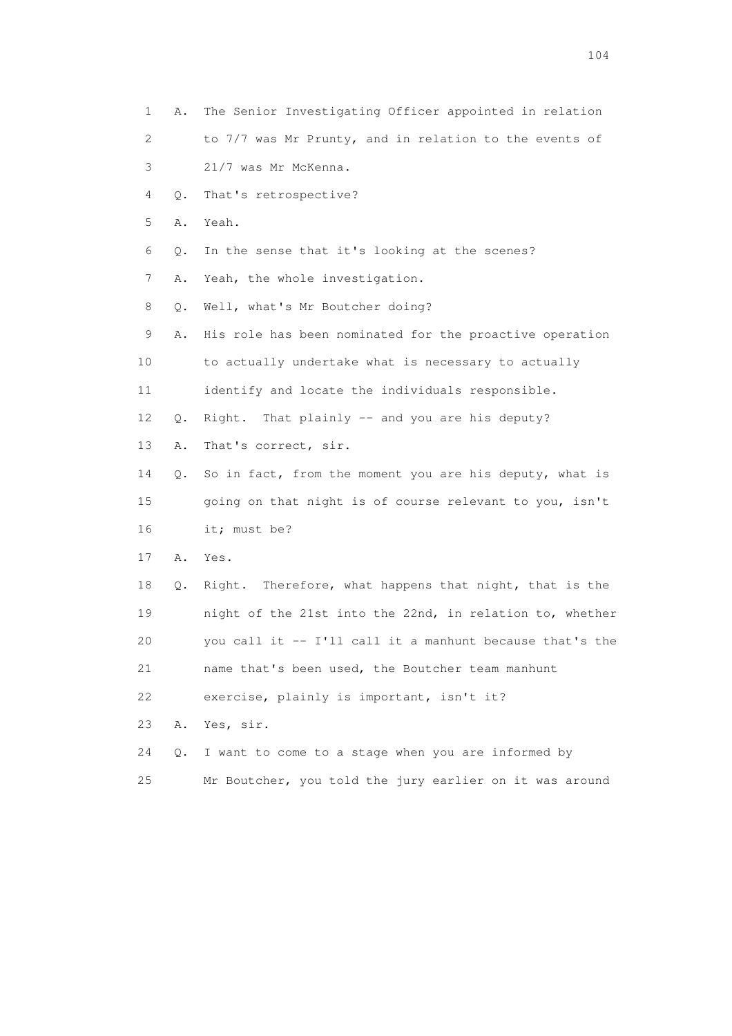1 A. The Senior Investigating Officer appointed in relation
2 to 7/7 was Mr Prunty, and in relation to the events of
3 21/7 was Mr McKenna.
4 Q. That's retrospective?
5 A. Yeah.
6 Q. In the sense that it's looking at the scenes?
7 A. Yeah, the whole investigation.
8 Q. Well, what's Mr Boutcher doing?
9 A. His role has been nominated for the proactive operation
10 to actually undertake what is necessary to actually
11 identify and locate the individuals responsible.
12 Q. Right. That plainly -- and you are his deputy?
13 A. That's correct, sir.
14 Q. So in fact, from the moment you are his deputy, what is
15 going on that night is of course relevant to you, isn't
16 it; must be?
17 A. Yes.
18 Q. Right. Therefore, what happens that night, that is the
19 night of the 21st into the 22nd, in relation to, whether
20 you call it -- I'll call it a manhunt because that's the
21 name that's been used, the Boutcher team manhunt
22 exercise, plainly is important, isn't it?
23 A. Yes, sir.
24 Q. I want to come to a stage when you are informed by
25 Mr Boutcher, you told the jury earlier on it was around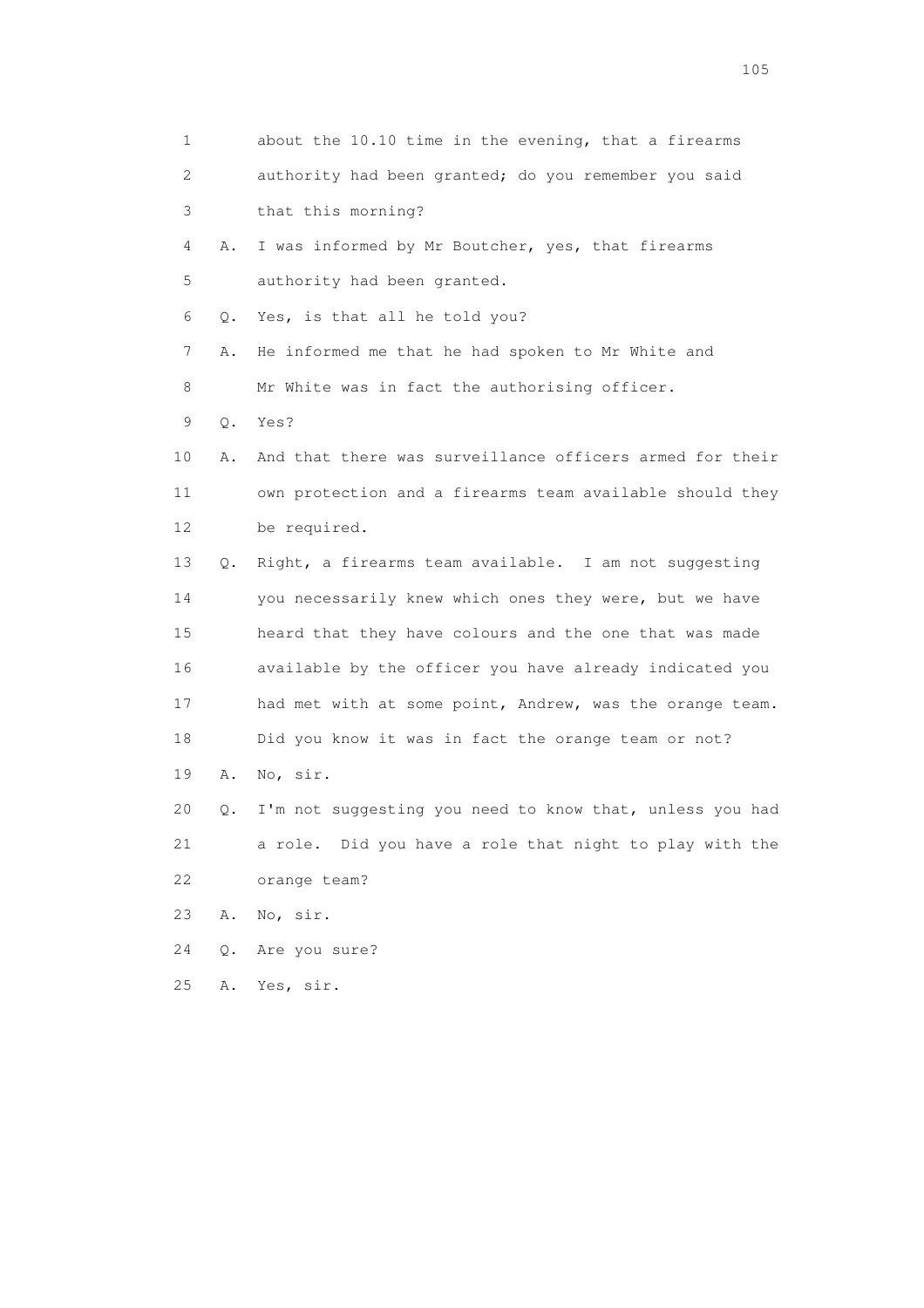1 about the 10.10 time in the evening, that a firearms
2 authority had been granted; do you remember you said
3 that this morning?

4 A. I was informed by Mr Boutcher, yes, that firearms
5 authority had been granted.

6 Q. Yes, is that all he told you?

7 A. He informed me that he had spoken to Mr White and
8 Mr White was in fact the authorising officer.

9 Q. Yes?

10 A. And that there was surveillance officers armed for their
11 own protection and a firearms team available should they
12 be required.

13 Q. Right, a firearms team available. I am not suggesting
14 you necessarily knew which ones they were, but we have
15 heard that they have colours and the one that was made
16 available by the officer you have already indicated you
17 had met with at some point, Andrew, was the orange team.
18 Did you know it was in fact the orange team or not?

19 A. No, sir.

20 Q. I'm not suggesting you need to know that, unless you had
21 a role. Did you have a role that night to play with the
22 orange team?

23 A. No, sir.

24 Q. Are you sure?

25 A. Yes, sir.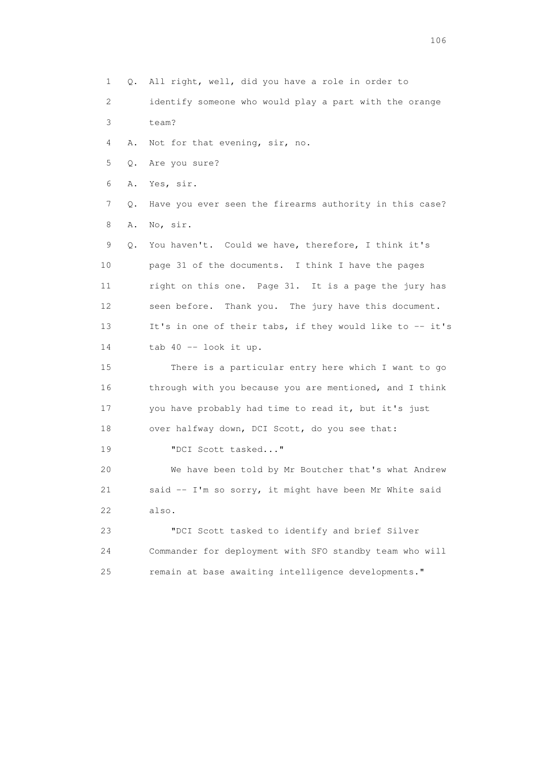1 Q. All right, well, did you have a role in order to
2 identify someone who would play a part with the orange
3 team?
4 A. Not for that evening, sir, no.
5 Q. Are you sure?
6 A. Yes, sir.
7 Q. Have you ever seen the firearms authority in this case?
8 A. No, sir.
9 Q. You haven't. Could we have, therefore, I think it's
10 page 31 of the documents. I think I have the pages
11 right on this one. Page 31. It is a page the jury has
12 seen before. Thank you. The jury have this document.
13 It's in one of their tabs, if they would like to -- it's
14 tab 40 -- look it up.
15 There is a particular entry here which I want to go
16 through with you because you are mentioned, and I think
17 you have probably had time to read it, but it's just
18 over halfway down, DCI Scott, do you see that:
19 "DCI Scott tasked..."
20 We have been told by Mr Boutcher that's what Andrew
21 said -- I'm so sorry, it might have been Mr White said
22 also.
23 "DCI Scott tasked to identify and brief Silver
24 Commander for deployment with SFO standby team who will
25 remain at base awaiting intelligence developments."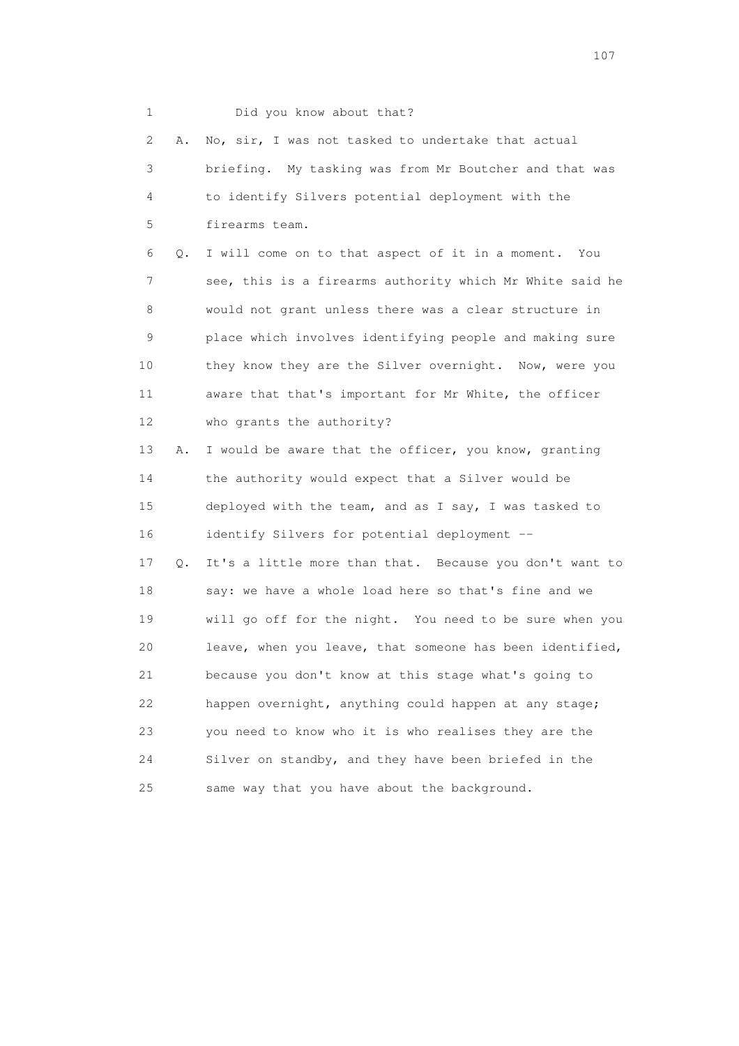1 Did you know about that?

2 A. No, sir, I was not tasked to undertake that actual

3 briefing. My tasking was from Mr Boutcher and that was

4 to identify Silvers potential deployment with the

5 firearms team.

6 Q. I will come on to that aspect of it in a moment. You

7 see, this is a firearms authority which Mr White said he

8 would not grant unless there was a clear structure in

9 place which involves identifying people and making sure

10 they know they are the Silver overnight. Now, were you

11 aware that that's important for Mr White, the officer

12 who grants the authority?

13 A. I would be aware that the officer, you know, granting

14 the authority would expect that a Silver would be

15 deployed with the team, and as I say, I was tasked to

16 identify Silvers for potential deployment --

17 Q. It's a little more than that. Because you don't want to

18 say: we have a whole load here so that's fine and we

19 will go off for the night. You need to be sure when you

20 leave, when you leave, that someone has been identified,

21 because you don't know at this stage what's going to

22 happen overnight, anything could happen at any stage;

23 you need to know who it is who realises they are the

24 Silver on standby, and they have been briefed in the

25 same way that you have about the background.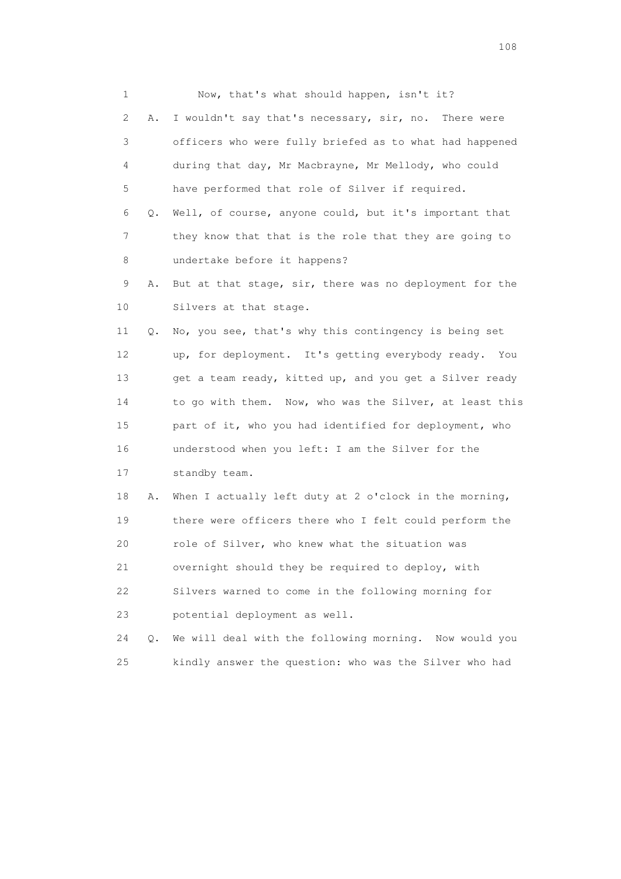1 Now, that's what should happen, isn't it?

2 A. I wouldn't say that's necessary, sir, no. There were

3 officers who were fully briefed as to what had happened

4 during that day, Mr Macbrayne, Mr Mellody, who could

5 have performed that role of Silver if required.

6 Q. Well, of course, anyone could, but it's important that

7 they know that that is the role that they are going to

8 undertake before it happens?

9 A. But at that stage, sir, there was no deployment for the

10 Silvers at that stage.

11 Q. No, you see, that's why this contingency is being set

12 up, for deployment. It's getting everybody ready. You

13 get a team ready, kitted up, and you get a Silver ready

14 to go with them. Now, who was the Silver, at least this

15 part of it, who you had identified for deployment, who

16 understood when you left: I am the Silver for the

17 standby team.

18 A. When I actually left duty at 2 o'clock in the morning,

19 there were officers there who I felt could perform the

20 role of Silver, who knew what the situation was

21 overnight should they be required to deploy, with

22 Silvers warned to come in the following morning for

23 potential deployment as well.

24 Q. We will deal with the following morning. Now would you

25 kindly answer the question: who was the Silver who had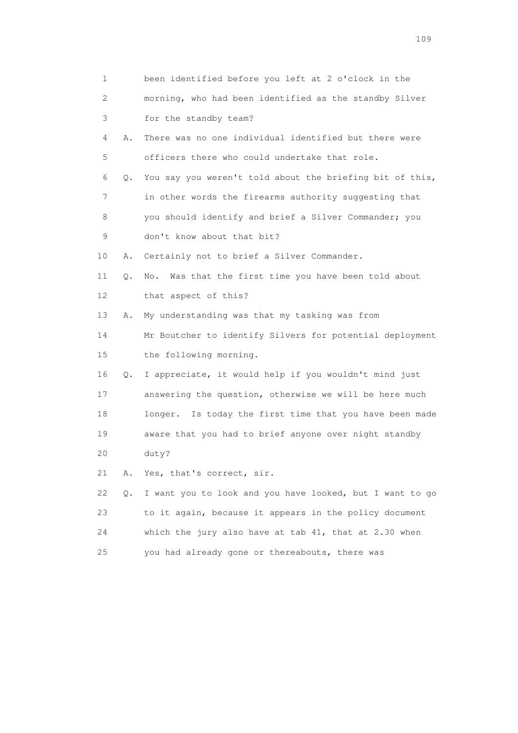1 been identified before you left at 2 o'clock in the
2 morning, who had been identified as the standby Silver
3 for the standby team?

4 A. There was no one individual identified but there were
5 officers there who could undertake that role.

6 Q. You say you weren't told about the briefing bit of this,
7 in other words the firearms authority suggesting that
8 you should identify and brief a Silver Commander; you
9 don't know about that bit?

10 A. Certainly not to brief a Silver Commander.

11 Q. No. Was that the first time you have been told about
12 that aspect of this?

13 A. My understanding was that my tasking was from
14 Mr Boutcher to identify Silvers for potential deployment
15 the following morning.

16 Q. I appreciate, it would help if you wouldn't mind just
17 answering the question, otherwise we will be here much
18 longer. Is today the first time that you have been made
19 aware that you had to brief anyone over night standby
20 duty?

21 A. Yes, that's correct, sir.

22 Q. I want you to look and you have looked, but I want to go
23 to it again, because it appears in the policy document
24 which the jury also have at tab 41, that at 2.30 when
25 you had already gone or thereabouts, there was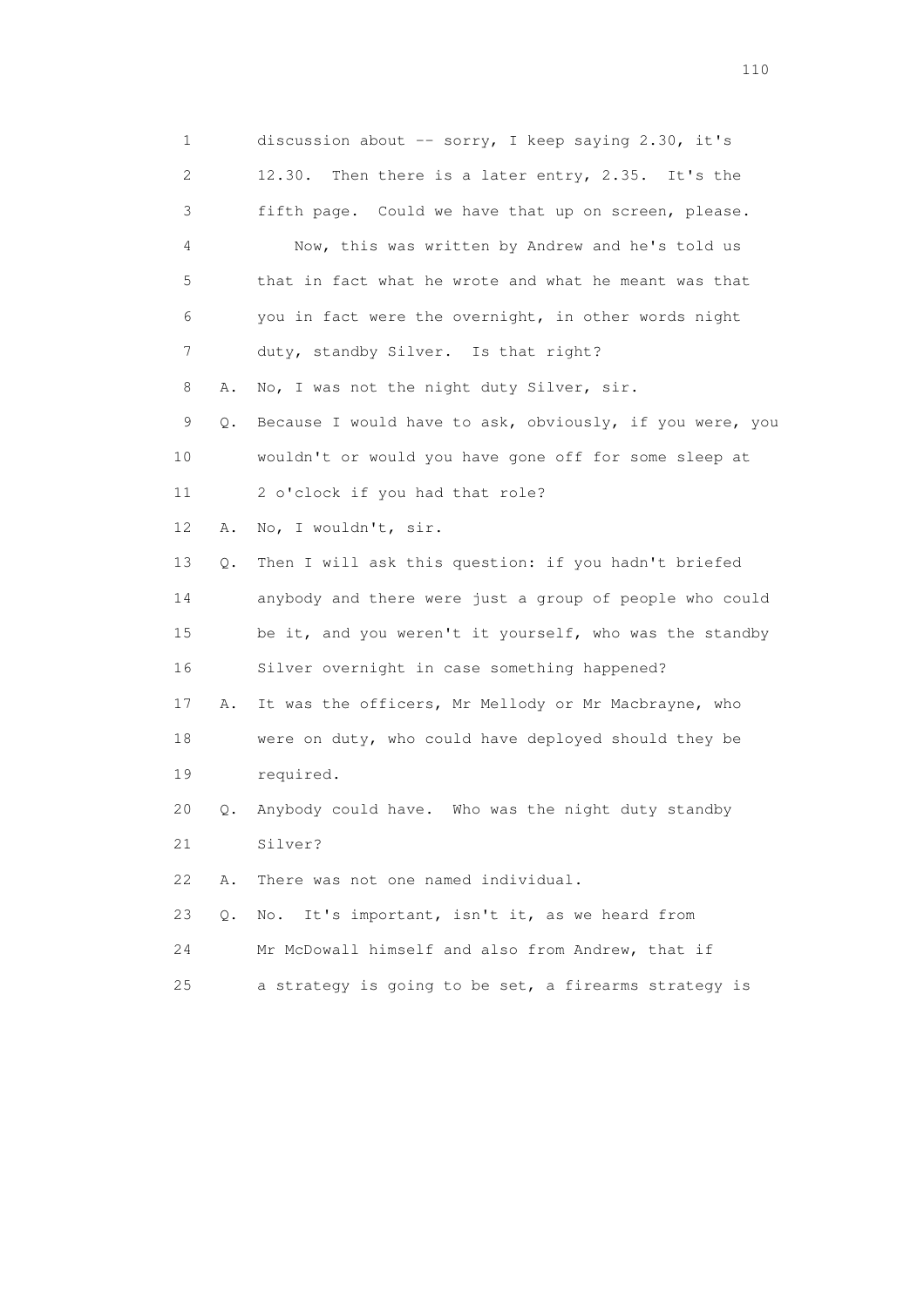1 discussion about -- sorry, I keep saying 2.30, it's
2 12.30. Then there is a later entry, 2.35. It's the
3 fifth page. Could we have that up on screen, please.
4 Now, this was written by Andrew and he's told us
5 that in fact what he wrote and what he meant was that
6 you in fact were the overnight, in other words night
7 duty, standby Silver. Is that right?
8 A. No, I was not the night duty Silver, sir.
9 Q. Because I would have to ask, obviously, if you were, you
10 wouldn't or would you have gone off for some sleep at
11 2 o'clock if you had that role?
12 A. No, I wouldn't, sir.
13 Q. Then I will ask this question: if you hadn't briefed
14 anybody and there were just a group of people who could
15 be it, and you weren't it yourself, who was the standby
16 Silver overnight in case something happened?
17 A. It was the officers, Mr Mellody or Mr Macbrayne, who
18 were on duty, who could have deployed should they be
19 required.
20 Q. Anybody could have. Who was the night duty standby
21 Silver?
22 A. There was not one named individual.
23 Q. No. It's important, isn't it, as we heard from
24 Mr McDowall himself and also from Andrew, that if
25 a strategy is going to be set, a firearms strategy is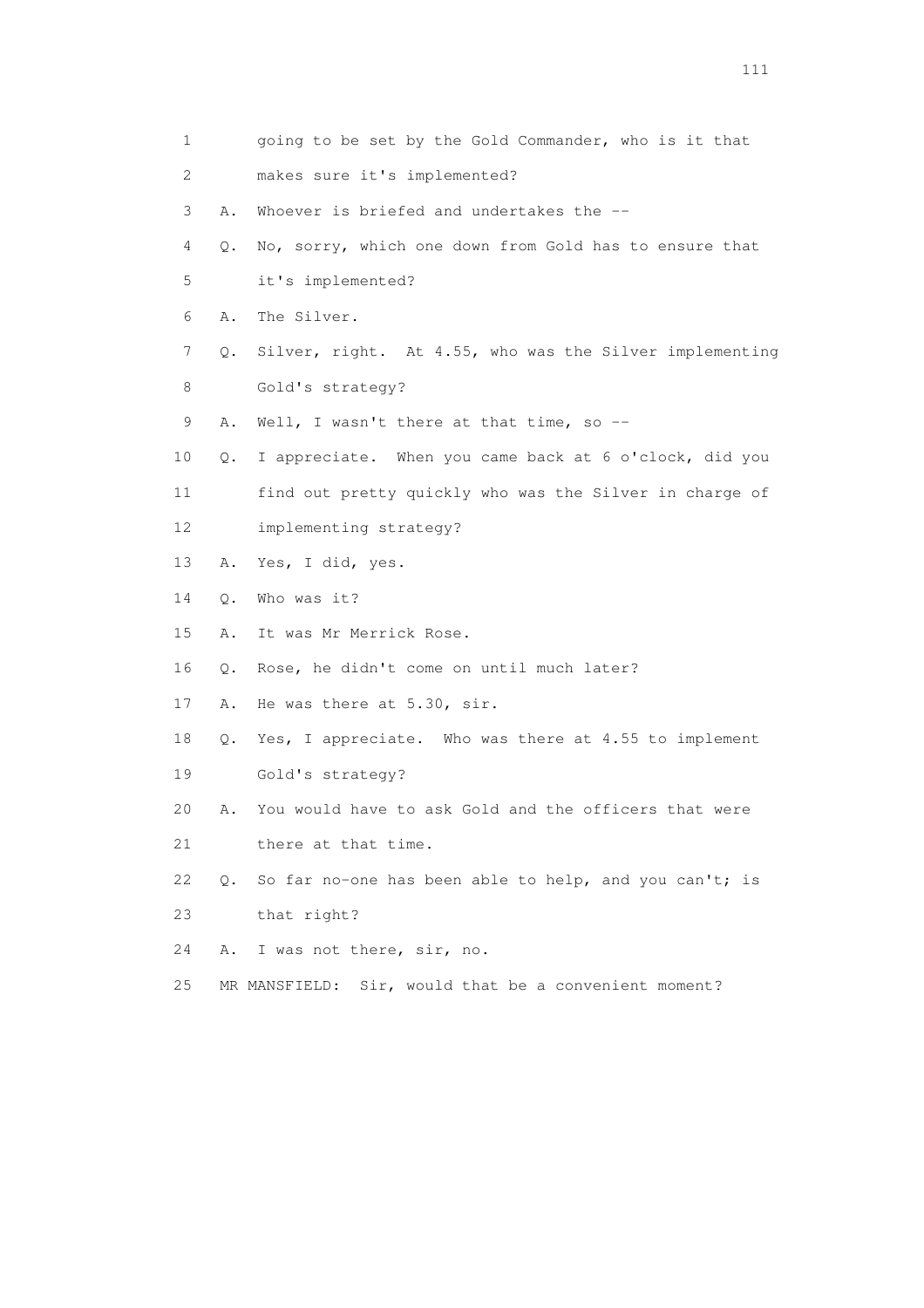1 going to be set by the Gold Commander, who is it that
2 makes sure it's implemented?
3 A. Whoever is briefed and undertakes the --
4 Q. No, sorry, which one down from Gold has to ensure that
5 it's implemented?
6 A. The Silver.
7 Q. Silver, right. At 4.55, who was the Silver implementing
8 Gold's strategy?
9 A. Well, I wasn't there at that time, so --
10 Q. I appreciate. When you came back at 6 o'clock, did you
11 find out pretty quickly who was the Silver in charge of
12 implementing strategy?
13 A. Yes, I did, yes.
14 Q. Who was it?
15 A. It was Mr Merrick Rose.
16 Q. Rose, he didn't come on until much later?
17 A. He was there at 5.30, sir.
18 Q. Yes, I appreciate. Who was there at 4.55 to implement
19 Gold's strategy?
20 A. You would have to ask Gold and the officers that were
21 there at that time.
22 Q. So far no-one has been able to help, and you can't; is
23 that right?
24 A. I was not there, sir, no.
25 MR MANSFIELD: Sir, would that be a convenient moment?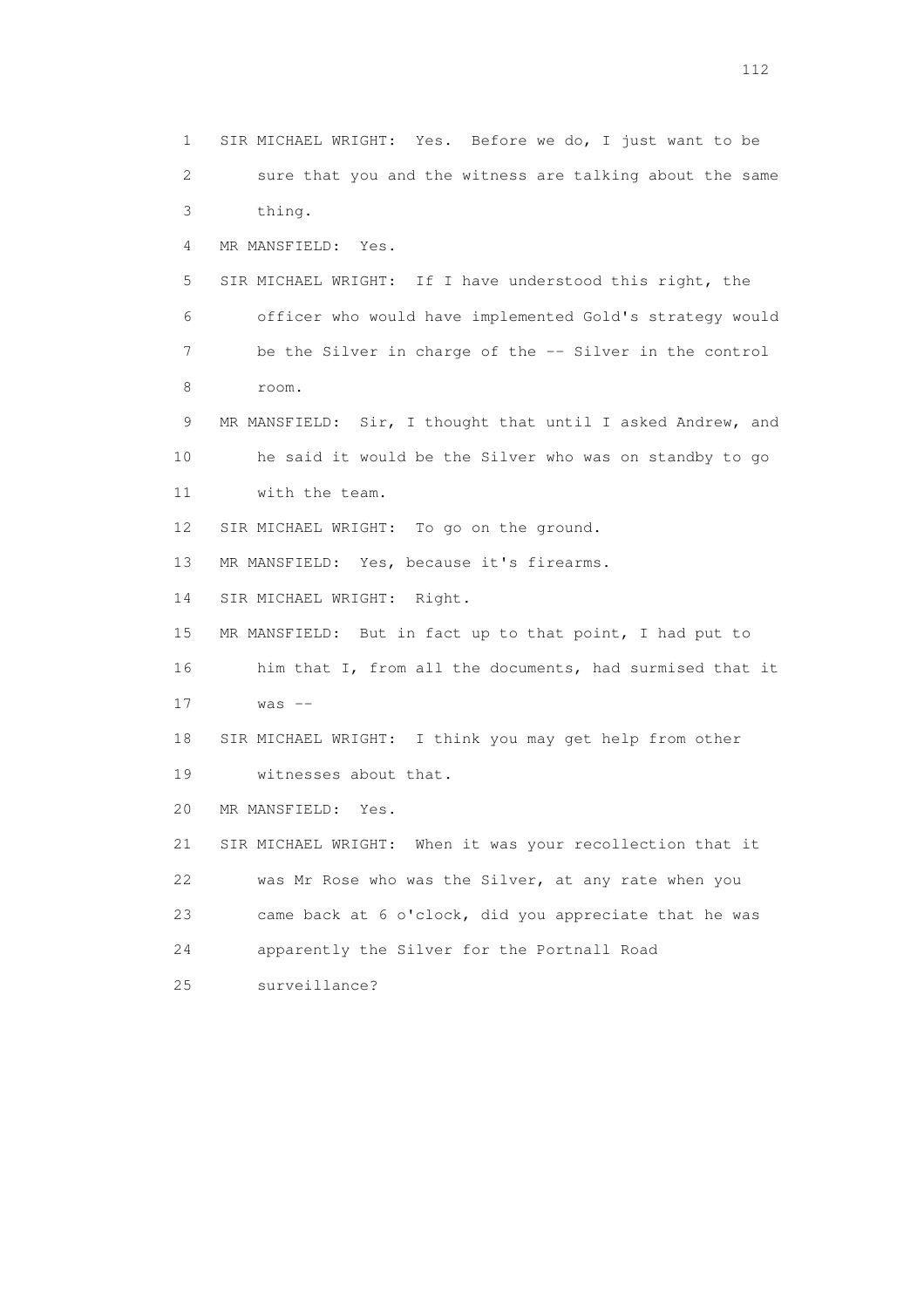1 SIR MICHAEL WRIGHT: Yes. Before we do, I just want to be
2 sure that you and the witness are talking about the same
3 thing.
4 MR MANSFIELD: Yes.
5 SIR MICHAEL WRIGHT: If I have understood this right, the
6 officer who would have implemented Gold's strategy would
7 be the Silver in charge of the -- Silver in the control
8 room.
9 MR MANSFIELD: Sir, I thought that until I asked Andrew, and
10 he said it would be the Silver who was on standby to go
11 with the team.
12 SIR MICHAEL WRIGHT: To go on the ground.
13 MR MANSFIELD: Yes, because it's firearms.
14 SIR MICHAEL WRIGHT: Right.
15 MR MANSFIELD: But in fact up to that point, I had put to
16 him that I, from all the documents, had surmised that it
17 was --
18 SIR MICHAEL WRIGHT: I think you may get help from other
19 witnesses about that.
20 MR MANSFIELD: Yes.
21 SIR MICHAEL WRIGHT: When it was your recollection that it
22 was Mr Rose who was the Silver, at any rate when you
23 came back at 6 o'clock, did you appreciate that he was
24 apparently the Silver for the Portnall Road
25 surveillance?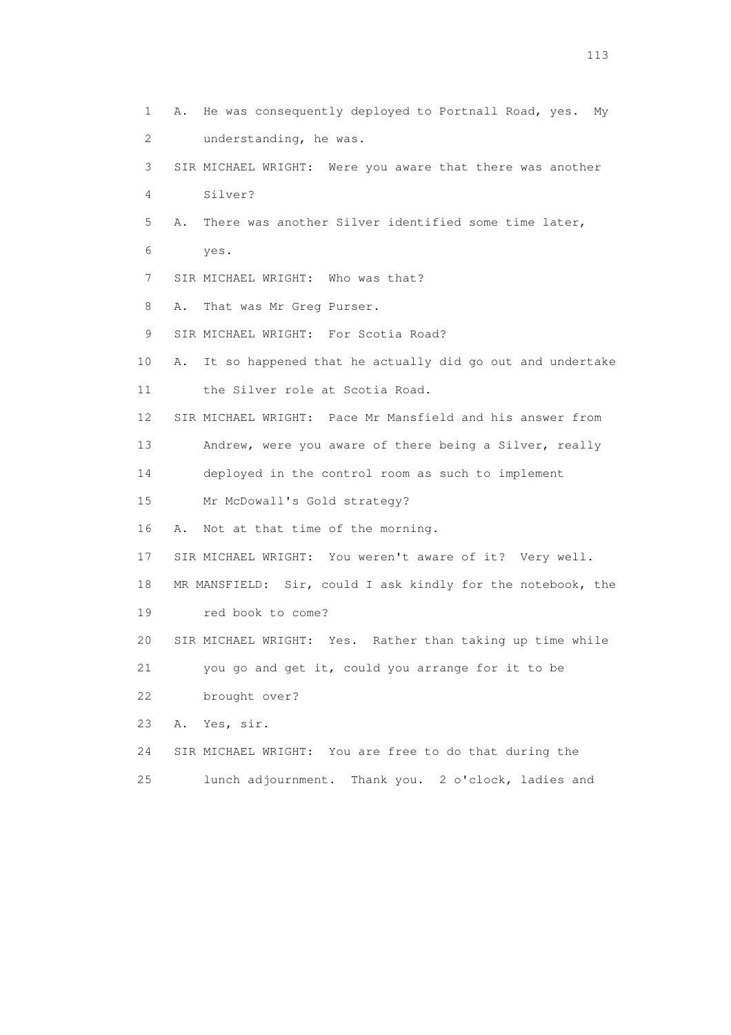1 A. He was consequently deployed to Portnall Road, yes. My
2 understanding, he was.
3 SIR MICHAEL WRIGHT: Were you aware that there was another
4 Silver?
5 A. There was another Silver identified some time later,
6 yes.
7 SIR MICHAEL WRIGHT: Who was that?
8 A. That was Mr Greg Purser.
9 SIR MICHAEL WRIGHT: For Scotia Road?
10 A. It so happened that he actually did go out and undertake
11 the Silver role at Scotia Road.
12 SIR MICHAEL WRIGHT: Pace Mr Mansfield and his answer from
13 Andrew, were you aware of there being a Silver, really
14 deployed in the control room as such to implement
15 Mr McDowall's Gold strategy?
16 A. Not at that time of the morning.
17 SIR MICHAEL WRIGHT: You weren't aware of it? Very well.
18 MR MANSFIELD: Sir, could I ask kindly for the notebook, the
19 red book to come?
20 SIR MICHAEL WRIGHT: Yes. Rather than taking up time while
21 you go and get it, could you arrange for it to be
22 brought over?
23 A. Yes, sir.
24 SIR MICHAEL WRIGHT: You are free to do that during the
25 lunch adjournment. Thank you. 2 o'clock, ladies and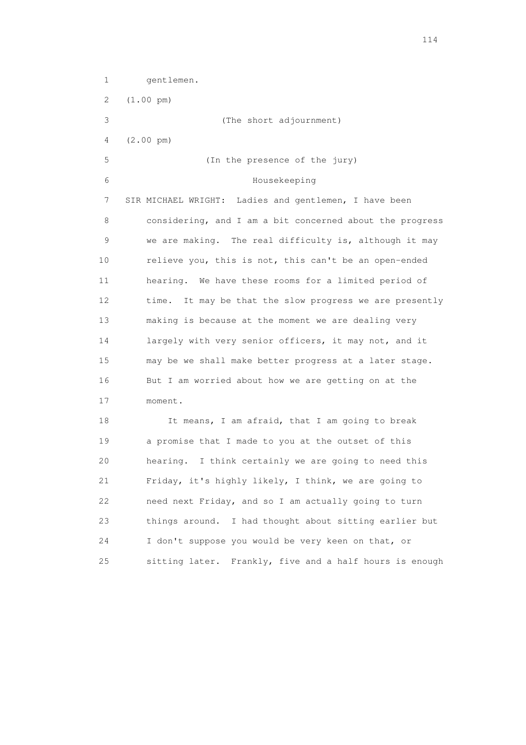1 gentlemen.

2 (1.00 pm)

3 (The short adjournment)

4 (2.00 pm)

5 (In the presence of the jury)

6 Housekeeping

7 SIR MICHAEL WRIGHT: Ladies and gentlemen, I have been
8 considering, and I am a bit concerned about the progress
9 we are making. The real difficulty is, although it may
10 relieve you, this is not, this can't be an open-ended
11 hearing. We have these rooms for a limited period of
12 time. It may be that the slow progress we are presently
13 making is because at the moment we are dealing very
14 largely with very senior officers, it may not, and it
15 may be we shall make better progress at a later stage.
16 But I am worried about how we are getting on at the
17 moment.

18 It means, I am afraid, that I am going to break
19 a promise that I made to you at the outset of this
20 hearing. I think certainly we are going to need this
21 Friday, it's highly likely, I think, we are going to
22 need next Friday, and so I am actually going to turn
23 things around. I had thought about sitting earlier but
24 I don't suppose you would be very keen on that, or
25 sitting later. Frankly, five and a half hours is enough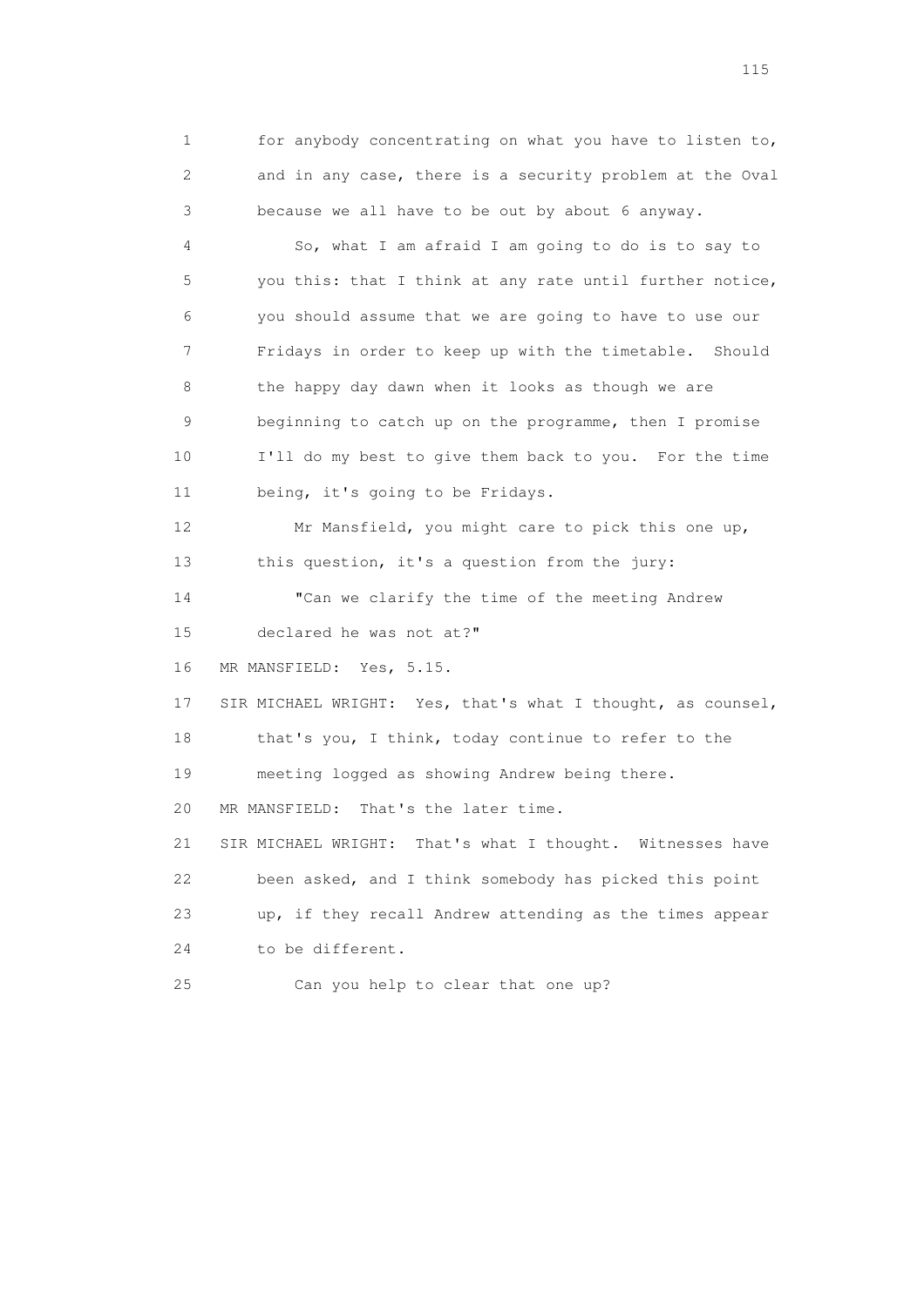1 for anybody concentrating on what you have to listen to,
2 and in any case, there is a security problem at the Oval
3 because we all have to be out by about 6 anyway.

4 So, what I am afraid I am going to do is to say to
5 you this: that I think at any rate until further notice,
6 you should assume that we are going to have to use our
7 Fridays in order to keep up with the timetable. Should
8 the happy day dawn when it looks as though we are
9 beginning to catch up on the programme, then I promise
10 I'll do my best to give them back to you. For the time
11 being, it's going to be Fridays.

12 Mr Mansfield, you might care to pick this one up,
13 this question, it's a question from the jury:

14 "Can we clarify the time of the meeting Andrew
15 declared he was not at?"

16 MR MANSFIELD: Yes, 5.15.

17 SIR MICHAEL WRIGHT: Yes, that's what I thought, as counsel,
18 that's you, I think, today continue to refer to the
19 meeting logged as showing Andrew being there.

20 MR MANSFIELD: That's the later time.

21 SIR MICHAEL WRIGHT: That's what I thought. Witnesses have
22 been asked, and I think somebody has picked this point
23 up, if they recall Andrew attending as the times appear
24 to be different.

25 Can you help to clear that one up?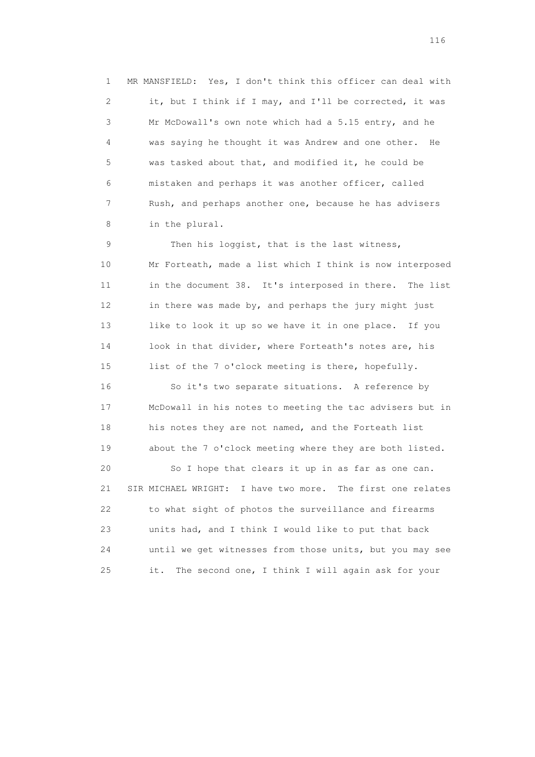1 MR MANSFIELD: Yes, I don't think this officer can deal with
2 it, but I think if I may, and I'll be corrected, it was
3 Mr McDowall's own note which had a 5.15 entry, and he
4 was saying he thought it was Andrew and one other. He
5 was tasked about that, and modified it, he could be
6 mistaken and perhaps it was another officer, called
7 Rush, and perhaps another one, because he has advisers
8 in the plural.

9 Then his loggist, that is the last witness,
10 Mr Forteath, made a list which I think is now interposed
11 in the document 38. It's interposed in there. The list
12 in there was made by, and perhaps the jury might just
13 like to look it up so we have it in one place. If you
14 look in that divider, where Forteath's notes are, his
15 list of the 7 o'clock meeting is there, hopefully.

16 So it's two separate situations. A reference by
17 McDowall in his notes to meeting the tac advisers but in
18 his notes they are not named, and the Forteath list
19 about the 7 o'clock meeting where they are both listed.

20 So I hope that clears it up in as far as one can.
21 SIR MICHAEL WRIGHT: I have two more. The first one relates
22 to what sight of photos the surveillance and firearms
23 units had, and I think I would like to put that back
24 until we get witnesses from those units, but you may see
25 it. The second one, I think I will again ask for your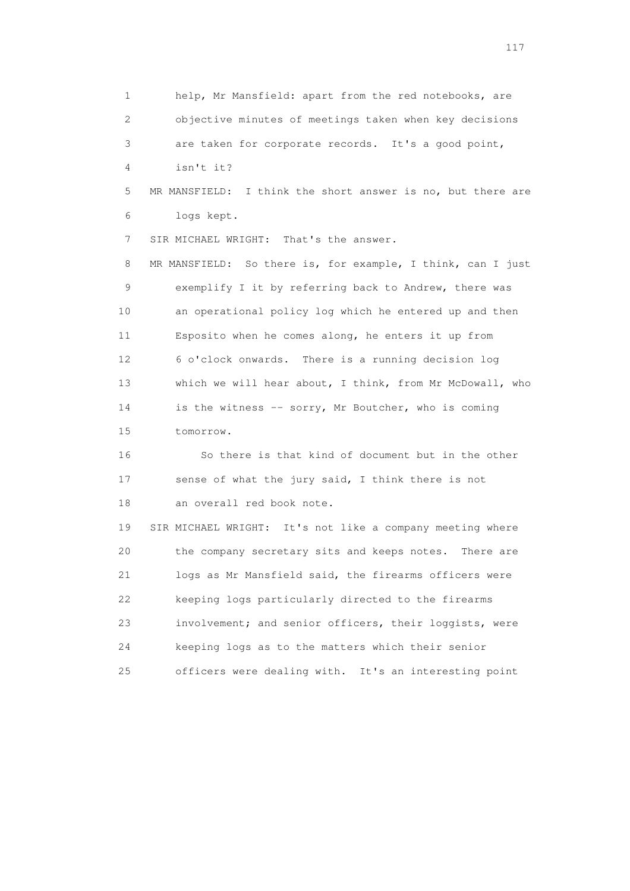1 help, Mr Mansfield: apart from the red notebooks, are
2 objective minutes of meetings taken when key decisions
3 are taken for corporate records. It's a good point,
4 isn't it?

5 MR MANSFIELD: I think the short answer is no, but there are
6 logs kept.

7 SIR MICHAEL WRIGHT: That's the answer.

8 MR MANSFIELD: So there is, for example, I think, can I just
9 exemplify I it by referring back to Andrew, there was
10 an operational policy log which he entered up and then
11 Esposito when he comes along, he enters it up from
12 6 o'clock onwards. There is a running decision log
13 which we will hear about, I think, from Mr McDowall, who
14 is the witness -- sorry, Mr Boutcher, who is coming
15 tomorrow.

16 So there is that kind of document but in the other
17 sense of what the jury said, I think there is not
18 an overall red book note.

19 SIR MICHAEL WRIGHT: It's not like a company meeting where
20 the company secretary sits and keeps notes. There are
21 logs as Mr Mansfield said, the firearms officers were
22 keeping logs particularly directed to the firearms
23 involvement; and senior officers, their loggists, were
24 keeping logs as to the matters which their senior
25 officers were dealing with. It's an interesting point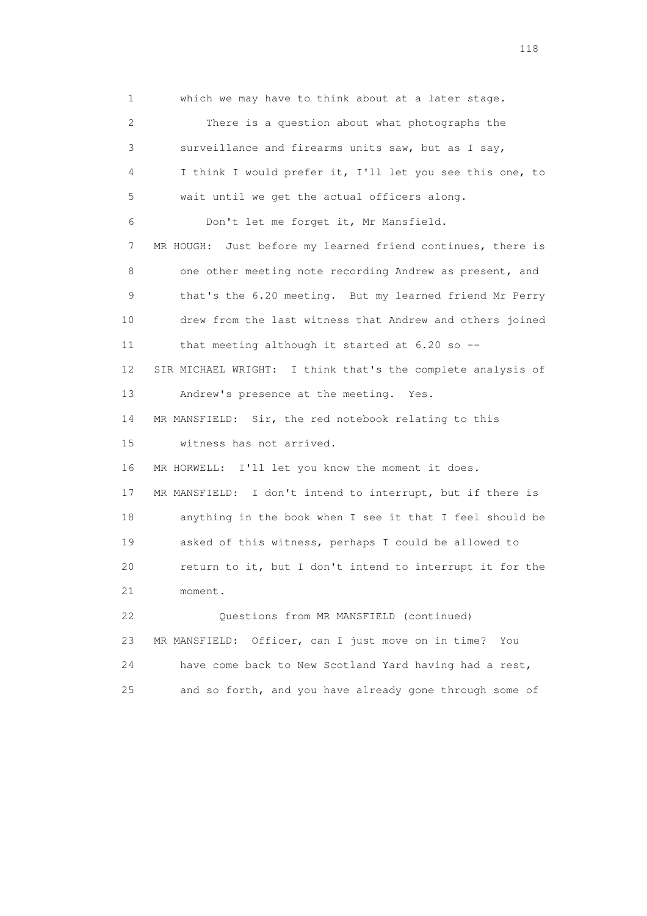1 which we may have to think about at a later stage.

2 There is a question about what photographs the

3 surveillance and firearms units saw, but as I say,

4 I think I would prefer it, I'll let you see this one, to

5 wait until we get the actual officers along.

6 Don't let me forget it, Mr Mansfield.

7 MR HOUGH: Just before my learned friend continues, there is

8 one other meeting note recording Andrew as present, and

9 that's the 6.20 meeting. But my learned friend Mr Perry

10 drew from the last witness that Andrew and others joined

11 that meeting although it started at 6.20 so --

12 SIR MICHAEL WRIGHT: I think that's the complete analysis of

13 Andrew's presence at the meeting. Yes.

14 MR MANSFIELD: Sir, the red notebook relating to this

15 witness has not arrived.

16 MR HORWELL: I'll let you know the moment it does.

17 MR MANSFIELD: I don't intend to interrupt, but if there is

18 anything in the book when I see it that I feel should be

19 asked of this witness, perhaps I could be allowed to

20 return to it, but I don't intend to interrupt it for the

21 moment.

22 Questions from MR MANSFIELD (continued)

23 MR MANSFIELD: Officer, can I just move on in time? You

24 have come back to New Scotland Yard having had a rest,

25 and so forth, and you have already gone through some of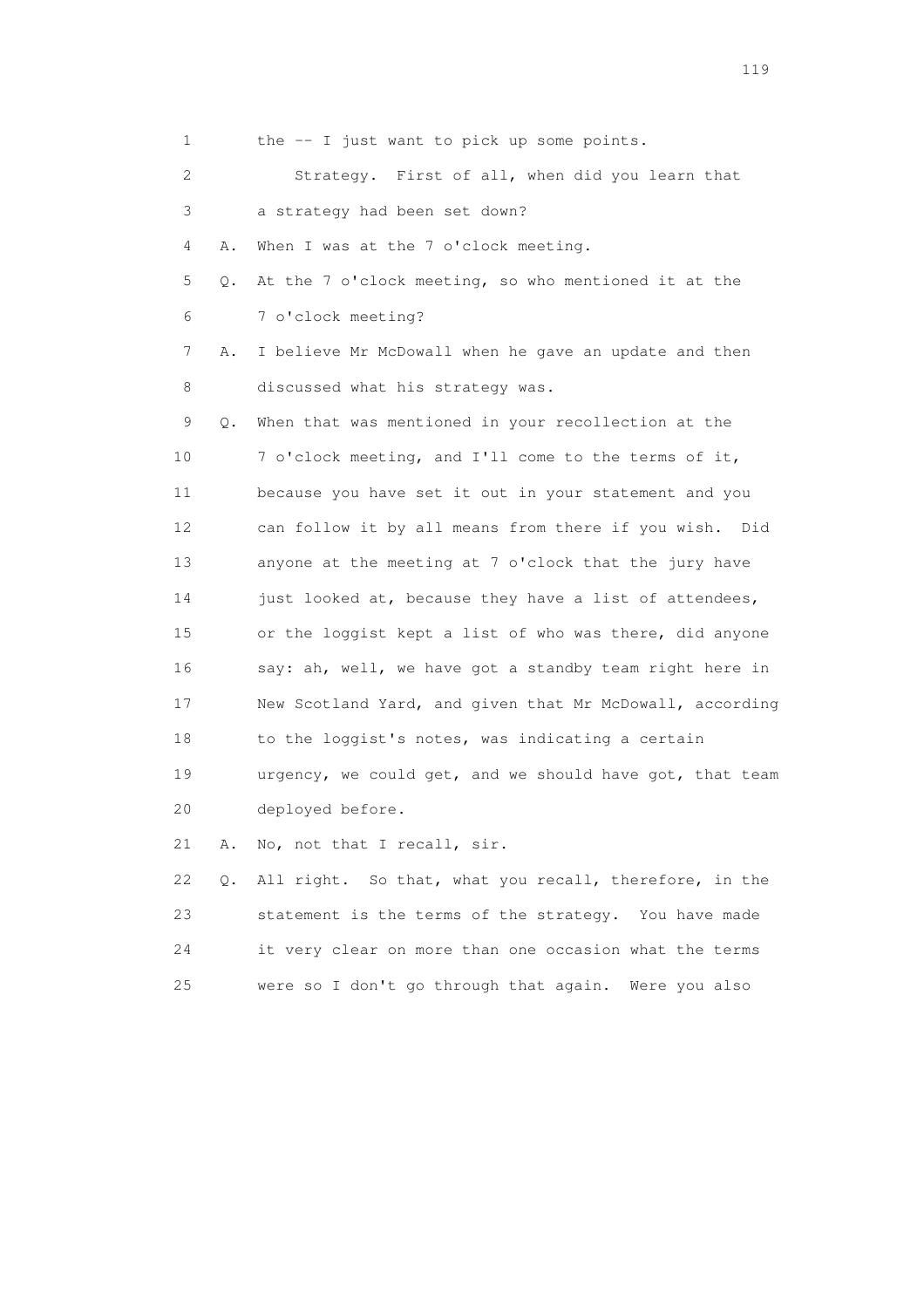1 the -- I just want to pick up some points.

2 Strategy. First of all, when did you learn that

3 a strategy had been set down?

4 A. When I was at the 7 o'clock meeting.

5 Q. At the 7 o'clock meeting, so who mentioned it at the

6 7 o'clock meeting?

7 A. I believe Mr McDowall when he gave an update and then

8 discussed what his strategy was.

9 Q. When that was mentioned in your recollection at the

10 7 o'clock meeting, and I'll come to the terms of it,

11 because you have set it out in your statement and you

12 can follow it by all means from there if you wish. Did

13 anyone at the meeting at 7 o'clock that the jury have

14 just looked at, because they have a list of attendees,

15 or the loggist kept a list of who was there, did anyone

16 say: ah, well, we have got a standby team right here in

17 New Scotland Yard, and given that Mr McDowall, according

18 to the loggist's notes, was indicating a certain

19 urgency, we could get, and we should have got, that team

20 deployed before.

21 A. No, not that I recall, sir.

22 Q. All right. So that, what you recall, therefore, in the

23 statement is the terms of the strategy. You have made

24 it very clear on more than one occasion what the terms

25 were so I don't go through that again. Were you also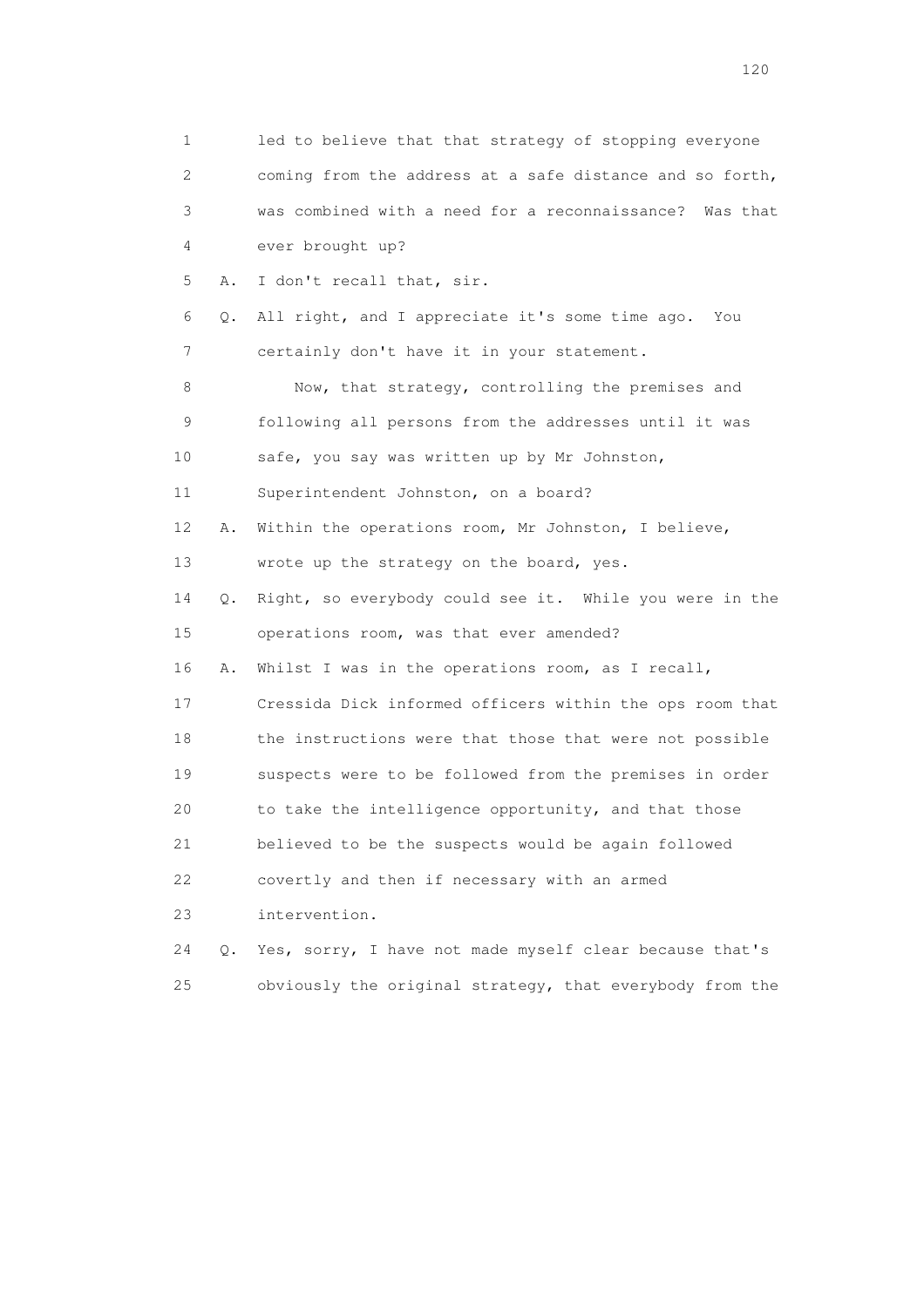1 led to believe that that strategy of stopping everyone
2 coming from the address at a safe distance and so forth,
3 was combined with a need for a reconnaissance? Was that
4 ever brought up?

5 A. I don't recall that, sir.

6 Q. All right, and I appreciate it's some time ago. You
7 certainly don't have it in your statement.

8 Now, that strategy, controlling the premises and
9 following all persons from the addresses until it was
10 safe, you say was written up by Mr Johnston,
11 Superintendent Johnston, on a board?

12 A. Within the operations room, Mr Johnston, I believe,
13 wrote up the strategy on the board, yes.

14 Q. Right, so everybody could see it. While you were in the
15 operations room, was that ever amended?

16 A. Whilst I was in the operations room, as I recall,
17 Cressida Dick informed officers within the ops room that
18 the instructions were that those that were not possible
19 suspects were to be followed from the premises in order
20 to take the intelligence opportunity, and that those
21 believed to be the suspects would be again followed
22 covertly and then if necessary with an armed
23 intervention.

24 Q. Yes, sorry, I have not made myself clear because that's
25 obviously the original strategy, that everybody from the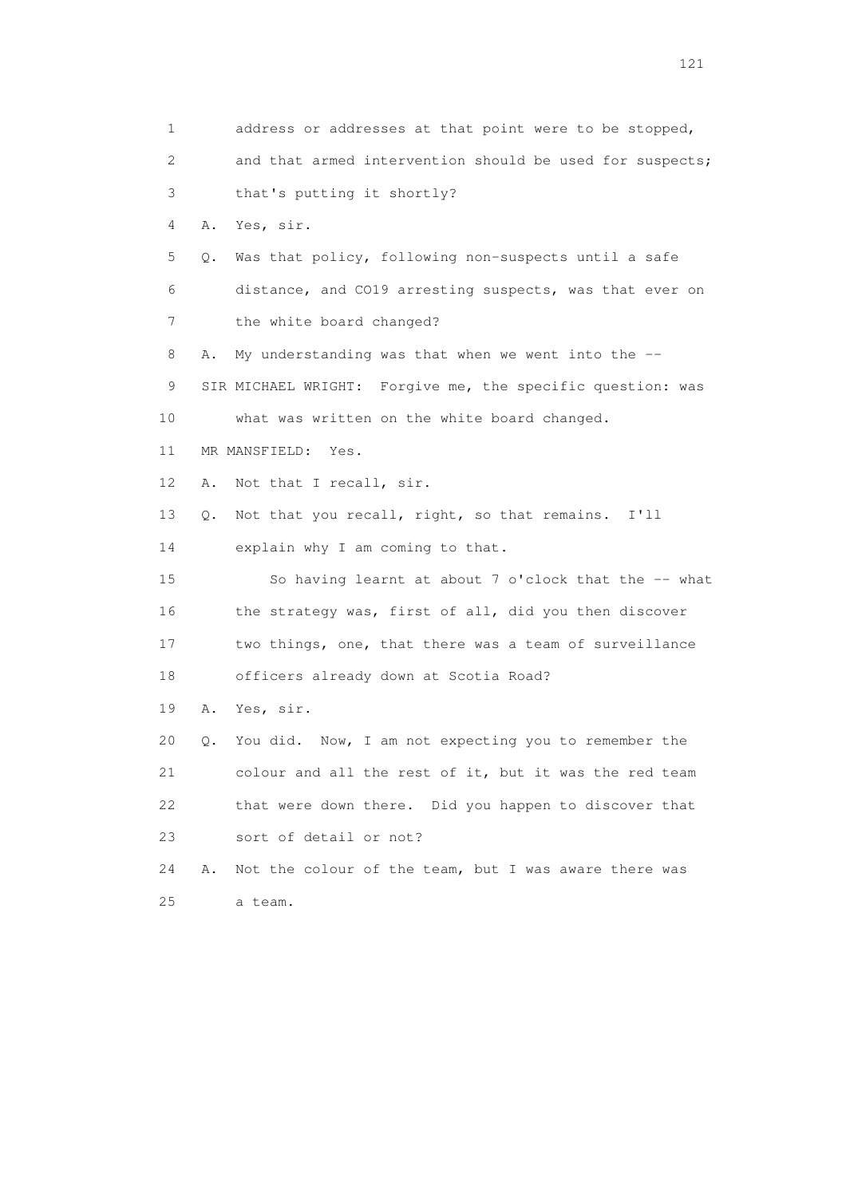1 address or addresses at that point were to be stopped,
2 and that armed intervention should be used for suspects;
3 that's putting it shortly?

4 A. Yes, sir.

5 Q. Was that policy, following non-suspects until a safe
6 distance, and CO19 arresting suspects, was that ever on
7 the white board changed?

8 A. My understanding was that when we went into the --

9 SIR MICHAEL WRIGHT: Forgive me, the specific question: was
10 what was written on the white board changed.

11 MR MANSFIELD: Yes.

12 A. Not that I recall, sir.

13 Q. Not that you recall, right, so that remains. I'll
14 explain why I am coming to that.

15 So having learnt at about 7 o'clock that the -- what
16 the strategy was, first of all, did you then discover
17 two things, one, that there was a team of surveillance
18 officers already down at Scotia Road?

19 A. Yes, sir.

20 Q. You did. Now, I am not expecting you to remember the
21 colour and all the rest of it, but it was the red team
22 that were down there. Did you happen to discover that
23 sort of detail or not?

24 A. Not the colour of the team, but I was aware there was
25 a team.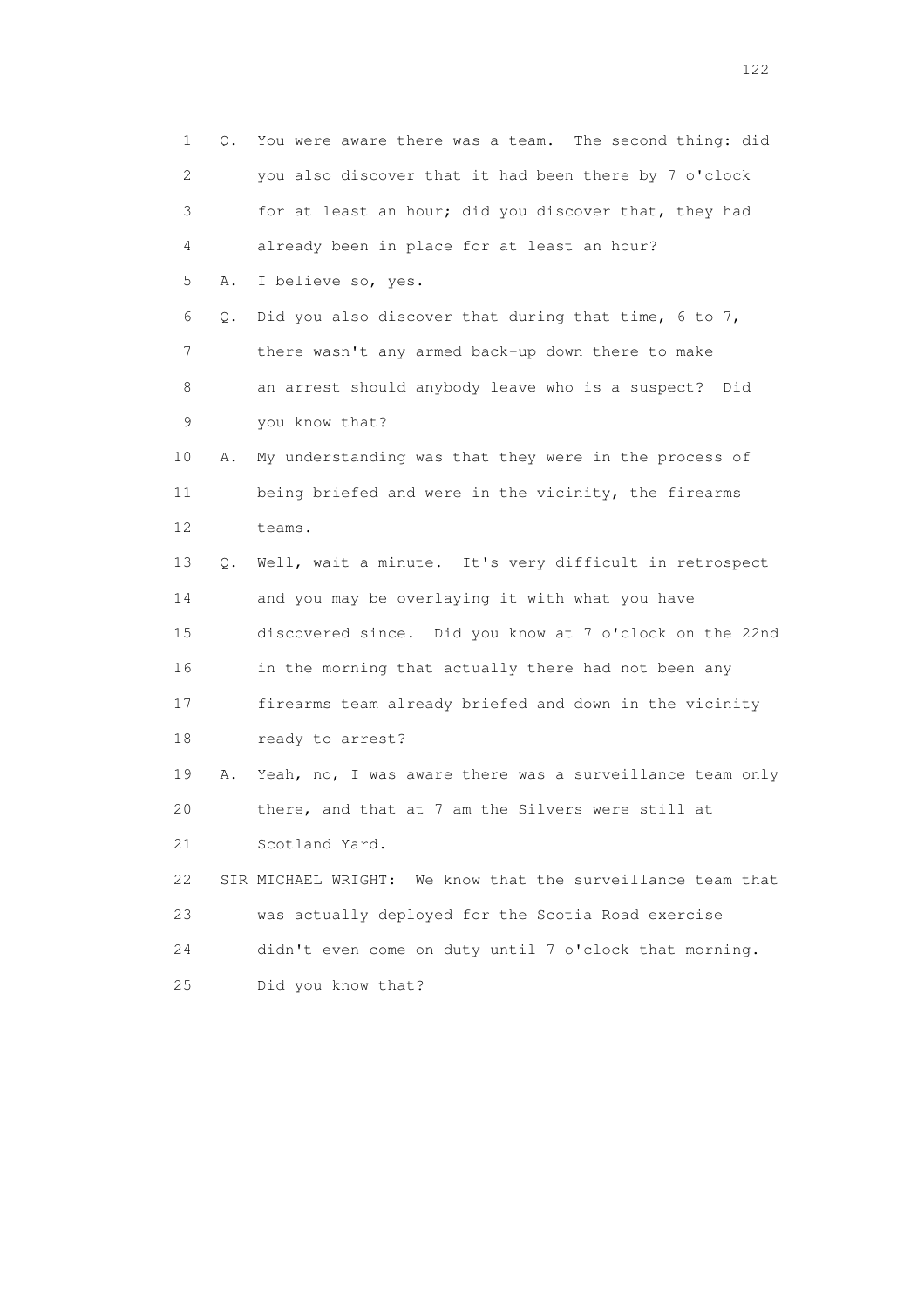1 Q. You were aware there was a team. The second thing: did
2 you also discover that it had been there by 7 o'clock
3 for at least an hour; did you discover that, they had
4 already been in place for at least an hour?
5 A. I believe so, yes.
6 Q. Did you also discover that during that time, 6 to 7,
7 there wasn't any armed back-up down there to make
8 an arrest should anybody leave who is a suspect? Did
9 you know that?
10 A. My understanding was that they were in the process of
11 being briefed and were in the vicinity, the firearms
12 teams.
13 Q. Well, wait a minute. It's very difficult in retrospect
14 and you may be overlaying it with what you have
15 discovered since. Did you know at 7 o'clock on the 22nd
16 in the morning that actually there had not been any
17 firearms team already briefed and down in the vicinity
18 ready to arrest?
19 A. Yeah, no, I was aware there was a surveillance team only
20 there, and that at 7 am the Silvers were still at
21 Scotland Yard.
22 SIR MICHAEL WRIGHT: We know that the surveillance team that
23 was actually deployed for the Scotia Road exercise
24 didn't even come on duty until 7 o'clock that morning.
25 Did you know that?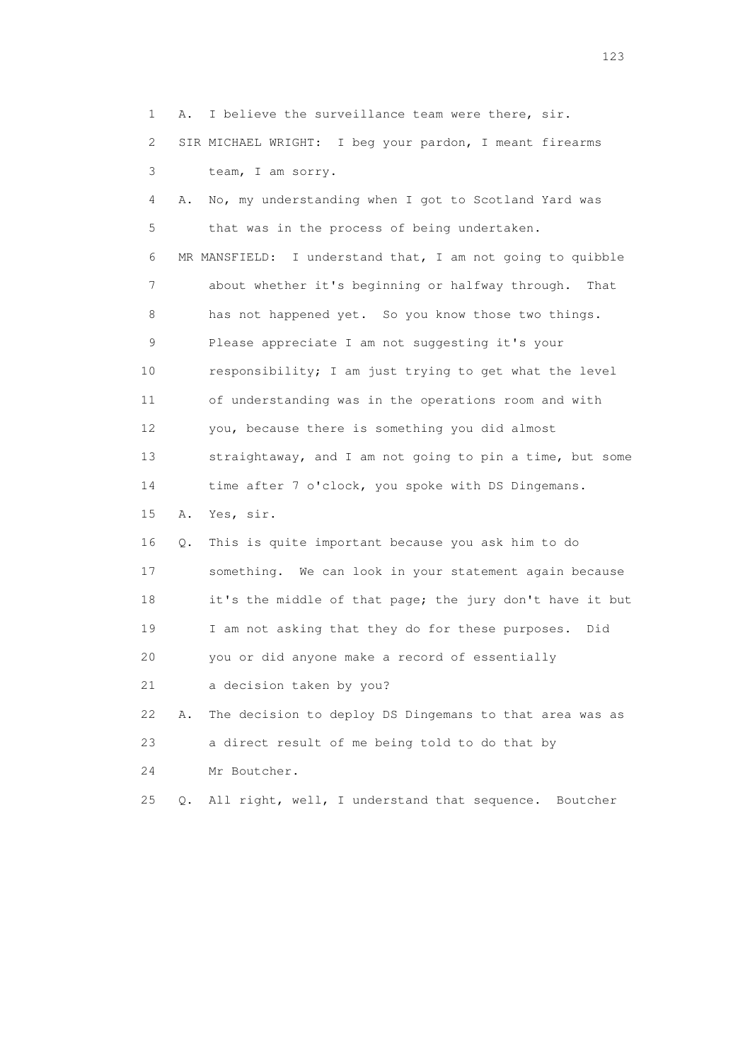1 A. I believe the surveillance team were there, sir.

2 SIR MICHAEL WRIGHT: I beg your pardon, I meant firearms

3 team, I am sorry.

4 A. No, my understanding when I got to Scotland Yard was

5 that was in the process of being undertaken.

6 MR MANSFIELD: I understand that, I am not going to quibble

7 about whether it's beginning or halfway through. That

8 has not happened yet. So you know those two things.

9 Please appreciate I am not suggesting it's your

10 responsibility; I am just trying to get what the level

11 of understanding was in the operations room and with

12 you, because there is something you did almost

13 straightaway, and I am not going to pin a time, but some

14 time after 7 o'clock, you spoke with DS Dingemans.

15 A. Yes, sir.

16 Q. This is quite important because you ask him to do

17 something. We can look in your statement again because

18 it's the middle of that page; the jury don't have it but

19 I am not asking that they do for these purposes. Did

20 you or did anyone make a record of essentially

21 a decision taken by you?

22 A. The decision to deploy DS Dingemans to that area was as

23 a direct result of me being told to do that by

24 Mr Boutcher.

25 Q. All right, well, I understand that sequence. Boutcher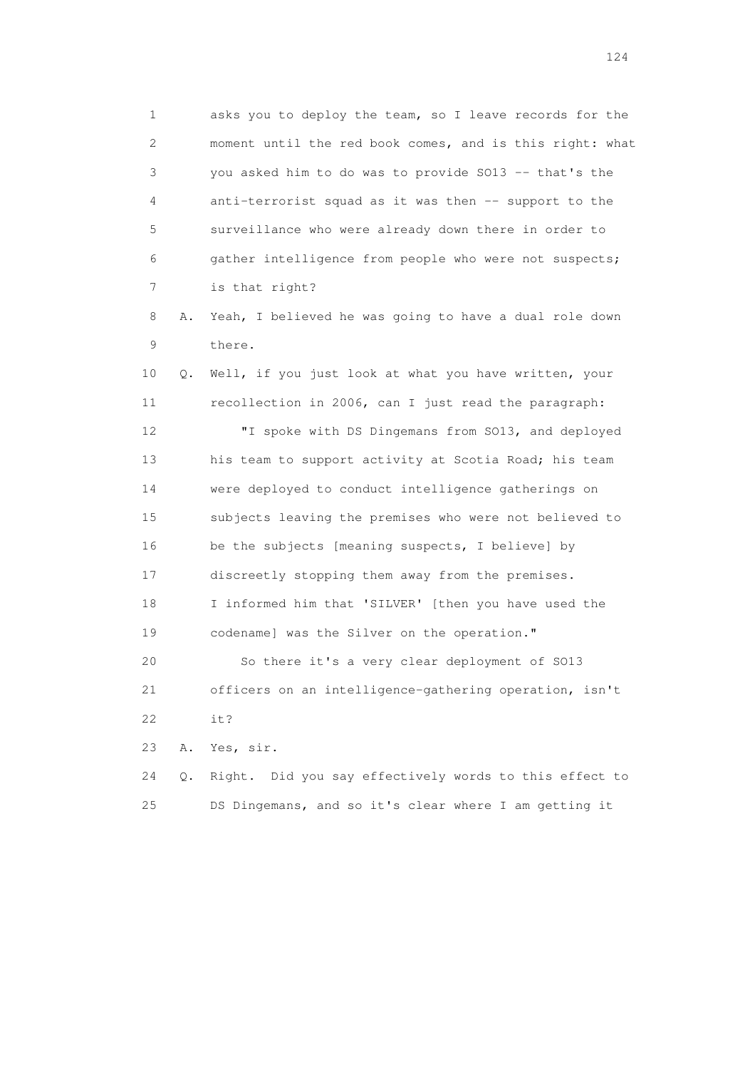1 asks you to deploy the team, so I leave records for the
2 moment until the red book comes, and is this right: what
3 you asked him to do was to provide SO13 -- that's the
4 anti-terrorist squad as it was then -- support to the
5 surveillance who were already down there in order to
6 gather intelligence from people who were not suspects;
7 is that right?

8 A. Yeah, I believed he was going to have a dual role down
9 there.

10 Q. Well, if you just look at what you have written, your
11 recollection in 2006, can I just read the paragraph:

12 "I spoke with DS Dingemans from SO13, and deployed
13 his team to support activity at Scotia Road; his team
14 were deployed to conduct intelligence gatherings on
15 subjects leaving the premises who were not believed to
16 be the subjects [meaning suspects, I believe] by
17 discreetly stopping them away from the premises.
18 I informed him that 'SILVER' [then you have used the
19 codename] was the Silver on the operation."

20 So there it's a very clear deployment of SO13
21 officers on an intelligence-gathering operation, isn't
22 it?

23 A. Yes, sir.

24 Q. Right. Did you say effectively words to this effect to
25 DS Dingemans, and so it's clear where I am getting it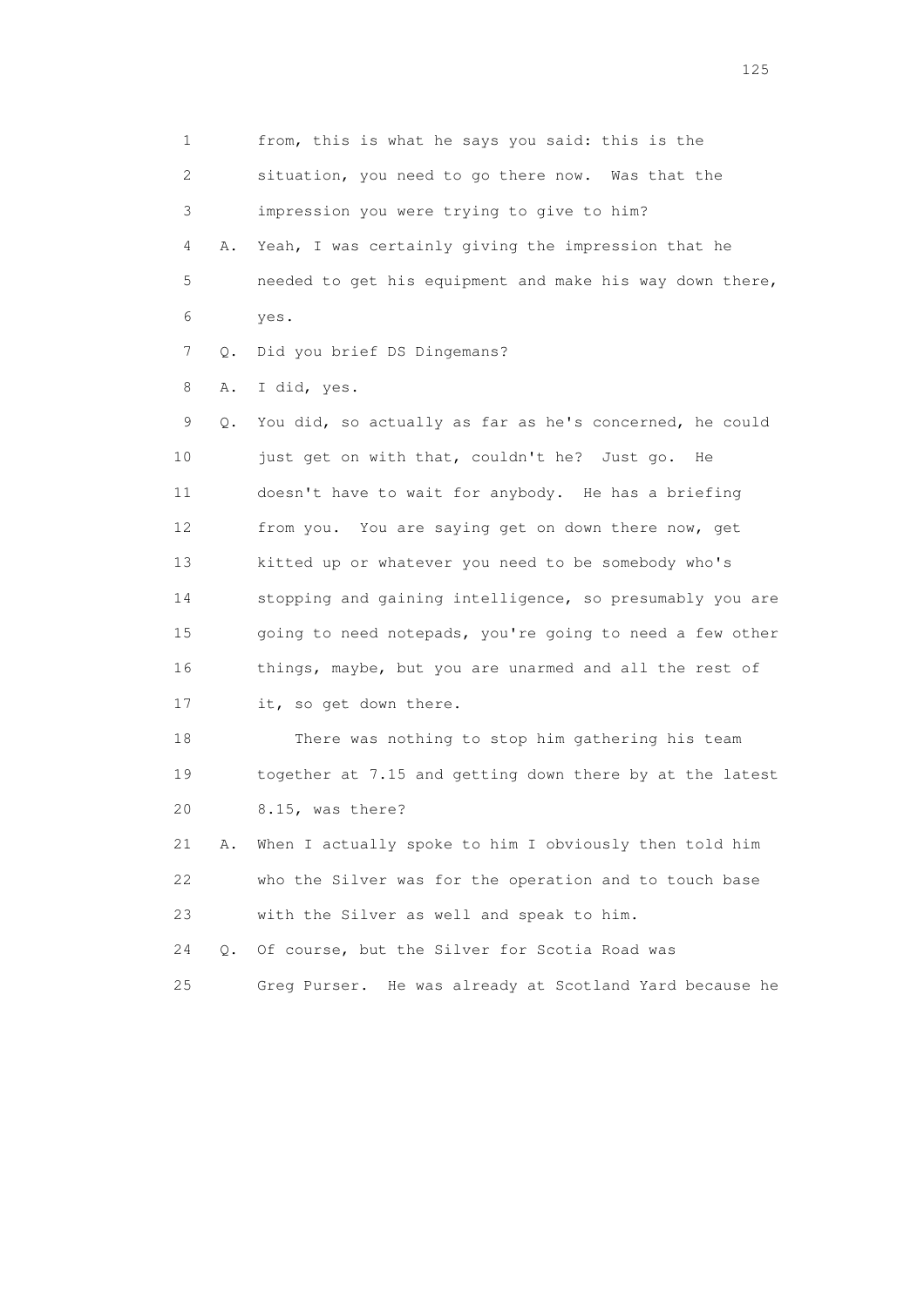1 from, this is what he says you said: this is the
2 situation, you need to go there now. Was that the
3 impression you were trying to give to him?
4 A. Yeah, I was certainly giving the impression that he
5 needed to get his equipment and make his way down there,
6 yes.
7 Q. Did you brief DS Dingemans?
8 A. I did, yes.
9 Q. You did, so actually as far as he's concerned, he could
10 just get on with that, couldn't he? Just go. He
11 doesn't have to wait for anybody. He has a briefing
12 from you. You are saying get on down there now, get
13 kitted up or whatever you need to be somebody who's
14 stopping and gaining intelligence, so presumably you are
15 going to need notepads, you're going to need a few other
16 things, maybe, but you are unarmed and all the rest of
17 it, so get down there.
18 There was nothing to stop him gathering his team
19 together at 7.15 and getting down there by at the latest
20 8.15, was there?
21 A. When I actually spoke to him I obviously then told him
22 who the Silver was for the operation and to touch base
23 with the Silver as well and speak to him.
24 Q. Of course, but the Silver for Scotia Road was
25 Greg Purser. He was already at Scotland Yard because he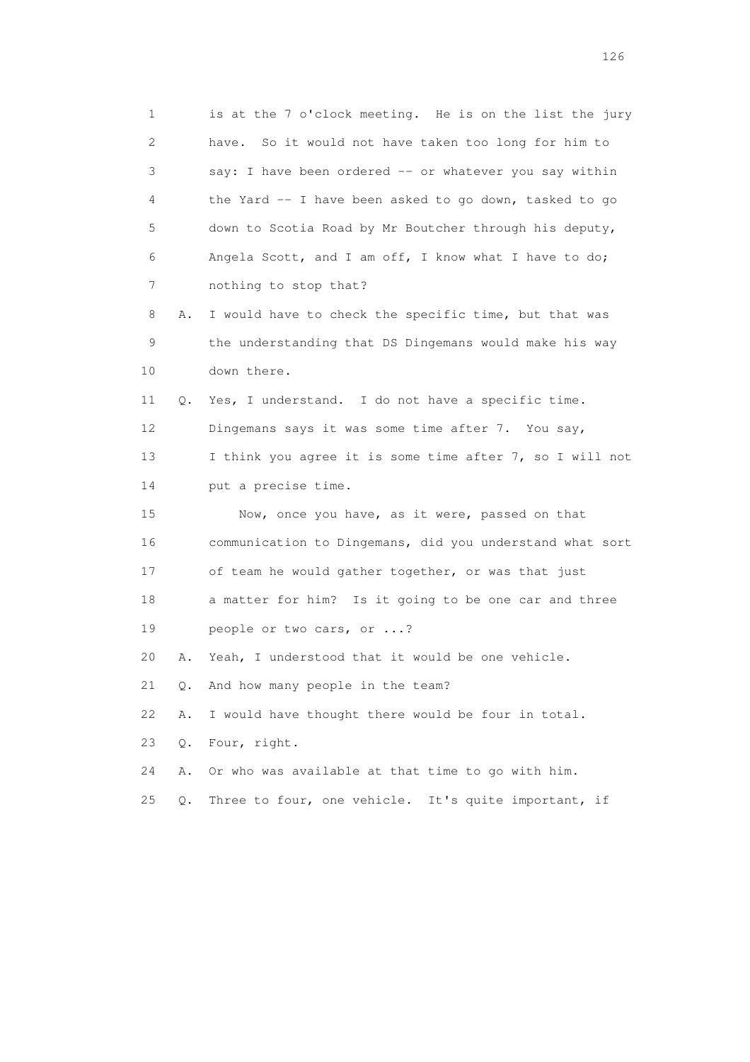1 is at the 7 o'clock meeting. He is on the list the jury
2 have. So it would not have taken too long for him to
3 say: I have been ordered -- or whatever you say within
4 the Yard -- I have been asked to go down, tasked to go
5 down to Scotia Road by Mr Boutcher through his deputy,
6 Angela Scott, and I am off, I know what I have to do;
7 nothing to stop that?

8 A. I would have to check the specific time, but that was
9 the understanding that DS Dingemans would make his way
10 down there.

11 Q. Yes, I understand. I do not have a specific time.
12 Dingemans says it was some time after 7. You say,
13 I think you agree it is some time after 7, so I will not
14 put a precise time.

15 Now, once you have, as it were, passed on that
16 communication to Dingemans, did you understand what sort
17 of team he would gather together, or was that just
18 a matter for him? Is it going to be one car and three
19 people or two cars, or ...?

20 A. Yeah, I understood that it would be one vehicle.

21 Q. And how many people in the team?

22 A. I would have thought there would be four in total.

23 Q. Four, right.

24 A. Or who was available at that time to go with him.

25 Q. Three to four, one vehicle. It's quite important, if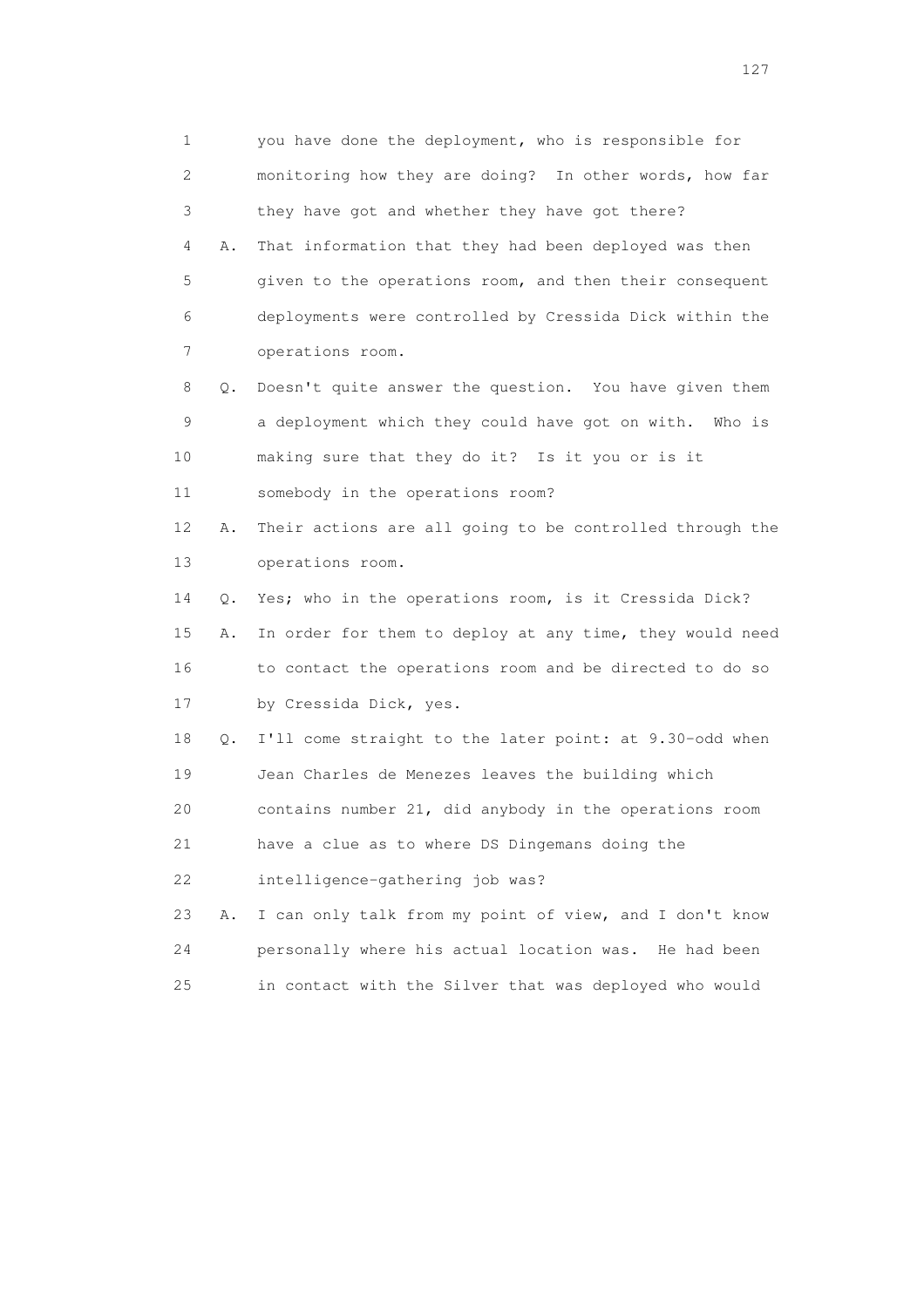1 you have done the deployment, who is responsible for
2 monitoring how they are doing? In other words, how far
3 they have got and whether they have got there?

4 A. That information that they had been deployed was then
5 given to the operations room, and then their consequent
6 deployments were controlled by Cressida Dick within the
7 operations room.

8 Q. Doesn't quite answer the question. You have given them
9 a deployment which they could have got on with. Who is
10 making sure that they do it? Is it you or is it
11 somebody in the operations room?

12 A. Their actions are all going to be controlled through the
13 operations room.

14 Q. Yes; who in the operations room, is it Cressida Dick?

15 A. In order for them to deploy at any time, they would need
16 to contact the operations room and be directed to do so
17 by Cressida Dick, yes.

18 Q. I'll come straight to the later point: at 9.30-odd when
19 Jean Charles de Menezes leaves the building which
20 contains number 21, did anybody in the operations room
21 have a clue as to where DS Dingemans doing the
22 intelligence-gathering job was?

23 A. I can only talk from my point of view, and I don't know
24 personally where his actual location was. He had been
25 in contact with the Silver that was deployed who would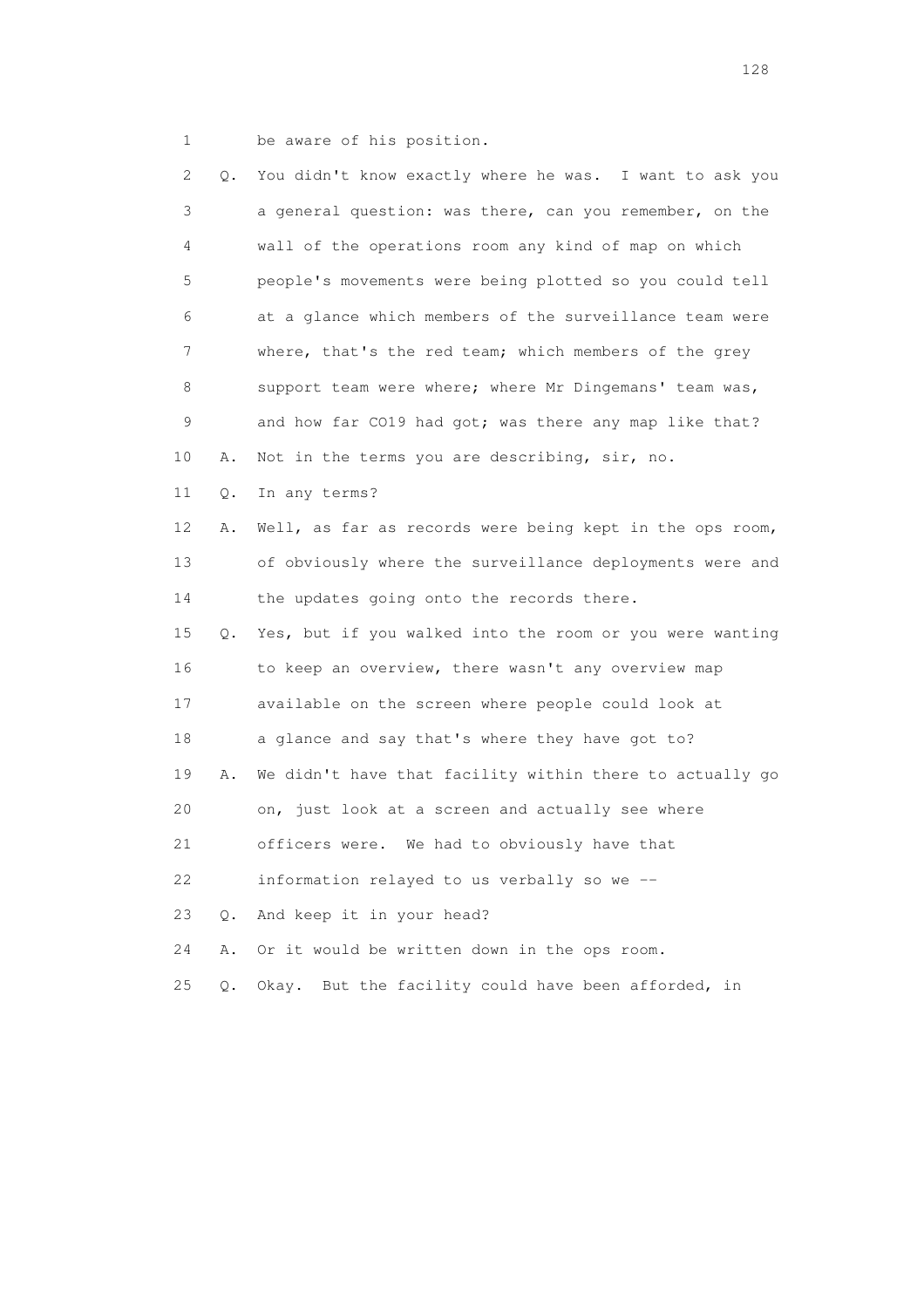1 be aware of his position.

2 Q. You didn't know exactly where he was. I want to ask you

3 a general question: was there, can you remember, on the

4 wall of the operations room any kind of map on which

5 people's movements were being plotted so you could tell

6 at a glance which members of the surveillance team were

7 where, that's the red team; which members of the grey

8 support team were where; where Mr Dingemans' team was,

9 and how far CO19 had got; was there any map like that?

10 A. Not in the terms you are describing, sir, no.

11 Q. In any terms?

12 A. Well, as far as records were being kept in the ops room,

13 of obviously where the surveillance deployments were and

14 the updates going onto the records there.

15 Q. Yes, but if you walked into the room or you were wanting

16 to keep an overview, there wasn't any overview map

17 available on the screen where people could look at

18 a glance and say that's where they have got to?

19 A. We didn't have that facility within there to actually go

20 on, just look at a screen and actually see where

21 officers were. We had to obviously have that

22 information relayed to us verbally so we --

23 Q. And keep it in your head?

24 A. Or it would be written down in the ops room.

25 Q. Okay. But the facility could have been afforded, in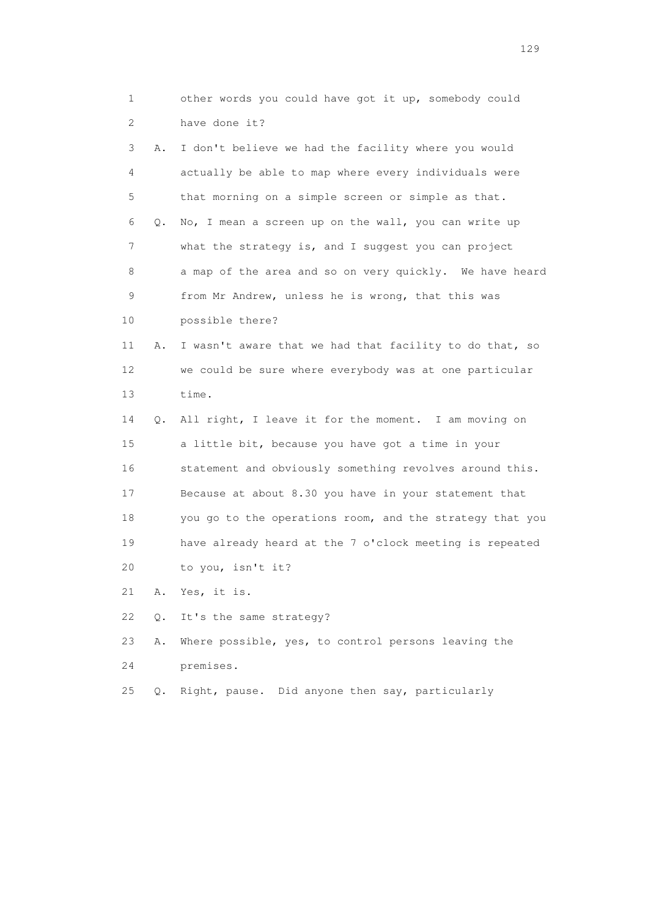1 other words you could have got it up, somebody could
2 have done it?
3 A. I don't believe we had the facility where you would
4 actually be able to map where every individuals were
5 that morning on a simple screen or simple as that.
6 Q. No, I mean a screen up on the wall, you can write up
7 what the strategy is, and I suggest you can project
8 a map of the area and so on very quickly. We have heard
9 from Mr Andrew, unless he is wrong, that this was
10 possible there?
11 A. I wasn't aware that we had that facility to do that, so
12 we could be sure where everybody was at one particular
13 time.
14 Q. All right, I leave it for the moment. I am moving on
15 a little bit, because you have got a time in your
16 statement and obviously something revolves around this.
17 Because at about 8.30 you have in your statement that
18 you go to the operations room, and the strategy that you
19 have already heard at the 7 o'clock meeting is repeated
20 to you, isn't it?
21 A. Yes, it is.
22 Q. It's the same strategy?
23 A. Where possible, yes, to control persons leaving the
24 premises.
25 Q. Right, pause. Did anyone then say, particularly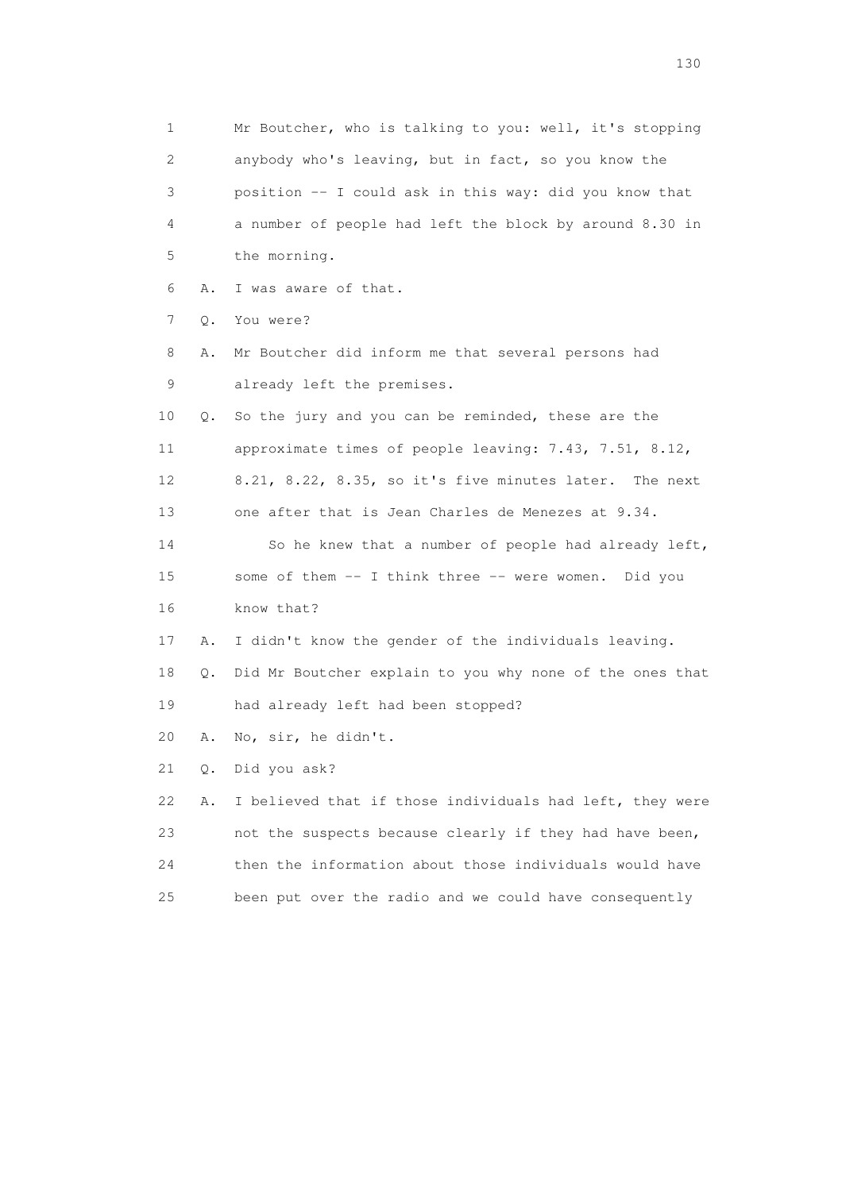1 Mr Boutcher, who is talking to you: well, it's stopping
2 anybody who's leaving, but in fact, so you know the
3 position -- I could ask in this way: did you know that
4 a number of people had left the block by around 8.30 in
5 the morning.
6 A. I was aware of that.
7 Q. You were?
8 A. Mr Boutcher did inform me that several persons had
9 already left the premises.
10 Q. So the jury and you can be reminded, these are the
11 approximate times of people leaving: 7.43, 7.51, 8.12,
12 8.21, 8.22, 8.35, so it's five minutes later. The next
13 one after that is Jean Charles de Menezes at 9.34.
14 So he knew that a number of people had already left,
15 some of them -- I think three -- were women. Did you
16 know that?
17 A. I didn't know the gender of the individuals leaving.
18 Q. Did Mr Boutcher explain to you why none of the ones that
19 had already left had been stopped?
20 A. No, sir, he didn't.
21 Q. Did you ask?
22 A. I believed that if those individuals had left, they were
23 not the suspects because clearly if they had have been,
24 then the information about those individuals would have
25 been put over the radio and we could have consequently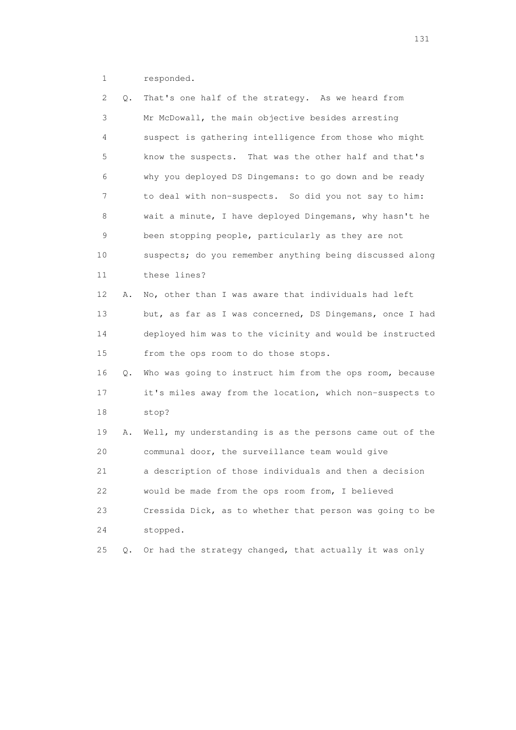1 responded.

2 Q. That's one half of the strategy. As we heard from
3 Mr McDowall, the main objective besides arresting
4 suspect is gathering intelligence from those who might
5 know the suspects. That was the other half and that's
6 why you deployed DS Dingemans: to go down and be ready
7 to deal with non-suspects. So did you not say to him:
8 wait a minute, I have deployed Dingemans, why hasn't he
9 been stopping people, particularly as they are not
10 suspects; do you remember anything being discussed along
11 these lines?

12 A. No, other than I was aware that individuals had left
13 but, as far as I was concerned, DS Dingemans, once I had
14 deployed him was to the vicinity and would be instructed
15 from the ops room to do those stops.

16 Q. Who was going to instruct him from the ops room, because
17 it's miles away from the location, which non-suspects to
18 stop?

19 A. Well, my understanding is as the persons came out of the
20 communal door, the surveillance team would give
21 a description of those individuals and then a decision
22 would be made from the ops room from, I believed
23 Cressida Dick, as to whether that person was going to be
24 stopped.

25 Q. Or had the strategy changed, that actually it was only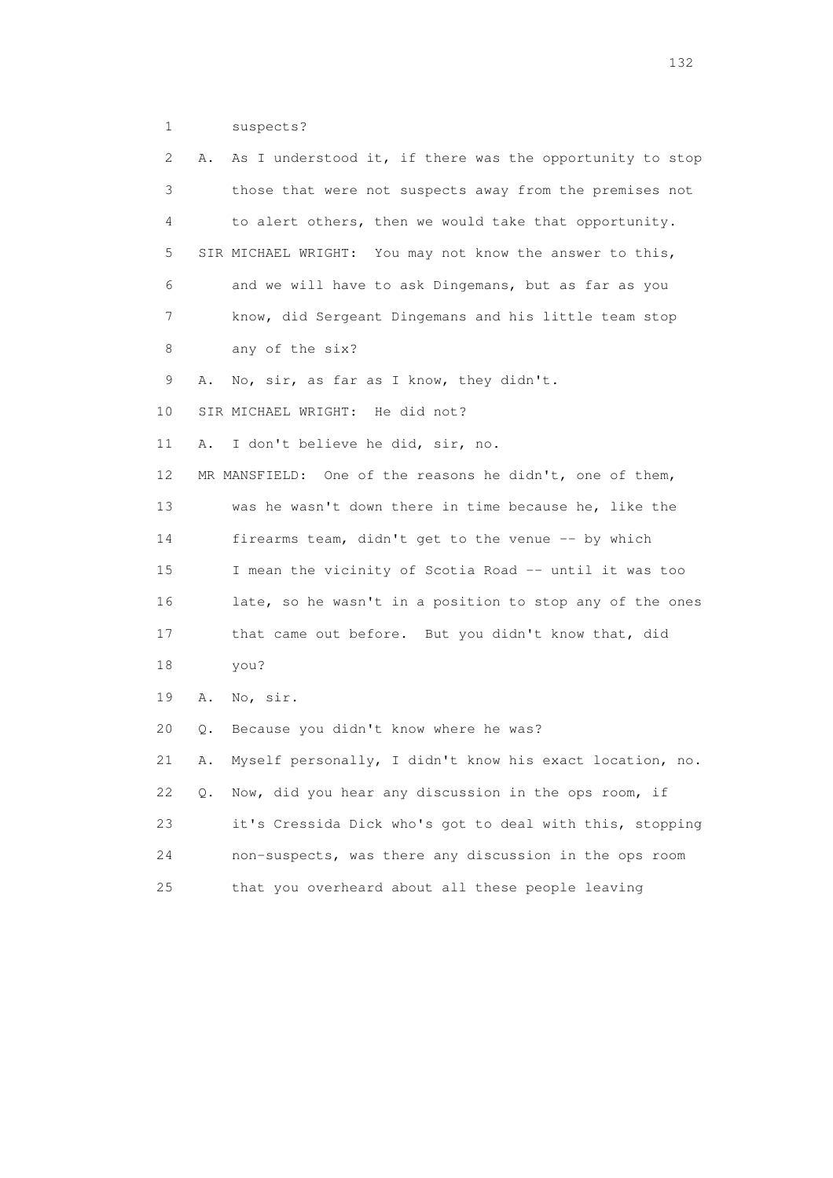1 suspects?

2 A. As I understood it, if there was the opportunity to stop

3 those that were not suspects away from the premises not

4 to alert others, then we would take that opportunity.

5 SIR MICHAEL WRIGHT: You may not know the answer to this,

6 and we will have to ask Dingemans, but as far as you

7 know, did Sergeant Dingemans and his little team stop

8 any of the six?

9 A. No, sir, as far as I know, they didn't.

10 SIR MICHAEL WRIGHT: He did not?

11 A. I don't believe he did, sir, no.

12 MR MANSFIELD: One of the reasons he didn't, one of them,

13 was he wasn't down there in time because he, like the

14 firearms team, didn't get to the venue -- by which

15 I mean the vicinity of Scotia Road -- until it was too

16 late, so he wasn't in a position to stop any of the ones

17 that came out before. But you didn't know that, did

18 you?

19 A. No, sir.

20 Q. Because you didn't know where he was?

21 A. Myself personally, I didn't know his exact location, no.

22 Q. Now, did you hear any discussion in the ops room, if

23 it's Cressida Dick who's got to deal with this, stopping

24 non-suspects, was there any discussion in the ops room

25 that you overheard about all these people leaving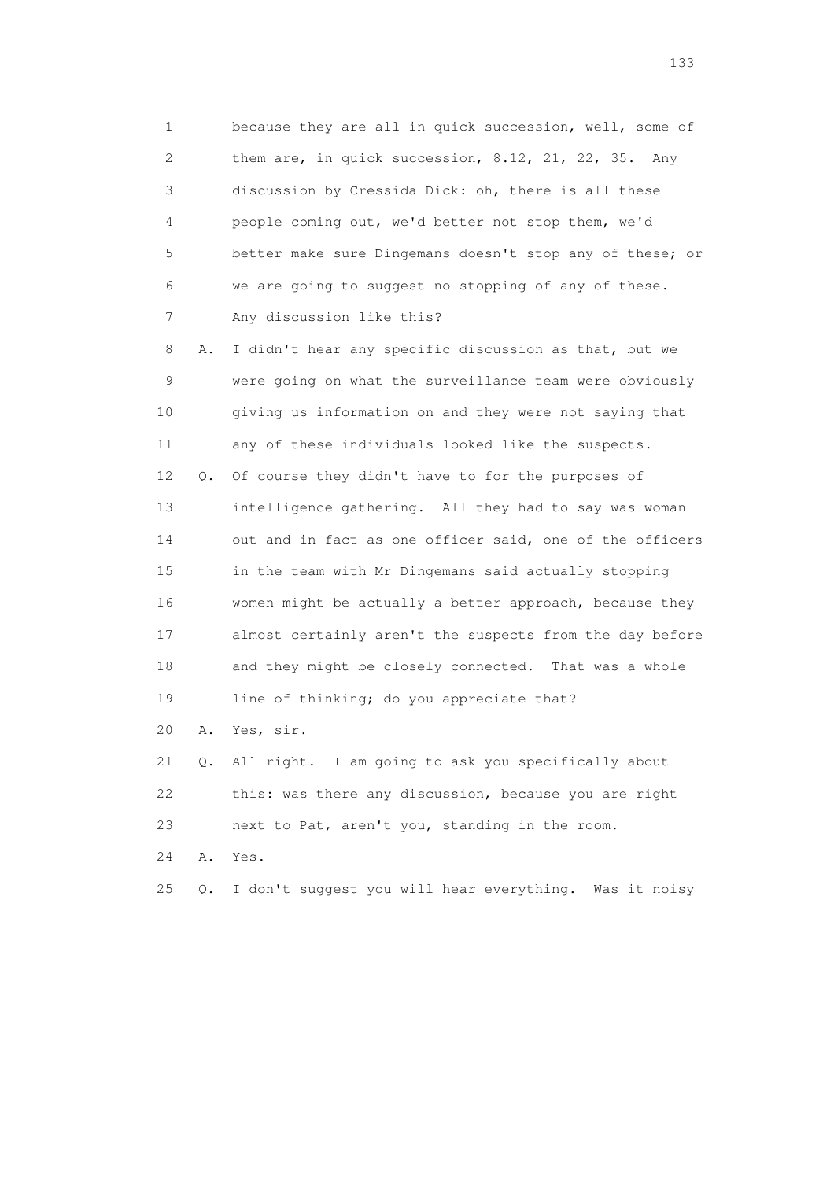1 because they are all in quick succession, well, some of
2 them are, in quick succession, 8.12, 21, 22, 35. Any
3 discussion by Cressida Dick: oh, there is all these
4 people coming out, we'd better not stop them, we'd
5 better make sure Dingemans doesn't stop any of these; or
6 we are going to suggest no stopping of any of these.
7 Any discussion like this?

8 A. I didn't hear any specific discussion as that, but we
9 were going on what the surveillance team were obviously
10 giving us information on and they were not saying that
11 any of these individuals looked like the suspects.

12 Q. Of course they didn't have to for the purposes of
13 intelligence gathering. All they had to say was woman
14 out and in fact as one officer said, one of the officers
15 in the team with Mr Dingemans said actually stopping
16 women might be actually a better approach, because they
17 almost certainly aren't the suspects from the day before
18 and they might be closely connected. That was a whole
19 line of thinking; do you appreciate that?

20 A. Yes, sir.

21 Q. All right. I am going to ask you specifically about
22 this: was there any discussion, because you are right
23 next to Pat, aren't you, standing in the room.

24 A. Yes.

25 Q. I don't suggest you will hear everything. Was it noisy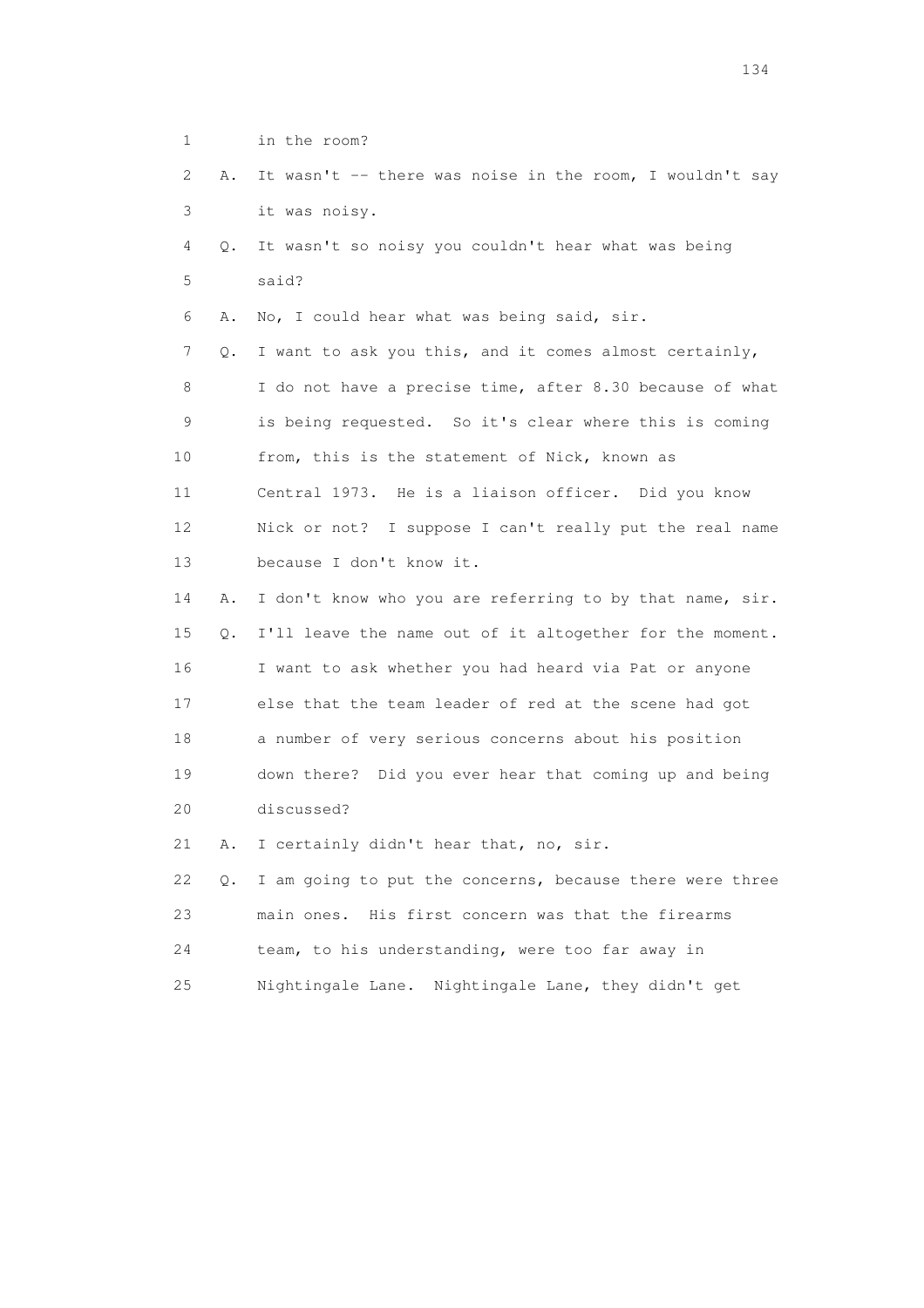1 in the room?

2 A. It wasn't -- there was noise in the room, I wouldn't say

3 it was noisy.

4 Q. It wasn't so noisy you couldn't hear what was being

5 said?

6 A. No, I could hear what was being said, sir.

7 Q. I want to ask you this, and it comes almost certainly,

8 I do not have a precise time, after 8.30 because of what

9 is being requested. So it's clear where this is coming

10 from, this is the statement of Nick, known as

11 Central 1973. He is a liaison officer. Did you know

12 Nick or not? I suppose I can't really put the real name

13 because I don't know it.

14 A. I don't know who you are referring to by that name, sir.

15 Q. I'll leave the name out of it altogether for the moment.

16 I want to ask whether you had heard via Pat or anyone

17 else that the team leader of red at the scene had got

18 a number of very serious concerns about his position

19 down there? Did you ever hear that coming up and being

20 discussed?

21 A. I certainly didn't hear that, no, sir.

22 Q. I am going to put the concerns, because there were three

23 main ones. His first concern was that the firearms

24 team, to his understanding, were too far away in

25 Nightingale Lane. Nightingale Lane, they didn't get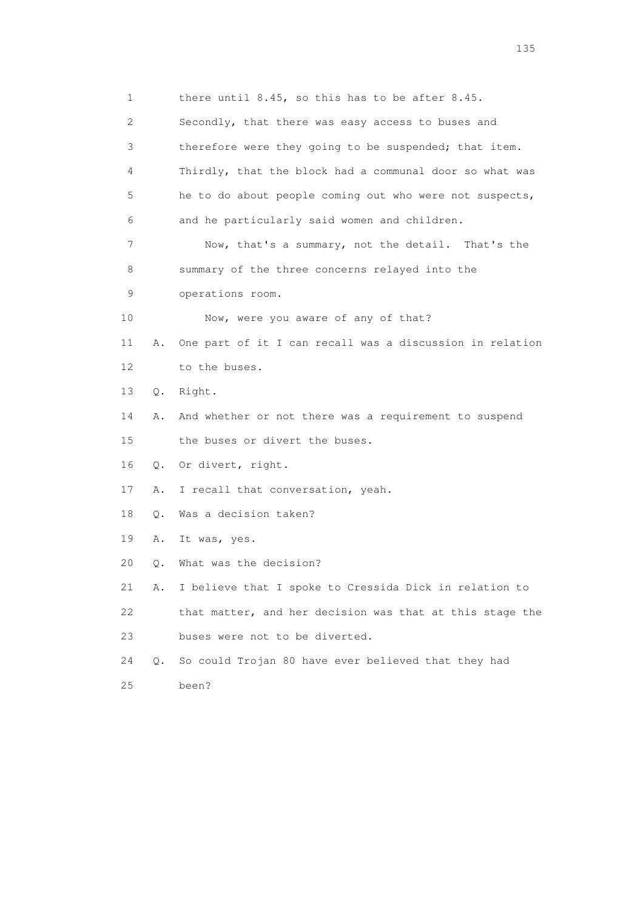1 there until 8.45, so this has to be after 8.45.

2 Secondly, that there was easy access to buses and

3 therefore were they going to be suspended; that item.

4 Thirdly, that the block had a communal door so what was

5 he to do about people coming out who were not suspects,

6 and he particularly said women and children.

7 Now, that's a summary, not the detail. That's the

8 summary of the three concerns relayed into the

9 operations room.

10 Now, were you aware of any of that?

11 A. One part of it I can recall was a discussion in relation

12 to the buses.

13 Q. Right.

14 A. And whether or not there was a requirement to suspend

15 the buses or divert the buses.

16 Q. Or divert, right.

17 A. I recall that conversation, yeah.

18 Q. Was a decision taken?

19 A. It was, yes.

20 Q. What was the decision?

21 A. I believe that I spoke to Cressida Dick in relation to

22 that matter, and her decision was that at this stage the

23 buses were not to be diverted.

24 Q. So could Trojan 80 have ever believed that they had

25 been?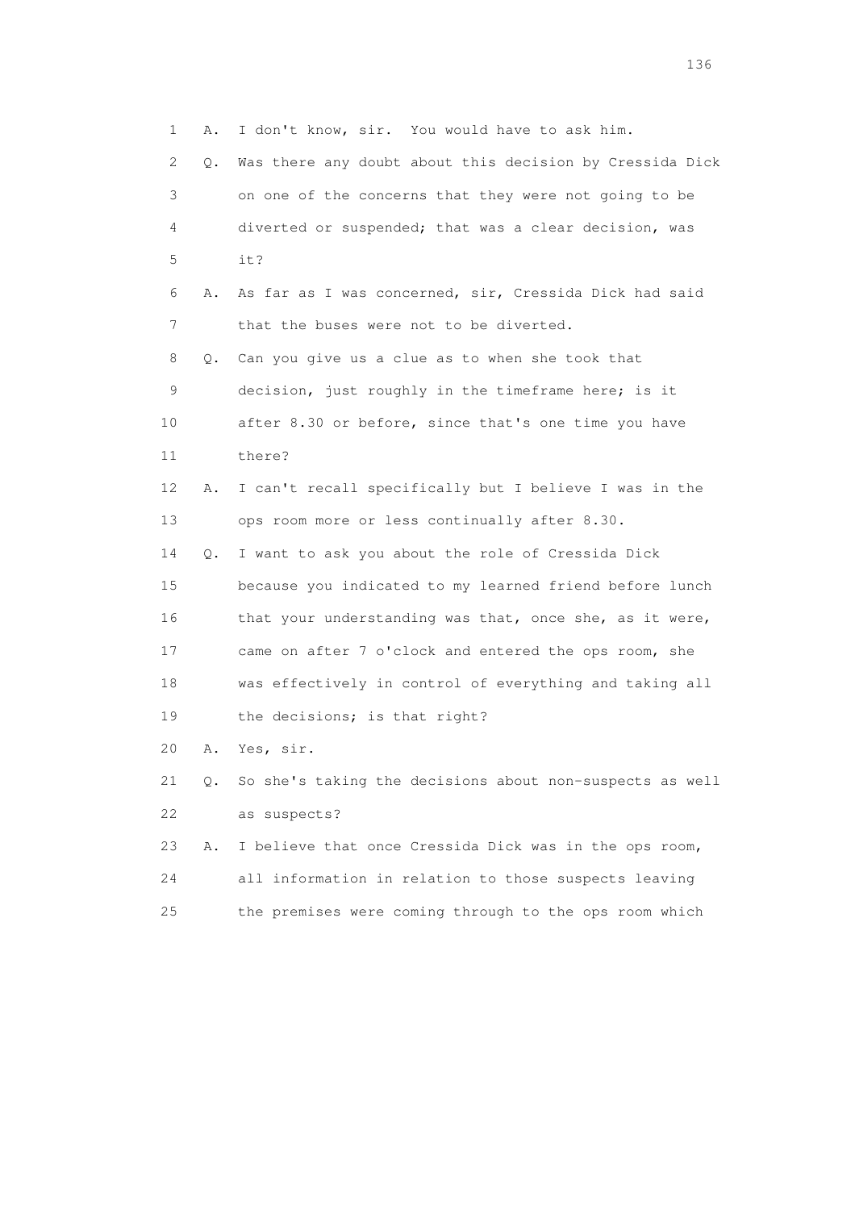1 A. I don't know, sir. You would have to ask him.

2 Q. Was there any doubt about this decision by Cressida Dick

3 on one of the concerns that they were not going to be

4 diverted or suspended; that was a clear decision, was

5 it?

6 A. As far as I was concerned, sir, Cressida Dick had said

7 that the buses were not to be diverted.

8 Q. Can you give us a clue as to when she took that

9 decision, just roughly in the timeframe here; is it

10 after 8.30 or before, since that's one time you have

11 there?

12 A. I can't recall specifically but I believe I was in the

13 ops room more or less continually after 8.30.

14 Q. I want to ask you about the role of Cressida Dick

15 because you indicated to my learned friend before lunch

16 that your understanding was that, once she, as it were,

17 came on after 7 o'clock and entered the ops room, she

18 was effectively in control of everything and taking all

19 the decisions; is that right?

20 A. Yes, sir.

21 Q. So she's taking the decisions about non-suspects as well

22 as suspects?

23 A. I believe that once Cressida Dick was in the ops room,

24 all information in relation to those suspects leaving

25 the premises were coming through to the ops room which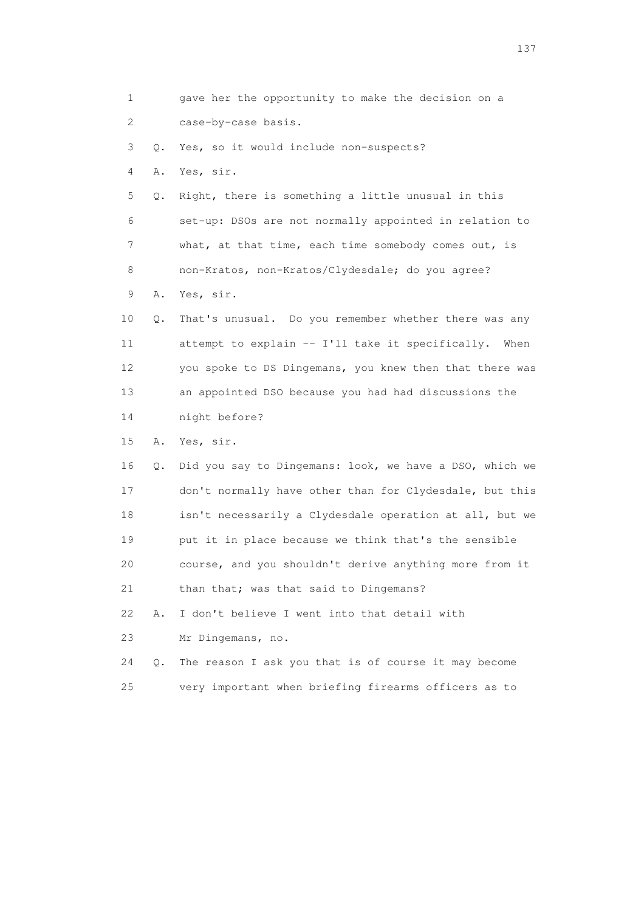1 gave her the opportunity to make the decision on a
2 case-by-case basis.
3 Q. Yes, so it would include non-suspects?
4 A. Yes, sir.
5 Q. Right, there is something a little unusual in this
6 set-up: DSOs are not normally appointed in relation to
7 what, at that time, each time somebody comes out, is
8 non-Kratos, non-Kratos/Clydesdale; do you agree?
9 A. Yes, sir.
10 Q. That's unusual. Do you remember whether there was any
11 attempt to explain -- I'll take it specifically. When
12 you spoke to DS Dingemans, you knew then that there was
13 an appointed DSO because you had had discussions the
14 night before?
15 A. Yes, sir.
16 Q. Did you say to Dingemans: look, we have a DSO, which we
17 don't normally have other than for Clydesdale, but this
18 isn't necessarily a Clydesdale operation at all, but we
19 put it in place because we think that's the sensible
20 course, and you shouldn't derive anything more from it
21 than that; was that said to Dingemans?
22 A. I don't believe I went into that detail with
23 Mr Dingemans, no.
24 Q. The reason I ask you that is of course it may become
25 very important when briefing firearms officers as to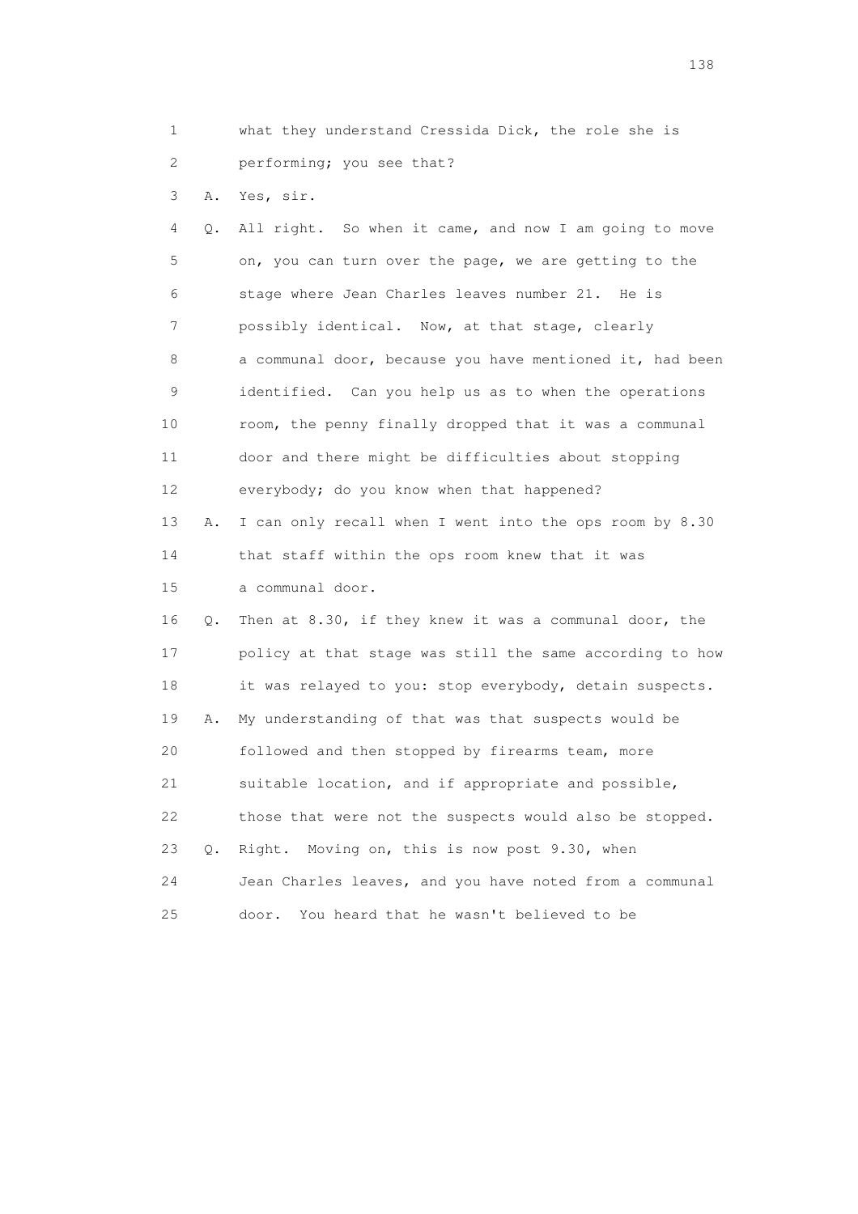1 what they understand Cressida Dick, the role she is
2 performing; you see that?

3 A. Yes, sir.

4 Q. All right. So when it came, and now I am going to move
5 on, you can turn over the page, we are getting to the
6 stage where Jean Charles leaves number 21. He is
7 possibly identical. Now, at that stage, clearly
8 a communal door, because you have mentioned it, had been
9 identified. Can you help us as to when the operations
10 room, the penny finally dropped that it was a communal
11 door and there might be difficulties about stopping
12 everybody; do you know when that happened?

13 A. I can only recall when I went into the ops room by 8.30
14 that staff within the ops room knew that it was
15 a communal door.

16 Q. Then at 8.30, if they knew it was a communal door, the
17 policy at that stage was still the same according to how
18 it was relayed to you: stop everybody, detain suspects.

19 A. My understanding of that was that suspects would be
20 followed and then stopped by firearms team, more
21 suitable location, and if appropriate and possible,
22 those that were not the suspects would also be stopped.

23 Q. Right. Moving on, this is now post 9.30, when
24 Jean Charles leaves, and you have noted from a communal
25 door. You heard that he wasn't believed to be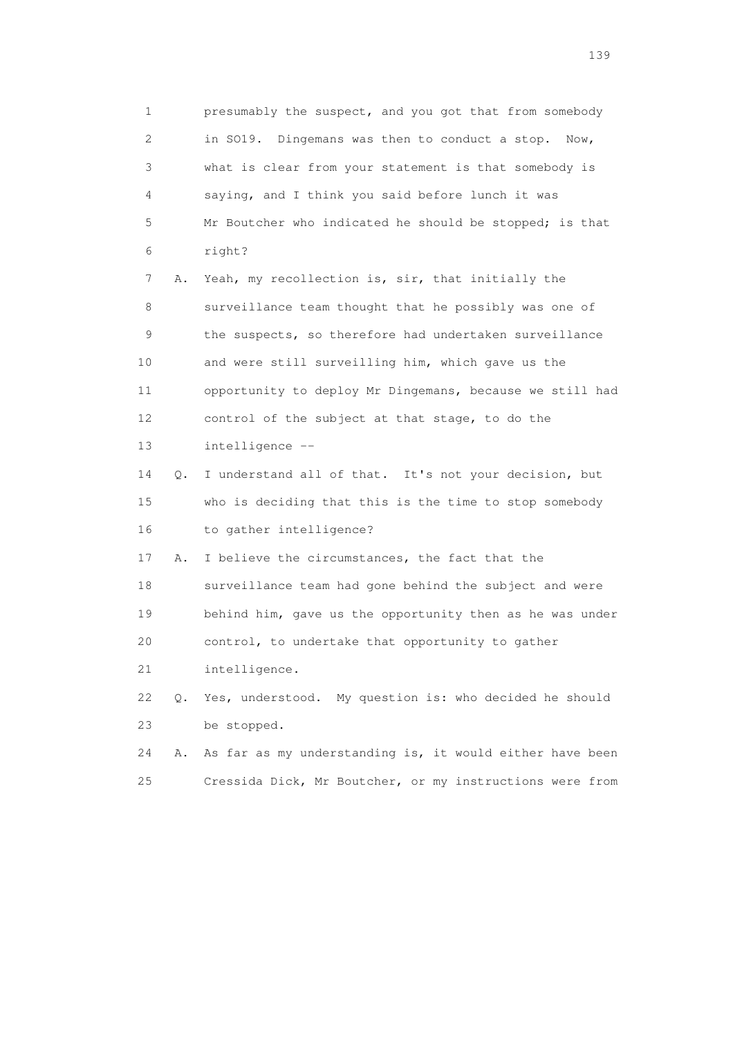1 presumably the suspect, and you got that from somebody
2 in SO19. Dingemans was then to conduct a stop. Now,
3 what is clear from your statement is that somebody is
4 saying, and I think you said before lunch it was
5 Mr Boutcher who indicated he should be stopped; is that
6 right?

7 A. Yeah, my recollection is, sir, that initially the
8 surveillance team thought that he possibly was one of
9 the suspects, so therefore had undertaken surveillance
10 and were still surveilling him, which gave us the
11 opportunity to deploy Mr Dingemans, because we still had
12 control of the subject at that stage, to do the
13 intelligence --

14 Q. I understand all of that. It's not your decision, but
15 who is deciding that this is the time to stop somebody
16 to gather intelligence?

17 A. I believe the circumstances, the fact that the
18 surveillance team had gone behind the subject and were
19 behind him, gave us the opportunity then as he was under
20 control, to undertake that opportunity to gather
21 intelligence.

22 Q. Yes, understood. My question is: who decided he should
23 be stopped.

24 A. As far as my understanding is, it would either have been
25 Cressida Dick, Mr Boutcher, or my instructions were from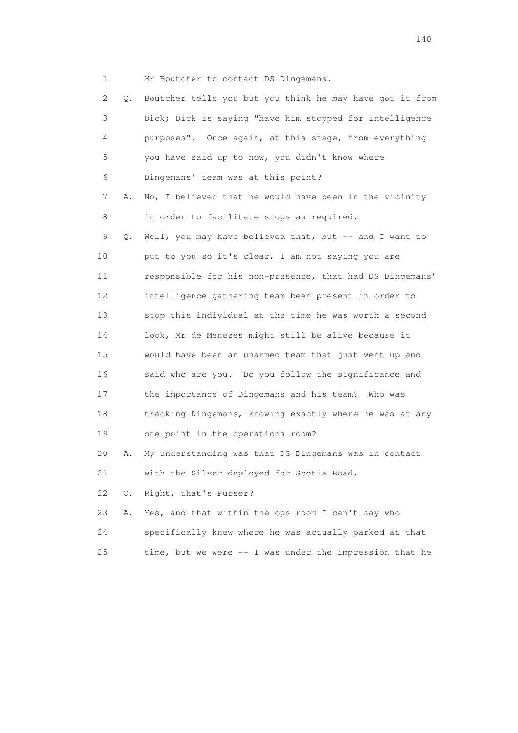1 Mr Boutcher to contact DS Dingemans.

2 Q. Boutcher tells you but you think he may have got it from

3 Dick; Dick is saying "have him stopped for intelligence

4 purposes". Once again, at this stage, from everything

5 you have said up to now, you didn't know where

6 Dingemans' team was at this point?

7 A. No, I believed that he would have been in the vicinity

8 in order to facilitate stops as required.

9 Q. Well, you may have believed that, but -- and I want to

10 put to you so it's clear, I am not saying you are

11 responsible for his non-presence, that had DS Dingemans'

12 intelligence gathering team been present in order to

13 stop this individual at the time he was worth a second

14 look, Mr de Menezes might still be alive because it

15 would have been an unarmed team that just went up and

16 said who are you. Do you follow the significance and

17 the importance of Dingemans and his team? Who was

18 tracking Dingemans, knowing exactly where he was at any

19 one point in the operations room?

20 A. My understanding was that DS Dingemans was in contact

21 with the Silver deployed for Scotia Road.

22 Q. Right, that's Purser?

23 A. Yes, and that within the ops room I can't say who

24 specifically knew where he was actually parked at that

25 time, but we were -- I was under the impression that he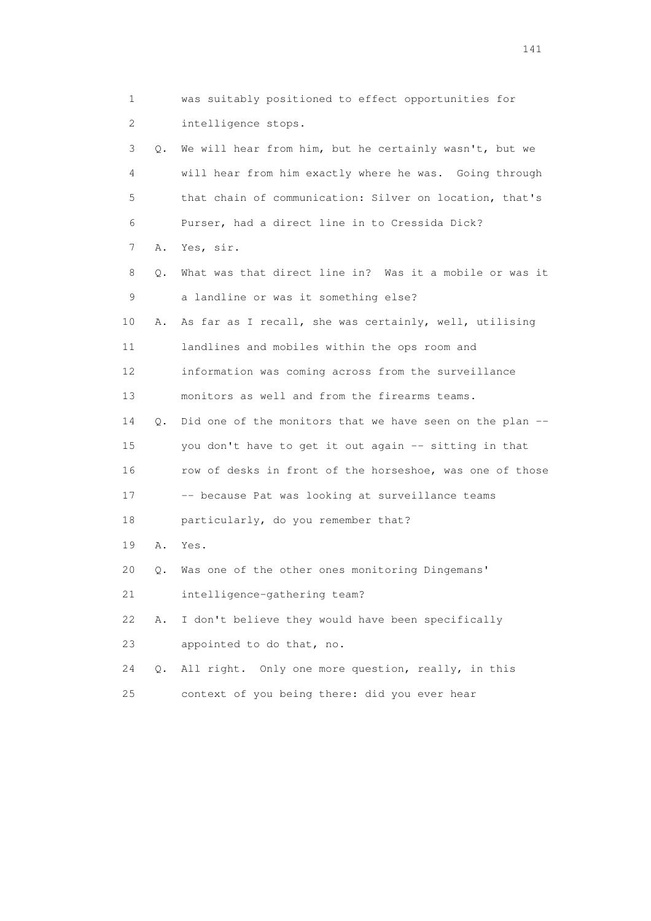1 was suitably positioned to effect opportunities for
2 intelligence stops.

3 Q. We will hear from him, but he certainly wasn't, but we
4 will hear from him exactly where he was. Going through
5 that chain of communication: Silver on location, that's
6 Purser, had a direct line in to Cressida Dick?

7 A. Yes, sir.

8 Q. What was that direct line in? Was it a mobile or was it
9 a landline or was it something else?

10 A. As far as I recall, she was certainly, well, utilising
11 landlines and mobiles within the ops room and
12 information was coming across from the surveillance
13 monitors as well and from the firearms teams.

14 Q. Did one of the monitors that we have seen on the plan --
15 you don't have to get it out again -- sitting in that
16 row of desks in front of the horseshoe, was one of those
17 -- because Pat was looking at surveillance teams
18 particularly, do you remember that?

19 A. Yes.

20 Q. Was one of the other ones monitoring Dingemans'
21 intelligence-gathering team?

22 A. I don't believe they would have been specifically
23 appointed to do that, no.

24 Q. All right. Only one more question, really, in this
25 context of you being there: did you ever hear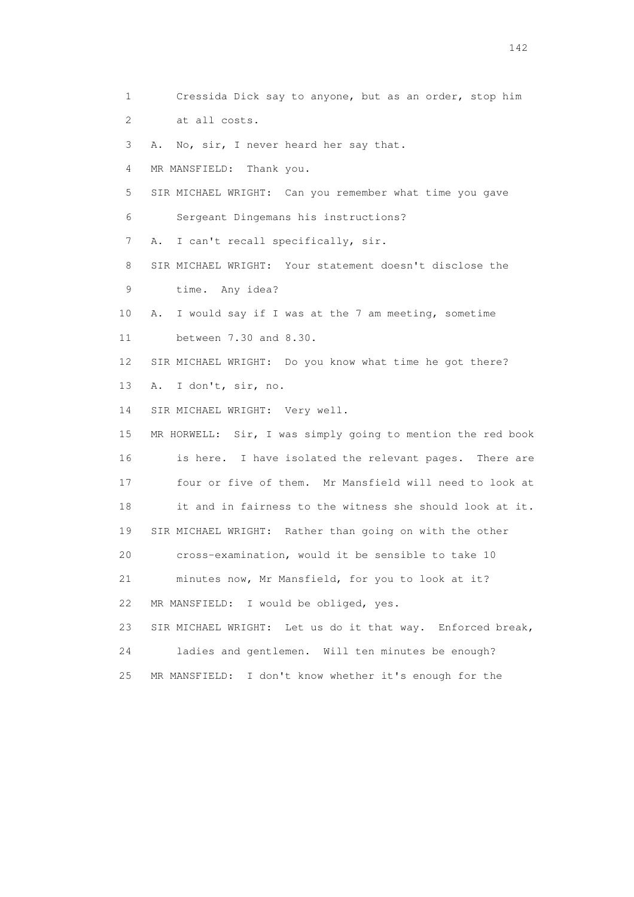1 Cressida Dick say to anyone, but as an order, stop him
2 at all costs.
3 A. No, sir, I never heard her say that.
4 MR MANSFIELD: Thank you.
5 SIR MICHAEL WRIGHT: Can you remember what time you gave
6 Sergeant Dingemans his instructions?
7 A. I can't recall specifically, sir.
8 SIR MICHAEL WRIGHT: Your statement doesn't disclose the
9 time. Any idea?
10 A. I would say if I was at the 7 am meeting, sometime
11 between 7.30 and 8.30.
12 SIR MICHAEL WRIGHT: Do you know what time he got there?
13 A. I don't, sir, no.
14 SIR MICHAEL WRIGHT: Very well.
15 MR HORWELL: Sir, I was simply going to mention the red book
16 is here. I have isolated the relevant pages. There are
17 four or five of them. Mr Mansfield will need to look at
18 it and in fairness to the witness she should look at it.
19 SIR MICHAEL WRIGHT: Rather than going on with the other
20 cross-examination, would it be sensible to take 10
21 minutes now, Mr Mansfield, for you to look at it?
22 MR MANSFIELD: I would be obliged, yes.
23 SIR MICHAEL WRIGHT: Let us do it that way. Enforced break,
24 ladies and gentlemen. Will ten minutes be enough?
25 MR MANSFIELD: I don't know whether it's enough for the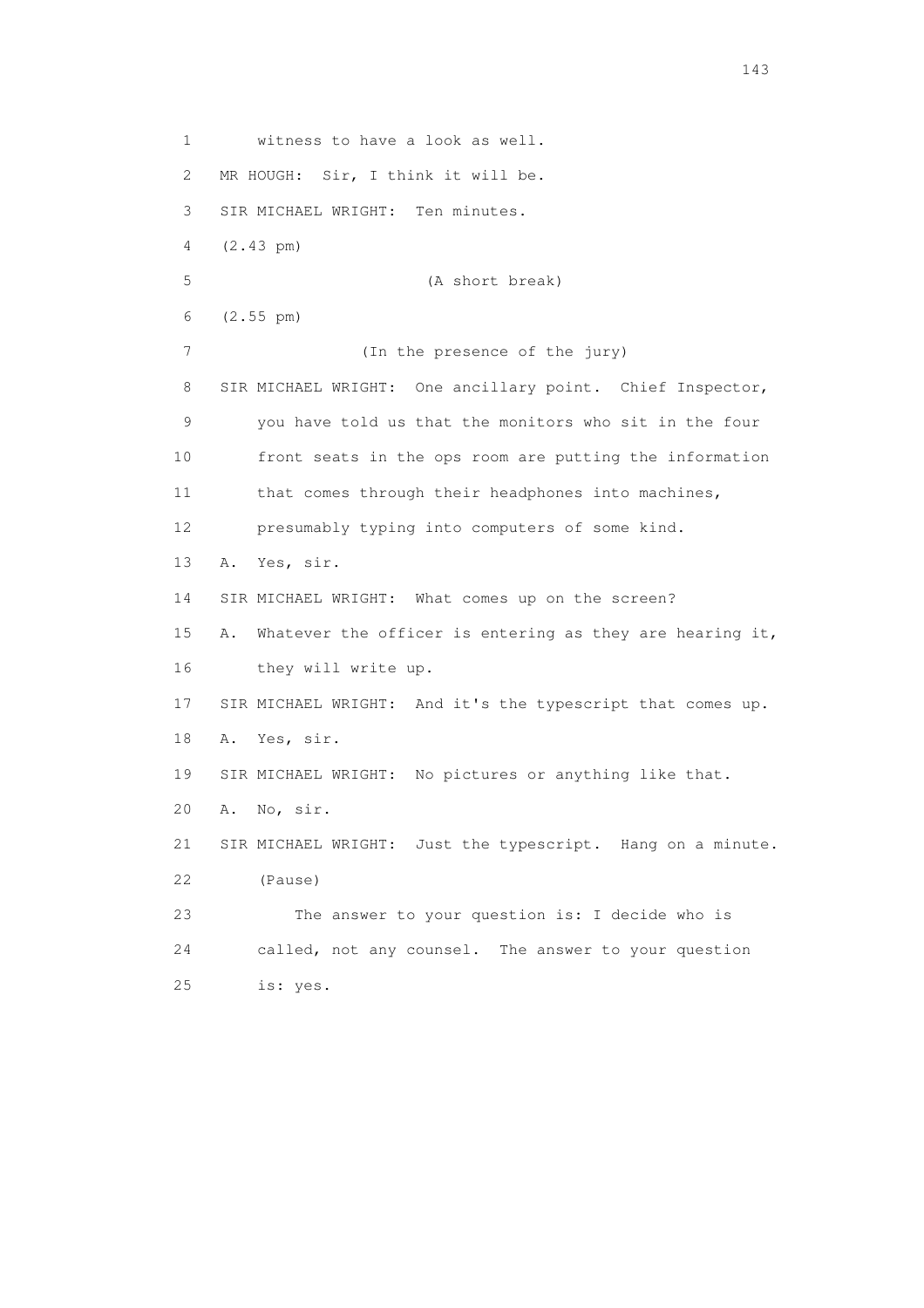1 witness to have a look as well.

2 MR HOUGH: Sir, I think it will be.

3 SIR MICHAEL WRIGHT: Ten minutes.

4 (2.43 pm)

5 (A short break)

6 (2.55 pm)

7 (In the presence of the jury)

8 SIR MICHAEL WRIGHT: One ancillary point. Chief Inspector,

9 you have told us that the monitors who sit in the four

10 front seats in the ops room are putting the information

11 that comes through their headphones into machines,

12 presumably typing into computers of some kind.

13 A. Yes, sir.

14 SIR MICHAEL WRIGHT: What comes up on the screen?

15 A. Whatever the officer is entering as they are hearing it,

16 they will write up.

17 SIR MICHAEL WRIGHT: And it's the typescript that comes up.

18 A. Yes, sir.

19 SIR MICHAEL WRIGHT: No pictures or anything like that.

20 A. No, sir.

21 SIR MICHAEL WRIGHT: Just the typescript. Hang on a minute.

22 (Pause)

23 The answer to your question is: I decide who is

24 called, not any counsel. The answer to your question

25 is: yes.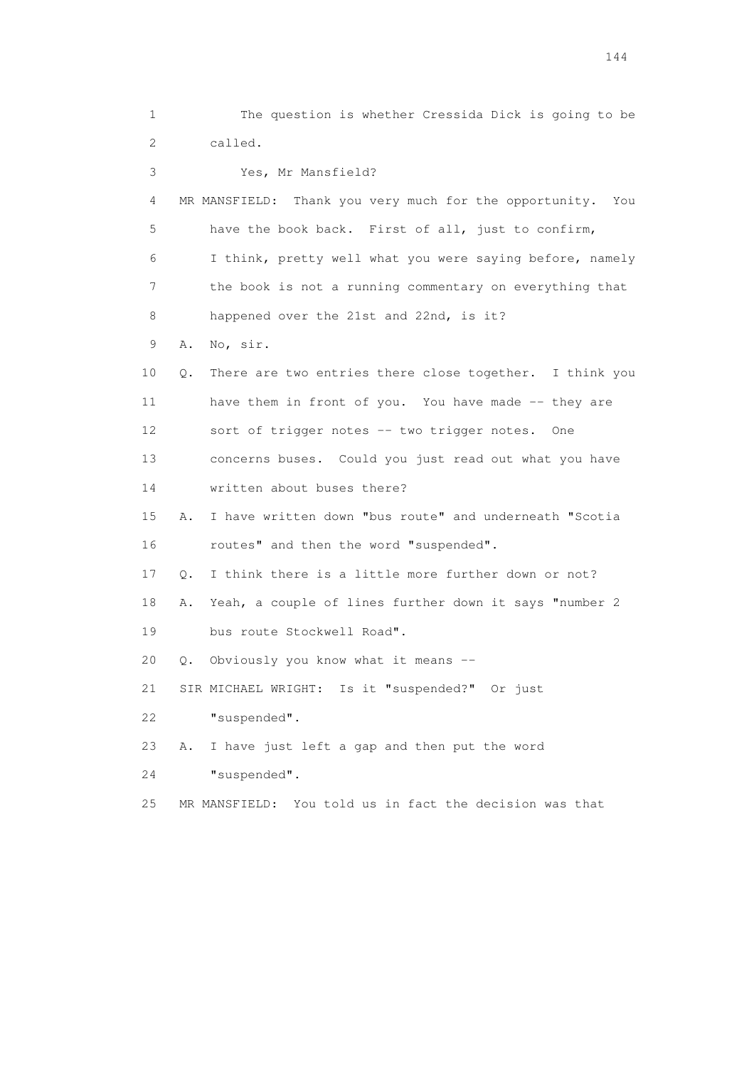1 The question is whether Cressida Dick is going to be
2 called.
3 Yes, Mr Mansfield?
4 MR MANSFIELD: Thank you very much for the opportunity. You
5 have the book back. First of all, just to confirm,
6 I think, pretty well what you were saying before, namely
7 the book is not a running commentary on everything that
8 happened over the 21st and 22nd, is it?
9 A. No, sir.
10 Q. There are two entries there close together. I think you
11 have them in front of you. You have made -- they are
12 sort of trigger notes -- two trigger notes. One
13 concerns buses. Could you just read out what you have
14 written about buses there?
15 A. I have written down "bus route" and underneath "Scotia
16 routes" and then the word "suspended".
17 Q. I think there is a little more further down or not?
18 A. Yeah, a couple of lines further down it says "number 2
19 bus route Stockwell Road".
20 Q. Obviously you know what it means --
21 SIR MICHAEL WRIGHT: Is it "suspended?" Or just
22 "suspended".
23 A. I have just left a gap and then put the word
24 "suspended".
25 MR MANSFIELD: You told us in fact the decision was that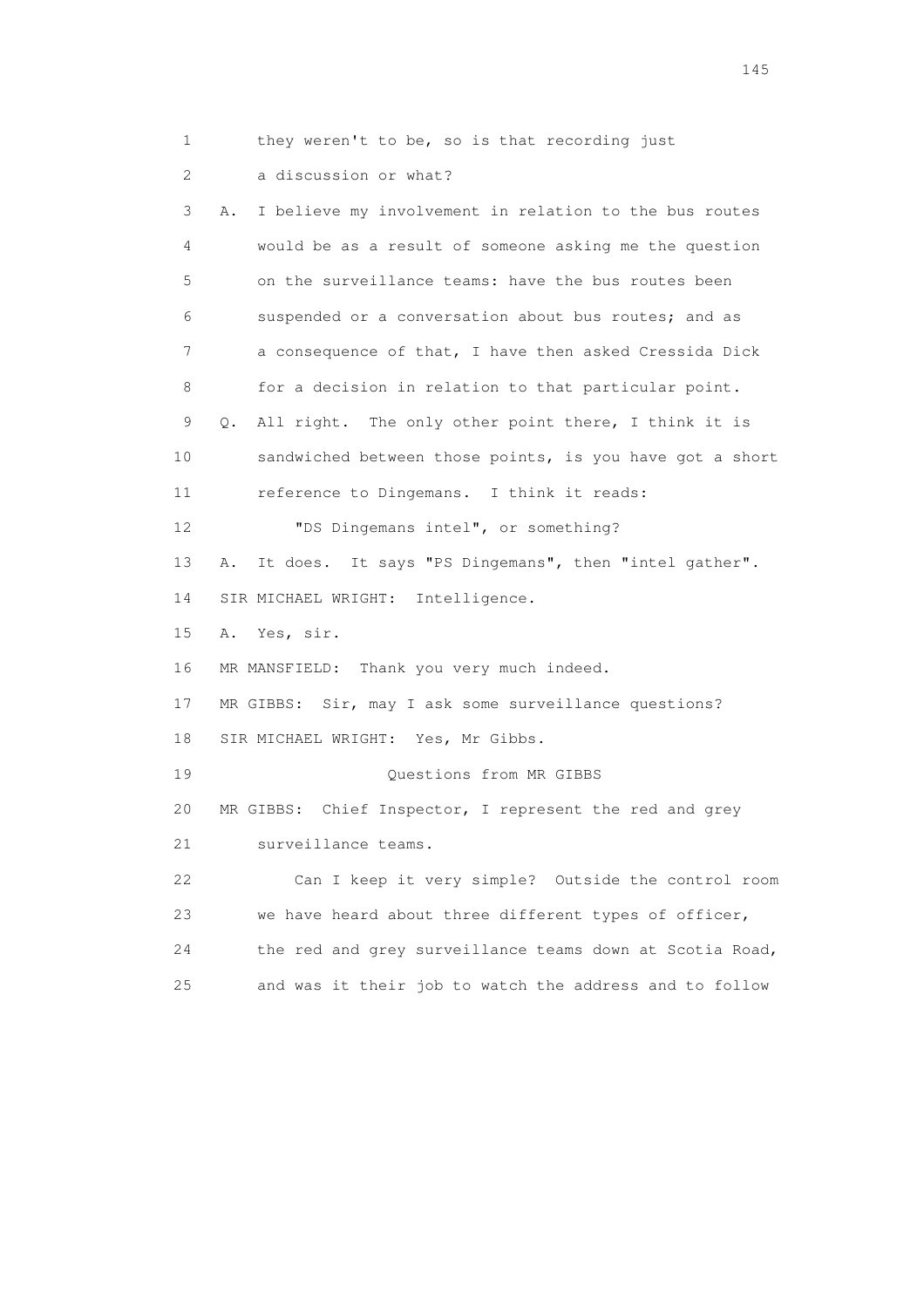1 they weren't to be, so is that recording just

2 a discussion or what?

3 A. I believe my involvement in relation to the bus routes

4 would be as a result of someone asking me the question

5 on the surveillance teams: have the bus routes been

6 suspended or a conversation about bus routes; and as

7 a consequence of that, I have then asked Cressida Dick

8 for a decision in relation to that particular point.

9 Q. All right. The only other point there, I think it is

10 sandwiched between those points, is you have got a short

11 reference to Dingemans. I think it reads:

12 "DS Dingemans intel", or something?

13 A. It does. It says "PS Dingemans", then "intel gather".

14 SIR MICHAEL WRIGHT: Intelligence.

15 A. Yes, sir.

16 MR MANSFIELD: Thank you very much indeed.

17 MR GIBBS: Sir, may I ask some surveillance questions?

18 SIR MICHAEL WRIGHT: Yes, Mr Gibbs.

19 Questions from MR GIBBS

20 MR GIBBS: Chief Inspector, I represent the red and grey

21 surveillance teams.

22 Can I keep it very simple? Outside the control room

23 we have heard about three different types of officer,

24 the red and grey surveillance teams down at Scotia Road,

25 and was it their job to watch the address and to follow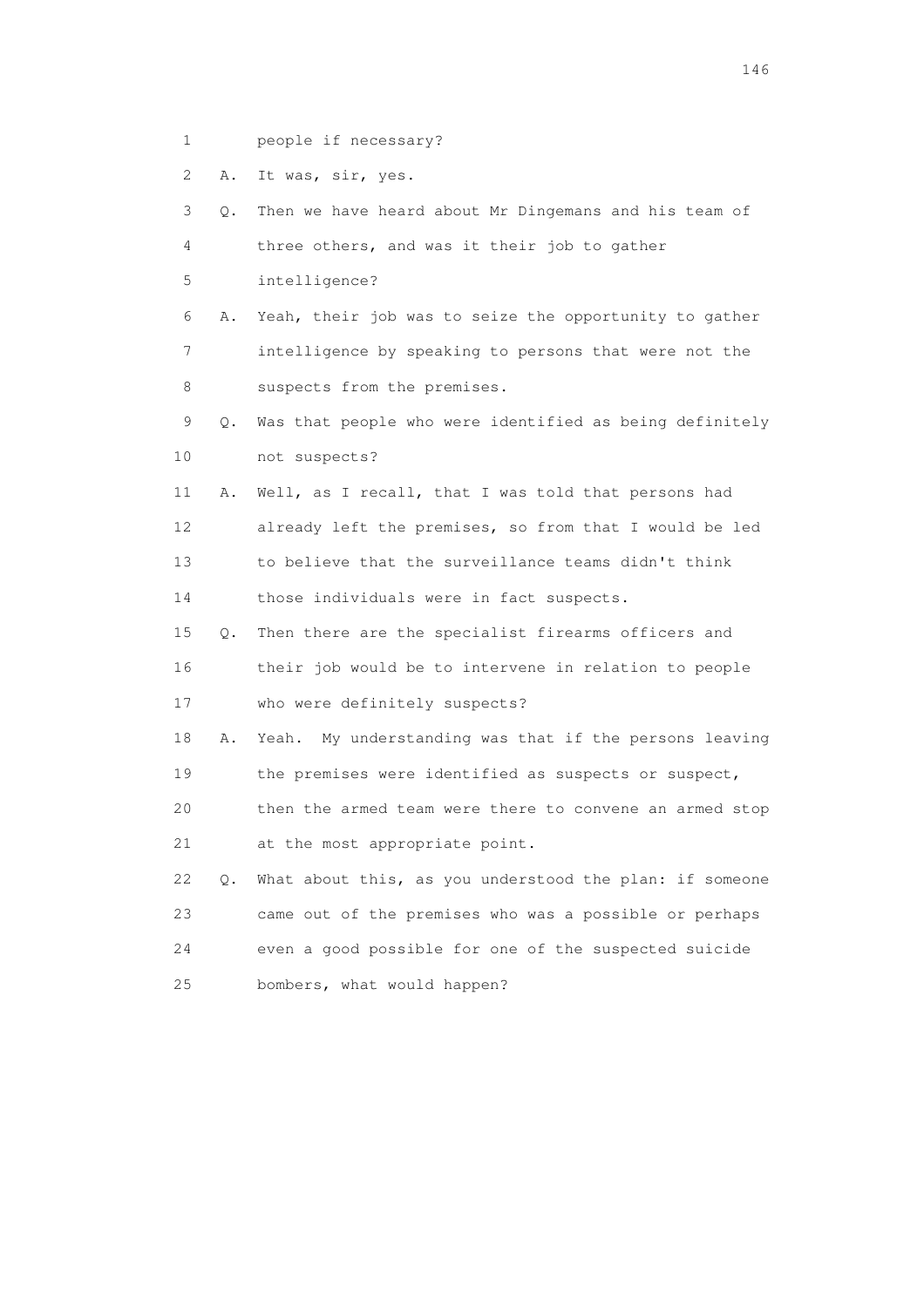1 people if necessary?

2 A. It was, sir, yes.

3 Q. Then we have heard about Mr Dingemans and his team of

4 three others, and was it their job to gather

5 intelligence?

6 A. Yeah, their job was to seize the opportunity to gather

7 intelligence by speaking to persons that were not the

8 suspects from the premises.

9 Q. Was that people who were identified as being definitely

10 not suspects?

11 A. Well, as I recall, that I was told that persons had

12 already left the premises, so from that I would be led

13 to believe that the surveillance teams didn't think

14 those individuals were in fact suspects.

15 Q. Then there are the specialist firearms officers and

16 their job would be to intervene in relation to people

17 who were definitely suspects?

18 A. Yeah. My understanding was that if the persons leaving

19 the premises were identified as suspects or suspect,

20 then the armed team were there to convene an armed stop

21 at the most appropriate point.

22 Q. What about this, as you understood the plan: if someone

23 came out of the premises who was a possible or perhaps

24 even a good possible for one of the suspected suicide

25 bombers, what would happen?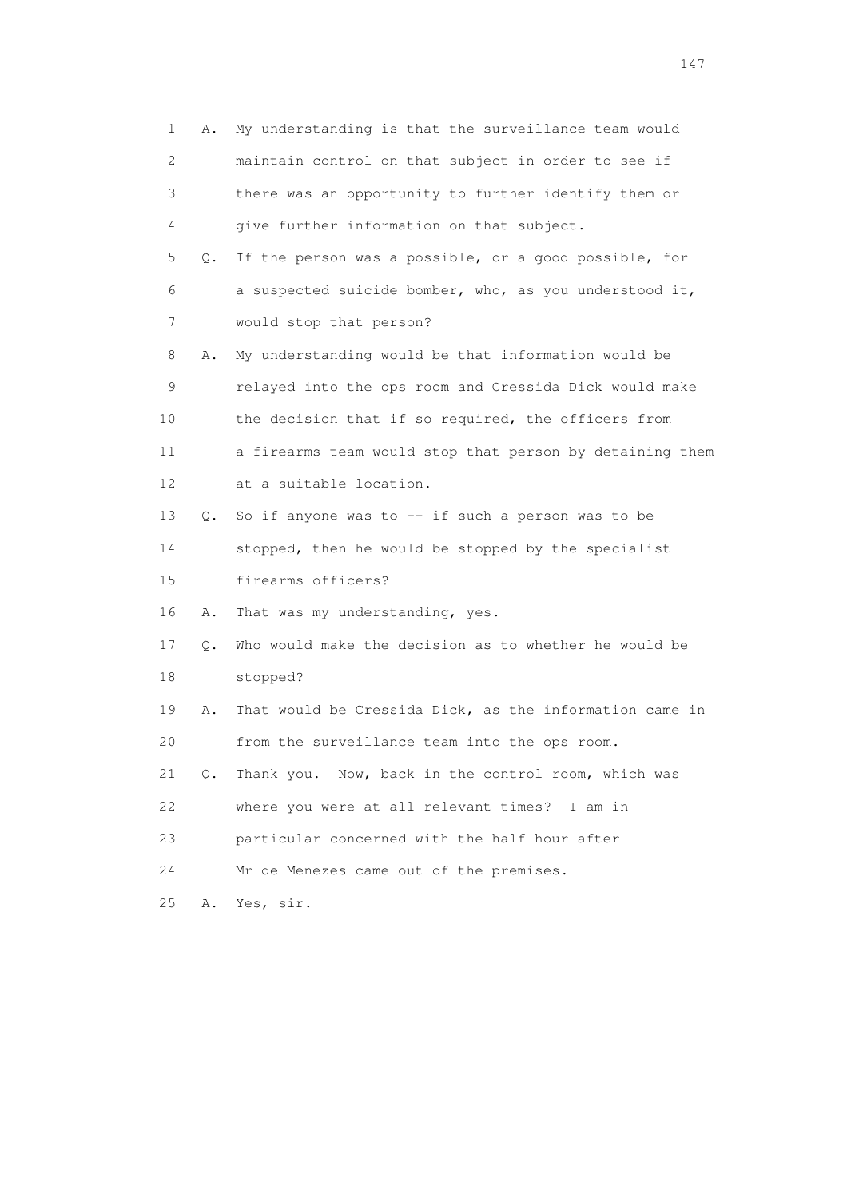1 A. My understanding is that the surveillance team would
2 maintain control on that subject in order to see if
3 there was an opportunity to further identify them or
4 give further information on that subject.
5 Q. If the person was a possible, or a good possible, for
6 a suspected suicide bomber, who, as you understood it,
7 would stop that person?
8 A. My understanding would be that information would be
9 relayed into the ops room and Cressida Dick would make
10 the decision that if so required, the officers from
11 a firearms team would stop that person by detaining them
12 at a suitable location.
13 Q. So if anyone was to -- if such a person was to be
14 stopped, then he would be stopped by the specialist
15 firearms officers?
16 A. That was my understanding, yes.
17 Q. Who would make the decision as to whether he would be
18 stopped?
19 A. That would be Cressida Dick, as the information came in
20 from the surveillance team into the ops room.
21 Q. Thank you. Now, back in the control room, which was
22 where you were at all relevant times? I am in
23 particular concerned with the half hour after
24 Mr de Menezes came out of the premises.
25 A. Yes, sir.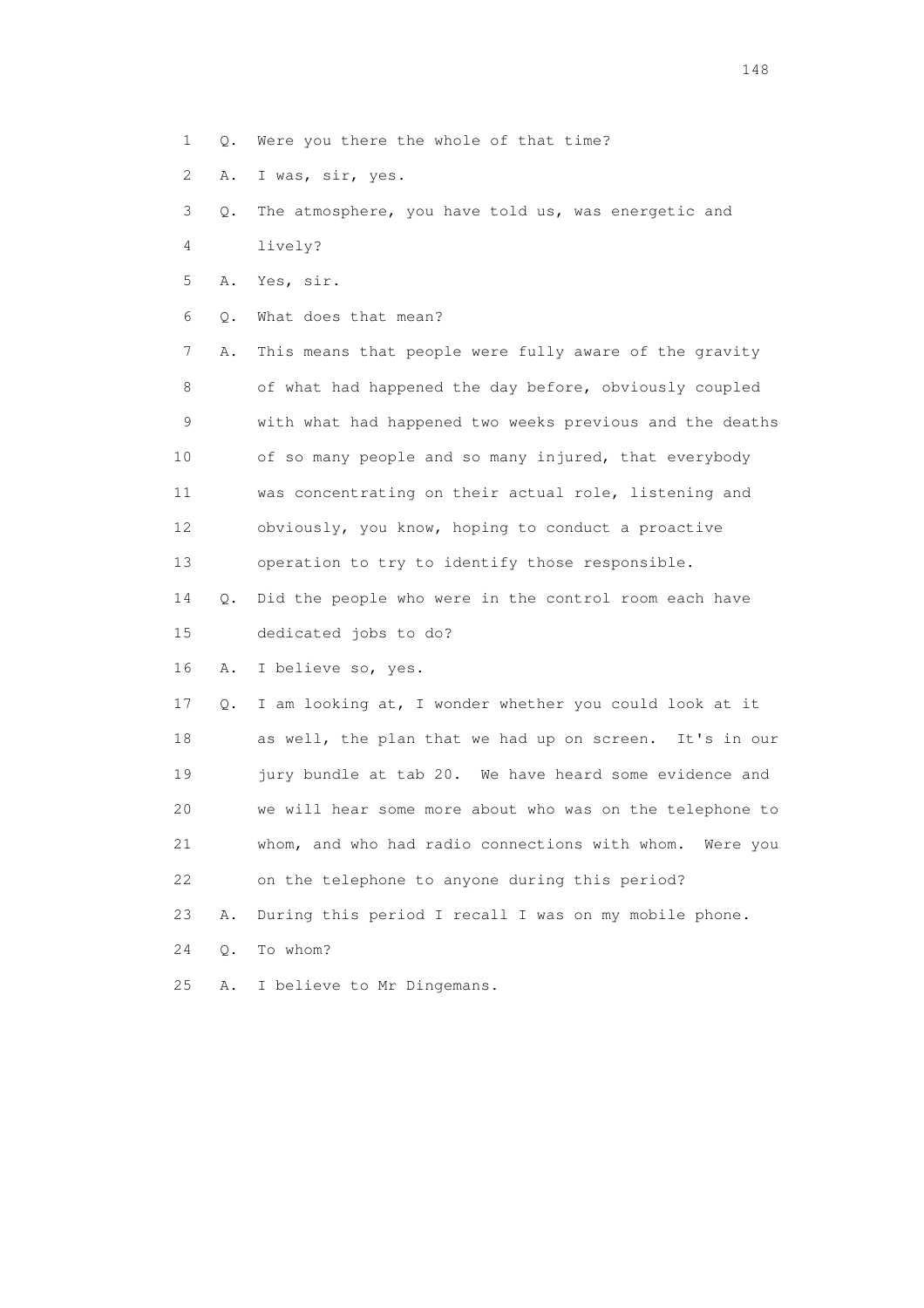1 Q. Were you there the whole of that time?

2 A. I was, sir, yes.

3 Q. The atmosphere, you have told us, was energetic and

4 lively?

5 A. Yes, sir.

6 Q. What does that mean?

7 A. This means that people were fully aware of the gravity

8 of what had happened the day before, obviously coupled

9 with what had happened two weeks previous and the deaths

10 of so many people and so many injured, that everybody

11 was concentrating on their actual role, listening and

12 obviously, you know, hoping to conduct a proactive

13 operation to try to identify those responsible.

14 Q. Did the people who were in the control room each have

15 dedicated jobs to do?

16 A. I believe so, yes.

17 Q. I am looking at, I wonder whether you could look at it

18 as well, the plan that we had up on screen. It's in our

19 jury bundle at tab 20. We have heard some evidence and

20 we will hear some more about who was on the telephone to

21 whom, and who had radio connections with whom. Were you

22 on the telephone to anyone during this period?

23 A. During this period I recall I was on my mobile phone.

24 Q. To whom?

25 A. I believe to Mr Dingemans.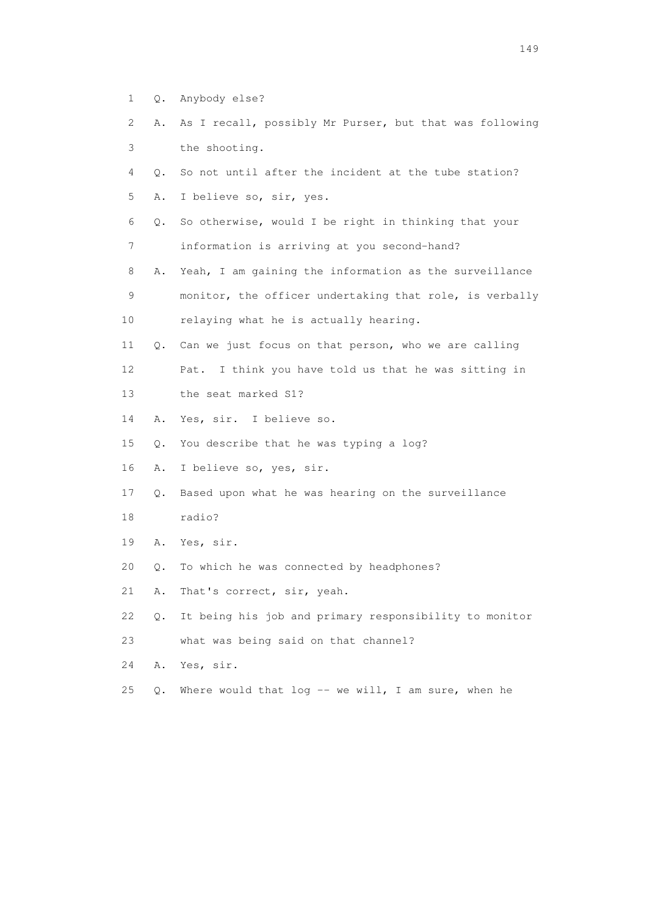1 Q. Anybody else?

2 A. As I recall, possibly Mr Purser, but that was following

3 the shooting.

4 Q. So not until after the incident at the tube station?

5 A. I believe so, sir, yes.

6 Q. So otherwise, would I be right in thinking that your

7 information is arriving at you second-hand?

8 A. Yeah, I am gaining the information as the surveillance

9 monitor, the officer undertaking that role, is verbally

10 relaying what he is actually hearing.

11 Q. Can we just focus on that person, who we are calling

12 Pat. I think you have told us that he was sitting in

13 the seat marked S1?

14 A. Yes, sir. I believe so.

15 Q. You describe that he was typing a log?

16 A. I believe so, yes, sir.

17 Q. Based upon what he was hearing on the surveillance

18 radio?

19 A. Yes, sir.

20 Q. To which he was connected by headphones?

21 A. That's correct, sir, yeah.

22 Q. It being his job and primary responsibility to monitor

23 what was being said on that channel?

24 A. Yes, sir.

25 Q. Where would that log -- we will, I am sure, when he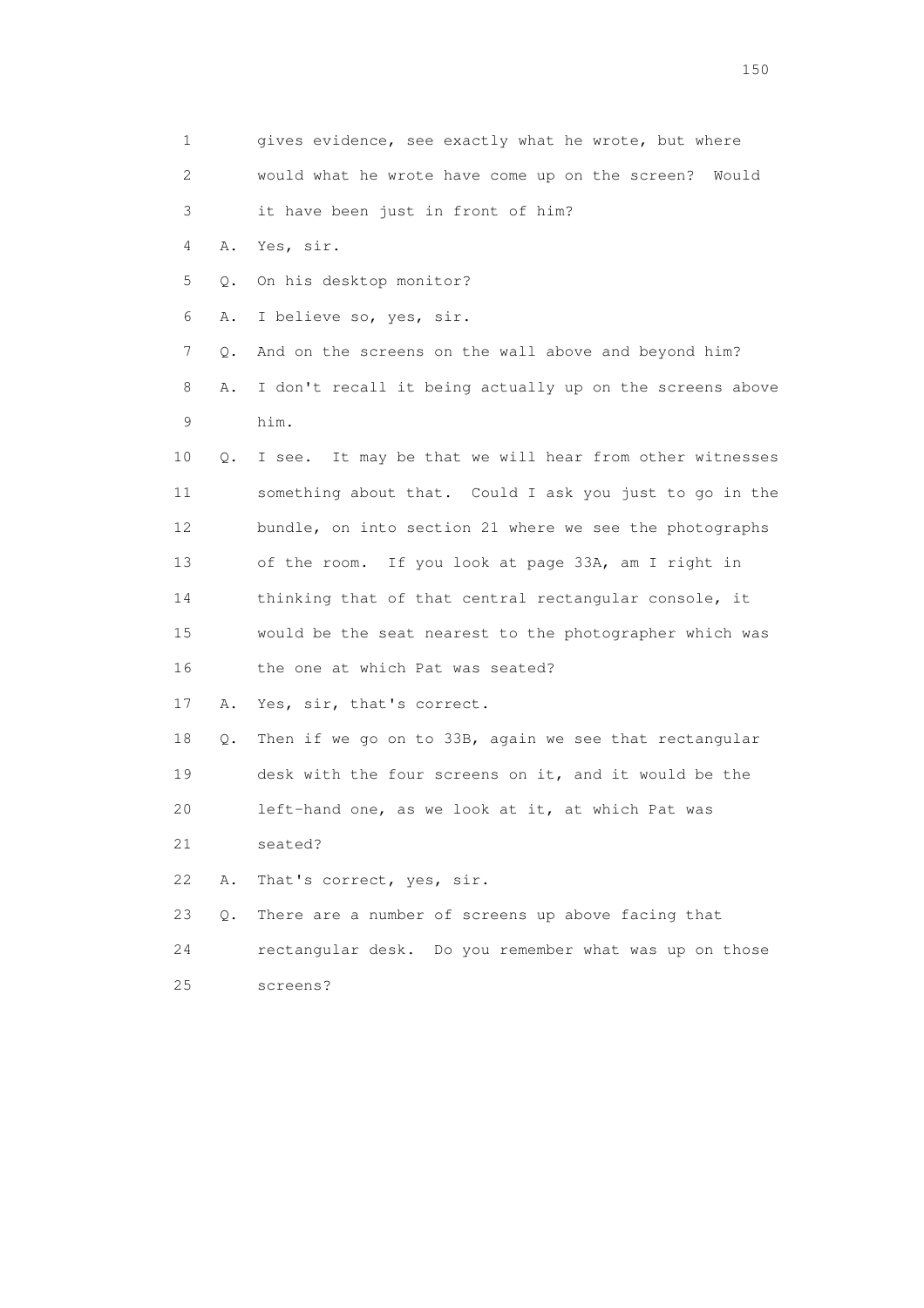1 gives evidence, see exactly what he wrote, but where
2 would what he wrote have come up on the screen? Would
3 it have been just in front of him?

4 A. Yes, sir.

5 Q. On his desktop monitor?

6 A. I believe so, yes, sir.

7 Q. And on the screens on the wall above and beyond him?

8 A. I don't recall it being actually up on the screens above
9 him.

10 Q. I see. It may be that we will hear from other witnesses
11 something about that. Could I ask you just to go in the
12 bundle, on into section 21 where we see the photographs
13 of the room. If you look at page 33A, am I right in
14 thinking that of that central rectangular console, it
15 would be the seat nearest to the photographer which was
16 the one at which Pat was seated?

17 A. Yes, sir, that's correct.

18 Q. Then if we go on to 33B, again we see that rectangular
19 desk with the four screens on it, and it would be the
20 left-hand one, as we look at it, at which Pat was
21 seated?

22 A. That's correct, yes, sir.

23 Q. There are a number of screens up above facing that
24 rectangular desk. Do you remember what was up on those
25 screens?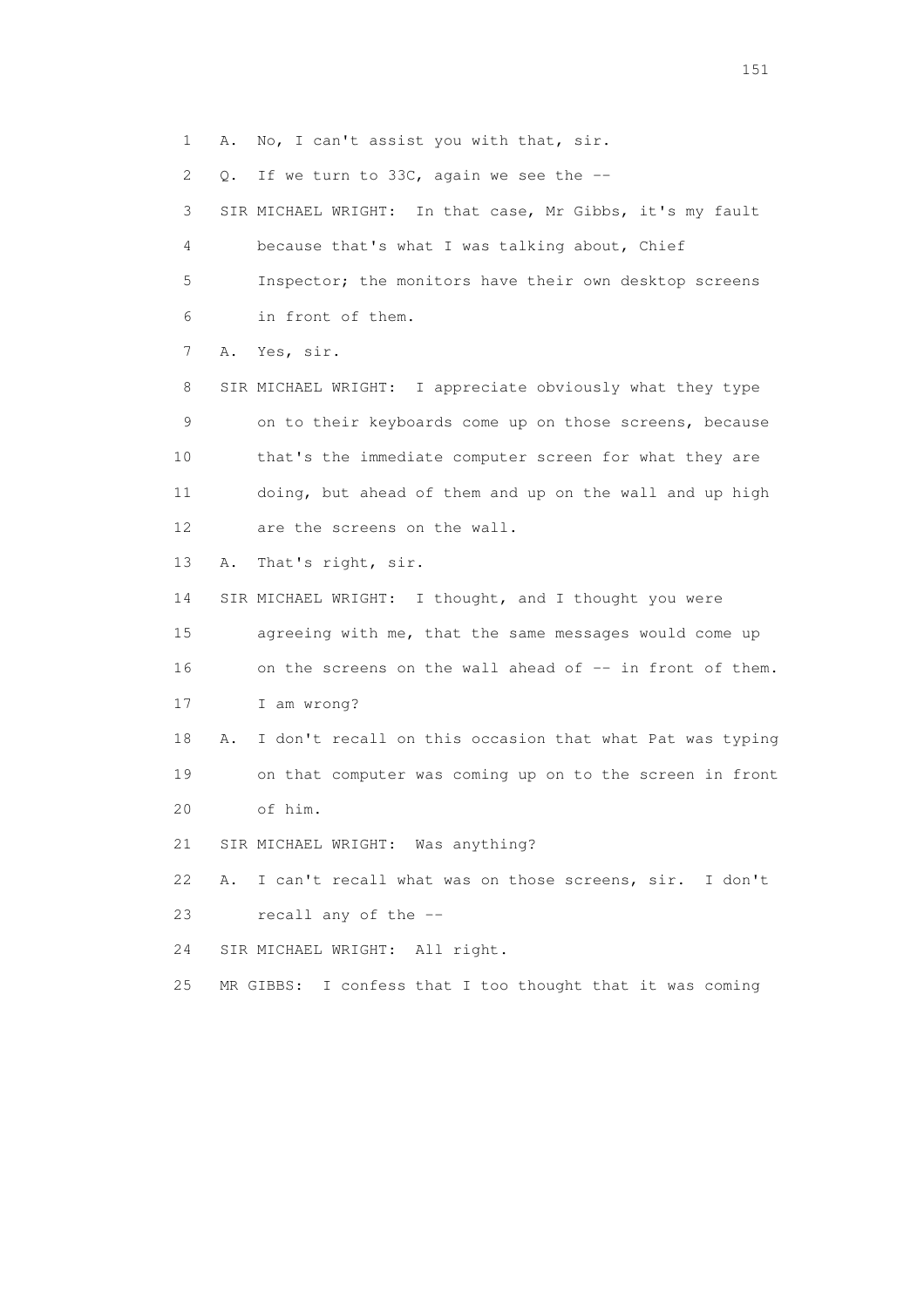1 A. No, I can't assist you with that, sir.

2 Q. If we turn to 33C, again we see the --

3 SIR MICHAEL WRIGHT: In that case, Mr Gibbs, it's my fault

4 because that's what I was talking about, Chief

5 Inspector; the monitors have their own desktop screens

6 in front of them.

7 A. Yes, sir.

8 SIR MICHAEL WRIGHT: I appreciate obviously what they type

9 on to their keyboards come up on those screens, because

10 that's the immediate computer screen for what they are

11 doing, but ahead of them and up on the wall and up high

12 are the screens on the wall.

13 A. That's right, sir.

14 SIR MICHAEL WRIGHT: I thought, and I thought you were

15 agreeing with me, that the same messages would come up

16 on the screens on the wall ahead of -- in front of them.

17 I am wrong?

18 A. I don't recall on this occasion that what Pat was typing

19 on that computer was coming up on to the screen in front

20 of him.

21 SIR MICHAEL WRIGHT: Was anything?

22 A. I can't recall what was on those screens, sir. I don't

23 recall any of the --

24 SIR MICHAEL WRIGHT: All right.

25 MR GIBBS: I confess that I too thought that it was coming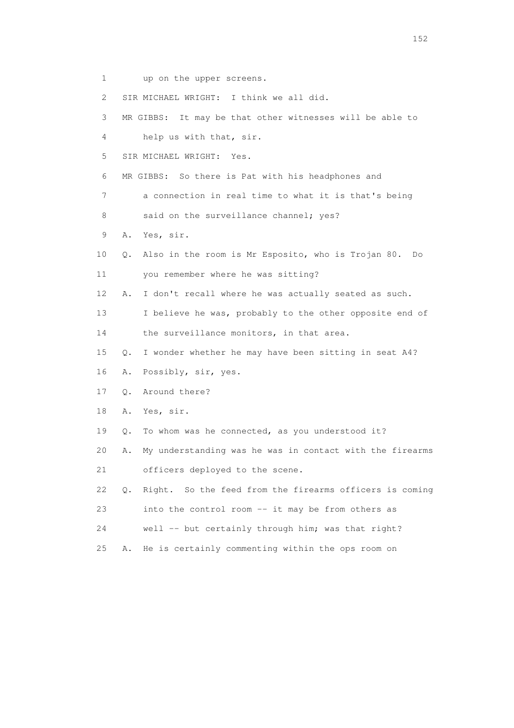1 up on the upper screens.

2 SIR MICHAEL WRIGHT: I think we all did.

3 MR GIBBS: It may be that other witnesses will be able to

4 help us with that, sir.

5 SIR MICHAEL WRIGHT: Yes.

6 MR GIBBS: So there is Pat with his headphones and

7 a connection in real time to what it is that's being

8 said on the surveillance channel; yes?

9 A. Yes, sir.

10 Q. Also in the room is Mr Esposito, who is Trojan 80. Do

11 you remember where he was sitting?

12 A. I don't recall where he was actually seated as such.

13 I believe he was, probably to the other opposite end of

14 the surveillance monitors, in that area.

15 Q. I wonder whether he may have been sitting in seat A4?

16 A. Possibly, sir, yes.

17 Q. Around there?

18 A. Yes, sir.

19 Q. To whom was he connected, as you understood it?

20 A. My understanding was he was in contact with the firearms

21 officers deployed to the scene.

22 Q. Right. So the feed from the firearms officers is coming

23 into the control room -- it may be from others as

24 well -- but certainly through him; was that right?

25 A. He is certainly commenting within the ops room on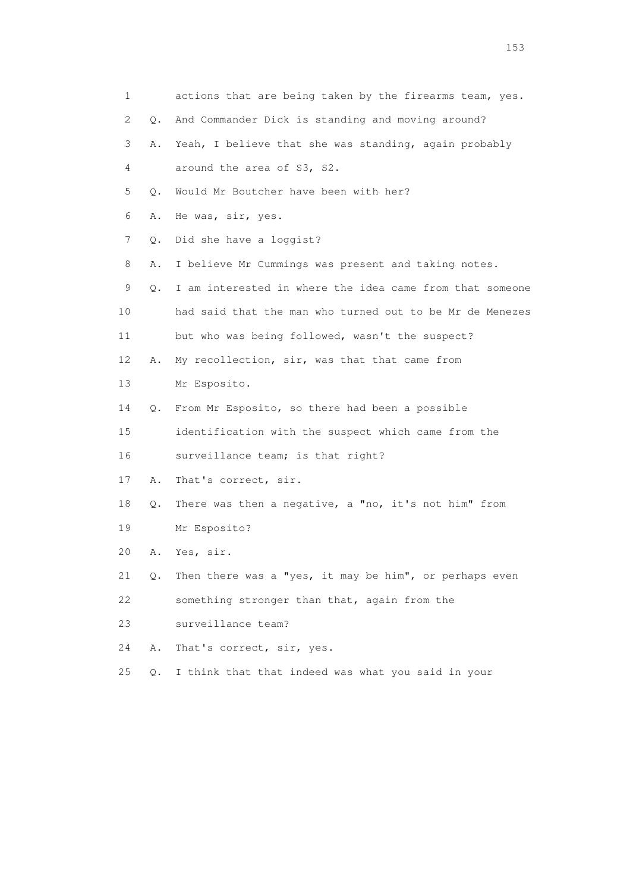1 actions that are being taken by the firearms team, yes.

2 Q. And Commander Dick is standing and moving around?

3 A. Yeah, I believe that she was standing, again probably

4 around the area of S3, S2.

5 Q. Would Mr Boutcher have been with her?

6 A. He was, sir, yes.

7 Q. Did she have a loggist?

8 A. I believe Mr Cummings was present and taking notes.

9 Q. I am interested in where the idea came from that someone

10 had said that the man who turned out to be Mr de Menezes

11 but who was being followed, wasn't the suspect?

12 A. My recollection, sir, was that that came from

13 Mr Esposito.

14 Q. From Mr Esposito, so there had been a possible

15 identification with the suspect which came from the

16 surveillance team; is that right?

17 A. That's correct, sir.

18 Q. There was then a negative, a "no, it's not him" from

19 Mr Esposito?

20 A. Yes, sir.

21 Q. Then there was a "yes, it may be him", or perhaps even

22 something stronger than that, again from the

23 surveillance team?

24 A. That's correct, sir, yes.

25 Q. I think that that indeed was what you said in your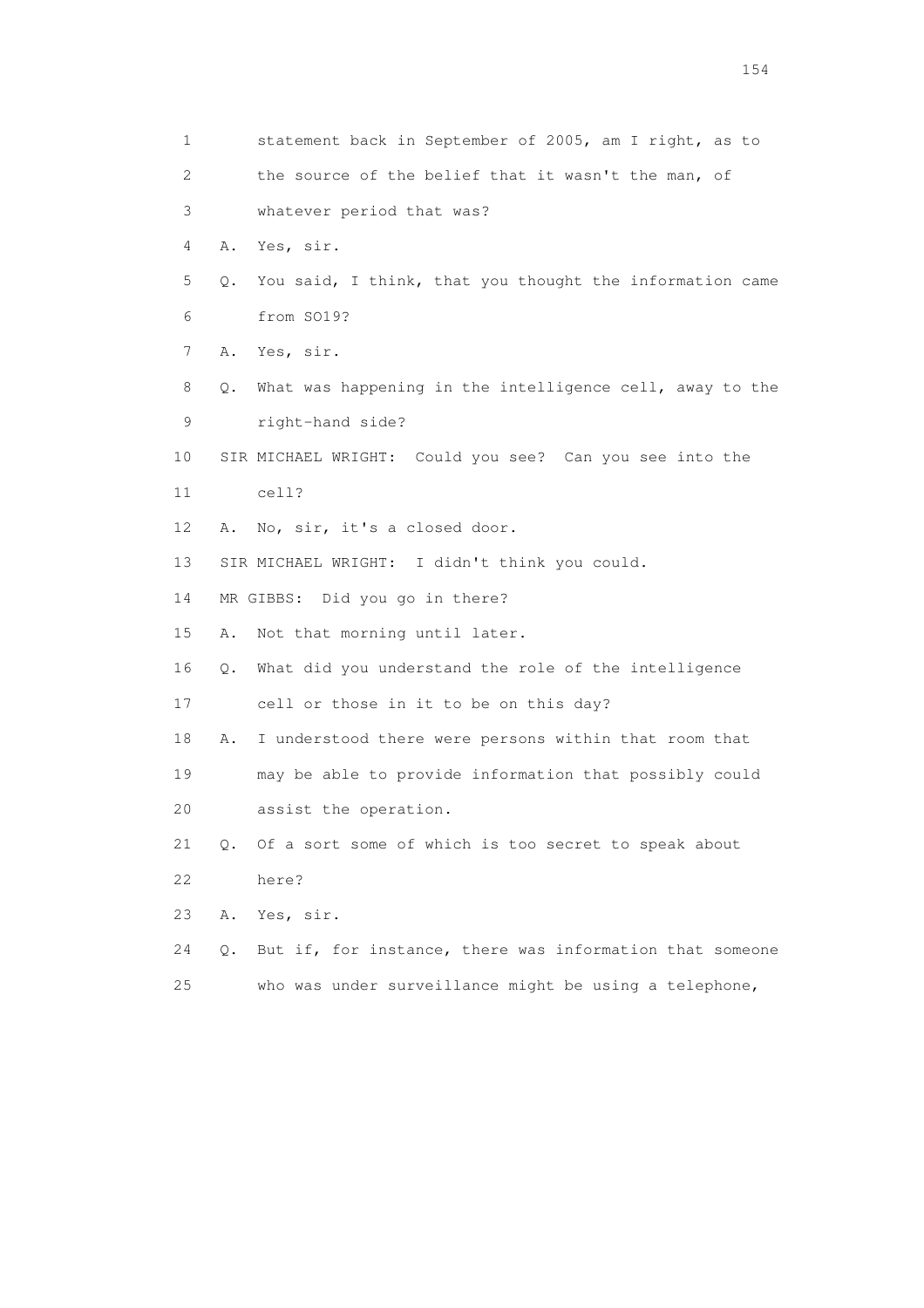1 statement back in September of 2005, am I right, as to
2 the source of the belief that it wasn't the man, of
3 whatever period that was?
4 A. Yes, sir.
5 Q. You said, I think, that you thought the information came
6 from SO19?
7 A. Yes, sir.
8 Q. What was happening in the intelligence cell, away to the
9 right-hand side?
10 SIR MICHAEL WRIGHT: Could you see? Can you see into the
11 cell?
12 A. No, sir, it's a closed door.
13 SIR MICHAEL WRIGHT: I didn't think you could.
14 MR GIBBS: Did you go in there?
15 A. Not that morning until later.
16 Q. What did you understand the role of the intelligence
17 cell or those in it to be on this day?
18 A. I understood there were persons within that room that
19 may be able to provide information that possibly could
20 assist the operation.
21 Q. Of a sort some of which is too secret to speak about
22 here?
23 A. Yes, sir.
24 Q. But if, for instance, there was information that someone
25 who was under surveillance might be using a telephone,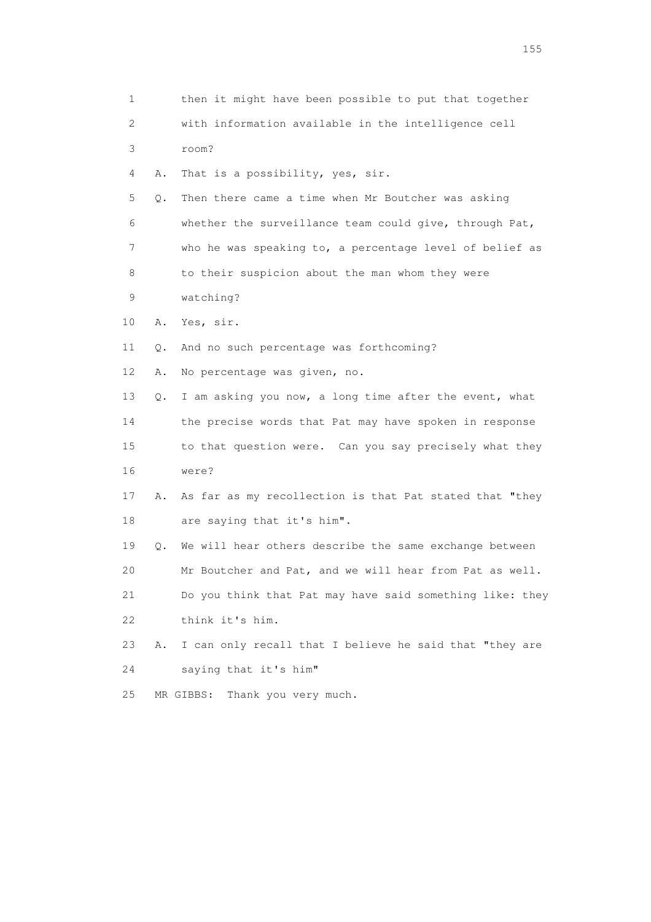1 then it might have been possible to put that together
2 with information available in the intelligence cell
3 room?
4 A. That is a possibility, yes, sir.
5 Q. Then there came a time when Mr Boutcher was asking
6 whether the surveillance team could give, through Pat,
7 who he was speaking to, a percentage level of belief as
8 to their suspicion about the man whom they were
9 watching?
10 A. Yes, sir.
11 Q. And no such percentage was forthcoming?
12 A. No percentage was given, no.
13 Q. I am asking you now, a long time after the event, what
14 the precise words that Pat may have spoken in response
15 to that question were. Can you say precisely what they
16 were?
17 A. As far as my recollection is that Pat stated that "they
18 are saying that it's him".
19 Q. We will hear others describe the same exchange between
20 Mr Boutcher and Pat, and we will hear from Pat as well.
21 Do you think that Pat may have said something like: they
22 think it's him.
23 A. I can only recall that I believe he said that "they are
24 saying that it's him"
25 MR GIBBS: Thank you very much.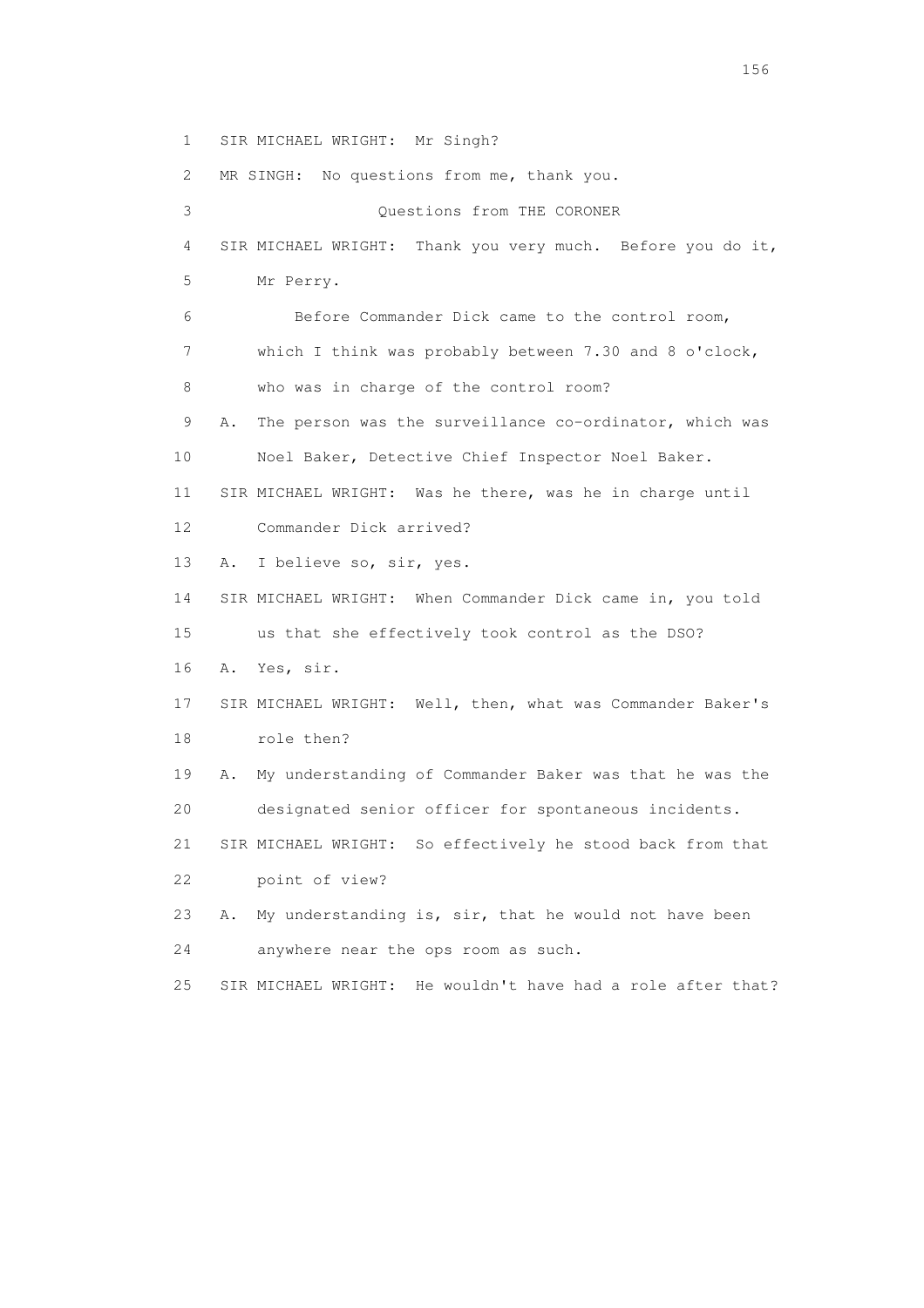1 SIR MICHAEL WRIGHT: Mr Singh?

2 MR SINGH: No questions from me, thank you.

3 Questions from THE CORONER

4 SIR MICHAEL WRIGHT: Thank you very much. Before you do it,

5 Mr Perry.

6 Before Commander Dick came to the control room,

7 which I think was probably between 7.30 and 8 o'clock,

8 who was in charge of the control room?

9 A. The person was the surveillance co-ordinator, which was

10 Noel Baker, Detective Chief Inspector Noel Baker.

11 SIR MICHAEL WRIGHT: Was he there, was he in charge until

12 Commander Dick arrived?

13 A. I believe so, sir, yes.

14 SIR MICHAEL WRIGHT: When Commander Dick came in, you told

15 us that she effectively took control as the DSO?

16 A. Yes, sir.

17 SIR MICHAEL WRIGHT: Well, then, what was Commander Baker's

18 role then?

19 A. My understanding of Commander Baker was that he was the

20 designated senior officer for spontaneous incidents.

21 SIR MICHAEL WRIGHT: So effectively he stood back from that

22 point of view?

23 A. My understanding is, sir, that he would not have been

24 anywhere near the ops room as such.

25 SIR MICHAEL WRIGHT: He wouldn't have had a role after that?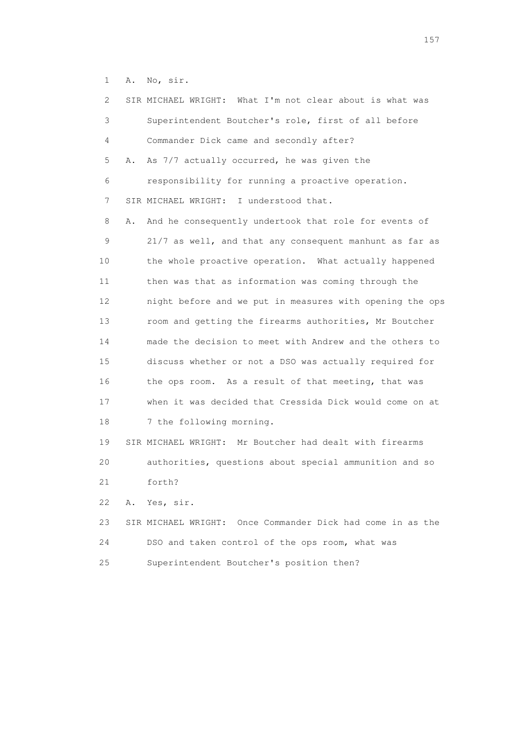1 A. No, sir.

2 SIR MICHAEL WRIGHT: What I'm not clear about is what was

3 Superintendent Boutcher's role, first of all before

4 Commander Dick came and secondly after?

5 A. As 7/7 actually occurred, he was given the

6 responsibility for running a proactive operation.

7 SIR MICHAEL WRIGHT: I understood that.

8 A. And he consequently undertook that role for events of

9 21/7 as well, and that any consequent manhunt as far as

10 the whole proactive operation. What actually happened

11 then was that as information was coming through the

12 night before and we put in measures with opening the ops

13 room and getting the firearms authorities, Mr Boutcher

14 made the decision to meet with Andrew and the others to

15 discuss whether or not a DSO was actually required for

16 the ops room. As a result of that meeting, that was

17 when it was decided that Cressida Dick would come on at

18 7 the following morning.

19 SIR MICHAEL WRIGHT: Mr Boutcher had dealt with firearms

20 authorities, questions about special ammunition and so

21 forth?

22 A. Yes, sir.

23 SIR MICHAEL WRIGHT: Once Commander Dick had come in as the

24 DSO and taken control of the ops room, what was

25 Superintendent Boutcher's position then?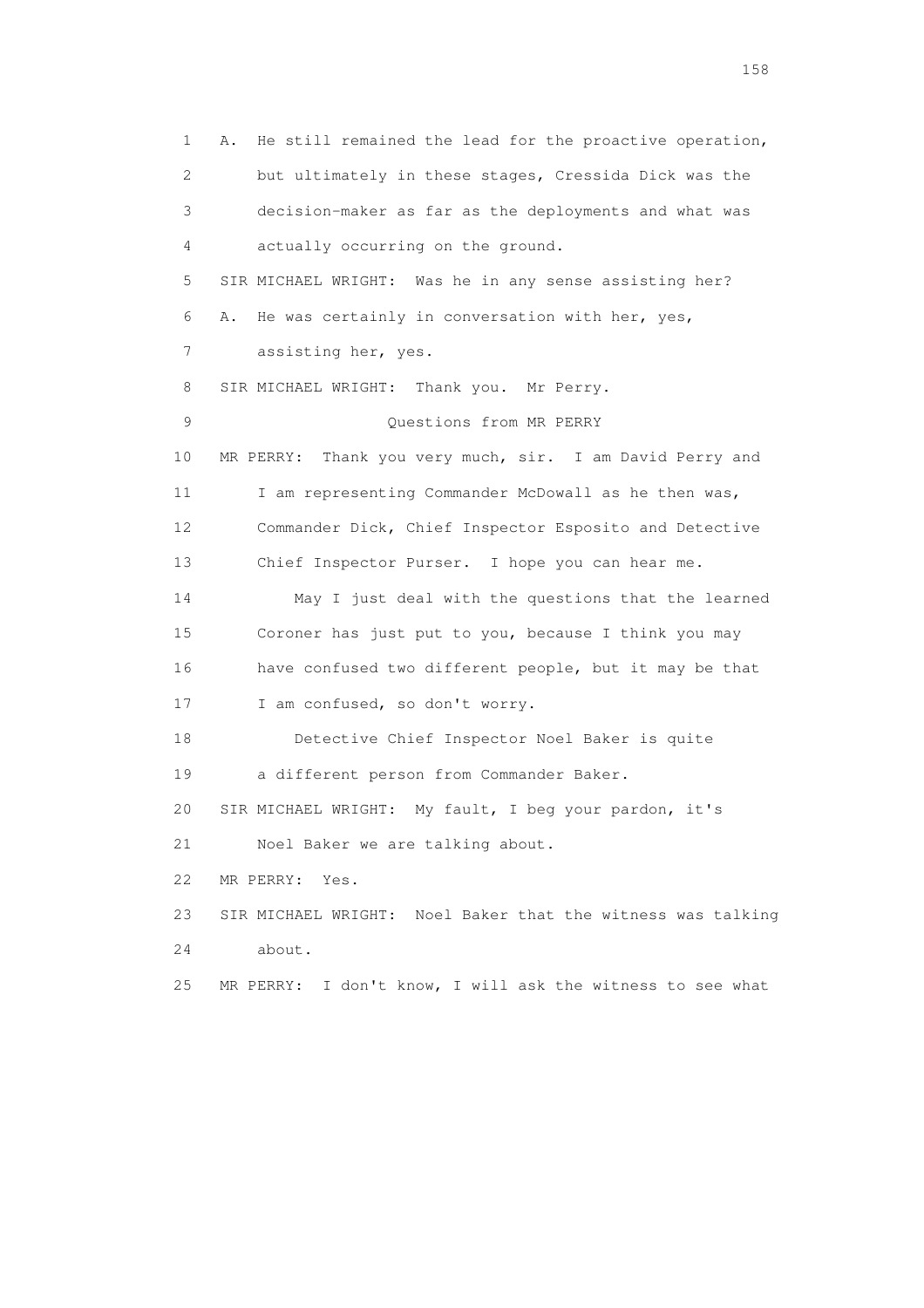1 A. He still remained the lead for the proactive operation,
2 but ultimately in these stages, Cressida Dick was the
3 decision-maker as far as the deployments and what was
4 actually occurring on the ground.
5 SIR MICHAEL WRIGHT: Was he in any sense assisting her?
6 A. He was certainly in conversation with her, yes,
7 assisting her, yes.
8 SIR MICHAEL WRIGHT: Thank you. Mr Perry.
9 Questions from MR PERRY
10 MR PERRY: Thank you very much, sir. I am David Perry and
11 I am representing Commander McDowall as he then was,
12 Commander Dick, Chief Inspector Esposito and Detective
13 Chief Inspector Purser. I hope you can hear me.
14 May I just deal with the questions that the learned
15 Coroner has just put to you, because I think you may
16 have confused two different people, but it may be that
17 I am confused, so don't worry.
18 Detective Chief Inspector Noel Baker is quite
19 a different person from Commander Baker.
20 SIR MICHAEL WRIGHT: My fault, I beg your pardon, it's
21 Noel Baker we are talking about.
22 MR PERRY: Yes.
23 SIR MICHAEL WRIGHT: Noel Baker that the witness was talking
24 about.
25 MR PERRY: I don't know, I will ask the witness to see what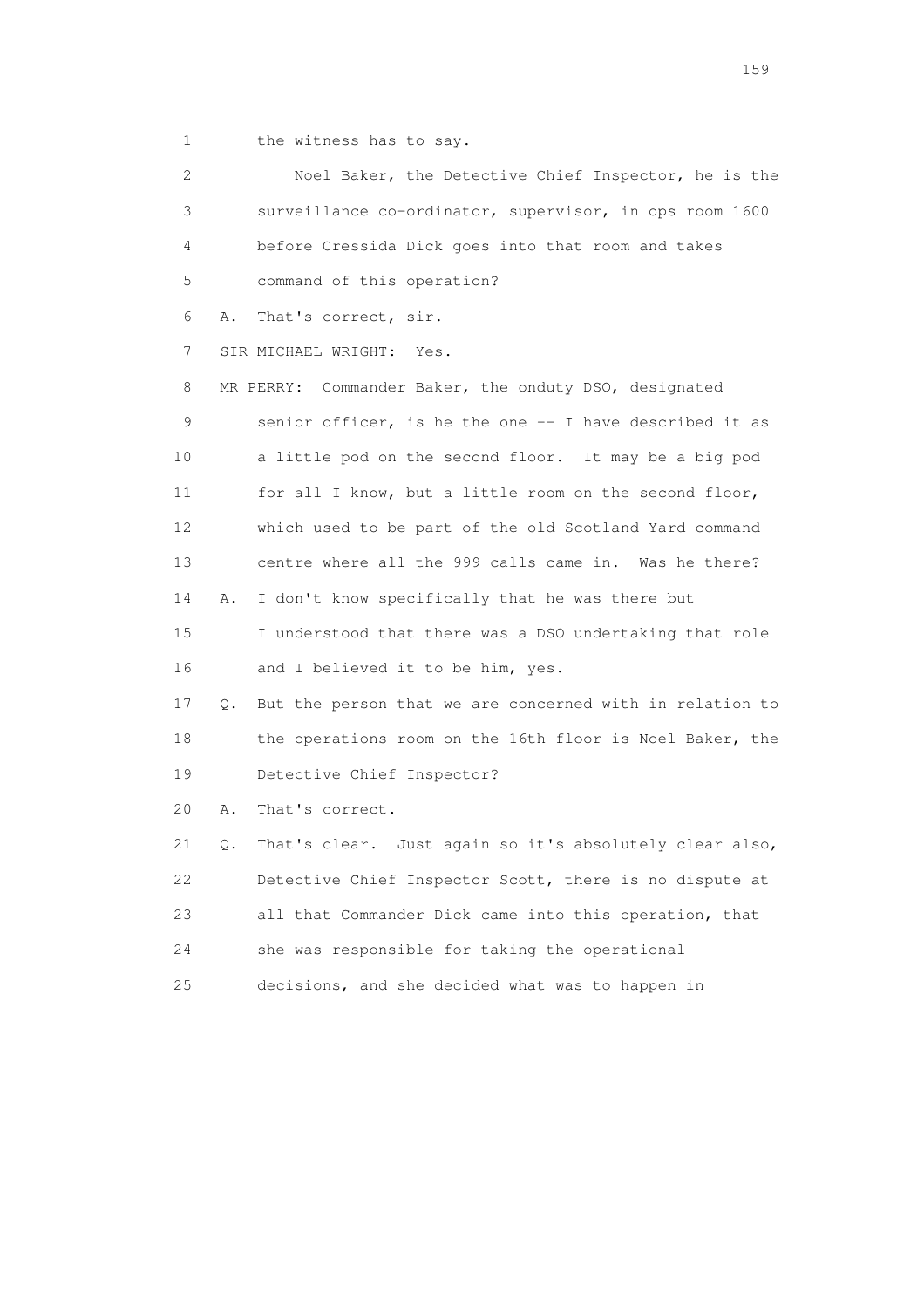1 the witness has to say.

2 Noel Baker, the Detective Chief Inspector, he is the
3 surveillance co-ordinator, supervisor, in ops room 1600
4 before Cressida Dick goes into that room and takes
5 command of this operation?

6 A. That's correct, sir.

7 SIR MICHAEL WRIGHT: Yes.

8 MR PERRY: Commander Baker, the onduty DSO, designated
9 senior officer, is he the one -- I have described it as
10 a little pod on the second floor. It may be a big pod
11 for all I know, but a little room on the second floor,
12 which used to be part of the old Scotland Yard command
13 centre where all the 999 calls came in. Was he there?

14 A. I don't know specifically that he was there but
15 I understood that there was a DSO undertaking that role
16 and I believed it to be him, yes.

17 Q. But the person that we are concerned with in relation to
18 the operations room on the 16th floor is Noel Baker, the
19 Detective Chief Inspector?

20 A. That's correct.

21 Q. That's clear. Just again so it's absolutely clear also,
22 Detective Chief Inspector Scott, there is no dispute at
23 all that Commander Dick came into this operation, that
24 she was responsible for taking the operational
25 decisions, and she decided what was to happen in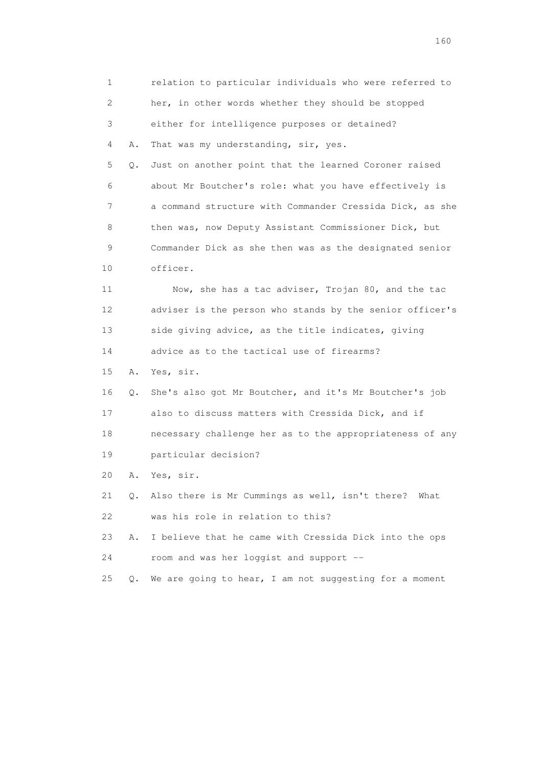1 relation to particular individuals who were referred to
2 her, in other words whether they should be stopped
3 either for intelligence purposes or detained?
4 A. That was my understanding, sir, yes.
5 Q. Just on another point that the learned Coroner raised
6 about Mr Boutcher's role: what you have effectively is
7 a command structure with Commander Cressida Dick, as she
8 then was, now Deputy Assistant Commissioner Dick, but
9 Commander Dick as she then was as the designated senior
10 officer.
11 Now, she has a tac adviser, Trojan 80, and the tac
12 adviser is the person who stands by the senior officer's
13 side giving advice, as the title indicates, giving
14 advice as to the tactical use of firearms?
15 A. Yes, sir.
16 Q. She's also got Mr Boutcher, and it's Mr Boutcher's job
17 also to discuss matters with Cressida Dick, and if
18 necessary challenge her as to the appropriateness of any
19 particular decision?
20 A. Yes, sir.
21 Q. Also there is Mr Cummings as well, isn't there? What
22 was his role in relation to this?
23 A. I believe that he came with Cressida Dick into the ops
24 room and was her loggist and support --
25 Q. We are going to hear, I am not suggesting for a moment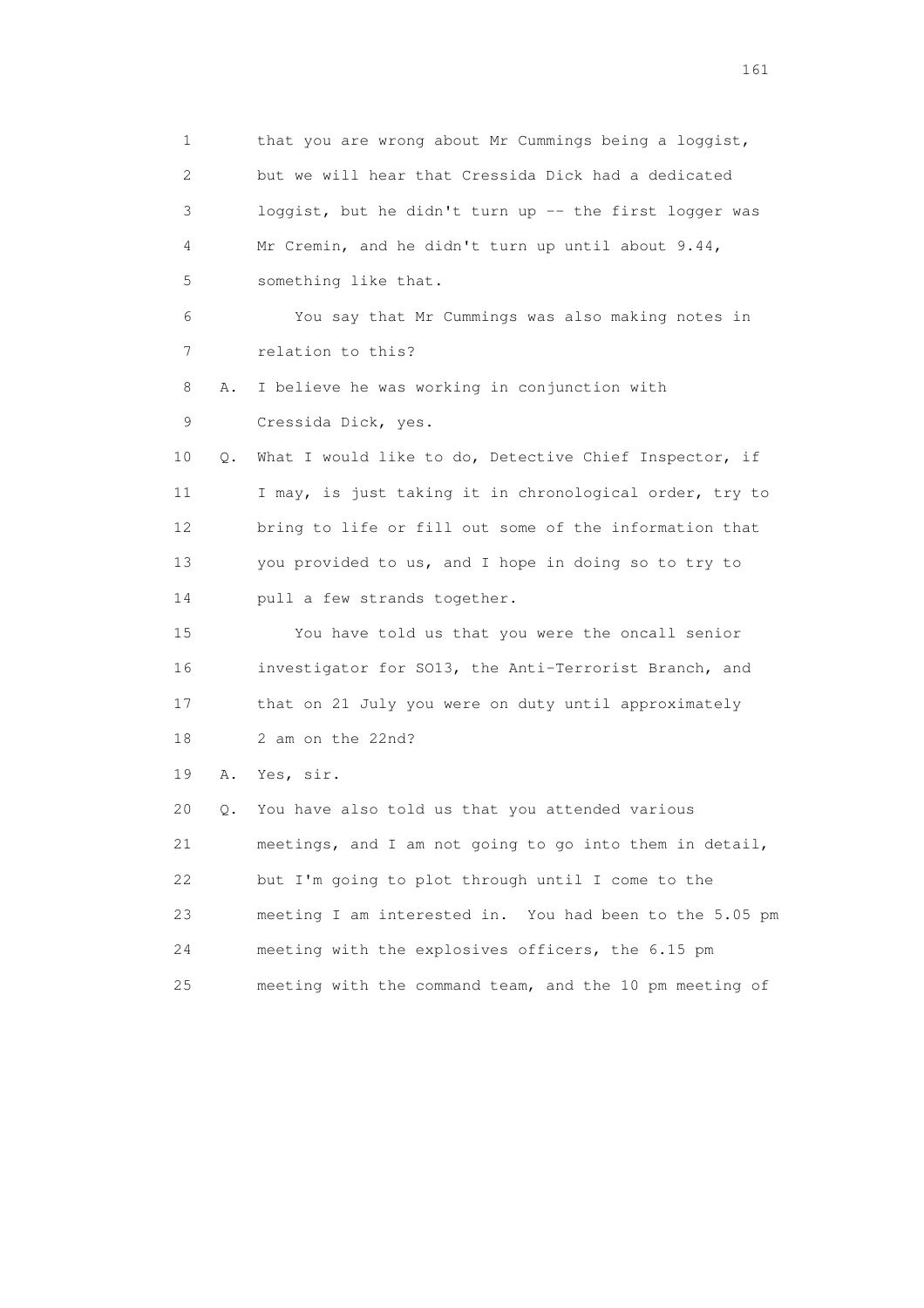1 that you are wrong about Mr Cummings being a loggist,
2 but we will hear that Cressida Dick had a dedicated
3 loggist, but he didn't turn up -- the first logger was
4 Mr Cremin, and he didn't turn up until about 9.44,
5 something like that.

6 You say that Mr Cummings was also making notes in
7 relation to this?

8 A. I believe he was working in conjunction with
9 Cressida Dick, yes.

10 Q. What I would like to do, Detective Chief Inspector, if
11 I may, is just taking it in chronological order, try to
12 bring to life or fill out some of the information that
13 you provided to us, and I hope in doing so to try to
14 pull a few strands together.

15 You have told us that you were the oncall senior
16 investigator for SO13, the Anti-Terrorist Branch, and
17 that on 21 July you were on duty until approximately
18 2 am on the 22nd?

19 A. Yes, sir.

20 Q. You have also told us that you attended various
21 meetings, and I am not going to go into them in detail,
22 but I'm going to plot through until I come to the
23 meeting I am interested in. You had been to the 5.05 pm
24 meeting with the explosives officers, the 6.15 pm
25 meeting with the command team, and the 10 pm meeting of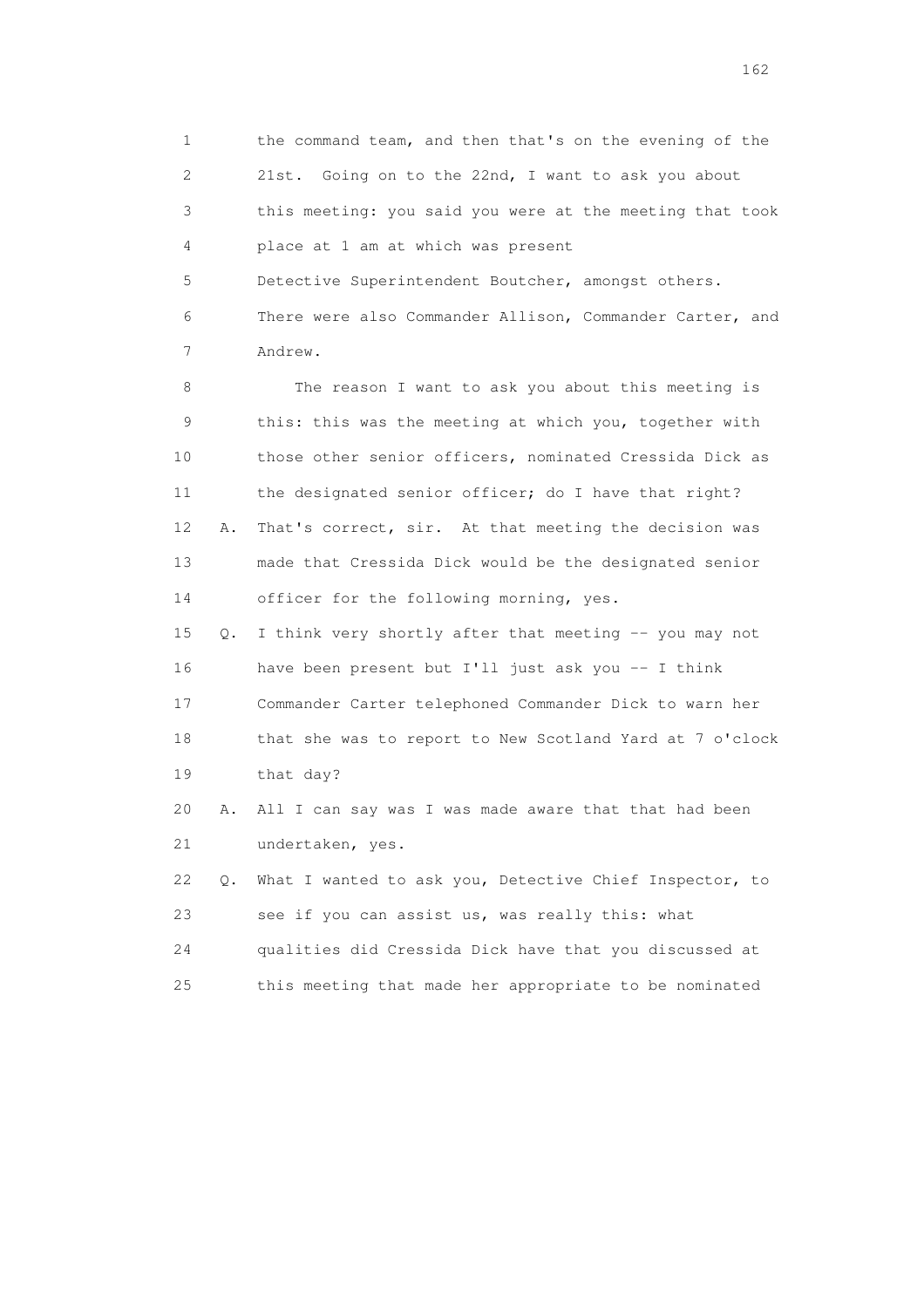1 the command team, and then that's on the evening of the
2 21st. Going on to the 22nd, I want to ask you about
3 this meeting: you said you were at the meeting that took
4 place at 1 am at which was present
5 Detective Superintendent Boutcher, amongst others.
6 There were also Commander Allison, Commander Carter, and
7 Andrew.

8 The reason I want to ask you about this meeting is
9 this: this was the meeting at which you, together with
10 those other senior officers, nominated Cressida Dick as
11 the designated senior officer; do I have that right?

12 A. That's correct, sir. At that meeting the decision was
13 made that Cressida Dick would be the designated senior
14 officer for the following morning, yes.

15 Q. I think very shortly after that meeting -- you may not
16 have been present but I'll just ask you -- I think
17 Commander Carter telephoned Commander Dick to warn her
18 that she was to report to New Scotland Yard at 7 o'clock
19 that day?

20 A. All I can say was I was made aware that that had been
21 undertaken, yes.

22 Q. What I wanted to ask you, Detective Chief Inspector, to
23 see if you can assist us, was really this: what
24 qualities did Cressida Dick have that you discussed at
25 this meeting that made her appropriate to be nominated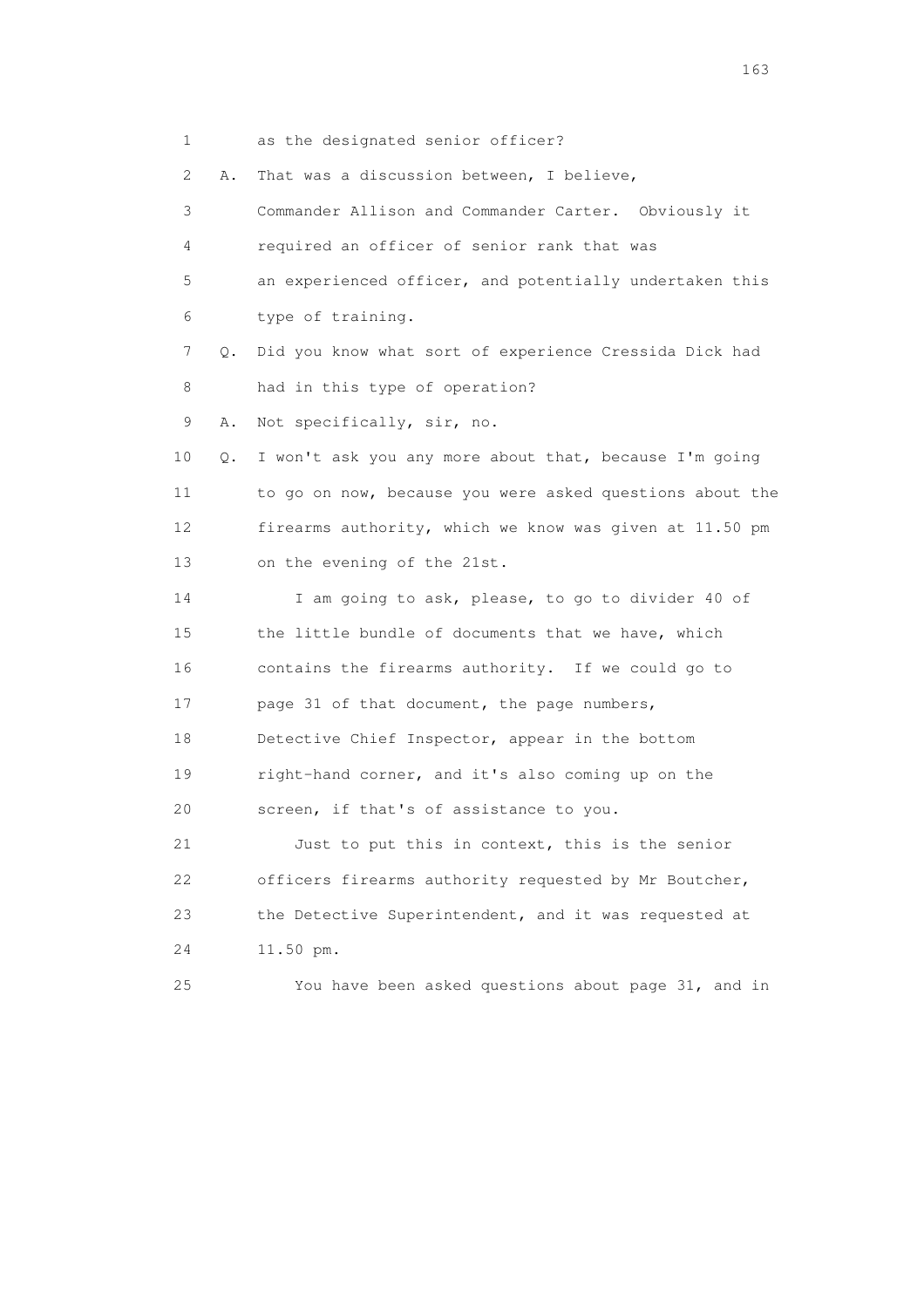1 as the designated senior officer?

2 A. That was a discussion between, I believe,

3 Commander Allison and Commander Carter. Obviously it

4 required an officer of senior rank that was

5 an experienced officer, and potentially undertaken this

6 type of training.

7 Q. Did you know what sort of experience Cressida Dick had

8 had in this type of operation?

9 A. Not specifically, sir, no.

10 Q. I won't ask you any more about that, because I'm going

11 to go on now, because you were asked questions about the

12 firearms authority, which we know was given at 11.50 pm

13 on the evening of the 21st.

14 I am going to ask, please, to go to divider 40 of

15 the little bundle of documents that we have, which

16 contains the firearms authority. If we could go to

17 page 31 of that document, the page numbers,

18 Detective Chief Inspector, appear in the bottom

19 right-hand corner, and it's also coming up on the

20 screen, if that's of assistance to you.

21 Just to put this in context, this is the senior

22 officers firearms authority requested by Mr Boutcher,

23 the Detective Superintendent, and it was requested at

24 11.50 pm.

25 You have been asked questions about page 31, and in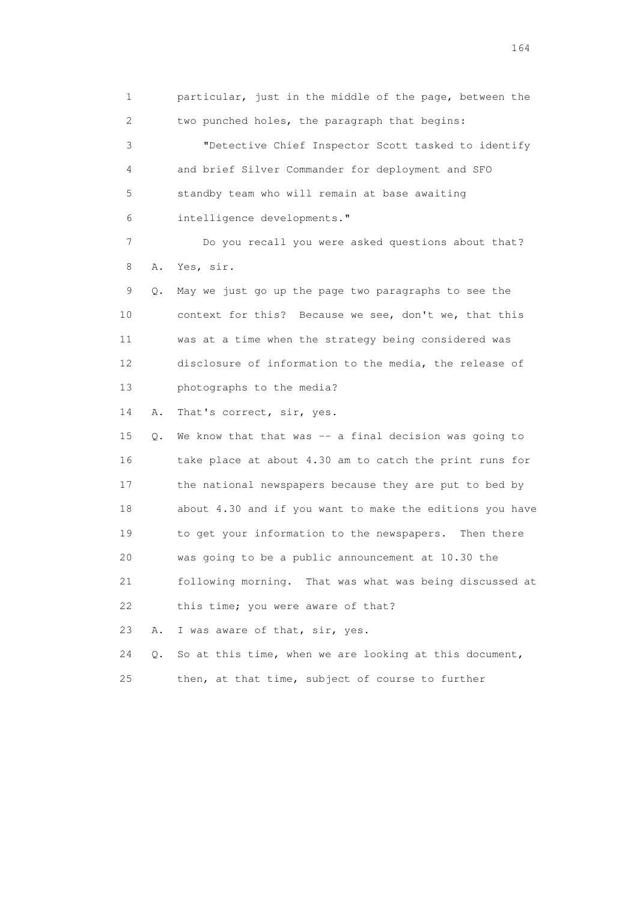1 particular, just in the middle of the page, between the
2 two punched holes, the paragraph that begins:

3 "Detective Chief Inspector Scott tasked to identify
4 and brief Silver Commander for deployment and SFO
5 standby team who will remain at base awaiting
6 intelligence developments."

7 Do you recall you were asked questions about that?

8 A. Yes, sir.

9 Q. May we just go up the page two paragraphs to see the
10 context for this? Because we see, don't we, that this
11 was at a time when the strategy being considered was
12 disclosure of information to the media, the release of
13 photographs to the media?

14 A. That's correct, sir, yes.

15 Q. We know that that was -- a final decision was going to
16 take place at about 4.30 am to catch the print runs for
17 the national newspapers because they are put to bed by
18 about 4.30 and if you want to make the editions you have
19 to get your information to the newspapers. Then there
20 was going to be a public announcement at 10.30 the
21 following morning. That was what was being discussed at
22 this time; you were aware of that?

23 A. I was aware of that, sir, yes.

24 Q. So at this time, when we are looking at this document,
25 then, at that time, subject of course to further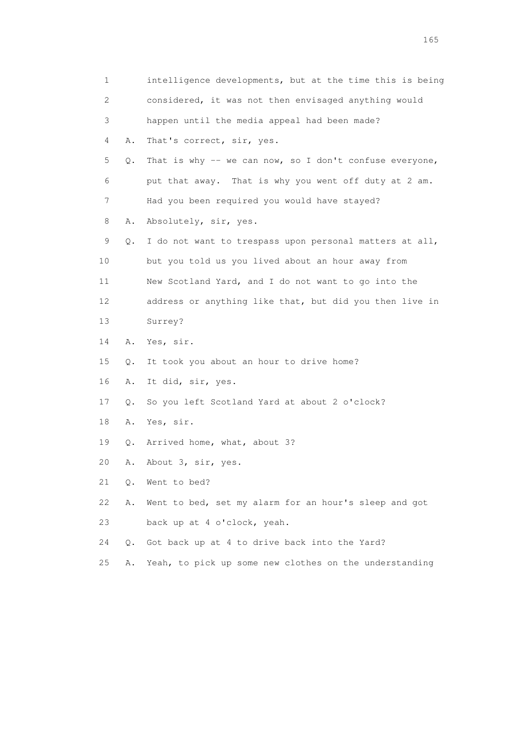1 intelligence developments, but at the time this is being
2 considered, it was not then envisaged anything would
3 happen until the media appeal had been made?
4 A. That's correct, sir, yes.
5 Q. That is why -- we can now, so I don't confuse everyone,
6 put that away. That is why you went off duty at 2 am.
7 Had you been required you would have stayed?
8 A. Absolutely, sir, yes.
9 Q. I do not want to trespass upon personal matters at all,
10 but you told us you lived about an hour away from
11 New Scotland Yard, and I do not want to go into the
12 address or anything like that, but did you then live in
13 Surrey?
14 A. Yes, sir.
15 Q. It took you about an hour to drive home?
16 A. It did, sir, yes.
17 Q. So you left Scotland Yard at about 2 o'clock?
18 A. Yes, sir.
19 Q. Arrived home, what, about 3?
20 A. About 3, sir, yes.
21 Q. Went to bed?
22 A. Went to bed, set my alarm for an hour's sleep and got
23 back up at 4 o'clock, yeah.
24 Q. Got back up at 4 to drive back into the Yard?
25 A. Yeah, to pick up some new clothes on the understanding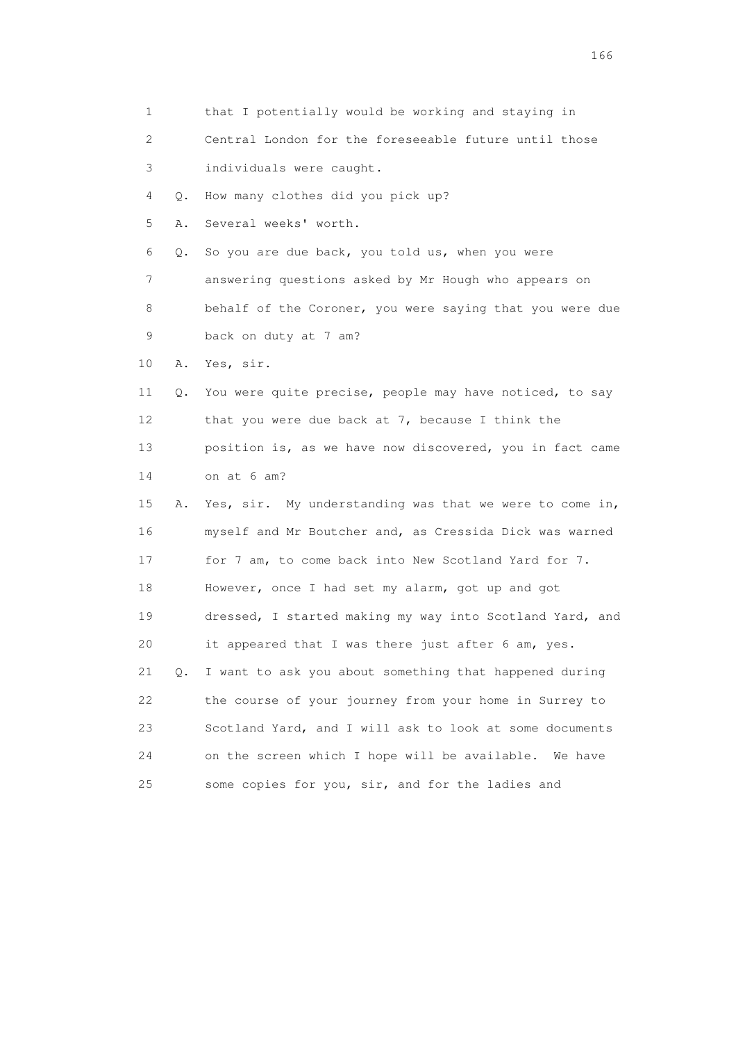1 that I potentially would be working and staying in
2 Central London for the foreseeable future until those
3 individuals were caught.
4 Q. How many clothes did you pick up?
5 A. Several weeks' worth.
6 Q. So you are due back, you told us, when you were
7 answering questions asked by Mr Hough who appears on
8 behalf of the Coroner, you were saying that you were due
9 back on duty at 7 am?
10 A. Yes, sir.
11 Q. You were quite precise, people may have noticed, to say
12 that you were due back at 7, because I think the
13 position is, as we have now discovered, you in fact came
14 on at 6 am?
15 A. Yes, sir. My understanding was that we were to come in,
16 myself and Mr Boutcher and, as Cressida Dick was warned
17 for 7 am, to come back into New Scotland Yard for 7.
18 However, once I had set my alarm, got up and got
19 dressed, I started making my way into Scotland Yard, and
20 it appeared that I was there just after 6 am, yes.
21 Q. I want to ask you about something that happened during
22 the course of your journey from your home in Surrey to
23 Scotland Yard, and I will ask to look at some documents
24 on the screen which I hope will be available. We have
25 some copies for you, sir, and for the ladies and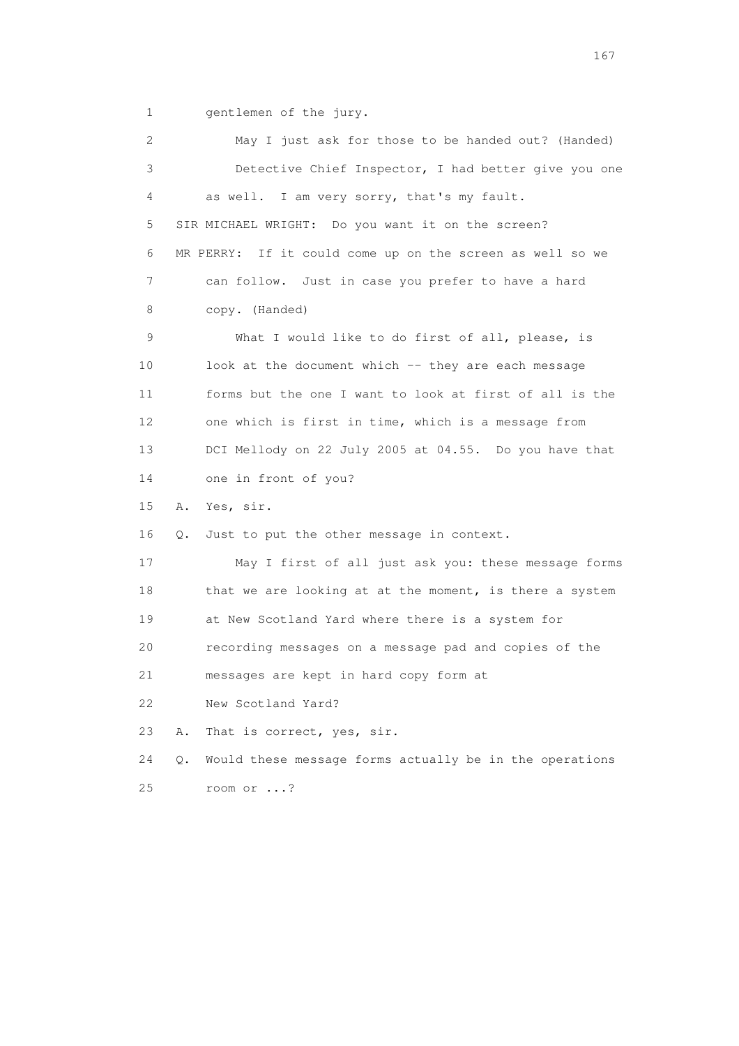1 gentlemen of the jury.

2 May I just ask for those to be handed out? (Handed)

3 Detective Chief Inspector, I had better give you one

4 as well. I am very sorry, that's my fault.

5 SIR MICHAEL WRIGHT: Do you want it on the screen?

6 MR PERRY: If it could come up on the screen as well so we

7 can follow. Just in case you prefer to have a hard

8 copy. (Handed)

9 What I would like to do first of all, please, is

10 look at the document which -- they are each message

11 forms but the one I want to look at first of all is the

12 one which is first in time, which is a message from

13 DCI Mellody on 22 July 2005 at 04.55. Do you have that

14 one in front of you?

15 A. Yes, sir.

16 Q. Just to put the other message in context.

17 May I first of all just ask you: these message forms

18 that we are looking at at the moment, is there a system

19 at New Scotland Yard where there is a system for

20 recording messages on a message pad and copies of the

21 messages are kept in hard copy form at

22 New Scotland Yard?

23 A. That is correct, yes, sir.

24 Q. Would these message forms actually be in the operations

25 room or ...?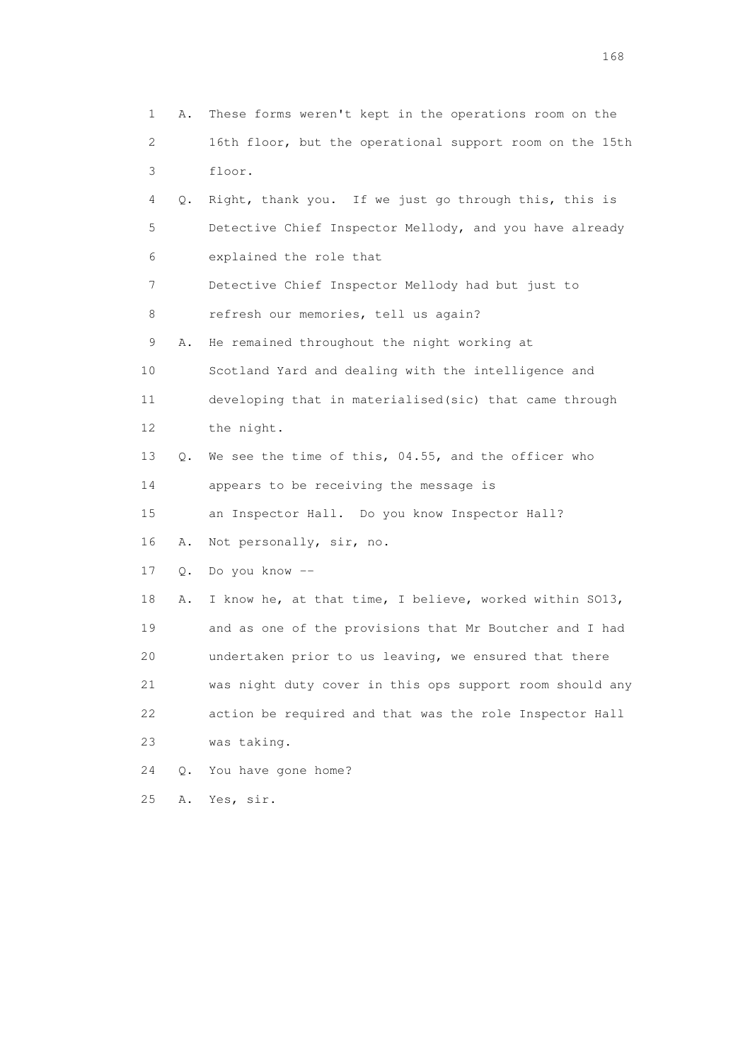1 A. These forms weren't kept in the operations room on the
2 16th floor, but the operational support room on the 15th
3 floor.

4 Q. Right, thank you. If we just go through this, this is
5 Detective Chief Inspector Mellody, and you have already
6 explained the role that
7 Detective Chief Inspector Mellody had but just to
8 refresh our memories, tell us again?

9 A. He remained throughout the night working at
10 Scotland Yard and dealing with the intelligence and
11 developing that in materialised(sic) that came through
12 the night.

13 Q. We see the time of this, 04.55, and the officer who
14 appears to be receiving the message is
15 an Inspector Hall. Do you know Inspector Hall?

16 A. Not personally, sir, no.

17 Q. Do you know --

18 A. I know he, at that time, I believe, worked within SO13,
19 and as one of the provisions that Mr Boutcher and I had
20 undertaken prior to us leaving, we ensured that there
21 was night duty cover in this ops support room should any
22 action be required and that was the role Inspector Hall
23 was taking.

24 Q. You have gone home?

25 A. Yes, sir.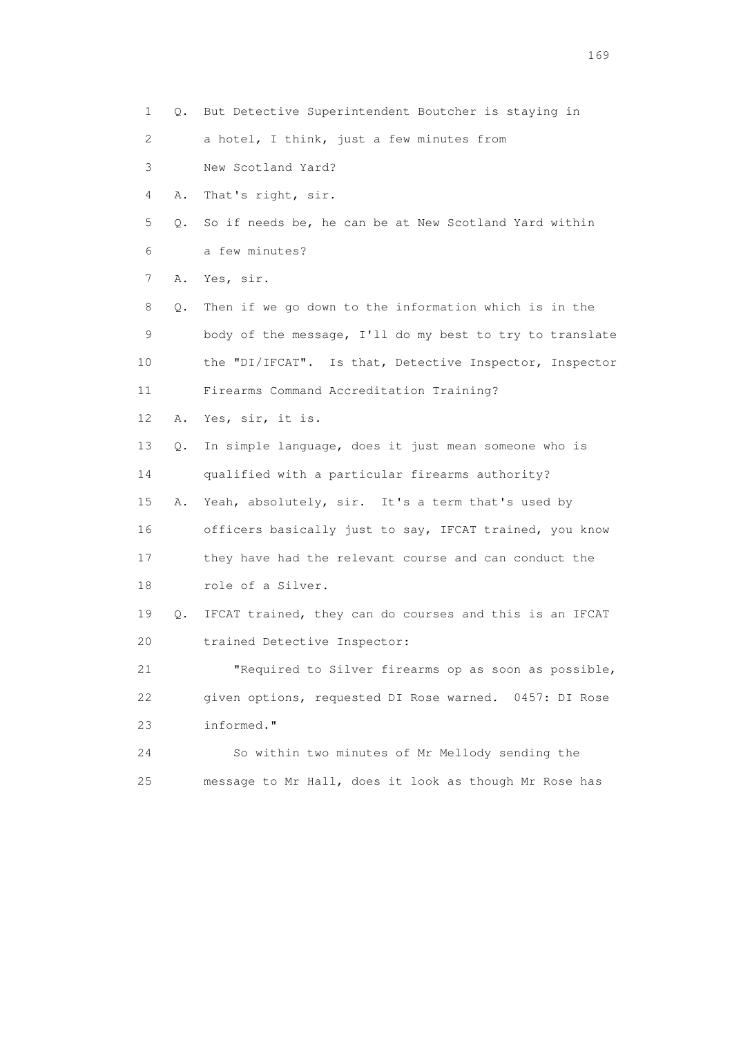1 Q. But Detective Superintendent Boutcher is staying in
2 a hotel, I think, just a few minutes from
3 New Scotland Yard?
4 A. That's right, sir.
5 Q. So if needs be, he can be at New Scotland Yard within
6 a few minutes?
7 A. Yes, sir.
8 Q. Then if we go down to the information which is in the
9 body of the message, I'll do my best to try to translate
10 the "DI/IFCAT". Is that, Detective Inspector, Inspector
11 Firearms Command Accreditation Training?
12 A. Yes, sir, it is.
13 Q. In simple language, does it just mean someone who is
14 qualified with a particular firearms authority?
15 A. Yeah, absolutely, sir. It's a term that's used by
16 officers basically just to say, IFCAT trained, you know
17 they have had the relevant course and can conduct the
18 role of a Silver.
19 Q. IFCAT trained, they can do courses and this is an IFCAT
20 trained Detective Inspector:
21 "Required to Silver firearms op as soon as possible,
22 given options, requested DI Rose warned. 0457: DI Rose
23 informed."
24 So within two minutes of Mr Mellody sending the
25 message to Mr Hall, does it look as though Mr Rose has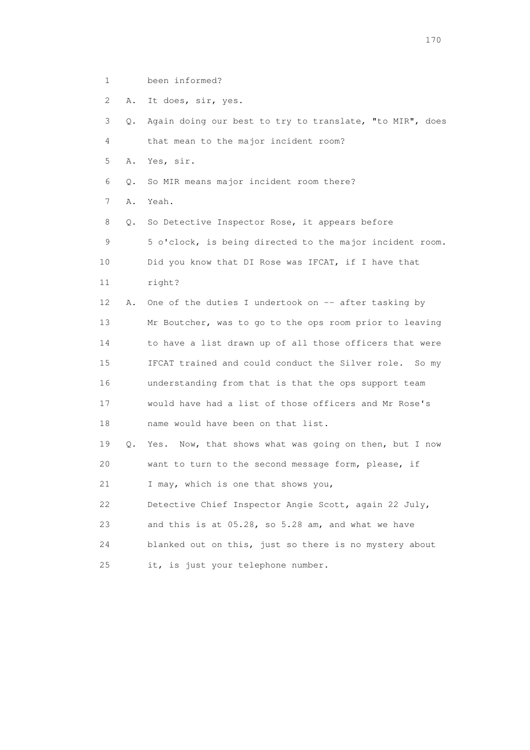1 been informed?

2 A. It does, sir, yes.

3 Q. Again doing our best to try to translate, "to MIR", does

4 that mean to the major incident room?

5 A. Yes, sir.

6 Q. So MIR means major incident room there?

7 A. Yeah.

8 Q. So Detective Inspector Rose, it appears before

9 5 o'clock, is being directed to the major incident room.

10 Did you know that DI Rose was IFCAT, if I have that

11 right?

12 A. One of the duties I undertook on -- after tasking by

13 Mr Boutcher, was to go to the ops room prior to leaving

14 to have a list drawn up of all those officers that were

15 IFCAT trained and could conduct the Silver role. So my

16 understanding from that is that the ops support team

17 would have had a list of those officers and Mr Rose's

18 name would have been on that list.

19 Q. Yes. Now, that shows what was going on then, but I now

20 want to turn to the second message form, please, if

21 I may, which is one that shows you,

22 Detective Chief Inspector Angie Scott, again 22 July,

23 and this is at 05.28, so 5.28 am, and what we have

24 blanked out on this, just so there is no mystery about

25 it, is just your telephone number.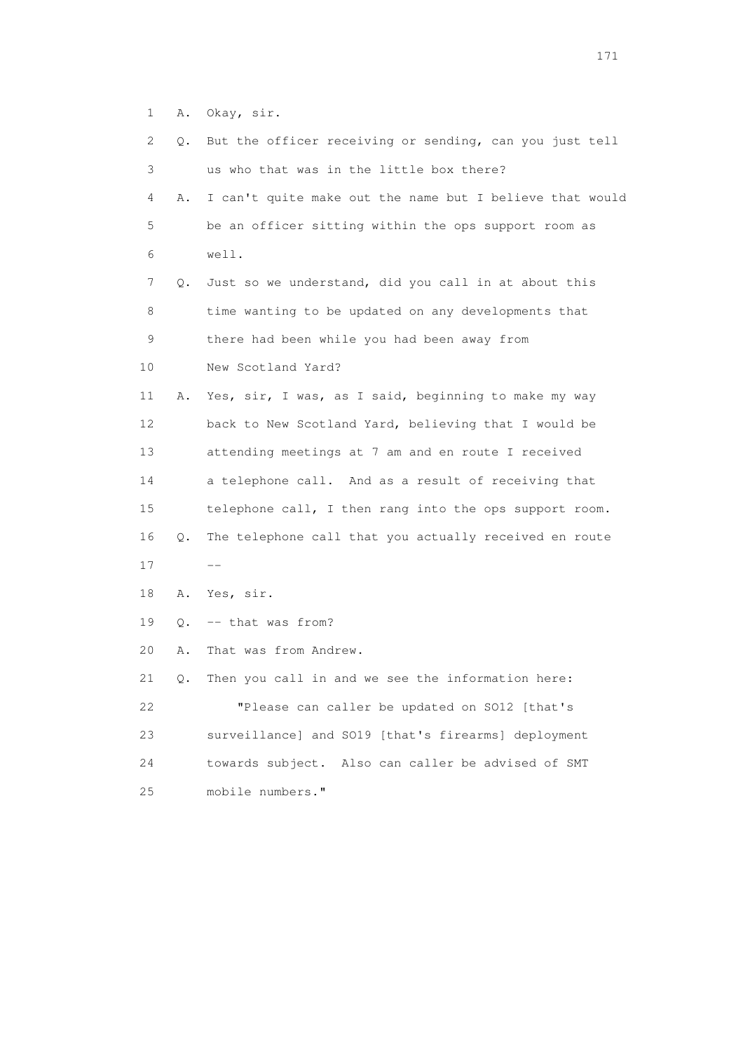1 A. Okay, sir.

2 Q. But the officer receiving or sending, can you just tell

3 us who that was in the little box there?

4 A. I can't quite make out the name but I believe that would

5 be an officer sitting within the ops support room as

6 well.

7 Q. Just so we understand, did you call in at about this

8 time wanting to be updated on any developments that

9 there had been while you had been away from

10 New Scotland Yard?

11 A. Yes, sir, I was, as I said, beginning to make my way

12 back to New Scotland Yard, believing that I would be

13 attending meetings at 7 am and en route I received

14 a telephone call. And as a result of receiving that

15 telephone call, I then rang into the ops support room.

16 Q. The telephone call that you actually received en route

17 --

18 A. Yes, sir.

19 Q. -- that was from?

20 A. That was from Andrew.

21 Q. Then you call in and we see the information here:

22 "Please can caller be updated on SO12 [that's

23 surveillance] and SO19 [that's firearms] deployment

24 towards subject. Also can caller be advised of SMT

25 mobile numbers."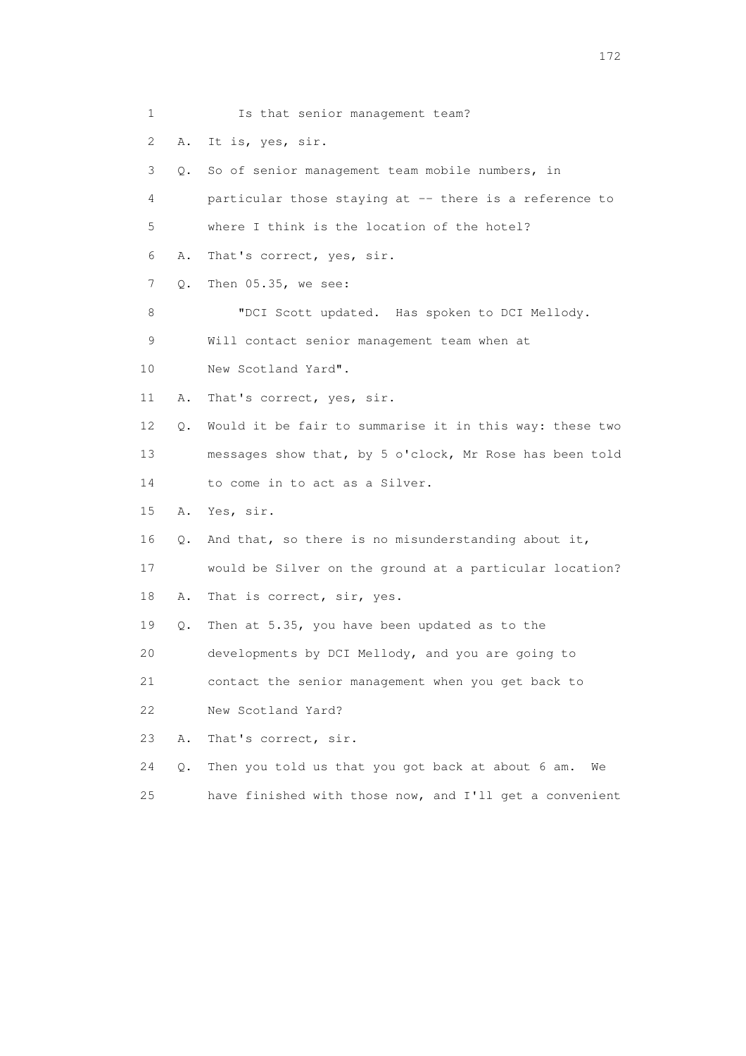1 Is that senior management team?

2 A. It is, yes, sir.

3 Q. So of senior management team mobile numbers, in

4 particular those staying at -- there is a reference to

5 where I think is the location of the hotel?

6 A. That's correct, yes, sir.

7 Q. Then 05.35, we see:

8 "DCI Scott updated. Has spoken to DCI Mellody.

9 Will contact senior management team when at

10 New Scotland Yard".

11 A. That's correct, yes, sir.

12 Q. Would it be fair to summarise it in this way: these two

13 messages show that, by 5 o'clock, Mr Rose has been told

14 to come in to act as a Silver.

15 A. Yes, sir.

16 Q. And that, so there is no misunderstanding about it,

17 would be Silver on the ground at a particular location?

18 A. That is correct, sir, yes.

19 Q. Then at 5.35, you have been updated as to the

20 developments by DCI Mellody, and you are going to

21 contact the senior management when you get back to

22 New Scotland Yard?

23 A. That's correct, sir.

24 Q. Then you told us that you got back at about 6 am. We

25 have finished with those now, and I'll get a convenient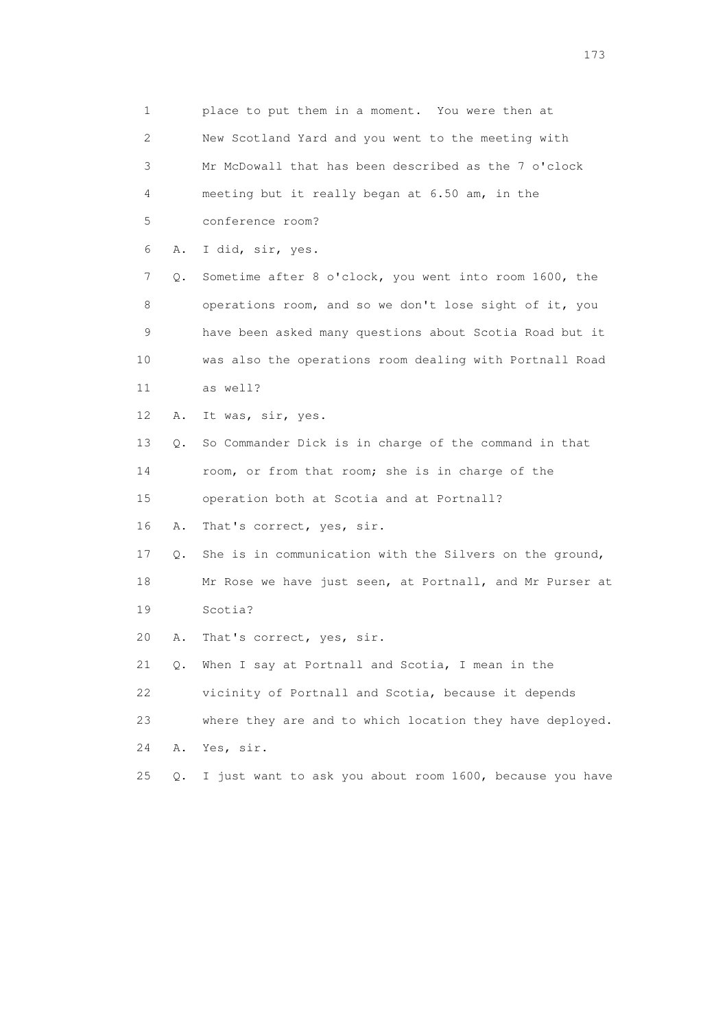1        place to put them in a moment.  You were then at
2        New Scotland Yard and you went to the meeting with
3        Mr McDowall that has been described as the 7 o'clock
4        meeting but it really began at 6.50 am, in the
5        conference room?
6    A.  I did, sir, yes.
7    Q.  Sometime after 8 o'clock, you went into room 1600, the
8        operations room, and so we don't lose sight of it, you
9        have been asked many questions about Scotia Road but it
10       was also the operations room dealing with Portnall Road
11       as well?
12   A.  It was, sir, yes.
13   Q.  So Commander Dick is in charge of the command in that
14       room, or from that room; she is in charge of the
15       operation both at Scotia and at Portnall?
16   A.  That's correct, yes, sir.
17   Q.  She is in communication with the Silvers on the ground,
18       Mr Rose we have just seen, at Portnall, and Mr Purser at
19       Scotia?
20   A.  That's correct, yes, sir.
21   Q.  When I say at Portnall and Scotia, I mean in the
22       vicinity of Portnall and Scotia, because it depends
23       where they are and to which location they have deployed.
24   A.  Yes, sir.
25   Q.  I just want to ask you about room 1600, because you have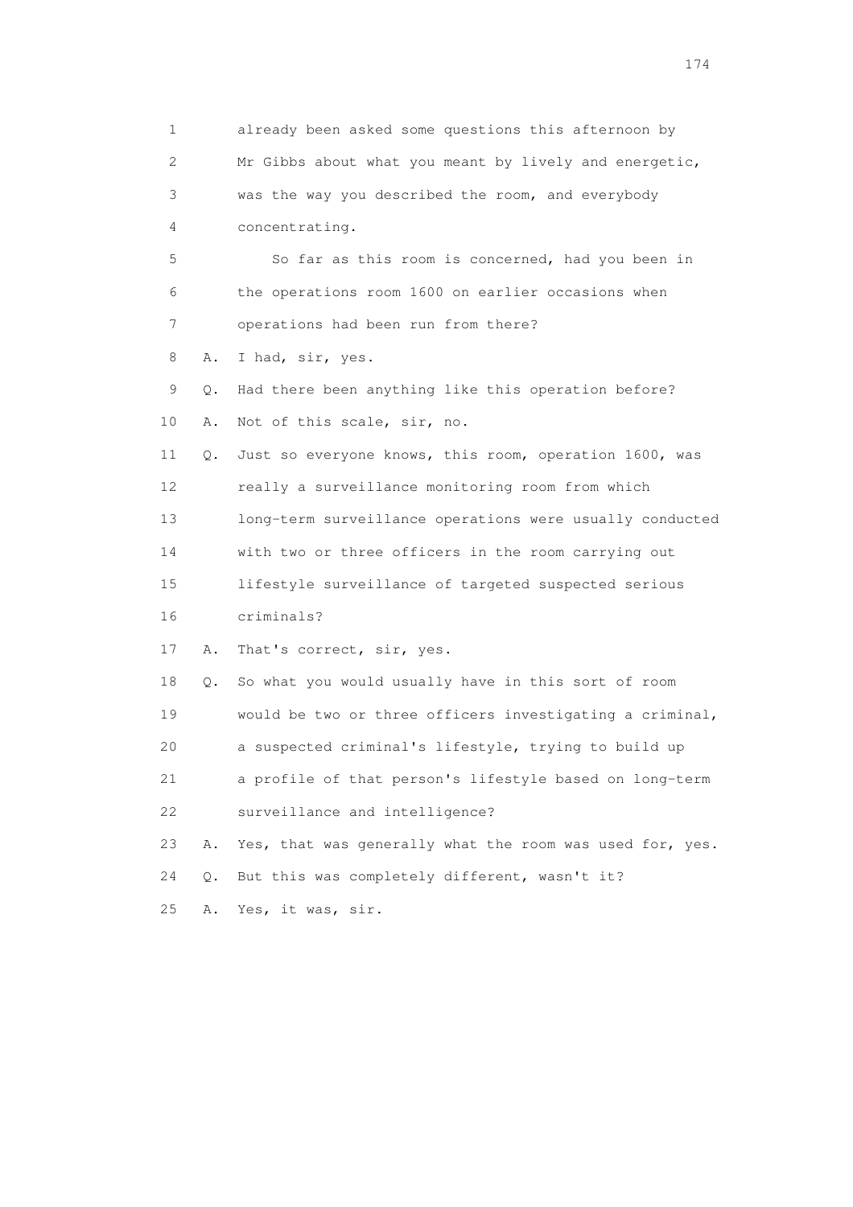1        already been asked some questions this afternoon by
2        Mr Gibbs about what you meant by lively and energetic,
3        was the way you described the room, and everybody
4        concentrating.
5            So far as this room is concerned, had you been in
6        the operations room 1600 on earlier occasions when
7        operations had been run from there?
8    A.  I had, sir, yes.
9    Q.  Had there been anything like this operation before?
10   A.  Not of this scale, sir, no.
11   Q.  Just so everyone knows, this room, operation 1600, was
12       really a surveillance monitoring room from which
13       long-term surveillance operations were usually conducted
14       with two or three officers in the room carrying out
15       lifestyle surveillance of targeted suspected serious
16       criminals?
17   A.  That's correct, sir, yes.
18   Q.  So what you would usually have in this sort of room
19       would be two or three officers investigating a criminal,
20       a suspected criminal's lifestyle, trying to build up
21       a profile of that person's lifestyle based on long-term
22       surveillance and intelligence?
23   A.  Yes, that was generally what the room was used for, yes.
24   Q.  But this was completely different, wasn't it?
25   A.  Yes, it was, sir.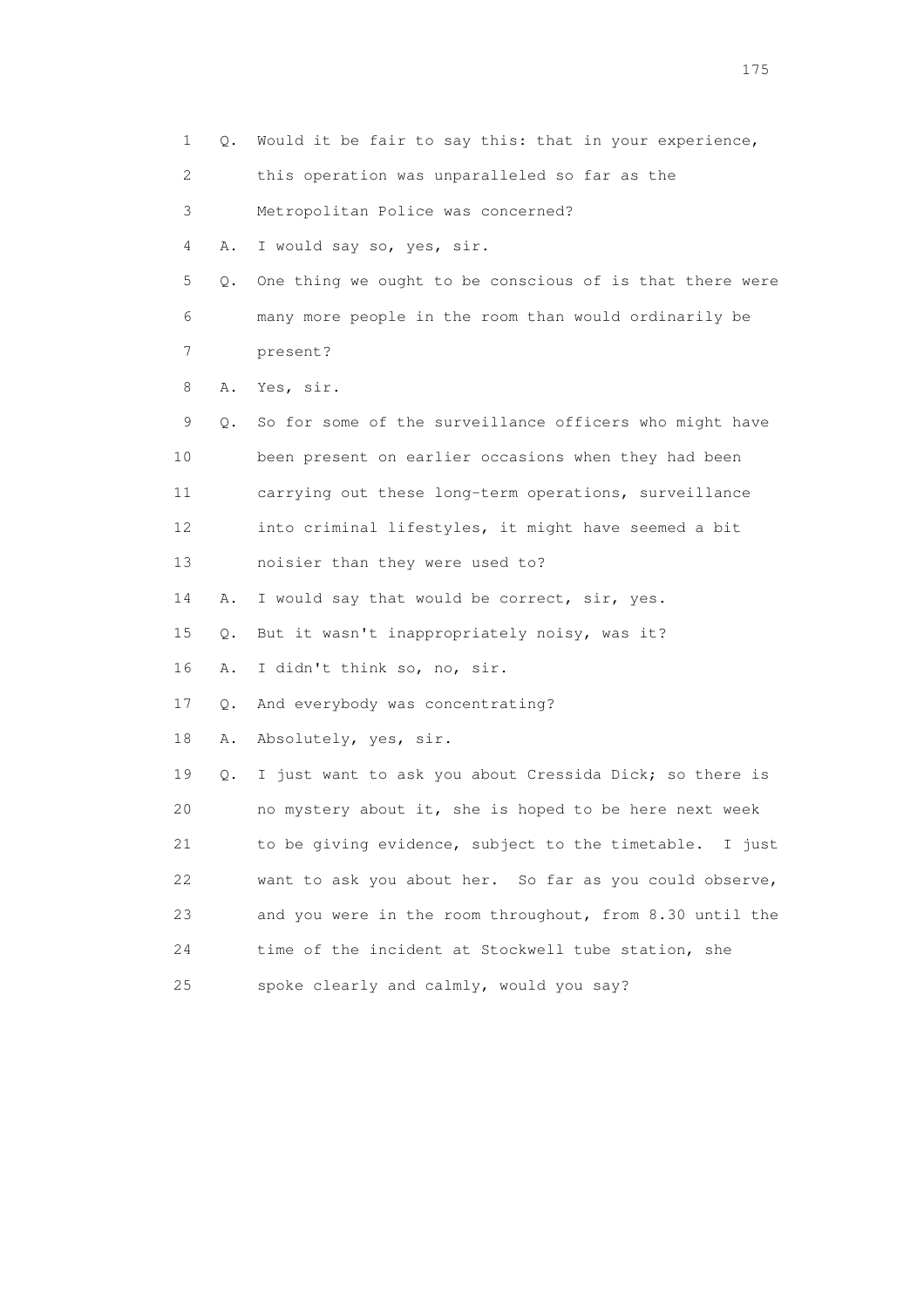1 Q. Would it be fair to say this: that in your experience,
2 this operation was unparalleled so far as the
3 Metropolitan Police was concerned?
4 A. I would say so, yes, sir.
5 Q. One thing we ought to be conscious of is that there were
6 many more people in the room than would ordinarily be
7 present?
8 A. Yes, sir.
9 Q. So for some of the surveillance officers who might have
10 been present on earlier occasions when they had been
11 carrying out these long-term operations, surveillance
12 into criminal lifestyles, it might have seemed a bit
13 noisier than they were used to?
14 A. I would say that would be correct, sir, yes.
15 Q. But it wasn't inappropriately noisy, was it?
16 A. I didn't think so, no, sir.
17 Q. And everybody was concentrating?
18 A. Absolutely, yes, sir.
19 Q. I just want to ask you about Cressida Dick; so there is
20 no mystery about it, she is hoped to be here next week
21 to be giving evidence, subject to the timetable. I just
22 want to ask you about her. So far as you could observe,
23 and you were in the room throughout, from 8.30 until the
24 time of the incident at Stockwell tube station, she
25 spoke clearly and calmly, would you say?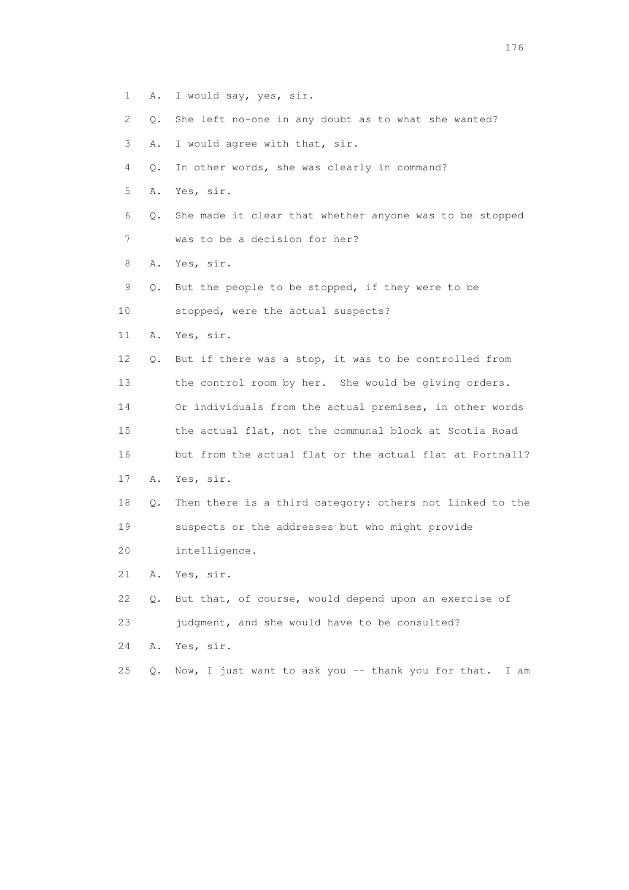1 A. I would say, yes, sir.

2 Q. She left no-one in any doubt as to what she wanted?

3 A. I would agree with that, sir.

4 Q. In other words, she was clearly in command?

5 A. Yes, sir.

6 Q. She made it clear that whether anyone was to be stopped

7 was to be a decision for her?

8 A. Yes, sir.

9 Q. But the people to be stopped, if they were to be

10 stopped, were the actual suspects?

11 A. Yes, sir.

12 Q. But if there was a stop, it was to be controlled from

13 the control room by her. She would be giving orders.

14 Or individuals from the actual premises, in other words

15 the actual flat, not the communal block at Scotia Road

16 but from the actual flat or the actual flat at Portnall?

17 A. Yes, sir.

18 Q. Then there is a third category: others not linked to the

19 suspects or the addresses but who might provide

20 intelligence.

21 A. Yes, sir.

22 Q. But that, of course, would depend upon an exercise of

23 judgment, and she would have to be consulted?

24 A. Yes, sir.

25 Q. Now, I just want to ask you -- thank you for that. I am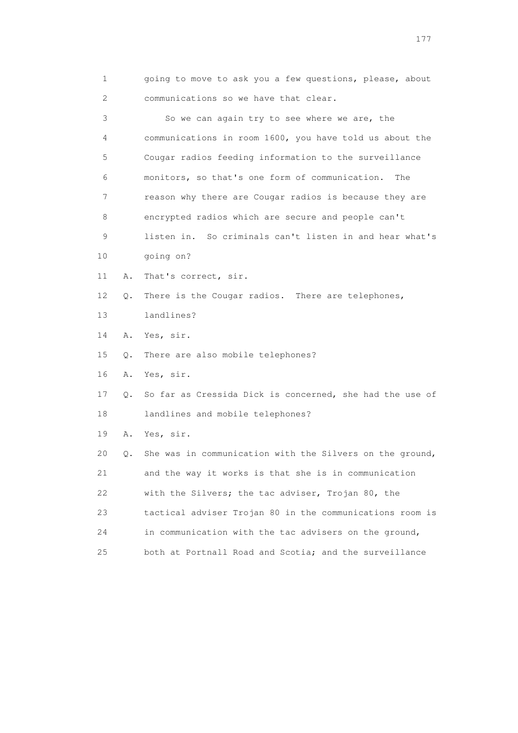1 going to move to ask you a few questions, please, about
2 communications so we have that clear.

3 So we can again try to see where we are, the
4 communications in room 1600, you have told us about the
5 Cougar radios feeding information to the surveillance
6 monitors, so that's one form of communication. The
7 reason why there are Cougar radios is because they are
8 encrypted radios which are secure and people can't
9 listen in. So criminals can't listen in and hear what's
10 going on?

11 A. That's correct, sir.

12 Q. There is the Cougar radios. There are telephones,
13 landlines?

14 A. Yes, sir.

15 Q. There are also mobile telephones?

16 A. Yes, sir.

17 Q. So far as Cressida Dick is concerned, she had the use of
18 landlines and mobile telephones?

19 A. Yes, sir.

20 Q. She was in communication with the Silvers on the ground,
21 and the way it works is that she is in communication
22 with the Silvers; the tac adviser, Trojan 80, the
23 tactical adviser Trojan 80 in the communications room is
24 in communication with the tac advisers on the ground,
25 both at Portnall Road and Scotia; and the surveillance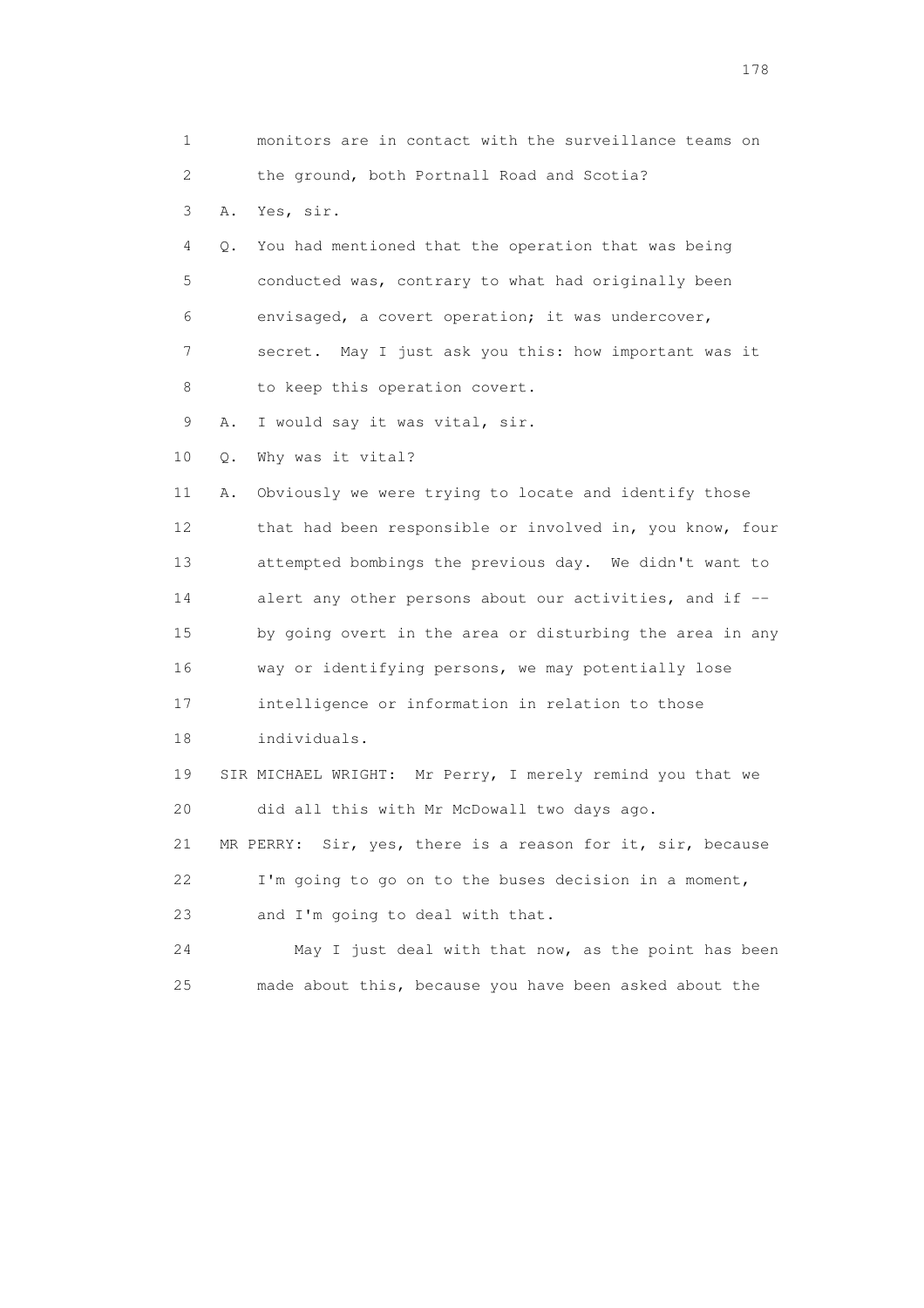1 monitors are in contact with the surveillance teams on
2 the ground, both Portnall Road and Scotia?

3 A. Yes, sir.

4 Q. You had mentioned that the operation that was being
5 conducted was, contrary to what had originally been
6 envisaged, a covert operation; it was undercover,
7 secret. May I just ask you this: how important was it
8 to keep this operation covert.

9 A. I would say it was vital, sir.

10 Q. Why was it vital?

11 A. Obviously we were trying to locate and identify those
12 that had been responsible or involved in, you know, four
13 attempted bombings the previous day. We didn't want to
14 alert any other persons about our activities, and if --
15 by going overt in the area or disturbing the area in any
16 way or identifying persons, we may potentially lose
17 intelligence or information in relation to those
18 individuals.

19 SIR MICHAEL WRIGHT: Mr Perry, I merely remind you that we
20 did all this with Mr McDowall two days ago.

21 MR PERRY: Sir, yes, there is a reason for it, sir, because
22 I'm going to go on to the buses decision in a moment,
23 and I'm going to deal with that.

24 May I just deal with that now, as the point has been
25 made about this, because you have been asked about the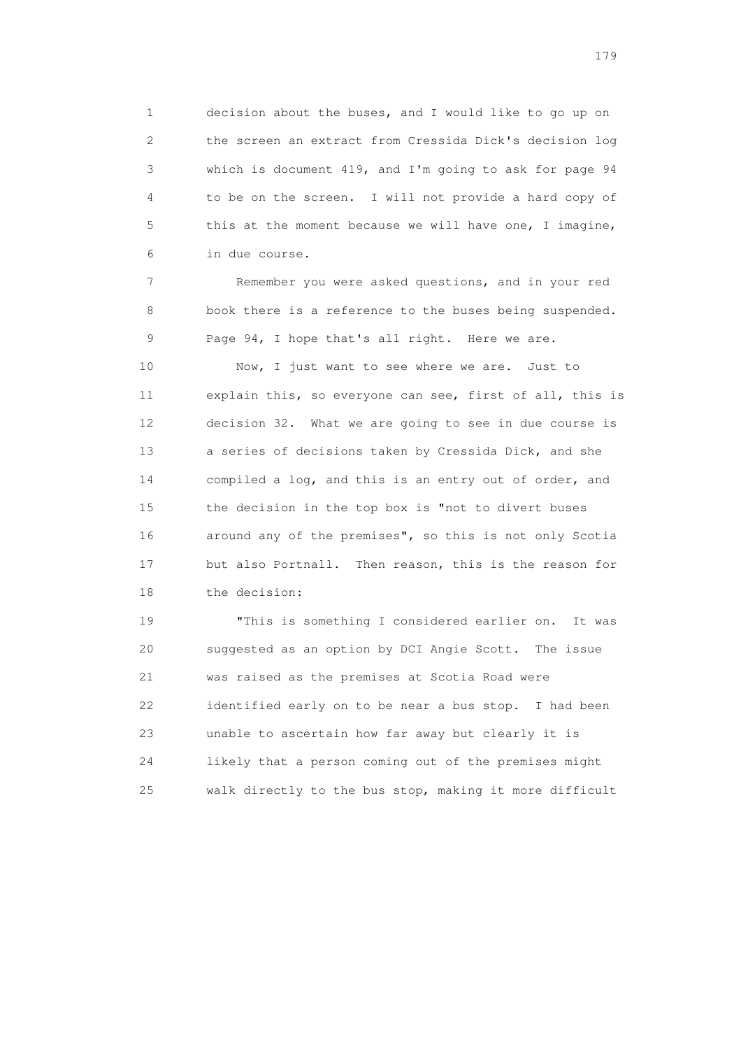decision about the buses, and I would like to go up on the screen an extract from Cressida Dick's decision log which is document 419, and I'm going to ask for page 94 to be on the screen. I will not provide a hard copy of this at the moment because we will have one, I imagine, in due course.

Remember you were asked questions, and in your red book there is a reference to the buses being suspended. Page 94, I hope that's all right. Here we are.

Now, I just want to see where we are. Just to explain this, so everyone can see, first of all, this is decision 32. What we are going to see in due course is a series of decisions taken by Cressida Dick, and she compiled a log, and this is an entry out of order, and the decision in the top box is "not to divert buses around any of the premises", so this is not only Scotia but also Portnall. Then reason, this is the reason for the decision:

"This is something I considered earlier on. It was suggested as an option by DCI Angie Scott. The issue was raised as the premises at Scotia Road were identified early on to be near a bus stop. I had been unable to ascertain how far away but clearly it is likely that a person coming out of the premises might walk directly to the bus stop, making it more difficult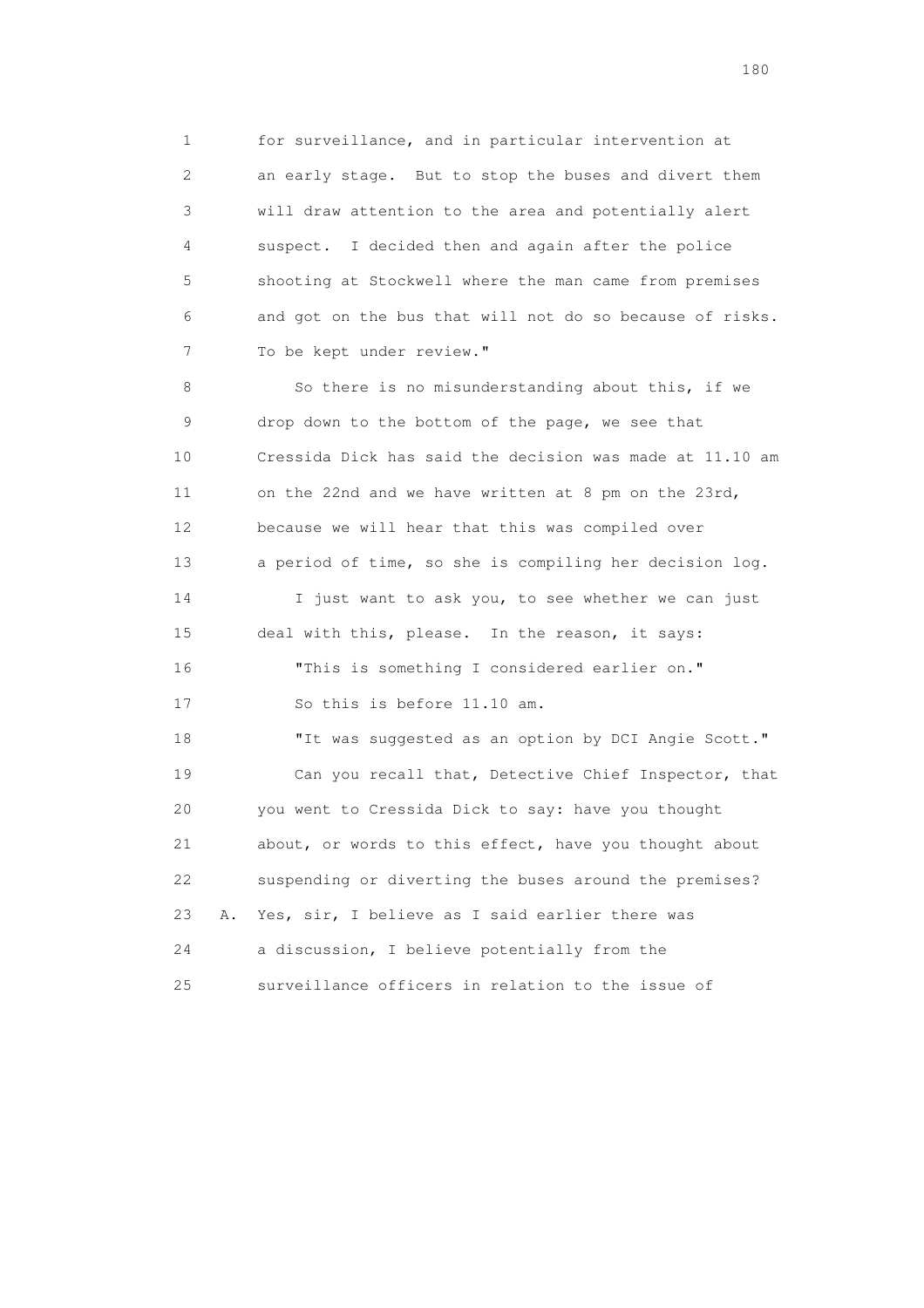for surveillance, and in particular intervention at an early stage. But to stop the buses and divert them will draw attention to the area and potentially alert suspect. I decided then and again after the police shooting at Stockwell where the man came from premises and got on the bus that will not do so because of risks. To be kept under review."

So there is no misunderstanding about this, if we drop down to the bottom of the page, we see that Cressida Dick has said the decision was made at 11.10 am on the 22nd and we have written at 8 pm on the 23rd, because we will hear that this was compiled over a period of time, so she is compiling her decision log.

I just want to ask you, to see whether we can just deal with this, please. In the reason, it says:

"This is something I considered earlier on."

So this is before 11.10 am.

"It was suggested as an option by DCI Angie Scott."

Can you recall that, Detective Chief Inspector, that you went to Cressida Dick to say: have you thought about, or words to this effect, have you thought about suspending or diverting the buses around the premises?

A. Yes, sir, I believe as I said earlier there was a discussion, I believe potentially from the surveillance officers in relation to the issue of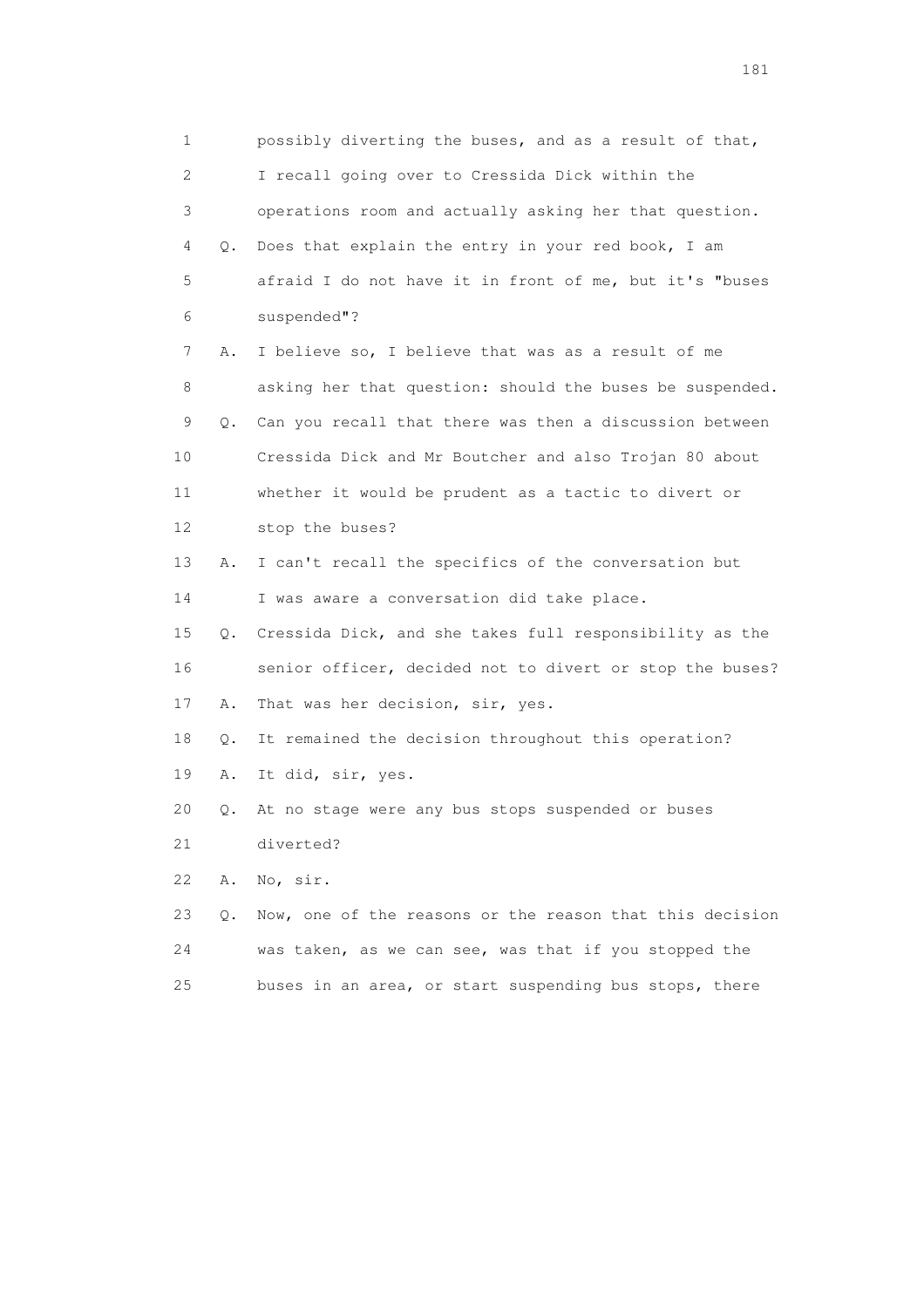1 possibly diverting the buses, and as a result of that,

2 I recall going over to Cressida Dick within the

3 operations room and actually asking her that question.

4 Q. Does that explain the entry in your red book, I am

5 afraid I do not have it in front of me, but it's "buses

6 suspended"?

7 A. I believe so, I believe that was as a result of me

8 asking her that question: should the buses be suspended.

9 Q. Can you recall that there was then a discussion between

10 Cressida Dick and Mr Boutcher and also Trojan 80 about

11 whether it would be prudent as a tactic to divert or

12 stop the buses?

13 A. I can't recall the specifics of the conversation but

14 I was aware a conversation did take place.

15 Q. Cressida Dick, and she takes full responsibility as the

16 senior officer, decided not to divert or stop the buses?

17 A. That was her decision, sir, yes.

18 Q. It remained the decision throughout this operation?

19 A. It did, sir, yes.

20 Q. At no stage were any bus stops suspended or buses

21 diverted?

22 A. No, sir.

23 Q. Now, one of the reasons or the reason that this decision

24 was taken, as we can see, was that if you stopped the

25 buses in an area, or start suspending bus stops, there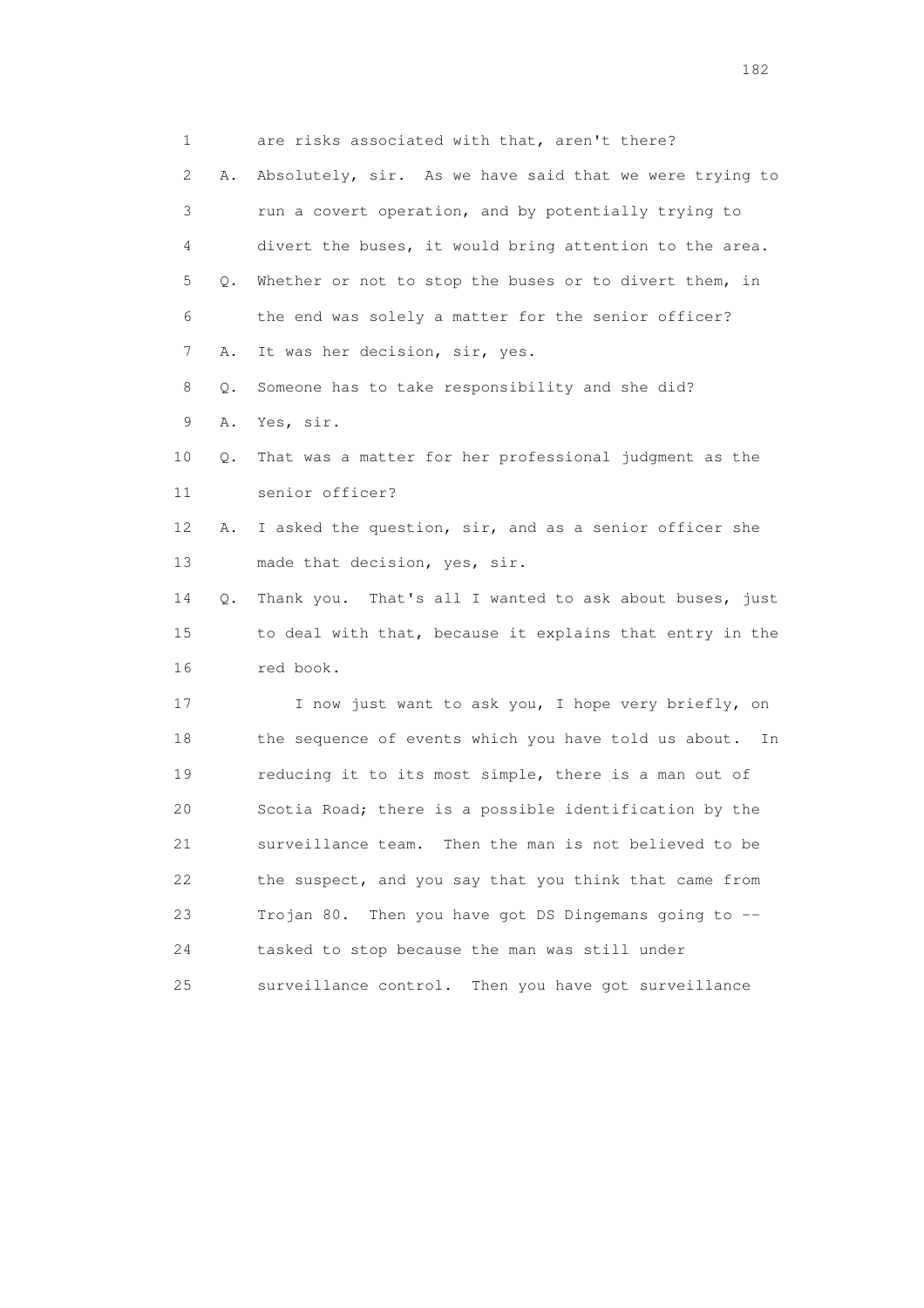1 are risks associated with that, aren't there?

2 A. Absolutely, sir. As we have said that we were trying to

3 run a covert operation, and by potentially trying to

4 divert the buses, it would bring attention to the area.

5 Q. Whether or not to stop the buses or to divert them, in

6 the end was solely a matter for the senior officer?

7 A. It was her decision, sir, yes.

8 Q. Someone has to take responsibility and she did?

9 A. Yes, sir.

10 Q. That was a matter for her professional judgment as the

11 senior officer?

12 A. I asked the question, sir, and as a senior officer she

13 made that decision, yes, sir.

14 Q. Thank you. That's all I wanted to ask about buses, just

15 to deal with that, because it explains that entry in the

16 red book.

17 I now just want to ask you, I hope very briefly, on

18 the sequence of events which you have told us about. In

19 reducing it to its most simple, there is a man out of

20 Scotia Road; there is a possible identification by the

21 surveillance team. Then the man is not believed to be

22 the suspect, and you say that you think that came from

23 Trojan 80. Then you have got DS Dingemans going to --

24 tasked to stop because the man was still under

25 surveillance control. Then you have got surveillance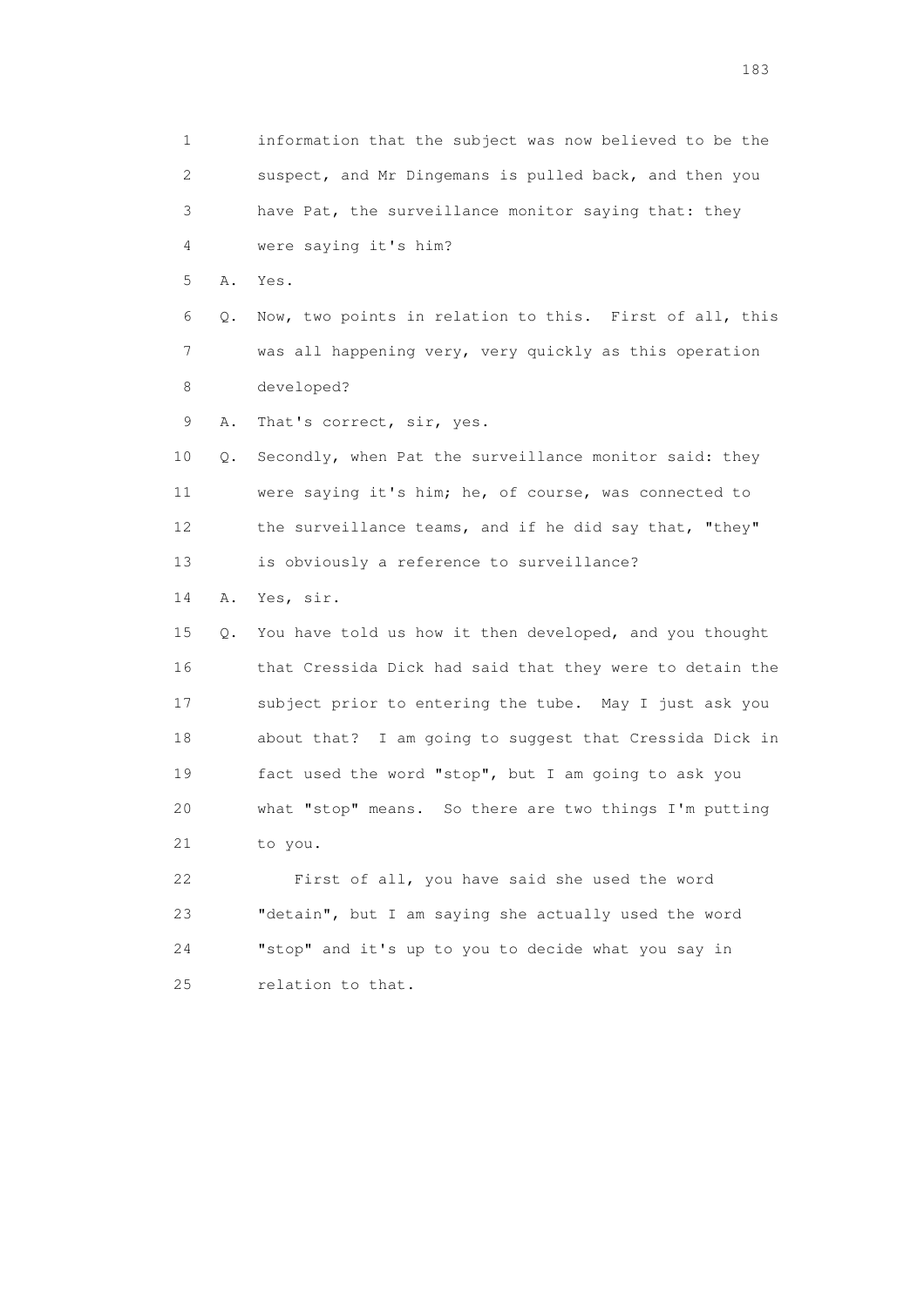1 information that the subject was now believed to be the
2 suspect, and Mr Dingemans is pulled back, and then you
3 have Pat, the surveillance monitor saying that: they
4 were saying it's him?

5 A. Yes.

6 Q. Now, two points in relation to this. First of all, this
7 was all happening very, very quickly as this operation
8 developed?

9 A. That's correct, sir, yes.

10 Q. Secondly, when Pat the surveillance monitor said: they
11 were saying it's him; he, of course, was connected to
12 the surveillance teams, and if he did say that, "they"
13 is obviously a reference to surveillance?

14 A. Yes, sir.

15 Q. You have told us how it then developed, and you thought
16 that Cressida Dick had said that they were to detain the
17 subject prior to entering the tube. May I just ask you
18 about that? I am going to suggest that Cressida Dick in
19 fact used the word "stop", but I am going to ask you
20 what "stop" means. So there are two things I'm putting
21 to you.

22 First of all, you have said she used the word
23 "detain", but I am saying she actually used the word
24 "stop" and it's up to you to decide what you say in
25 relation to that.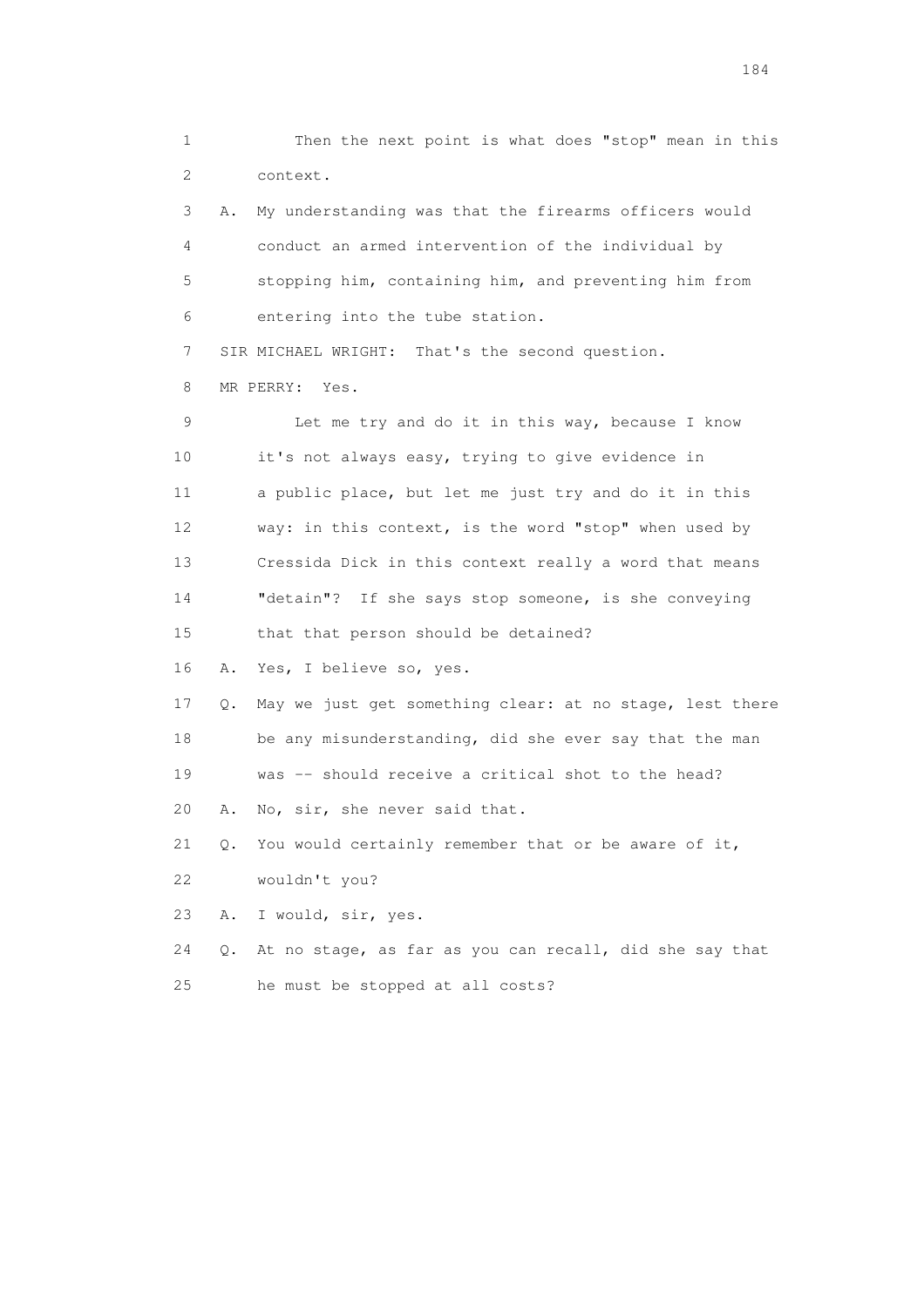1 Then the next point is what does "stop" mean in this
2 context.

3 A. My understanding was that the firearms officers would
4 conduct an armed intervention of the individual by
5 stopping him, containing him, and preventing him from
6 entering into the tube station.

7 SIR MICHAEL WRIGHT: That's the second question.

8 MR PERRY: Yes.

9 Let me try and do it in this way, because I know
10 it's not always easy, trying to give evidence in
11 a public place, but let me just try and do it in this
12 way: in this context, is the word "stop" when used by
13 Cressida Dick in this context really a word that means
14 "detain"? If she says stop someone, is she conveying
15 that that person should be detained?

16 A. Yes, I believe so, yes.

17 Q. May we just get something clear: at no stage, lest there
18 be any misunderstanding, did she ever say that the man
19 was -- should receive a critical shot to the head?

20 A. No, sir, she never said that.

21 Q. You would certainly remember that or be aware of it,
22 wouldn't you?

23 A. I would, sir, yes.

24 Q. At no stage, as far as you can recall, did she say that
25 he must be stopped at all costs?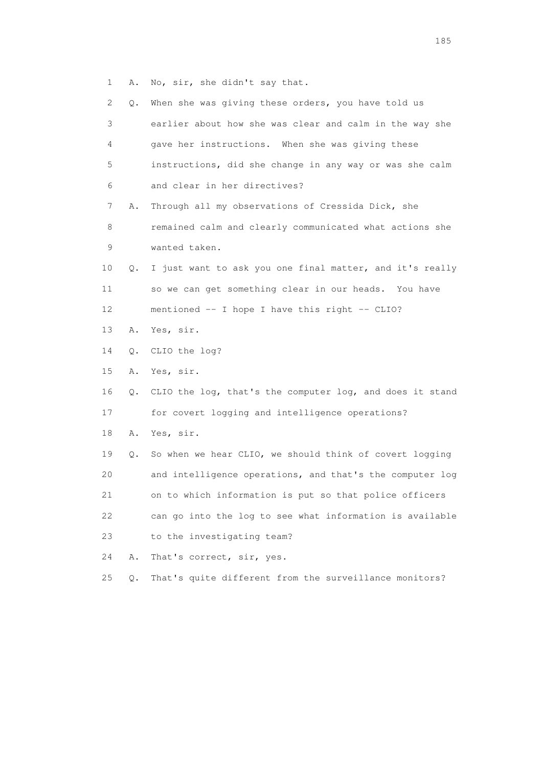1 A. No, sir, she didn't say that.

2 Q. When she was giving these orders, you have told us

3 earlier about how she was clear and calm in the way she

4 gave her instructions. When she was giving these

5 instructions, did she change in any way or was she calm

6 and clear in her directives?

7 A. Through all my observations of Cressida Dick, she

8 remained calm and clearly communicated what actions she

9 wanted taken.

10 Q. I just want to ask you one final matter, and it's really

11 so we can get something clear in our heads. You have

12 mentioned -- I hope I have this right -- CLIO?

13 A. Yes, sir.

14 Q. CLIO the log?

15 A. Yes, sir.

16 Q. CLIO the log, that's the computer log, and does it stand

17 for covert logging and intelligence operations?

18 A. Yes, sir.

19 Q. So when we hear CLIO, we should think of covert logging

20 and intelligence operations, and that's the computer log

21 on to which information is put so that police officers

22 can go into the log to see what information is available

23 to the investigating team?

24 A. That's correct, sir, yes.

25 Q. That's quite different from the surveillance monitors?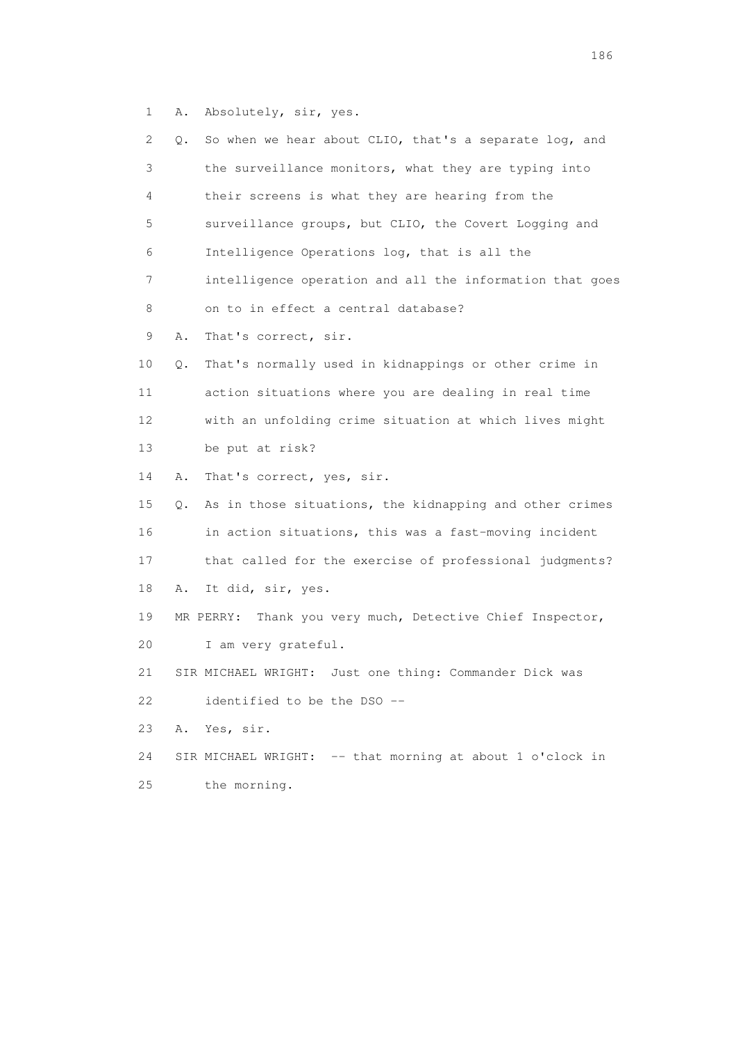1 A. Absolutely, sir, yes.

2 Q. So when we hear about CLIO, that's a separate log, and

3 the surveillance monitors, what they are typing into

4 their screens is what they are hearing from the

5 surveillance groups, but CLIO, the Covert Logging and

6 Intelligence Operations log, that is all the

7 intelligence operation and all the information that goes

8 on to in effect a central database?

9 A. That's correct, sir.

10 Q. That's normally used in kidnappings or other crime in

11 action situations where you are dealing in real time

12 with an unfolding crime situation at which lives might

13 be put at risk?

14 A. That's correct, yes, sir.

15 Q. As in those situations, the kidnapping and other crimes

16 in action situations, this was a fast-moving incident

17 that called for the exercise of professional judgments?

18 A. It did, sir, yes.

19 MR PERRY: Thank you very much, Detective Chief Inspector,

20 I am very grateful.

21 SIR MICHAEL WRIGHT: Just one thing: Commander Dick was

22 identified to be the DSO --

23 A. Yes, sir.

24 SIR MICHAEL WRIGHT: -- that morning at about 1 o'clock in

25 the morning.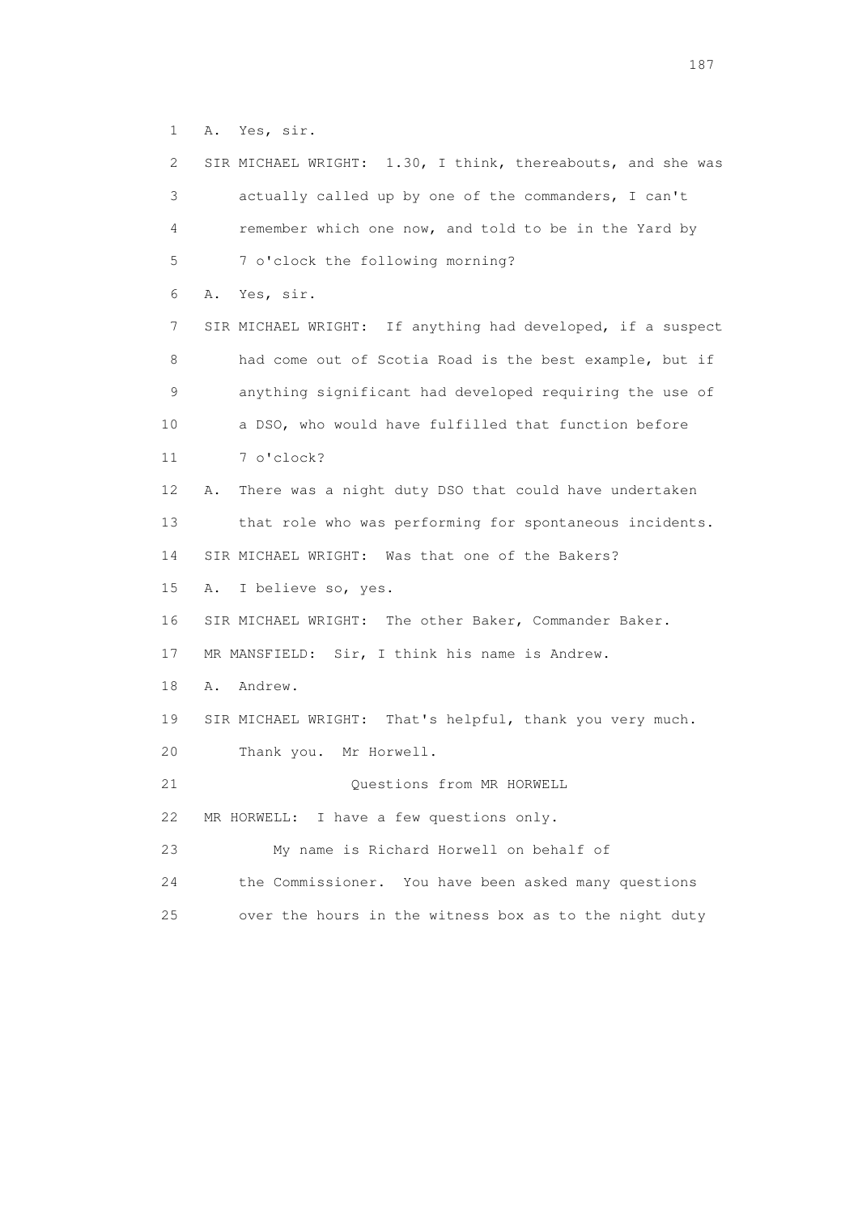1 A. Yes, sir.

2 SIR MICHAEL WRIGHT: 1.30, I think, thereabouts, and she was

3 actually called up by one of the commanders, I can't

4 remember which one now, and told to be in the Yard by

5 7 o'clock the following morning?

6 A. Yes, sir.

7 SIR MICHAEL WRIGHT: If anything had developed, if a suspect

8 had come out of Scotia Road is the best example, but if

9 anything significant had developed requiring the use of

10 a DSO, who would have fulfilled that function before

11 7 o'clock?

12 A. There was a night duty DSO that could have undertaken

13 that role who was performing for spontaneous incidents.

14 SIR MICHAEL WRIGHT: Was that one of the Bakers?

15 A. I believe so, yes.

16 SIR MICHAEL WRIGHT: The other Baker, Commander Baker.

17 MR MANSFIELD: Sir, I think his name is Andrew.

18 A. Andrew.

19 SIR MICHAEL WRIGHT: That's helpful, thank you very much.

20 Thank you. Mr Horwell.

21 Questions from MR HORWELL

22 MR HORWELL: I have a few questions only.

23 My name is Richard Horwell on behalf of

24 the Commissioner. You have been asked many questions

25 over the hours in the witness box as to the night duty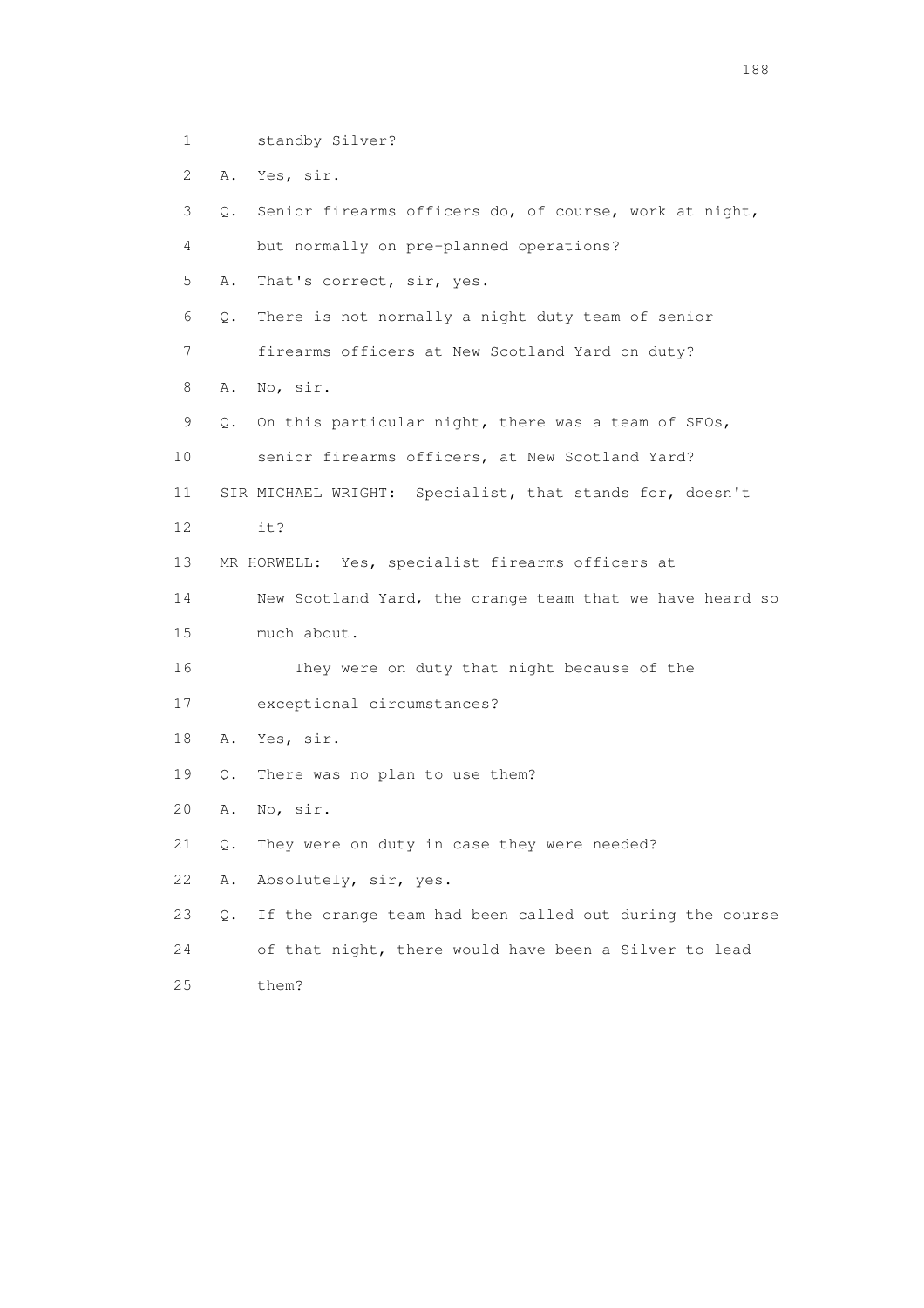1 standby Silver?

2 A. Yes, sir.

3 Q. Senior firearms officers do, of course, work at night,

4 but normally on pre-planned operations?

5 A. That's correct, sir, yes.

6 Q. There is not normally a night duty team of senior

7 firearms officers at New Scotland Yard on duty?

8 A. No, sir.

9 Q. On this particular night, there was a team of SFOs,

10 senior firearms officers, at New Scotland Yard?

11 SIR MICHAEL WRIGHT: Specialist, that stands for, doesn't

12 it?

13 MR HORWELL: Yes, specialist firearms officers at

14 New Scotland Yard, the orange team that we have heard so

15 much about.

16 They were on duty that night because of the

17 exceptional circumstances?

18 A. Yes, sir.

19 Q. There was no plan to use them?

20 A. No, sir.

21 Q. They were on duty in case they were needed?

22 A. Absolutely, sir, yes.

23 Q. If the orange team had been called out during the course

24 of that night, there would have been a Silver to lead

25 them?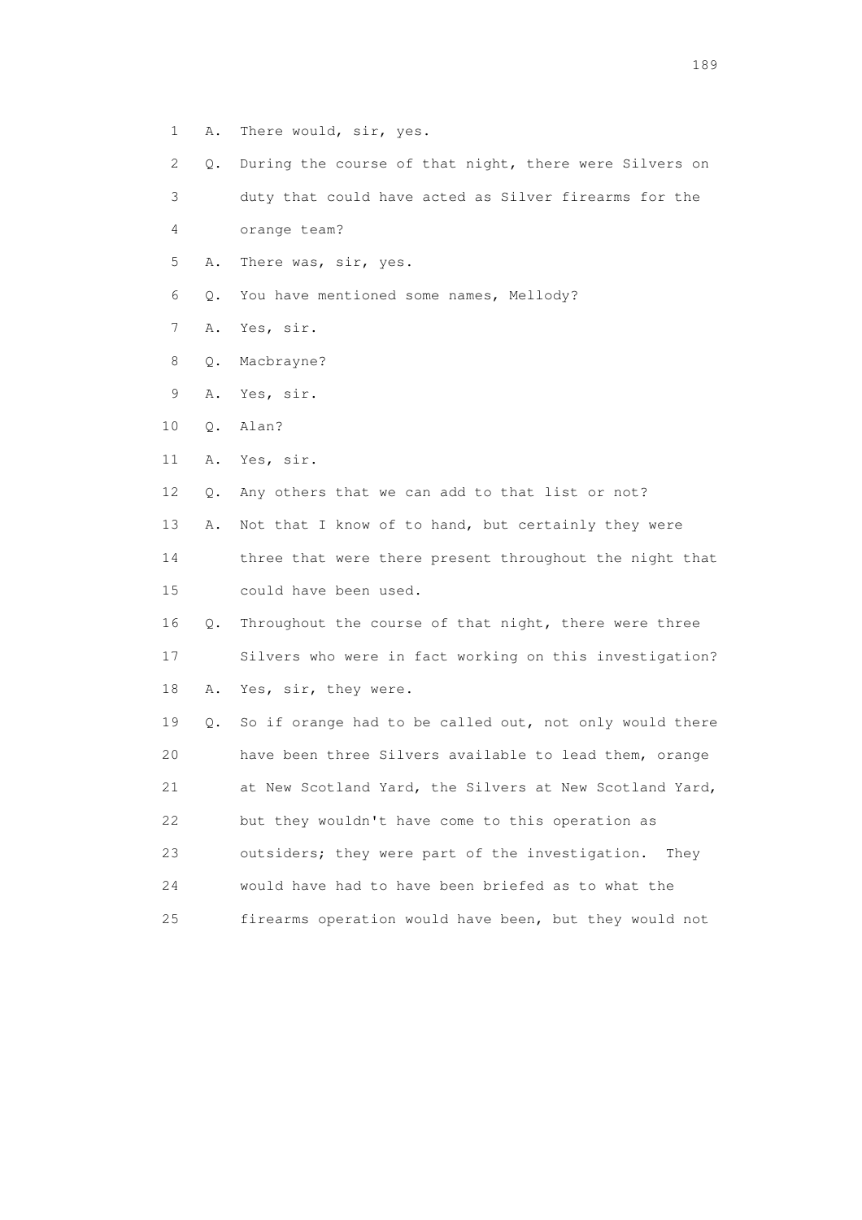1 A. There would, sir, yes.

2 Q. During the course of that night, there were Silvers on

3 duty that could have acted as Silver firearms for the

4 orange team?

5 A. There was, sir, yes.

6 Q. You have mentioned some names, Mellody?

7 A. Yes, sir.

8 Q. Macbrayne?

9 A. Yes, sir.

10 Q. Alan?

11 A. Yes, sir.

12 Q. Any others that we can add to that list or not?

13 A. Not that I know of to hand, but certainly they were

14 three that were there present throughout the night that

15 could have been used.

16 Q. Throughout the course of that night, there were three

17 Silvers who were in fact working on this investigation?

18 A. Yes, sir, they were.

19 Q. So if orange had to be called out, not only would there

20 have been three Silvers available to lead them, orange

21 at New Scotland Yard, the Silvers at New Scotland Yard,

22 but they wouldn't have come to this operation as

23 outsiders; they were part of the investigation. They

24 would have had to have been briefed as to what the

25 firearms operation would have been, but they would not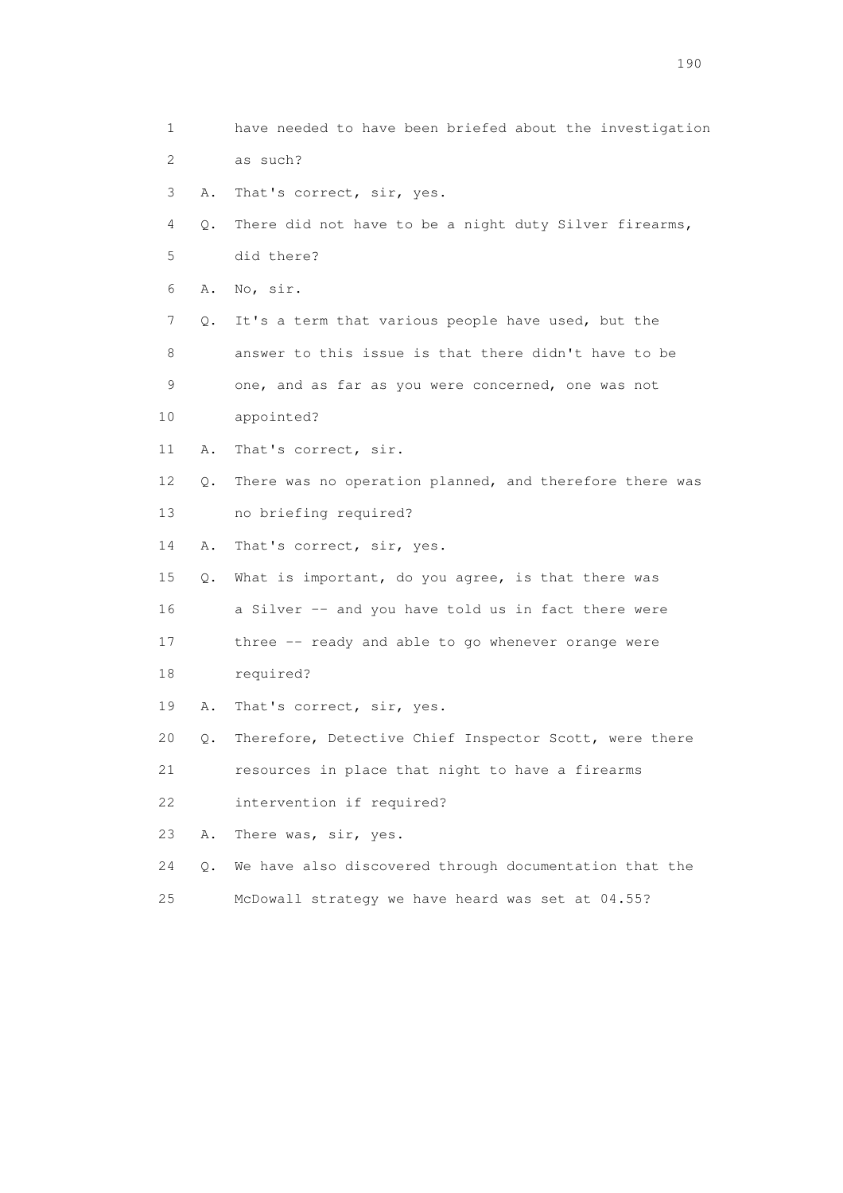1 have needed to have been briefed about the investigation
2 as such?
3 A. That's correct, sir, yes.
4 Q. There did not have to be a night duty Silver firearms,
5 did there?
6 A. No, sir.
7 Q. It's a term that various people have used, but the
8 answer to this issue is that there didn't have to be
9 one, and as far as you were concerned, one was not
10 appointed?
11 A. That's correct, sir.
12 Q. There was no operation planned, and therefore there was
13 no briefing required?
14 A. That's correct, sir, yes.
15 Q. What is important, do you agree, is that there was
16 a Silver -- and you have told us in fact there were
17 three -- ready and able to go whenever orange were
18 required?
19 A. That's correct, sir, yes.
20 Q. Therefore, Detective Chief Inspector Scott, were there
21 resources in place that night to have a firearms
22 intervention if required?
23 A. There was, sir, yes.
24 Q. We have also discovered through documentation that the
25 McDowall strategy we have heard was set at 04.55?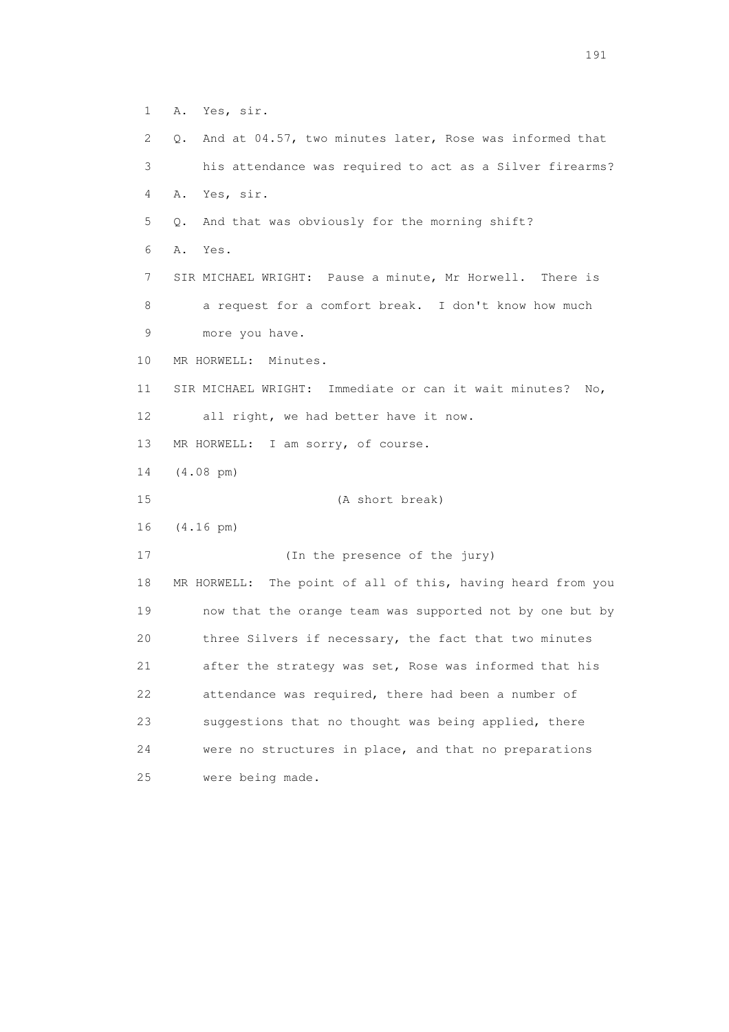1 A. Yes, sir.

2 Q. And at 04.57, two minutes later, Rose was informed that

3 his attendance was required to act as a Silver firearms?

4 A. Yes, sir.

5 Q. And that was obviously for the morning shift?

6 A. Yes.

7 SIR MICHAEL WRIGHT: Pause a minute, Mr Horwell. There is

8 a request for a comfort break. I don't know how much

9 more you have.

10 MR HORWELL: Minutes.

11 SIR MICHAEL WRIGHT: Immediate or can it wait minutes? No,

12 all right, we had better have it now.

13 MR HORWELL: I am sorry, of course.

14 (4.08 pm)

15 (A short break)

16 (4.16 pm)

17 (In the presence of the jury)

18 MR HORWELL: The point of all of this, having heard from you

19 now that the orange team was supported not by one but by

20 three Silvers if necessary, the fact that two minutes

21 after the strategy was set, Rose was informed that his

22 attendance was required, there had been a number of

23 suggestions that no thought was being applied, there

24 were no structures in place, and that no preparations

25 were being made.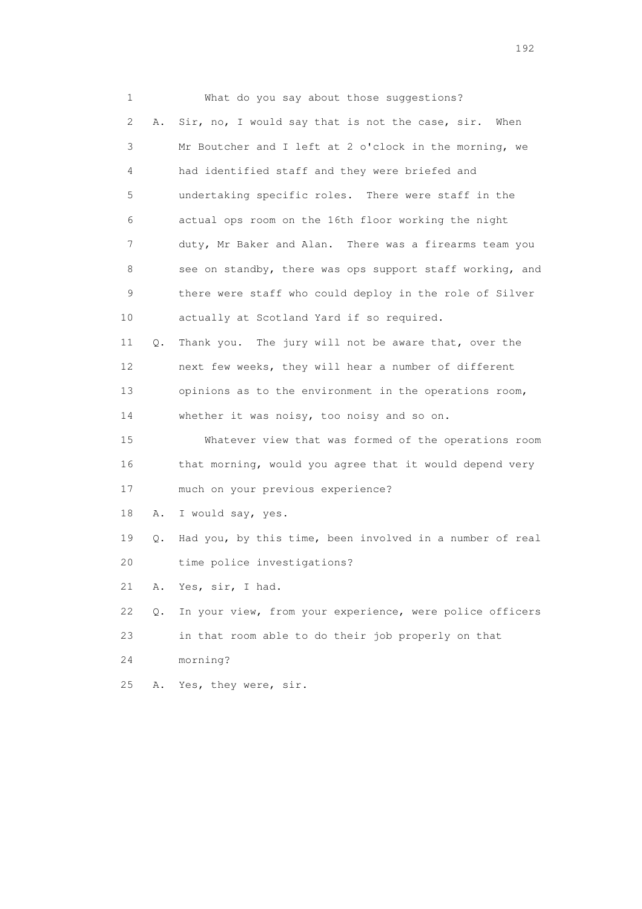1 What do you say about those suggestions?

2 A. Sir, no, I would say that is not the case, sir. When

3 Mr Boutcher and I left at 2 o'clock in the morning, we

4 had identified staff and they were briefed and

5 undertaking specific roles. There were staff in the

6 actual ops room on the 16th floor working the night

7 duty, Mr Baker and Alan. There was a firearms team you

8 see on standby, there was ops support staff working, and

9 there were staff who could deploy in the role of Silver

10 actually at Scotland Yard if so required.

11 Q. Thank you. The jury will not be aware that, over the

12 next few weeks, they will hear a number of different

13 opinions as to the environment in the operations room,

14 whether it was noisy, too noisy and so on.

15 Whatever view that was formed of the operations room

16 that morning, would you agree that it would depend very

17 much on your previous experience?

18 A. I would say, yes.

19 Q. Had you, by this time, been involved in a number of real

20 time police investigations?

21 A. Yes, sir, I had.

22 Q. In your view, from your experience, were police officers

23 in that room able to do their job properly on that

24 morning?

25 A. Yes, they were, sir.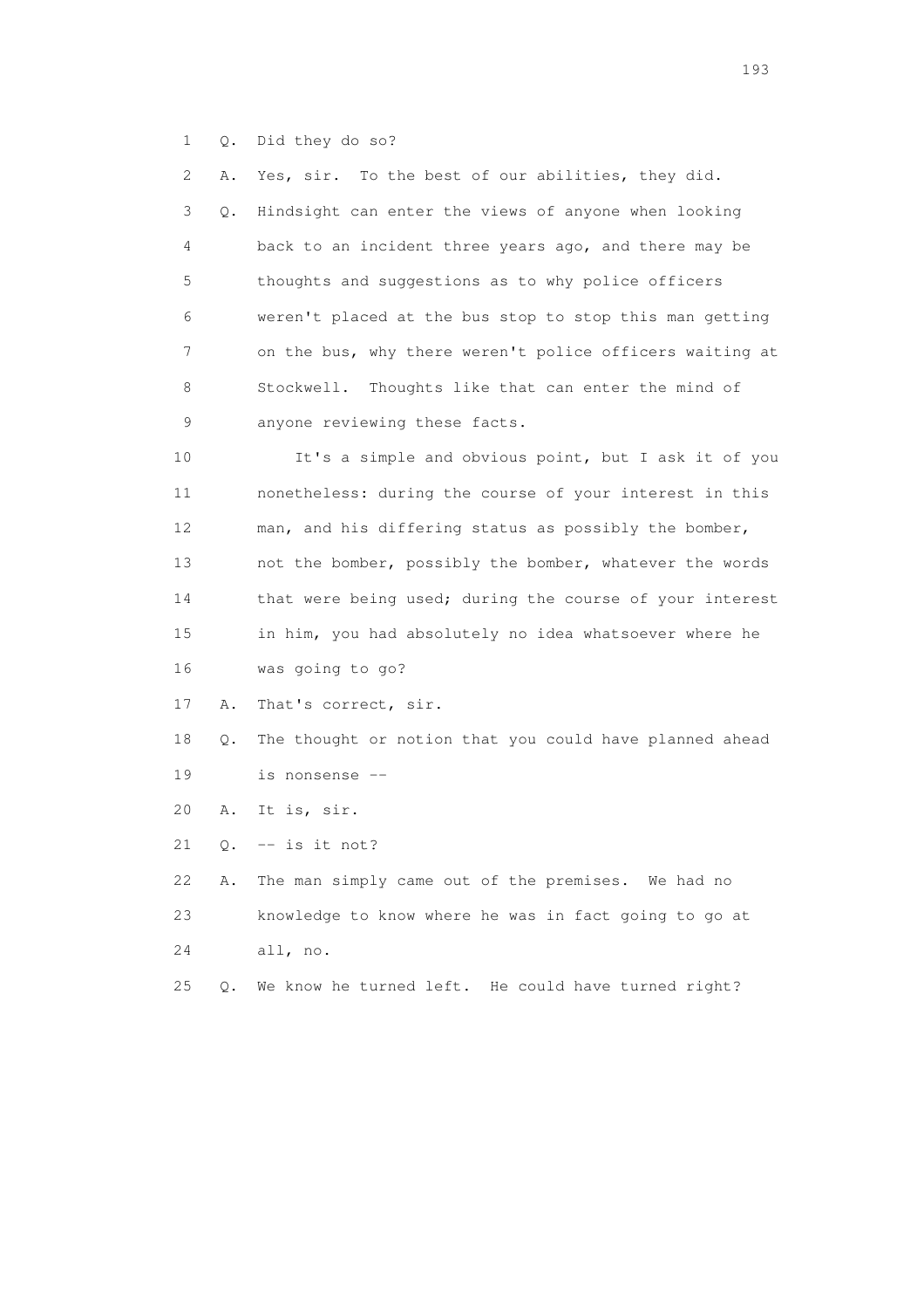1 Q. Did they do so?

2 A. Yes, sir. To the best of our abilities, they did.

3 Q. Hindsight can enter the views of anyone when looking

4 back to an incident three years ago, and there may be

5 thoughts and suggestions as to why police officers

6 weren't placed at the bus stop to stop this man getting

7 on the bus, why there weren't police officers waiting at

8 Stockwell. Thoughts like that can enter the mind of

9 anyone reviewing these facts.

10 It's a simple and obvious point, but I ask it of you

11 nonetheless: during the course of your interest in this

12 man, and his differing status as possibly the bomber,

13 not the bomber, possibly the bomber, whatever the words

14 that were being used; during the course of your interest

15 in him, you had absolutely no idea whatsoever where he

16 was going to go?

17 A. That's correct, sir.

18 Q. The thought or notion that you could have planned ahead

19 is nonsense --

20 A. It is, sir.

21 Q. -- is it not?

22 A. The man simply came out of the premises. We had no

23 knowledge to know where he was in fact going to go at

24 all, no.

25 Q. We know he turned left. He could have turned right?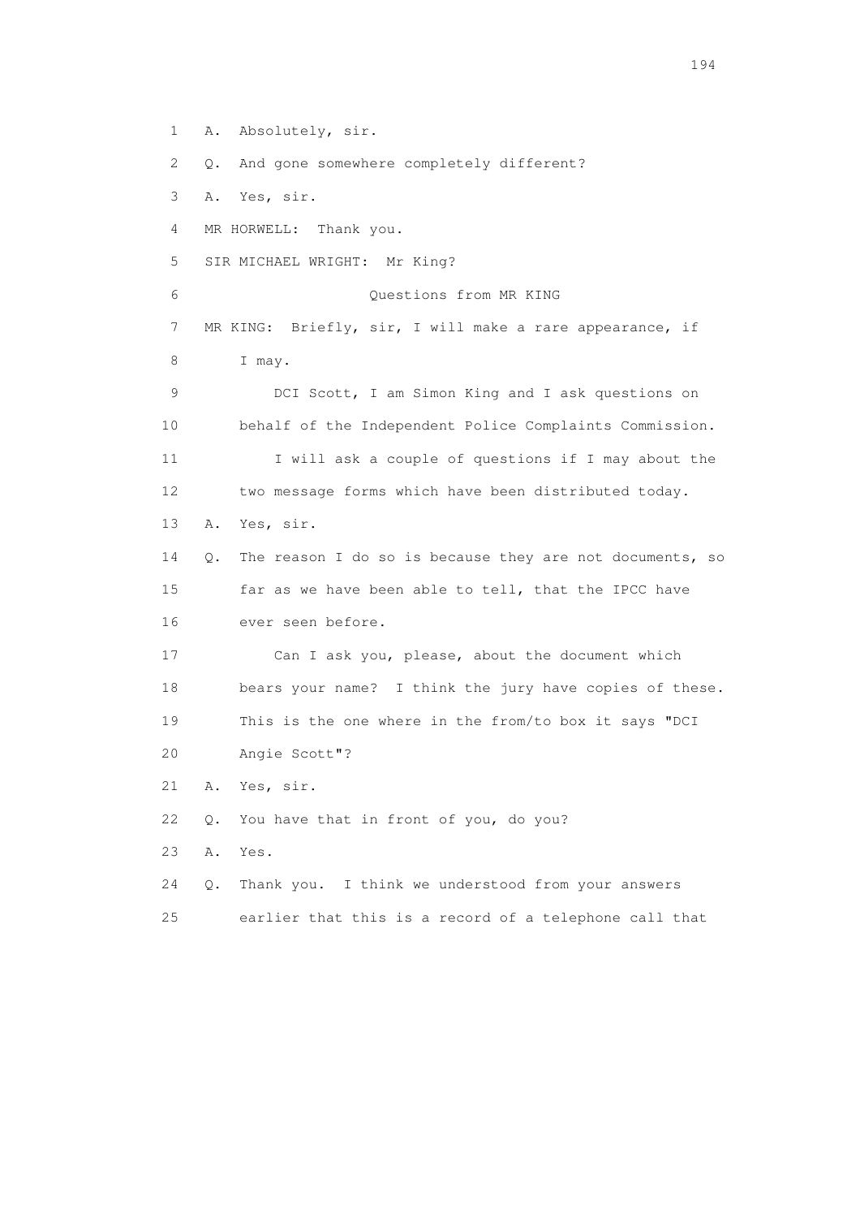1 A. Absolutely, sir.

2 Q. And gone somewhere completely different?

3 A. Yes, sir.

4 MR HORWELL: Thank you.

5 SIR MICHAEL WRIGHT: Mr King?

6 Questions from MR KING

7 MR KING: Briefly, sir, I will make a rare appearance, if

8 I may.

9 DCI Scott, I am Simon King and I ask questions on

10 behalf of the Independent Police Complaints Commission.

11 I will ask a couple of questions if I may about the

12 two message forms which have been distributed today.

13 A. Yes, sir.

14 Q. The reason I do so is because they are not documents, so

15 far as we have been able to tell, that the IPCC have

16 ever seen before.

17 Can I ask you, please, about the document which

18 bears your name? I think the jury have copies of these.

19 This is the one where in the from/to box it says "DCI

20 Angie Scott"?

21 A. Yes, sir.

22 Q. You have that in front of you, do you?

23 A. Yes.

24 Q. Thank you. I think we understood from your answers

25 earlier that this is a record of a telephone call that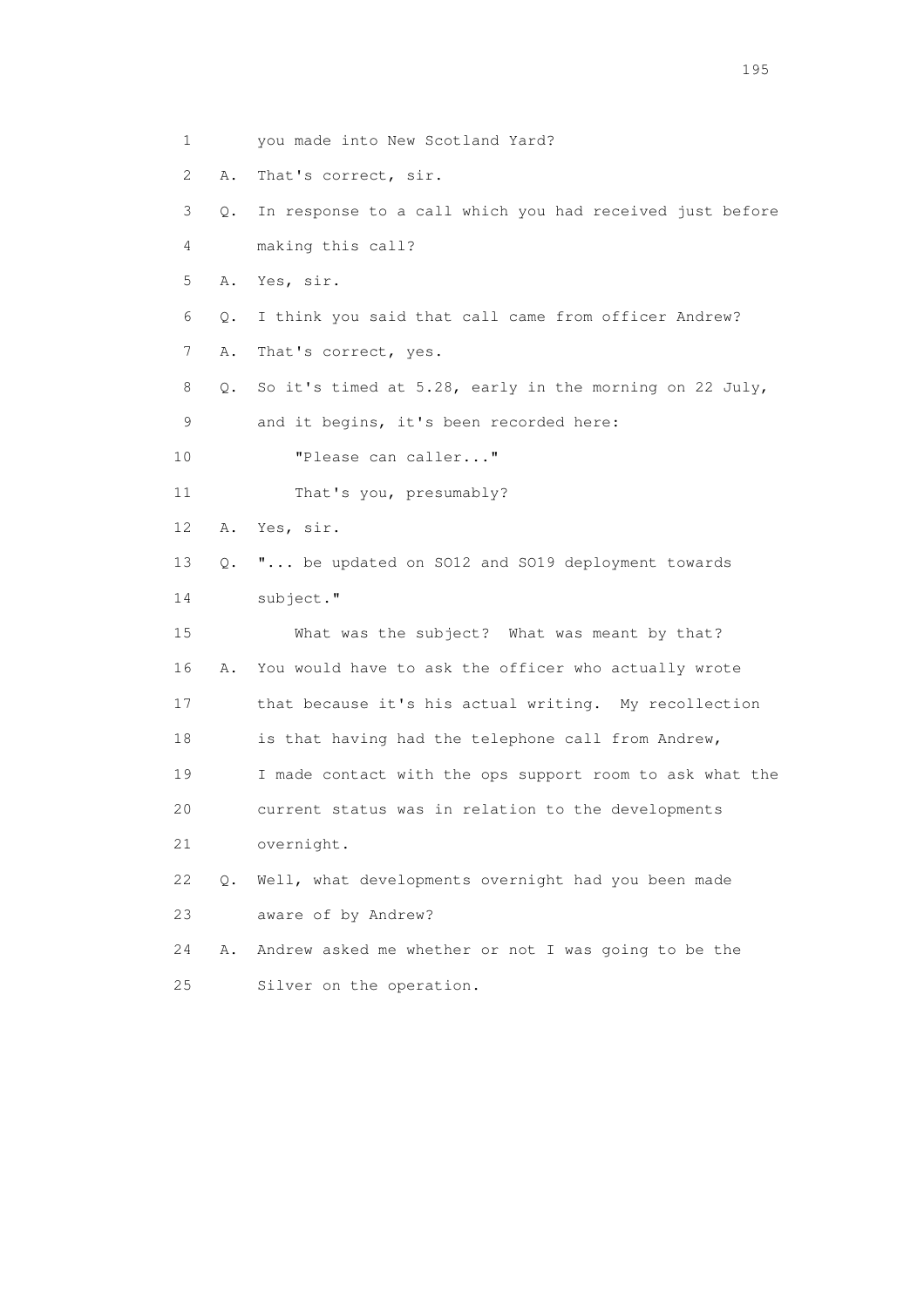1 you made into New Scotland Yard?

2 A. That's correct, sir.

3 Q. In response to a call which you had received just before

4 making this call?

5 A. Yes, sir.

6 Q. I think you said that call came from officer Andrew?

7 A. That's correct, yes.

8 Q. So it's timed at 5.28, early in the morning on 22 July,

9 and it begins, it's been recorded here:

10 "Please can caller..."

11 That's you, presumably?

12 A. Yes, sir.

13 Q. "... be updated on SO12 and SO19 deployment towards

14 subject."

15 What was the subject? What was meant by that?

16 A. You would have to ask the officer who actually wrote

17 that because it's his actual writing. My recollection

18 is that having had the telephone call from Andrew,

19 I made contact with the ops support room to ask what the

20 current status was in relation to the developments

21 overnight.

22 Q. Well, what developments overnight had you been made

23 aware of by Andrew?

24 A. Andrew asked me whether or not I was going to be the

25 Silver on the operation.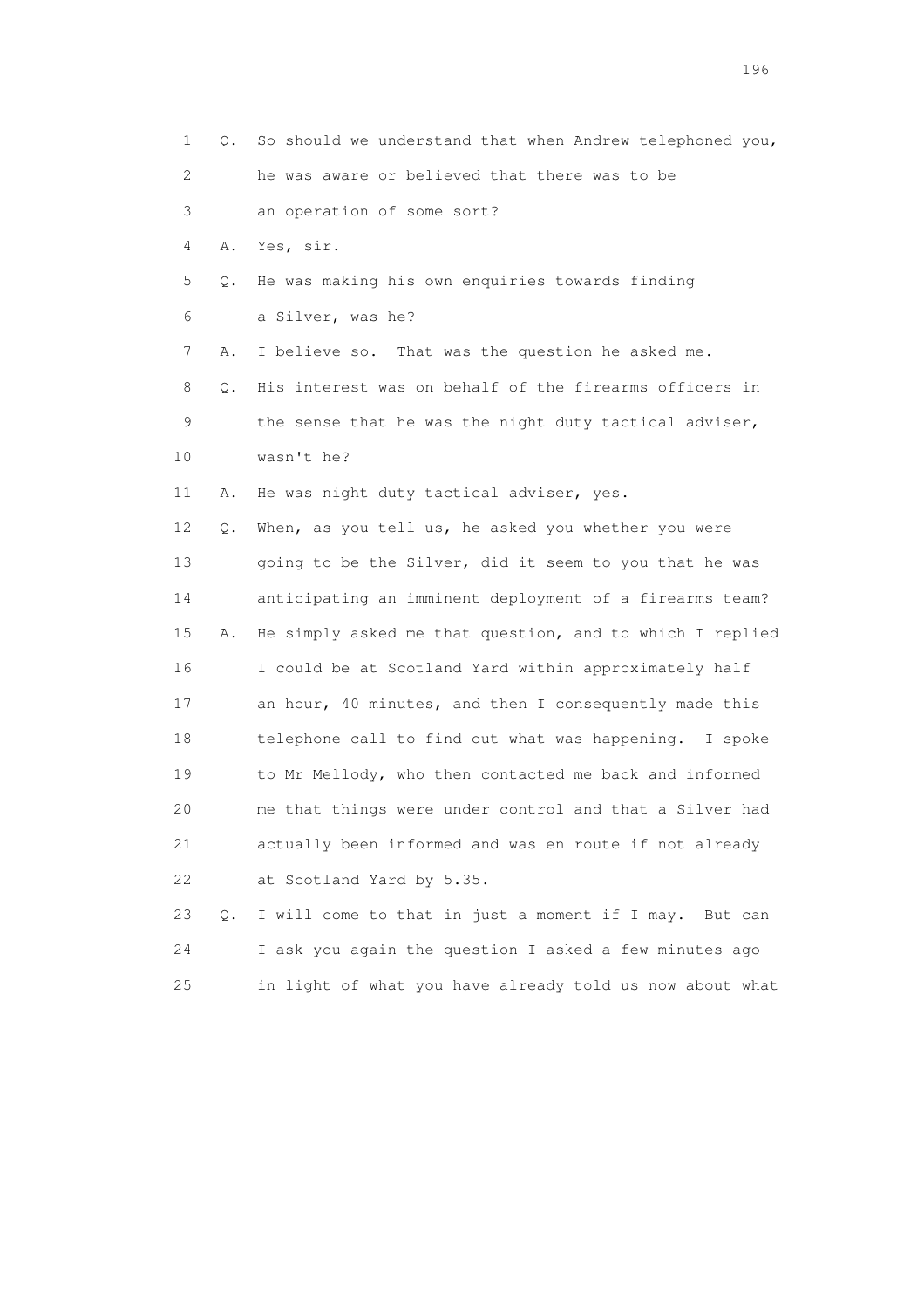1 Q. So should we understand that when Andrew telephoned you,
2 he was aware or believed that there was to be
3 an operation of some sort?
4 A. Yes, sir.
5 Q. He was making his own enquiries towards finding
6 a Silver, was he?
7 A. I believe so. That was the question he asked me.
8 Q. His interest was on behalf of the firearms officers in
9 the sense that he was the night duty tactical adviser,
10 wasn't he?
11 A. He was night duty tactical adviser, yes.
12 Q. When, as you tell us, he asked you whether you were
13 going to be the Silver, did it seem to you that he was
14 anticipating an imminent deployment of a firearms team?
15 A. He simply asked me that question, and to which I replied
16 I could be at Scotland Yard within approximately half
17 an hour, 40 minutes, and then I consequently made this
18 telephone call to find out what was happening. I spoke
19 to Mr Mellody, who then contacted me back and informed
20 me that things were under control and that a Silver had
21 actually been informed and was en route if not already
22 at Scotland Yard by 5.35.
23 Q. I will come to that in just a moment if I may. But can
24 I ask you again the question I asked a few minutes ago
25 in light of what you have already told us now about what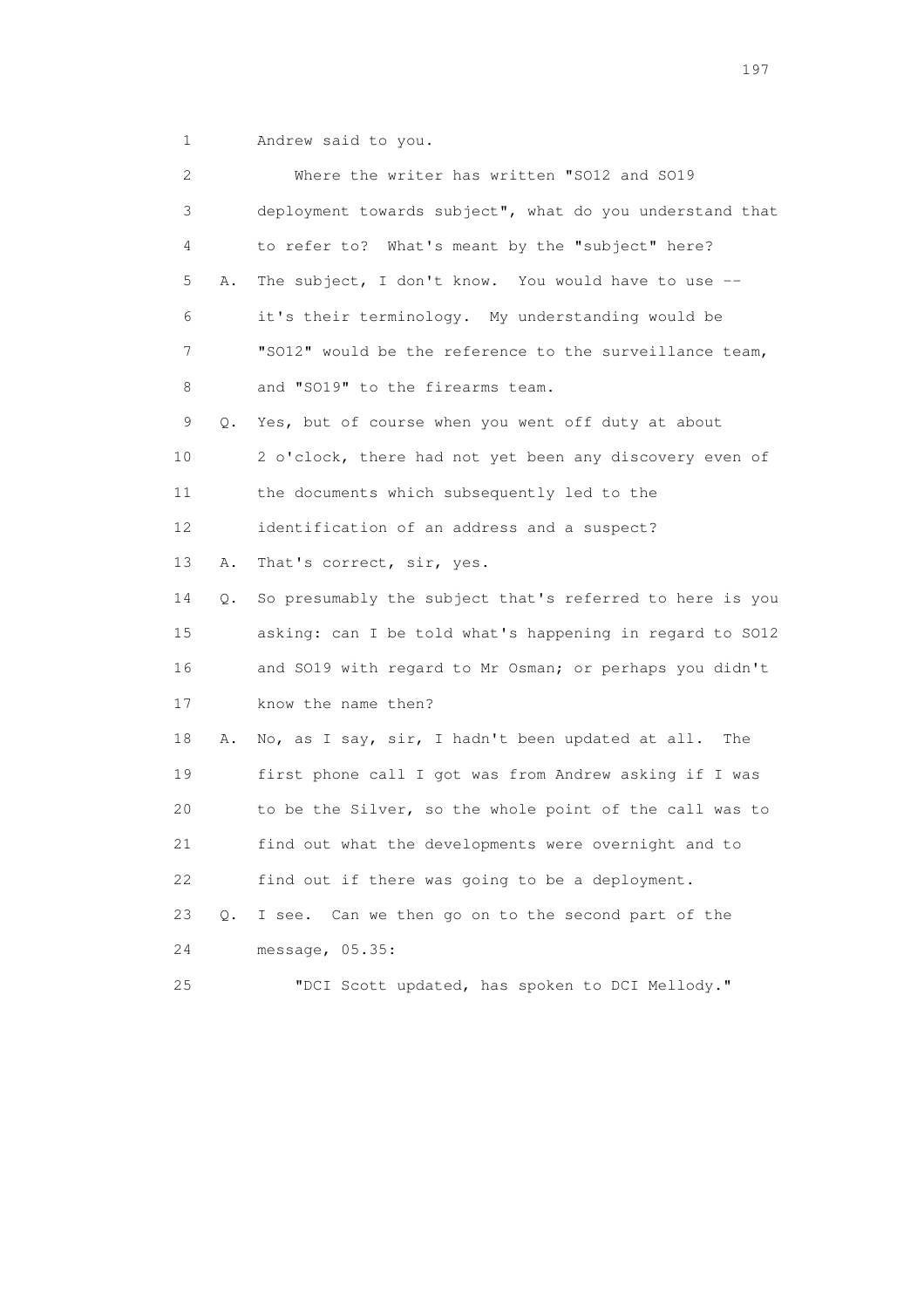1 Andrew said to you.

2 Where the writer has written "SO12 and SO19

3 deployment towards subject", what do you understand that

4 to refer to? What's meant by the "subject" here?

5 A. The subject, I don't know. You would have to use --

6 it's their terminology. My understanding would be

7 "SO12" would be the reference to the surveillance team,

8 and "SO19" to the firearms team.

9 Q. Yes, but of course when you went off duty at about

10 2 o'clock, there had not yet been any discovery even of

11 the documents which subsequently led to the

12 identification of an address and a suspect?

13 A. That's correct, sir, yes.

14 Q. So presumably the subject that's referred to here is you

15 asking: can I be told what's happening in regard to SO12

16 and SO19 with regard to Mr Osman; or perhaps you didn't

17 know the name then?

18 A. No, as I say, sir, I hadn't been updated at all. The

19 first phone call I got was from Andrew asking if I was

20 to be the Silver, so the whole point of the call was to

21 find out what the developments were overnight and to

22 find out if there was going to be a deployment.

23 Q. I see. Can we then go on to the second part of the

24 message, 05.35:

25 "DCI Scott updated, has spoken to DCI Mellody."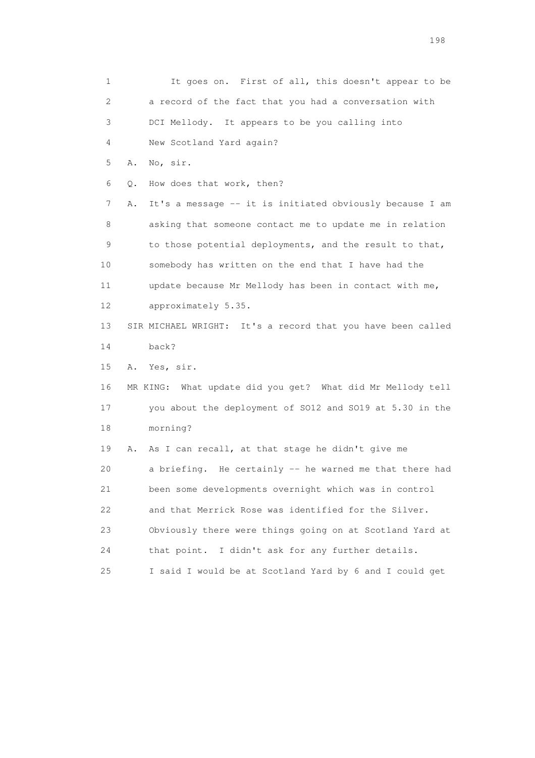1 It goes on. First of all, this doesn't appear to be
2 a record of the fact that you had a conversation with
3 DCI Mellody. It appears to be you calling into
4 New Scotland Yard again?
5 A. No, sir.
6 Q. How does that work, then?
7 A. It's a message -- it is initiated obviously because I am
8 asking that someone contact me to update me in relation
9 to those potential deployments, and the result to that,
10 somebody has written on the end that I have had the
11 update because Mr Mellody has been in contact with me,
12 approximately 5.35.
13 SIR MICHAEL WRIGHT: It's a record that you have been called
14 back?
15 A. Yes, sir.
16 MR KING: What update did you get? What did Mr Mellody tell
17 you about the deployment of SO12 and SO19 at 5.30 in the
18 morning?
19 A. As I can recall, at that stage he didn't give me
20 a briefing. He certainly -- he warned me that there had
21 been some developments overnight which was in control
22 and that Merrick Rose was identified for the Silver.
23 Obviously there were things going on at Scotland Yard at
24 that point. I didn't ask for any further details.
25 I said I would be at Scotland Yard by 6 and I could get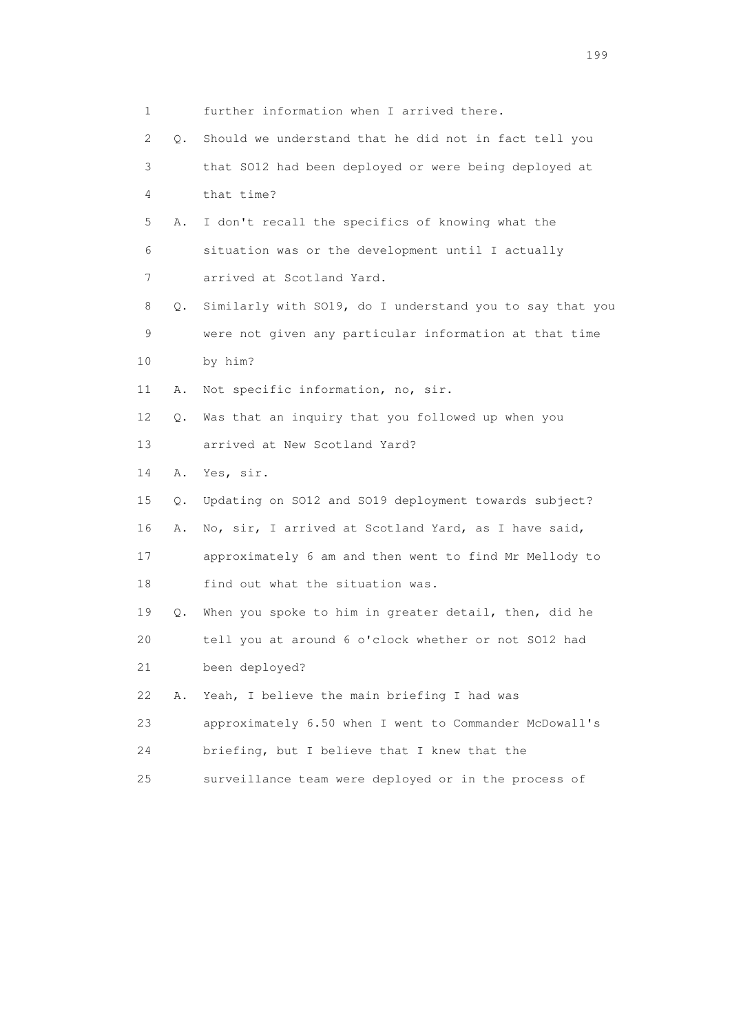1 further information when I arrived there.

2 Q. Should we understand that he did not in fact tell you

3 that SO12 had been deployed or were being deployed at

4 that time?

5 A. I don't recall the specifics of knowing what the

6 situation was or the development until I actually

7 arrived at Scotland Yard.

8 Q. Similarly with SO19, do I understand you to say that you

9 were not given any particular information at that time

10 by him?

11 A. Not specific information, no, sir.

12 Q. Was that an inquiry that you followed up when you

13 arrived at New Scotland Yard?

14 A. Yes, sir.

15 Q. Updating on SO12 and SO19 deployment towards subject?

16 A. No, sir, I arrived at Scotland Yard, as I have said,

17 approximately 6 am and then went to find Mr Mellody to

18 find out what the situation was.

19 Q. When you spoke to him in greater detail, then, did he

20 tell you at around 6 o'clock whether or not SO12 had

21 been deployed?

22 A. Yeah, I believe the main briefing I had was

23 approximately 6.50 when I went to Commander McDowall's

24 briefing, but I believe that I knew that the

25 surveillance team were deployed or in the process of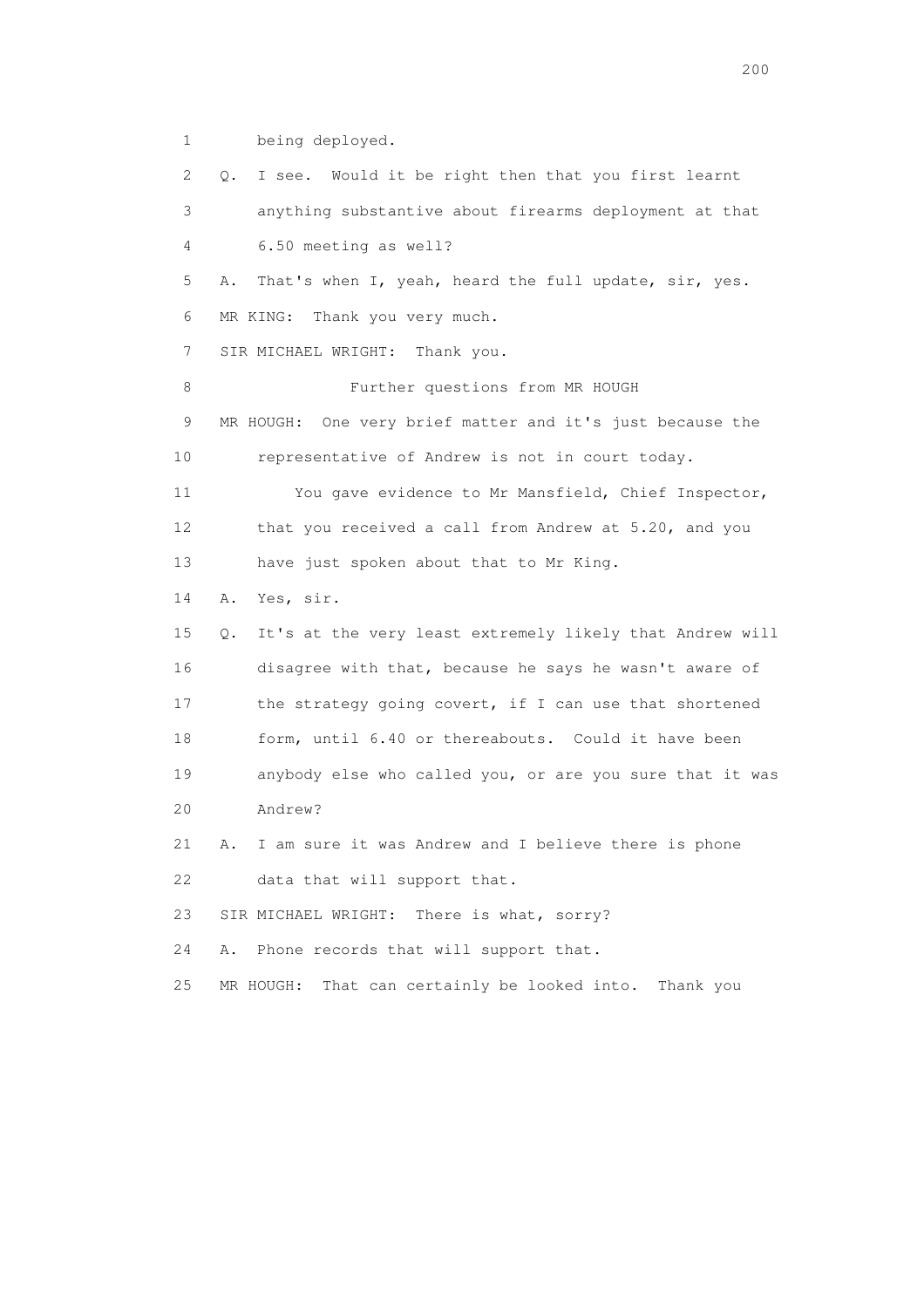1 being deployed.

2 Q. I see. Would it be right then that you first learnt

3 anything substantive about firearms deployment at that

4 6.50 meeting as well?

5 A. That's when I, yeah, heard the full update, sir, yes.

6 MR KING: Thank you very much.

7 SIR MICHAEL WRIGHT: Thank you.

8 Further questions from MR HOUGH

9 MR HOUGH: One very brief matter and it's just because the

10 representative of Andrew is not in court today.

11 You gave evidence to Mr Mansfield, Chief Inspector,

12 that you received a call from Andrew at 5.20, and you

13 have just spoken about that to Mr King.

14 A. Yes, sir.

15 Q. It's at the very least extremely likely that Andrew will

16 disagree with that, because he says he wasn't aware of

17 the strategy going covert, if I can use that shortened

18 form, until 6.40 or thereabouts. Could it have been

19 anybody else who called you, or are you sure that it was

20 Andrew?

21 A. I am sure it was Andrew and I believe there is phone

22 data that will support that.

23 SIR MICHAEL WRIGHT: There is what, sorry?

24 A. Phone records that will support that.

25 MR HOUGH: That can certainly be looked into. Thank you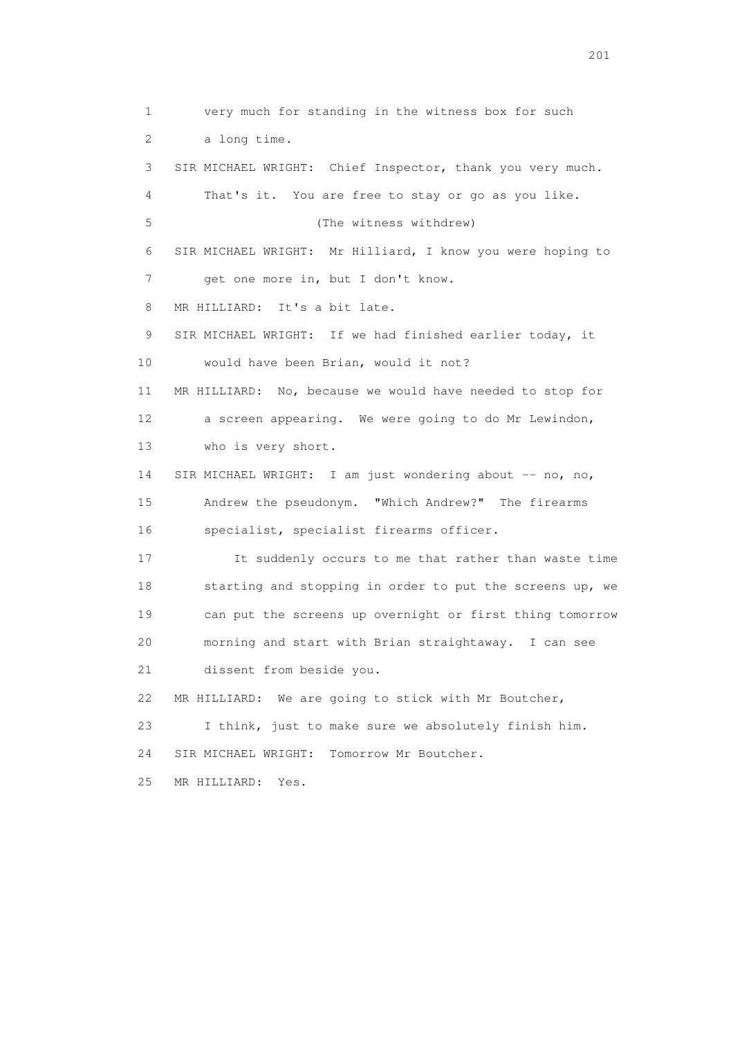1 very much for standing in the witness box for such
2 a long time.
3 SIR MICHAEL WRIGHT: Chief Inspector, thank you very much.
4 That's it. You are free to stay or go as you like.
5 (The witness withdrew)
6 SIR MICHAEL WRIGHT: Mr Hilliard, I know you were hoping to
7 get one more in, but I don't know.
8 MR HILLIARD: It's a bit late.
9 SIR MICHAEL WRIGHT: If we had finished earlier today, it
10 would have been Brian, would it not?
11 MR HILLIARD: No, because we would have needed to stop for
12 a screen appearing. We were going to do Mr Lewindon,
13 who is very short.
14 SIR MICHAEL WRIGHT: I am just wondering about -- no, no,
15 Andrew the pseudonym. "Which Andrew?" The firearms
16 specialist, specialist firearms officer.
17 It suddenly occurs to me that rather than waste time
18 starting and stopping in order to put the screens up, we
19 can put the screens up overnight or first thing tomorrow
20 morning and start with Brian straightaway. I can see
21 dissent from beside you.
22 MR HILLIARD: We are going to stick with Mr Boutcher,
23 I think, just to make sure we absolutely finish him.
24 SIR MICHAEL WRIGHT: Tomorrow Mr Boutcher.
25 MR HILLIARD: Yes.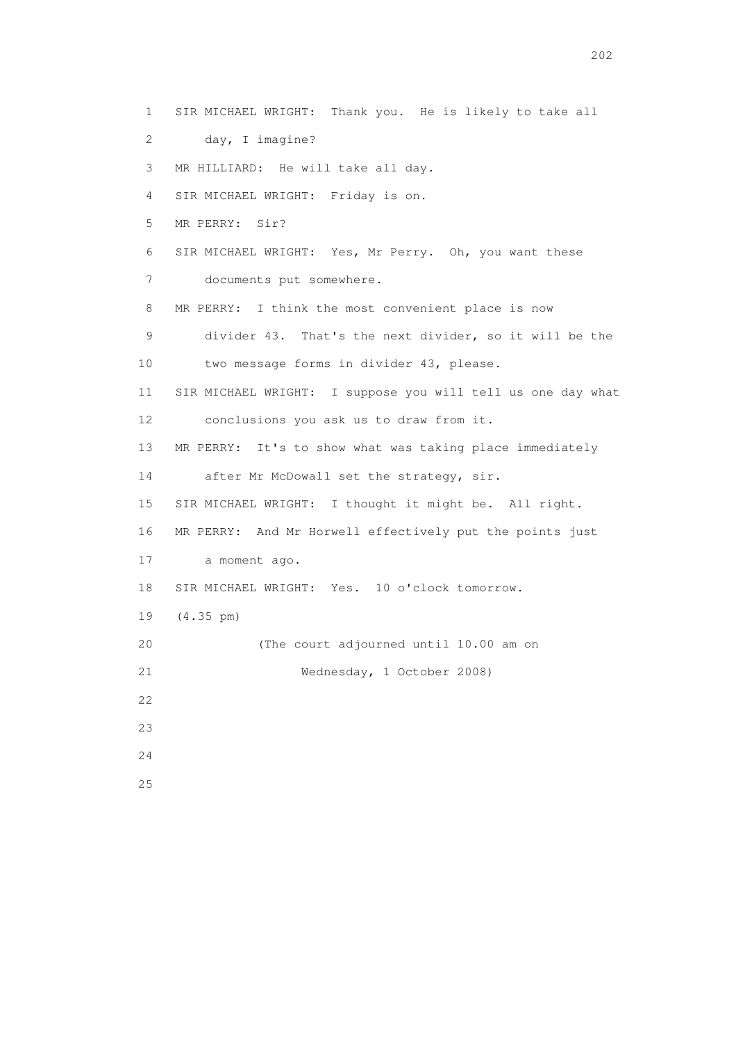1 SIR MICHAEL WRIGHT: Thank you. He is likely to take all
2 day, I imagine?
3 MR HILLIARD: He will take all day.
4 SIR MICHAEL WRIGHT: Friday is on.
5 MR PERRY: Sir?
6 SIR MICHAEL WRIGHT: Yes, Mr Perry. Oh, you want these
7 documents put somewhere.
8 MR PERRY: I think the most convenient place is now
9 divider 43. That's the next divider, so it will be the
10 two message forms in divider 43, please.
11 SIR MICHAEL WRIGHT: I suppose you will tell us one day what
12 conclusions you ask us to draw from it.
13 MR PERRY: It's to show what was taking place immediately
14 after Mr McDowall set the strategy, sir.
15 SIR MICHAEL WRIGHT: I thought it might be. All right.
16 MR PERRY: And Mr Horwell effectively put the points just
17 a moment ago.
18 SIR MICHAEL WRIGHT: Yes. 10 o'clock tomorrow.
19 (4.35 pm)
20 (The court adjourned until 10.00 am on
21 Wednesday, 1 October 2008)
22
23
24
25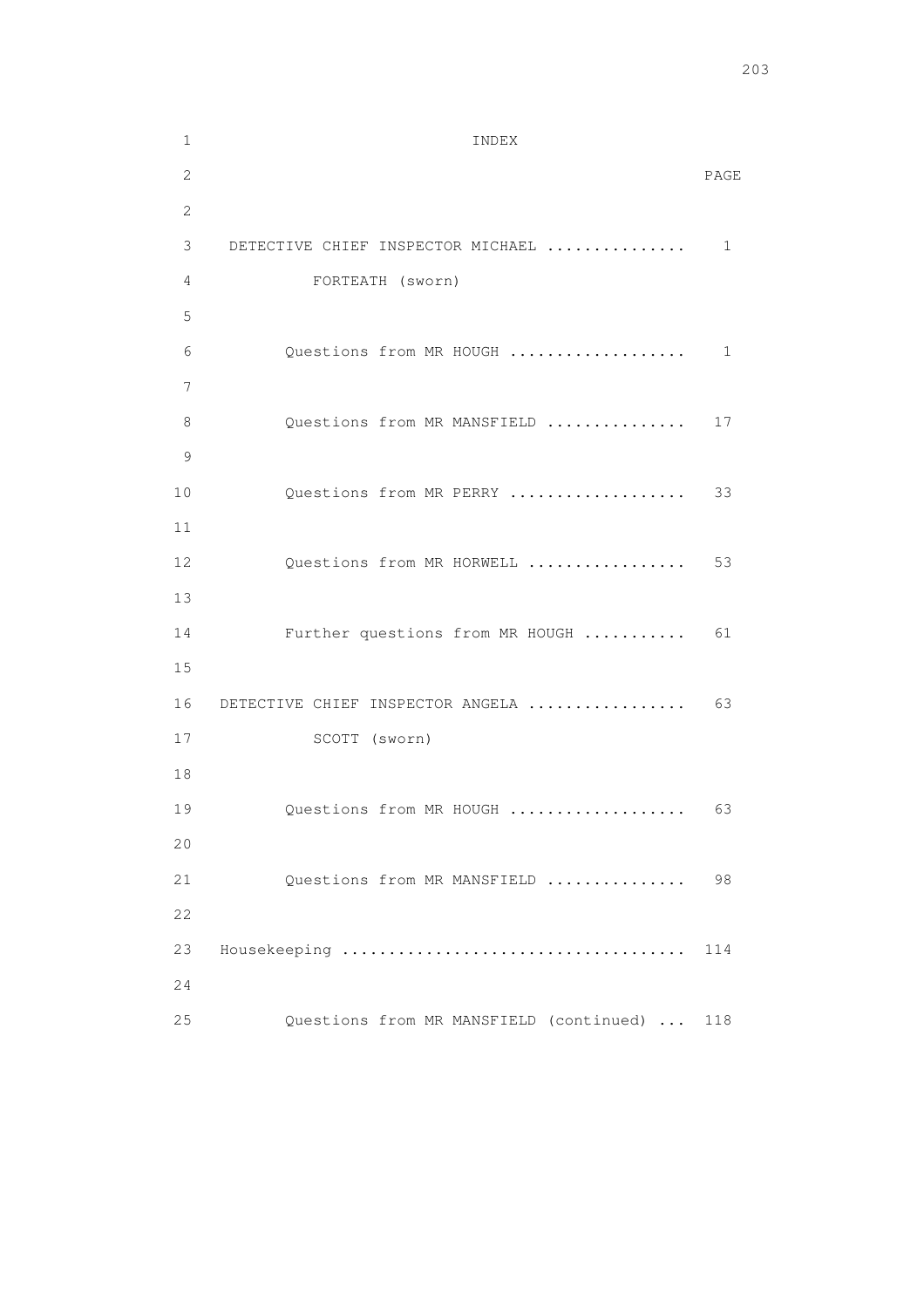# INDEX

| | PAGE |
|---|---|
| DETECTIVE CHIEF INSPECTOR MICHAEL FORTEATH (sworn) | 1 |
| Questions from MR HOUGH | 1 |
| Questions from MR MANSFIELD | 17 |
| Questions from MR PERRY | 33 |
| Questions from MR HORWELL | 53 |
| Further questions from MR HOUGH | 61 |
| DETECTIVE CHIEF INSPECTOR ANGELA SCOTT (sworn) | 63 |
| Questions from MR HOUGH | 63 |
| Questions from MR MANSFIELD | 98 |
| Housekeeping | 114 |
| Questions from MR MANSFIELD (continued) | 118 |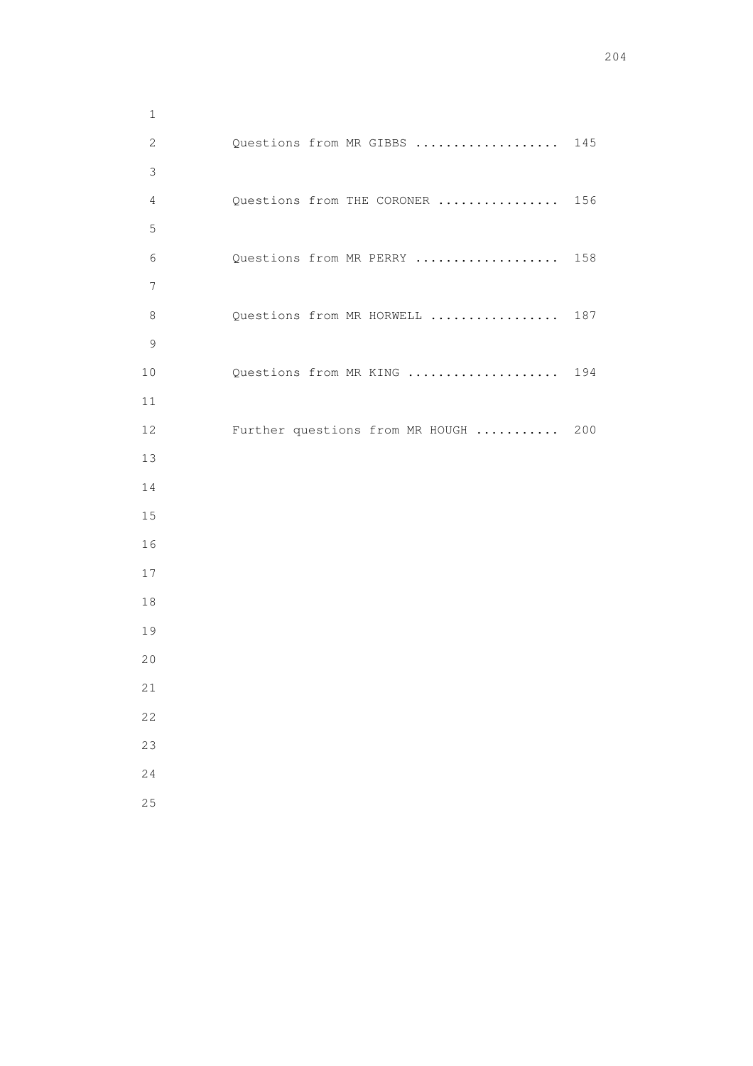Questions from MR GIBBS .................. 145

Questions from THE CORONER ................ 156

Questions from MR PERRY .................. 158

Questions from MR HORWELL ................. 187

Questions from MR KING .................... 194

Further questions from MR HOUGH ........... 200